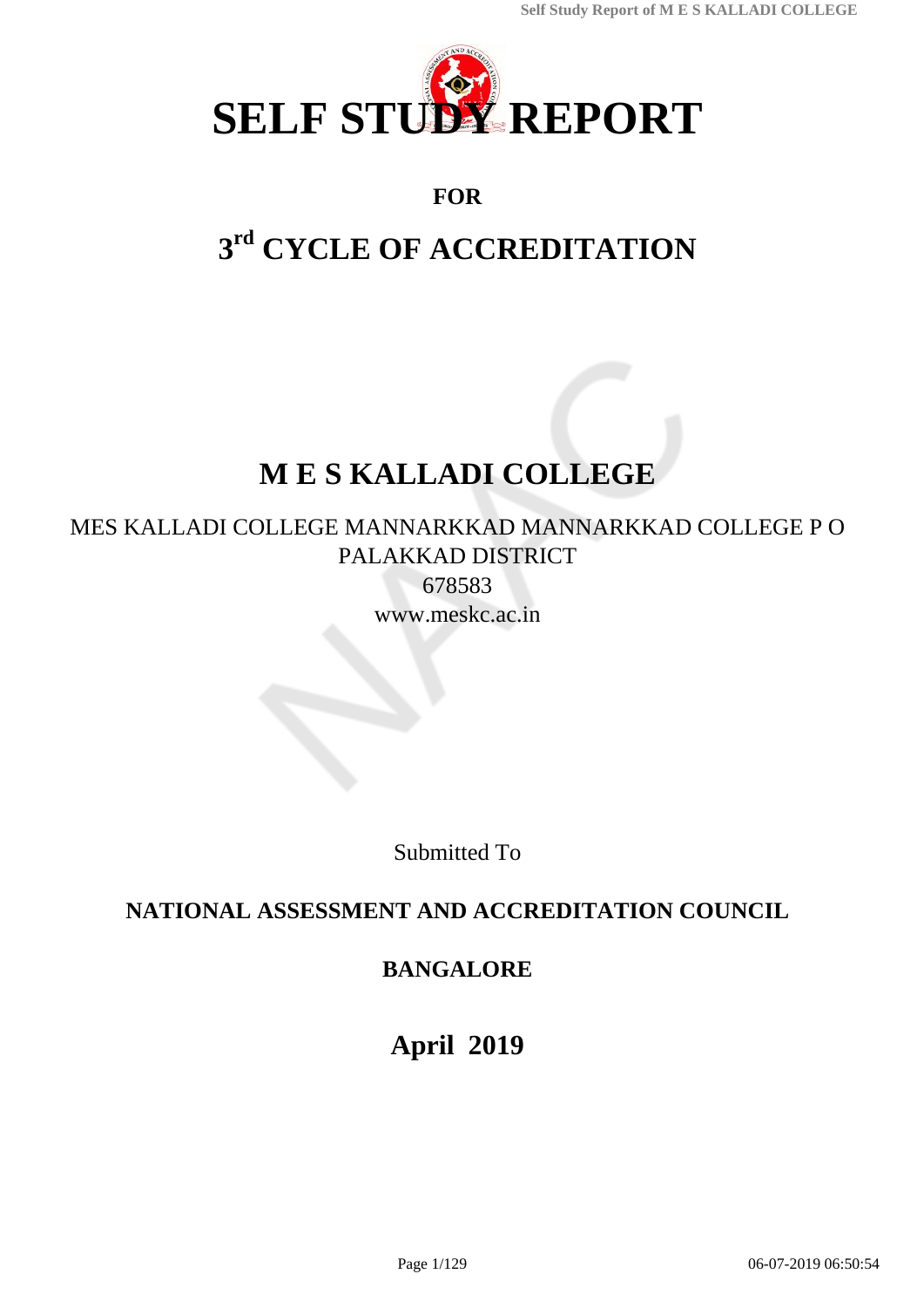# SELF STUDY REPORT

**FOR**

## 3rd CYCLE OF ACCREDITATION

# M E S KALLADI COLLEGE

MES KALLADI COLLEGE MANNARKKAD MANNARKKAD COLLEGE P O
PALAKKAD DISTRICT
678583
www.meskc.ac.in

Submitted To

**NATIONAL ASSESSMENT AND ACCREDITATION COUNCIL**

**BANGALORE**

**April 2019**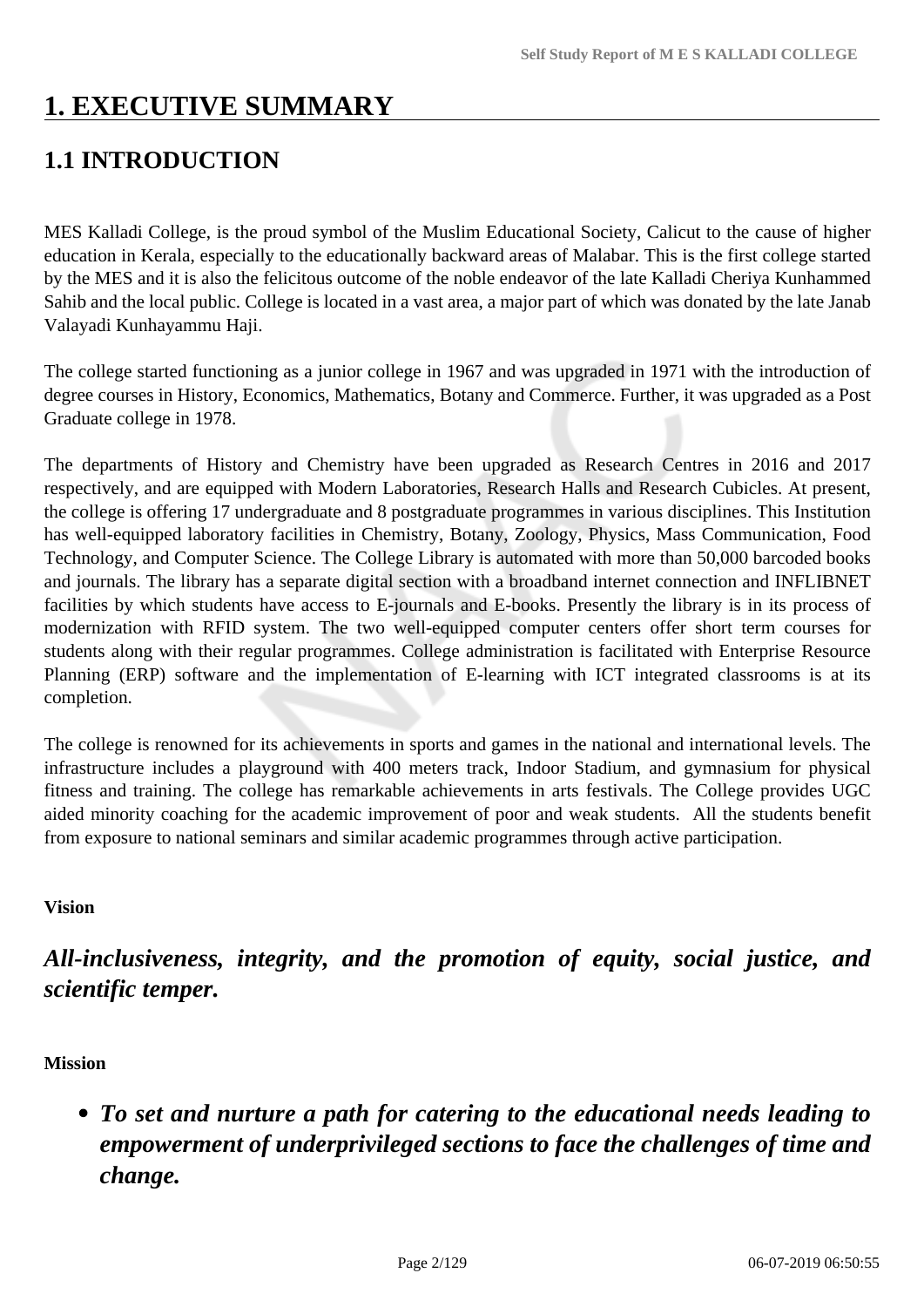# 1. EXECUTIVE SUMMARY

## 1.1 INTRODUCTION

MES Kalladi College, is the proud symbol of the Muslim Educational Society, Calicut to the cause of higher education in Kerala, especially to the educationally backward areas of Malabar. This is the first college started by the MES and it is also the felicitous outcome of the noble endeavor of the late Kalladi Cheriya Kunhammed Sahib and the local public. College is located in a vast area, a major part of which was donated by the late Janab Valayadi Kunhayammu Haji.

The college started functioning as a junior college in 1967 and was upgraded in 1971 with the introduction of degree courses in History, Economics, Mathematics, Botany and Commerce. Further, it was upgraded as a Post Graduate college in 1978.

The departments of History and Chemistry have been upgraded as Research Centres in 2016 and 2017 respectively, and are equipped with Modern Laboratories, Research Halls and Research Cubicles. At present, the college is offering 17 undergraduate and 8 postgraduate programmes in various disciplines. This Institution has well-equipped laboratory facilities in Chemistry, Botany, Zoology, Physics, Mass Communication, Food Technology, and Computer Science. The College Library is automated with more than 50,000 barcoded books and journals. The library has a separate digital section with a broadband internet connection and INFLIBNET facilities by which students have access to E-journals and E-books. Presently the library is in its process of modernization with RFID system. The two well-equipped computer centers offer short term courses for students along with their regular programmes. College administration is facilitated with Enterprise Resource Planning (ERP) software and the implementation of E-learning with ICT integrated classrooms is at its completion.

The college is renowned for its achievements in sports and games in the national and international levels. The infrastructure includes a playground with 400 meters track, Indoor Stadium, and gymnasium for physical fitness and training. The college has remarkable achievements in arts festivals. The College provides UGC aided minority coaching for the academic improvement of poor and weak students. All the students benefit from exposure to national seminars and similar academic programmes through active participation.

**Vision**

***All-inclusiveness, integrity, and the promotion of equity, social justice, and scientific temper.***

**Mission**

- ***To set and nurture a path for catering to the educational needs leading to empowerment of underprivileged sections to face the challenges of time and change.***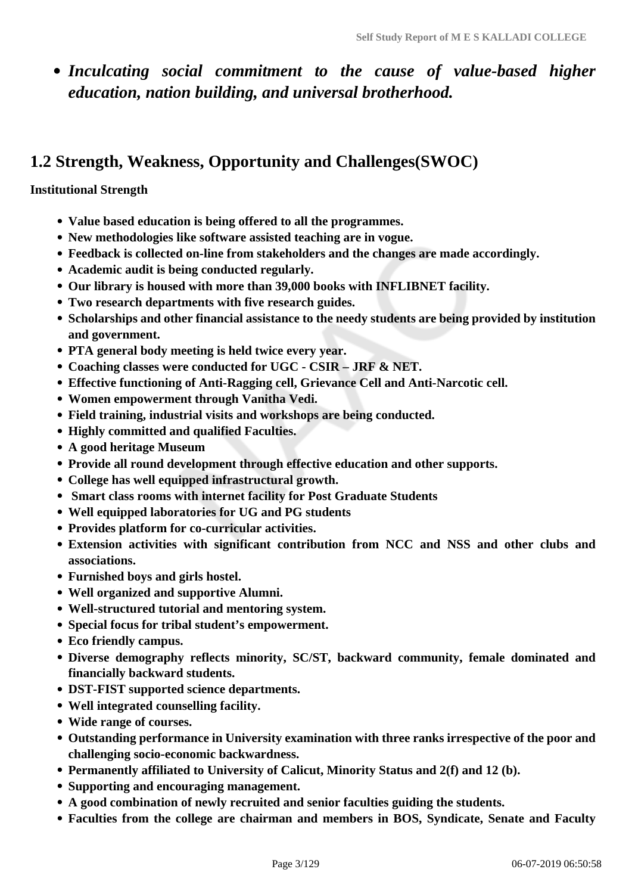- ***Inculcating social commitment to the cause of value-based higher education, nation building, and universal brotherhood.***

## 1.2 Strength, Weakness, Opportunity and Challenges(SWOC)

**Institutional Strength**

- **Value based education is being offered to all the programmes.**
- **New methodologies like software assisted teaching are in vogue.**
- **Feedback is collected on-line from stakeholders and the changes are made accordingly.**
- **Academic audit is being conducted regularly.**
- **Our library is housed with more than 39,000 books with INFLIBNET facility.**
- **Two research departments with five research guides.**
- **Scholarships and other financial assistance to the needy students are being provided by institution and government.**
- **PTA general body meeting is held twice every year.**
- **Coaching classes were conducted for UGC - CSIR – JRF & NET.**
- **Effective functioning of Anti-Ragging cell, Grievance Cell and Anti-Narcotic cell.**
- **Women empowerment through Vanitha Vedi.**
- **Field training, industrial visits and workshops are being conducted.**
- **Highly committed and qualified Faculties.**
- **A good heritage Museum**
- **Provide all round development through effective education and other supports.**
- **College has well equipped infrastructural growth.**
- **Smart class rooms with internet facility for Post Graduate Students**
- **Well equipped laboratories for UG and PG students**
- **Provides platform for co-curricular activities.**
- **Extension activities with significant contribution from NCC and NSS and other clubs and associations.**
- **Furnished boys and girls hostel.**
- **Well organized and supportive Alumni.**
- **Well-structured tutorial and mentoring system.**
- **Special focus for tribal student's empowerment.**
- **Eco friendly campus.**
- **Diverse demography reflects minority, SC/ST, backward community, female dominated and financially backward students.**
- **DST-FIST supported science departments.**
- **Well integrated counselling facility.**
- **Wide range of courses.**
- **Outstanding performance in University examination with three ranks irrespective of the poor and challenging socio-economic backwardness.**
- **Permanently affiliated to University of Calicut, Minority Status and 2(f) and 12 (b).**
- **Supporting and encouraging management.**
- **A good combination of newly recruited and senior faculties guiding the students.**
- **Faculties from the college are chairman and members in BOS, Syndicate, Senate and Faculty**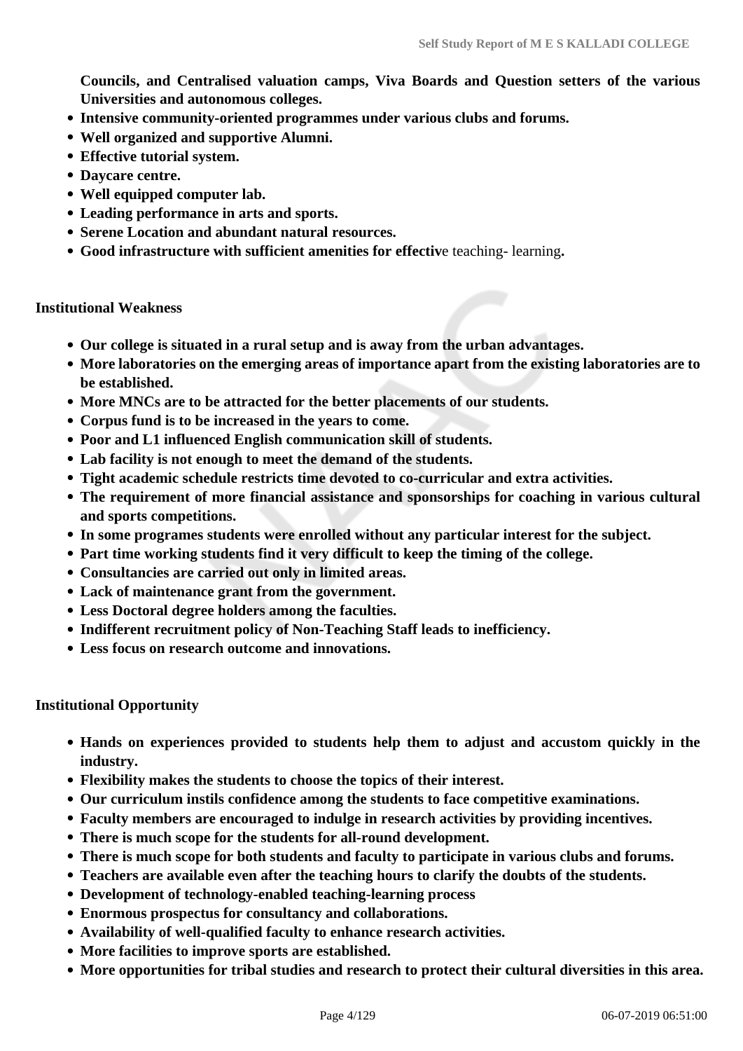**Councils, and Centralised valuation camps, Viva Boards and Question setters of the various Universities and autonomous colleges.**

- **Intensive community-oriented programmes under various clubs and forums.**
- **Well organized and supportive Alumni.**
- **Effective tutorial system.**
- **Daycare centre.**
- **Well equipped computer lab.**
- **Leading performance in arts and sports.**
- **Serene Location and abundant natural resources.**
- **Good infrastructure with sufficient amenities for effectiv**e teaching- learning**.**

**Institutional Weakness**

- **Our college is situated in a rural setup and is away from the urban advantages.**
- **More laboratories on the emerging areas of importance apart from the existing laboratories are to be established.**
- **More MNCs are to be attracted for the better placements of our students.**
- **Corpus fund is to be increased in the years to come.**
- **Poor and L1 influenced English communication skill of students.**
- **Lab facility is not enough to meet the demand of the students.**
- **Tight academic schedule restricts time devoted to co-curricular and extra activities.**
- **The requirement of more financial assistance and sponsorships for coaching in various cultural and sports competitions.**
- **In some programes students were enrolled without any particular interest for the subject.**
- **Part time working students find it very difficult to keep the timing of the college.**
- **Consultancies are carried out only in limited areas.**
- **Lack of maintenance grant from the government.**
- **Less Doctoral degree holders among the faculties.**
- **Indifferent recruitment policy of Non-Teaching Staff leads to inefficiency.**
- **Less focus on research outcome and innovations.**

**Institutional Opportunity**

- **Hands on experiences provided to students help them to adjust and accustom quickly in the industry.**
- **Flexibility makes the students to choose the topics of their interest.**
- **Our curriculum instils confidence among the students to face competitive examinations.**
- **Faculty members are encouraged to indulge in research activities by providing incentives.**
- **There is much scope for the students for all-round development.**
- **There is much scope for both students and faculty to participate in various clubs and forums.**
- **Teachers are available even after the teaching hours to clarify the doubts of the students.**
- **Development of technology-enabled teaching-learning process**
- **Enormous prospectus for consultancy and collaborations.**
- **Availability of well-qualified faculty to enhance research activities.**
- **More facilities to improve sports are established.**
- **More opportunities for tribal studies and research to protect their cultural diversities in this area.**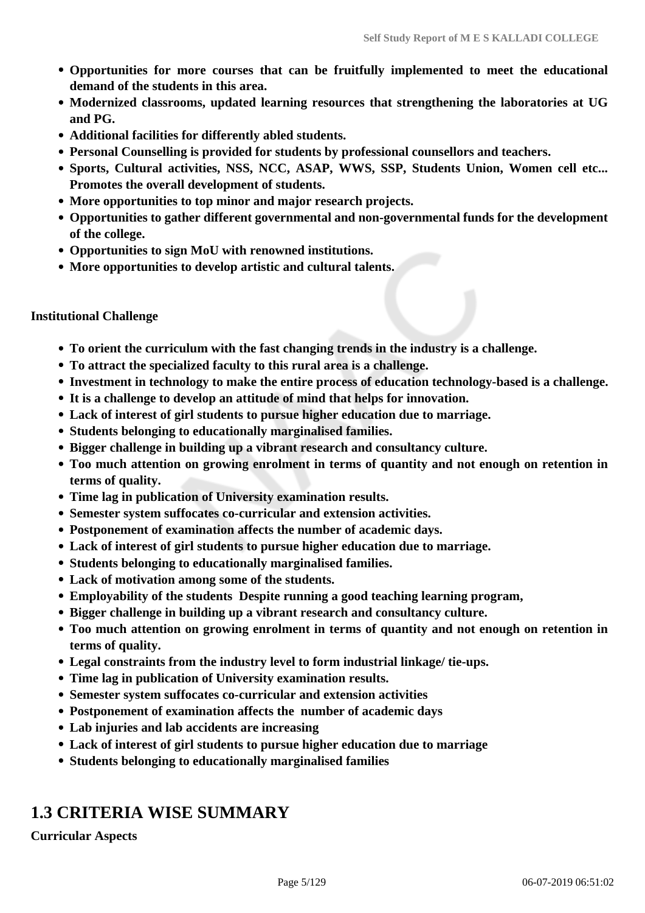- **Opportunities for more courses that can be fruitfully implemented to meet the educational demand of the students in this area.**
- **Modernized classrooms, updated learning resources that strengthening the laboratories at UG and PG.**
- **Additional facilities for differently abled students.**
- **Personal Counselling is provided for students by professional counsellors and teachers.**
- **Sports, Cultural activities, NSS, NCC, ASAP, WWS, SSP, Students Union, Women cell etc... Promotes the overall development of students.**
- **More opportunities to top minor and major research projects.**
- **Opportunities to gather different governmental and non-governmental funds for the development of the college.**
- **Opportunities to sign MoU with renowned institutions.**
- **More opportunities to develop artistic and cultural talents.**

**Institutional Challenge**

- **To orient the curriculum with the fast changing trends in the industry is a challenge.**
- **To attract the specialized faculty to this rural area is a challenge.**
- **Investment in technology to make the entire process of education technology-based is a challenge.**
- **It is a challenge to develop an attitude of mind that helps for innovation.**
- **Lack of interest of girl students to pursue higher education due to marriage.**
- **Students belonging to educationally marginalised families.**
- **Bigger challenge in building up a vibrant research and consultancy culture.**
- **Too much attention on growing enrolment in terms of quantity and not enough on retention in terms of quality.**
- **Time lag in publication of University examination results.**
- **Semester system suffocates co-curricular and extension activities.**
- **Postponement of examination affects the number of academic days.**
- **Lack of interest of girl students to pursue higher education due to marriage.**
- **Students belonging to educationally marginalised families.**
- **Lack of motivation among some of the students.**
- **Employability of the students Despite running a good teaching learning program,**
- **Bigger challenge in building up a vibrant research and consultancy culture.**
- **Too much attention on growing enrolment in terms of quantity and not enough on retention in terms of quality.**
- **Legal constraints from the industry level to form industrial linkage/ tie-ups.**
- **Time lag in publication of University examination results.**
- **Semester system suffocates co-curricular and extension activities**
- **Postponement of examination affects the number of academic days**
- **Lab injuries and lab accidents are increasing**
- **Lack of interest of girl students to pursue higher education due to marriage**
- **Students belonging to educationally marginalised families**

## 1.3 CRITERIA WISE SUMMARY

**Curricular Aspects**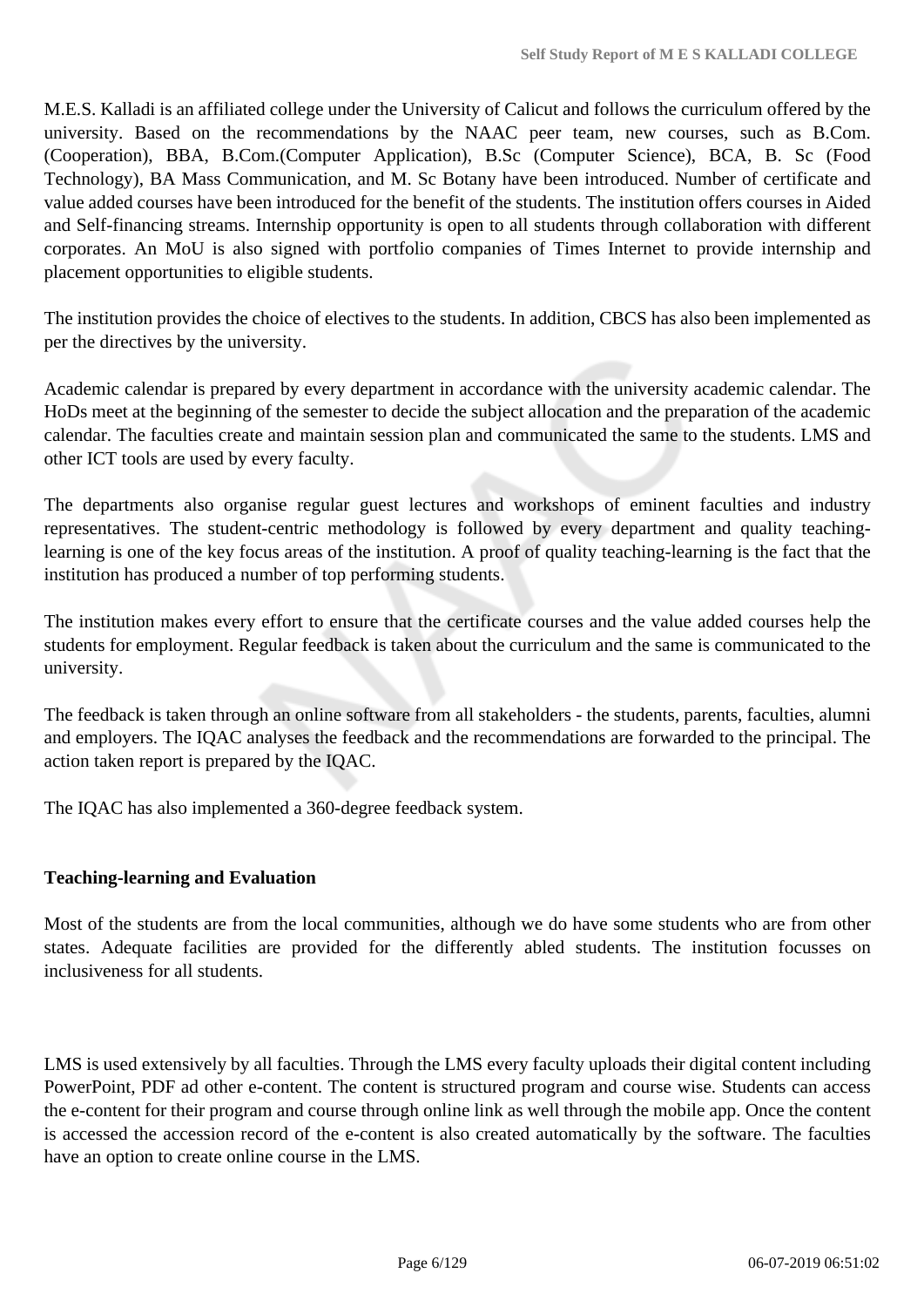M.E.S. Kalladi is an affiliated college under the University of Calicut and follows the curriculum offered by the university. Based on the recommendations by the NAAC peer team, new courses, such as B.Com. (Cooperation), BBA, B.Com.(Computer Application), B.Sc (Computer Science), BCA, B. Sc (Food Technology), BA Mass Communication, and M. Sc Botany have been introduced. Number of certificate and value added courses have been introduced for the benefit of the students. The institution offers courses in Aided and Self-financing streams. Internship opportunity is open to all students through collaboration with different corporates. An MoU is also signed with portfolio companies of Times Internet to provide internship and placement opportunities to eligible students.

The institution provides the choice of electives to the students. In addition, CBCS has also been implemented as per the directives by the university.

Academic calendar is prepared by every department in accordance with the university academic calendar. The HoDs meet at the beginning of the semester to decide the subject allocation and the preparation of the academic calendar. The faculties create and maintain session plan and communicated the same to the students. LMS and other ICT tools are used by every faculty.

The departments also organise regular guest lectures and workshops of eminent faculties and industry representatives. The student-centric methodology is followed by every department and quality teaching-learning is one of the key focus areas of the institution. A proof of quality teaching-learning is the fact that the institution has produced a number of top performing students.

The institution makes every effort to ensure that the certificate courses and the value added courses help the students for employment. Regular feedback is taken about the curriculum and the same is communicated to the university.

The feedback is taken through an online software from all stakeholders - the students, parents, faculties, alumni and employers. The IQAC analyses the feedback and the recommendations are forwarded to the principal. The action taken report is prepared by the IQAC.

The IQAC has also implemented a 360-degree feedback system.

**Teaching-learning and Evaluation**

Most of the students are from the local communities, although we do have some students who are from other states. Adequate facilities are provided for the differently abled students. The institution focusses on inclusiveness for all students.

LMS is used extensively by all faculties. Through the LMS every faculty uploads their digital content including PowerPoint, PDF ad other e-content. The content is structured program and course wise. Students can access the e-content for their program and course through online link as well through the mobile app. Once the content is accessed the accession record of the e-content is also created automatically by the software. The faculties have an option to create online course in the LMS.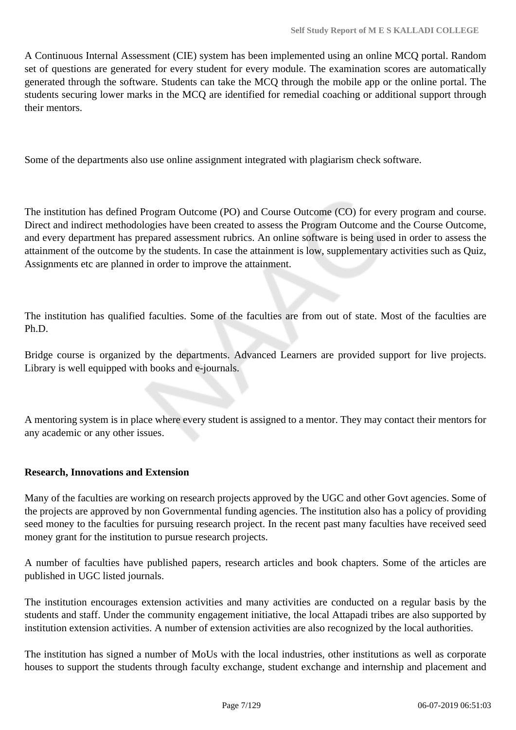A Continuous Internal Assessment (CIE) system has been implemented using an online MCQ portal. Random set of questions are generated for every student for every module. The examination scores are automatically generated through the software. Students can take the MCQ through the mobile app or the online portal. The students securing lower marks in the MCQ are identified for remedial coaching or additional support through their mentors.

Some of the departments also use online assignment integrated with plagiarism check software.

The institution has defined Program Outcome (PO) and Course Outcome (CO) for every program and course. Direct and indirect methodologies have been created to assess the Program Outcome and the Course Outcome, and every department has prepared assessment rubrics. An online software is being used in order to assess the attainment of the outcome by the students. In case the attainment is low, supplementary activities such as Quiz, Assignments etc are planned in order to improve the attainment.

The institution has qualified faculties. Some of the faculties are from out of state. Most of the faculties are Ph.D.

Bridge course is organized by the departments. Advanced Learners are provided support for live projects. Library is well equipped with books and e-journals.

A mentoring system is in place where every student is assigned to a mentor. They may contact their mentors for any academic or any other issues.

**Research, Innovations and Extension**

Many of the faculties are working on research projects approved by the UGC and other Govt agencies. Some of the projects are approved by non Governmental funding agencies. The institution also has a policy of providing seed money to the faculties for pursuing research project. In the recent past many faculties have received seed money grant for the institution to pursue research projects.

A number of faculties have published papers, research articles and book chapters. Some of the articles are published in UGC listed journals.

The institution encourages extension activities and many activities are conducted on a regular basis by the students and staff. Under the community engagement initiative, the local Attapadi tribes are also supported by institution extension activities. A number of extension activities are also recognized by the local authorities.

The institution has signed a number of MoUs with the local industries, other institutions as well as corporate houses to support the students through faculty exchange, student exchange and internship and placement and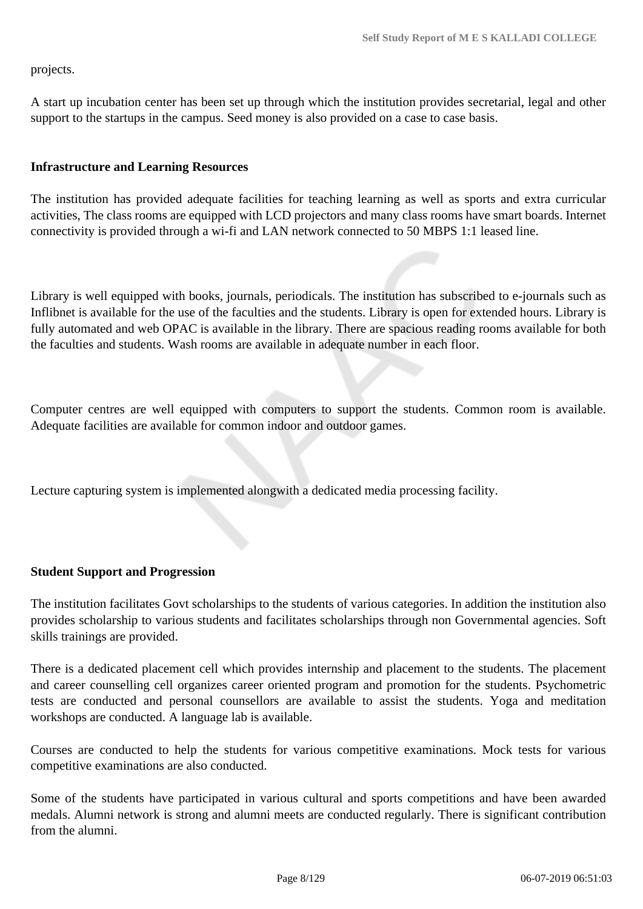projects.

A start up incubation center has been set up through which the institution provides secretarial, legal and other support to the startups in the campus. Seed money is also provided on a case to case basis.

**Infrastructure and Learning Resources**

The institution has provided adequate facilities for teaching learning as well as sports and extra curricular activities, The class rooms are equipped with LCD projectors and many class rooms have smart boards. Internet connectivity is provided through a wi-fi and LAN network connected to 50 MBPS 1:1 leased line.

Library is well equipped with books, journals, periodicals. The institution has subscribed to e-journals such as Inflibnet is available for the use of the faculties and the students. Library is open for extended hours. Library is fully automated and web OPAC is available in the library. There are spacious reading rooms available for both the faculties and students. Wash rooms are available in adequate number in each floor.

Computer centres are well equipped with computers to support the students. Common room is available. Adequate facilities are available for common indoor and outdoor games.

Lecture capturing system is implemented alongwith a dedicated media processing facility.

**Student Support and Progression**

The institution facilitates Govt scholarships to the students of various categories. In addition the institution also provides scholarship to various students and facilitates scholarships through non Governmental agencies. Soft skills trainings are provided.

There is a dedicated placement cell which provides internship and placement to the students. The placement and career counselling cell organizes career oriented program and promotion for the students. Psychometric tests are conducted and personal counsellors are available to assist the students. Yoga and meditation workshops are conducted. A language lab is available.

Courses are conducted to help the students for various competitive examinations. Mock tests for various competitive examinations are also conducted.

Some of the students have participated in various cultural and sports competitions and have been awarded medals. Alumni network is strong and alumni meets are conducted regularly. There is significant contribution from the alumni.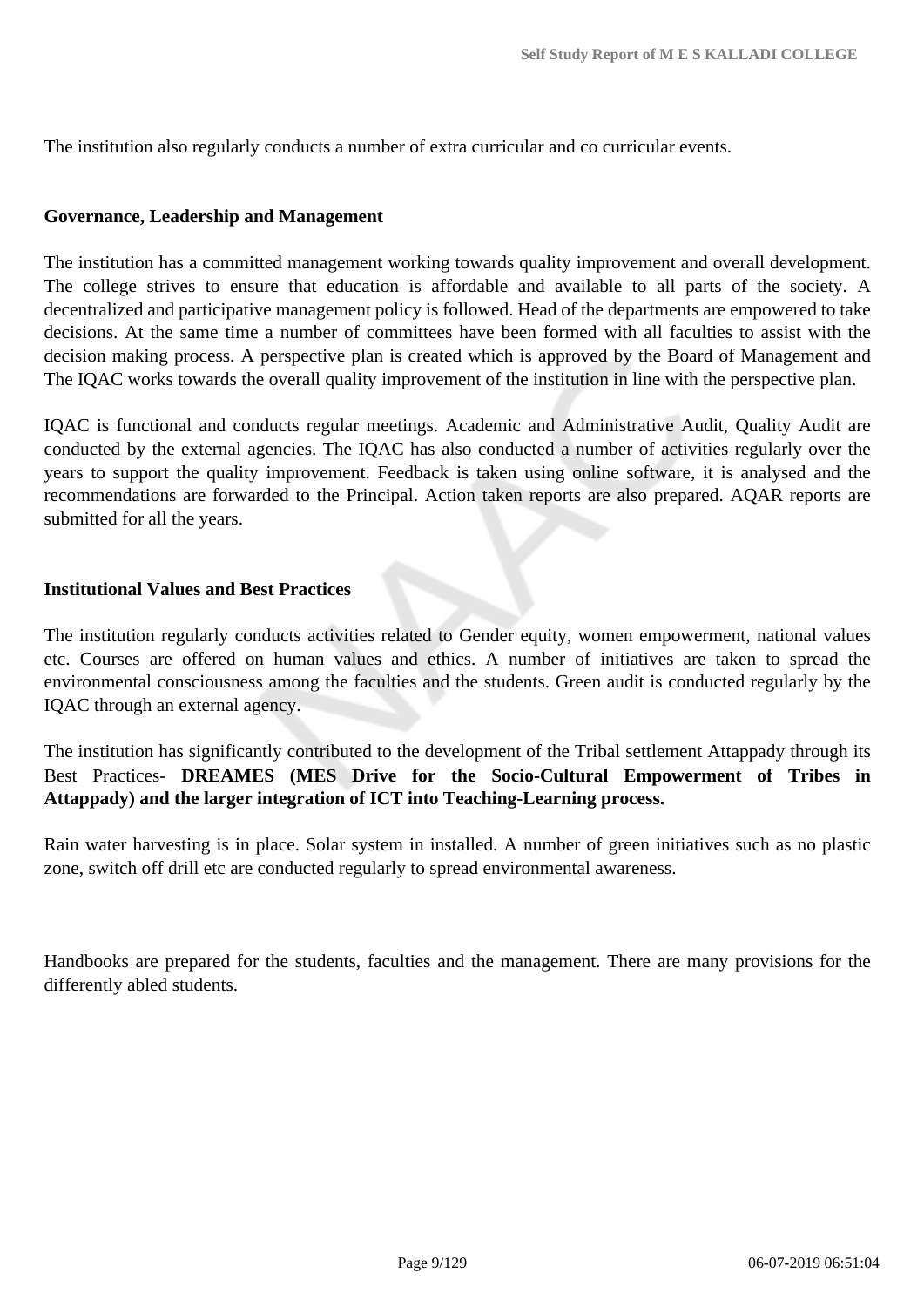The institution also regularly conducts a number of extra curricular and co curricular events.

**Governance, Leadership and Management**

The institution has a committed management working towards quality improvement and overall development. The college strives to ensure that education is affordable and available to all parts of the society. A decentralized and participative management policy is followed. Head of the departments are empowered to take decisions. At the same time a number of committees have been formed with all faculties to assist with the decision making process. A perspective plan is created which is approved by the Board of Management and The IQAC works towards the overall quality improvement of the institution in line with the perspective plan.

IQAC is functional and conducts regular meetings. Academic and Administrative Audit, Quality Audit are conducted by the external agencies. The IQAC has also conducted a number of activities regularly over the years to support the quality improvement. Feedback is taken using online software, it is analysed and the recommendations are forwarded to the Principal. Action taken reports are also prepared. AQAR reports are submitted for all the years.

**Institutional Values and Best Practices**

The institution regularly conducts activities related to Gender equity, women empowerment, national values etc. Courses are offered on human values and ethics. A number of initiatives are taken to spread the environmental consciousness among the faculties and the students. Green audit is conducted regularly by the IQAC through an external agency.

The institution has significantly contributed to the development of the Tribal settlement Attappady through its Best Practices- **DREAMES (MES Drive for the Socio-Cultural Empowerment of Tribes in Attappady) and the larger integration of ICT into Teaching-Learning process.**

Rain water harvesting is in place. Solar system in installed. A number of green initiatives such as no plastic zone, switch off drill etc are conducted regularly to spread environmental awareness.

Handbooks are prepared for the students, faculties and the management. There are many provisions for the differently abled students.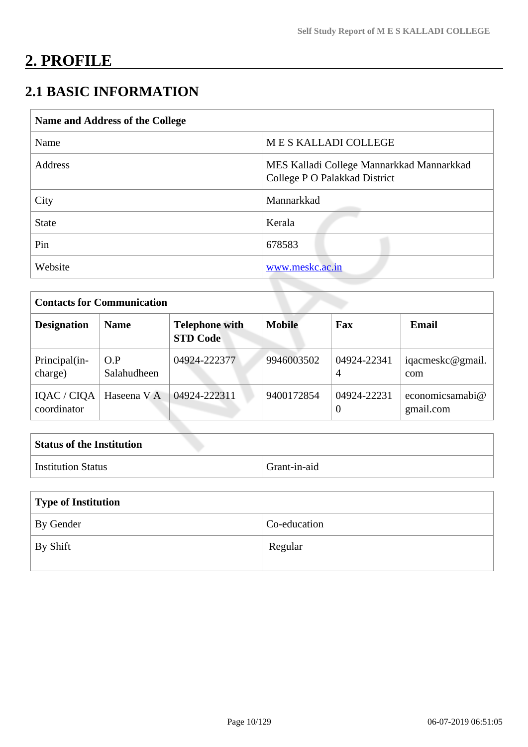# 2. PROFILE

## 2.1 BASIC INFORMATION

| Name and Address of the College | |
|---|---|
| Name | M E S KALLADI COLLEGE |
| Address | MES Kalladi College Mannarkkad Mannarkkad College P O Palakkad District |
| City | Mannarkkad |
| State | Kerala |
| Pin | 678583 |
| Website | www.meskc.ac.in |

| Contacts for Communication | | | | | |
|---|---|---|---|---|---|
| **Designation** | **Name** | **Telephone with STD Code** | **Mobile** | **Fax** | **Email** |
| Principal(in-charge) | O.P Salahudheen | 04924-222377 | 9946003502 | 04924-223414 | iqacmeskc@gmail.com |
| IQAC / CIQA coordinator | Haseena V A | 04924-222311 | 9400172854 | 04924-222310 | economicsamabi@gmail.com |

| Status of the Institution | |
|---|---|
| Institution Status | Grant-in-aid |

| Type of Institution | |
|---|---|
| By Gender | Co-education |
| By Shift | Regular |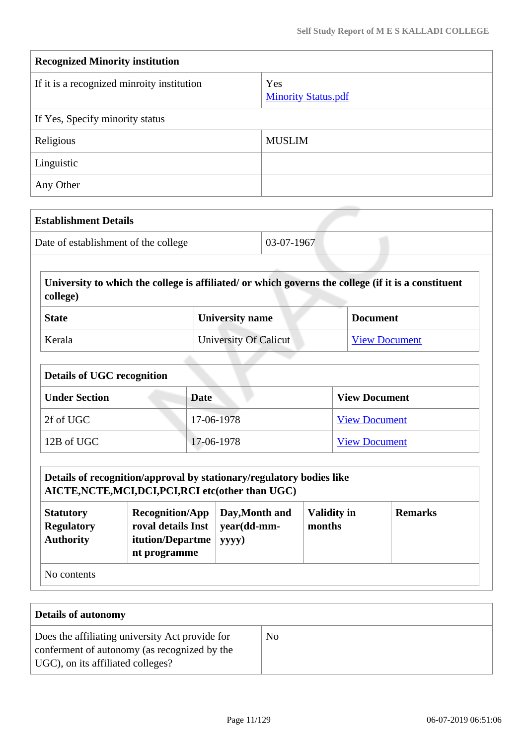| Recognized Minority institution | |
|---|---|
| If it is a recognized minroity institution | Yes<br>Minority Status.pdf |
| If Yes, Specify minority status | |
| Religious | MUSLIM |
| Linguistic | |
| Any Other | |

| Establishment Details | |
|---|---|
| Date of establishment of the college | 03-07-1967 |

| University to which the college is affiliated/ or which governs the college (if it is a constituent college) | | |
|---|---|---|
| **State** | **University name** | **Document** |
| Kerala | University Of Calicut | View Document |

| Details of UGC recognition | | |
|---|---|---|
| **Under Section** | **Date** | **View Document** |
| 2f of UGC | 17-06-1978 | View Document |
| 12B of UGC | 17-06-1978 | View Document |

| Details of recognition/approval by stationary/regulatory bodies like AICTE,NCTE,MCI,DCI,PCI,RCI etc(other than UGC) | | | | |
|---|---|---|---|---|
| **Statutory Regulatory Authority** | **Recognition/Approval details Institution/Department programme** | **Day,Month and year(dd-mm-yyyy)** | **Validity in months** | **Remarks** |
| No contents | | | | |

| Details of autonomy | |
|---|---|
| Does the affiliating university Act provide for conferment of autonomy (as recognized by the UGC), on its affiliated colleges? | No |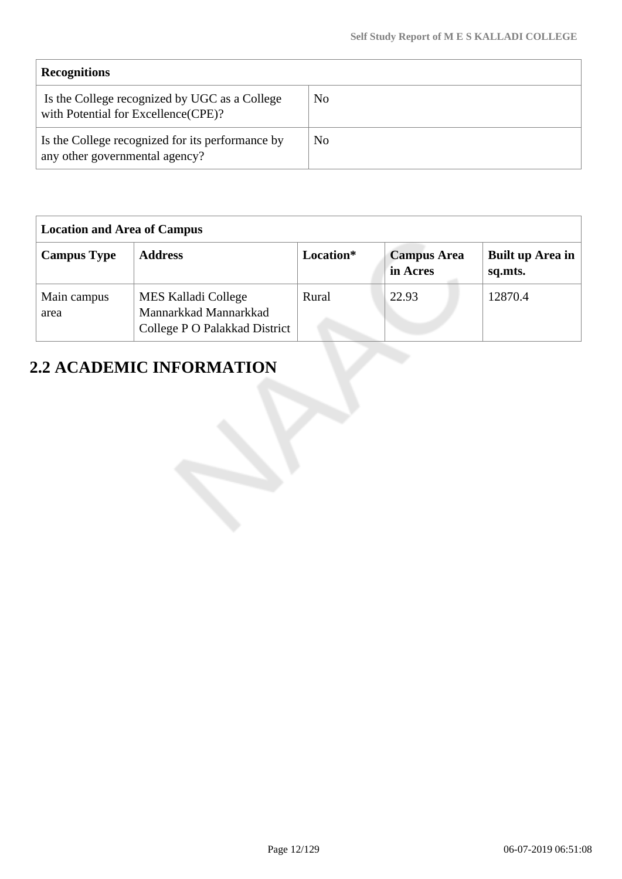| Recognitions | |
|---|---|
| Is the College recognized by UGC as a College with Potential for Excellence(CPE)? | No |
| Is the College recognized for its performance by any other governmental agency? | No |

| Location and Area of Campus | | | | |
|---|---|---|---|---|
| **Campus Type** | **Address** | **Location*** | **Campus Area in Acres** | **Built up Area in sq.mts.** |
| Main campus area | MES Kalladi College Mannarkkad Mannarkkad College P O Palakkad District | Rural | 22.93 | 12870.4 |

## 2.2 ACADEMIC INFORMATION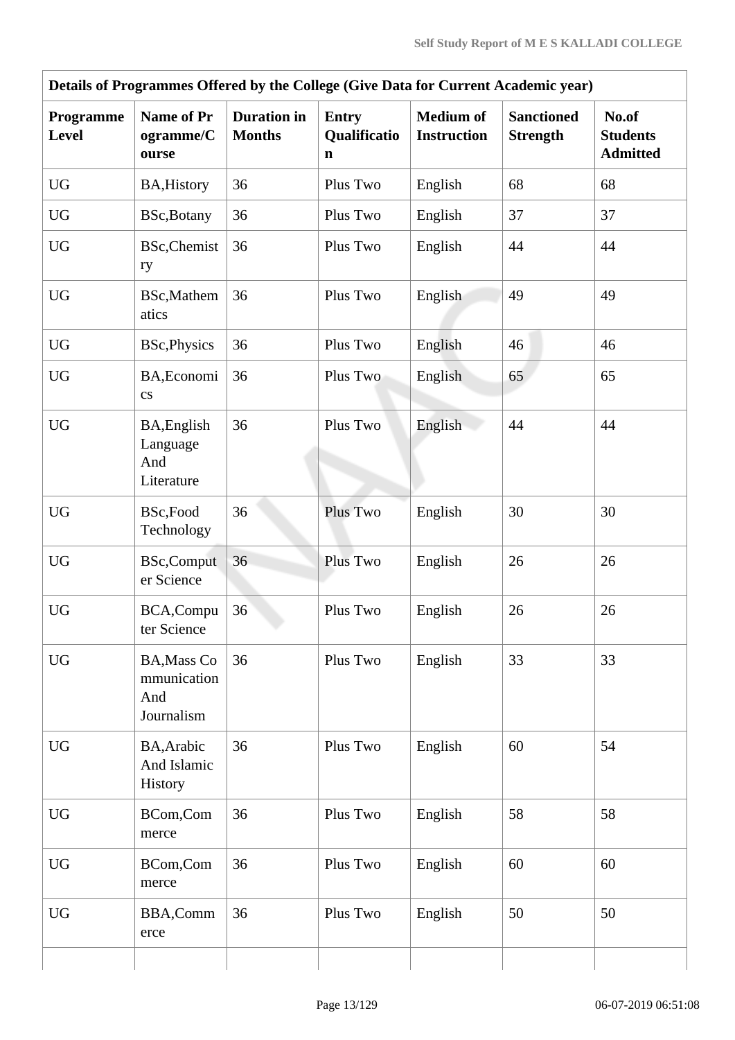| Details of Programmes Offered by the College (Give Data for Current Academic year) | | | | | | |
|---|---|---|---|---|---|---|
| **Programme Level** | **Name of Programme/Course** | **Duration in Months** | **Entry Qualification** | **Medium of Instruction** | **Sanctioned Strength** | **No.of Students Admitted** |
| UG | BA,History | 36 | Plus Two | English | 68 | 68 |
| UG | BSc,Botany | 36 | Plus Two | English | 37 | 37 |
| UG | BSc,Chemistry | 36 | Plus Two | English | 44 | 44 |
| UG | BSc,Mathematics | 36 | Plus Two | English | 49 | 49 |
| UG | BSc,Physics | 36 | Plus Two | English | 46 | 46 |
| UG | BA,Economics | 36 | Plus Two | English | 65 | 65 |
| UG | BA,English Language And Literature | 36 | Plus Two | English | 44 | 44 |
| UG | BSc,Food Technology | 36 | Plus Two | English | 30 | 30 |
| UG | BSc,Computer Science | 36 | Plus Two | English | 26 | 26 |
| UG | BCA,Computer Science | 36 | Plus Two | English | 26 | 26 |
| UG | BA,Mass Communication And Journalism | 36 | Plus Two | English | 33 | 33 |
| UG | BA,Arabic And Islamic History | 36 | Plus Two | English | 60 | 54 |
| UG | BCom,Commerce | 36 | Plus Two | English | 58 | 58 |
| UG | BCom,Commerce | 36 | Plus Two | English | 60 | 60 |
| UG | BBA,Commerce | 36 | Plus Two | English | 50 | 50 |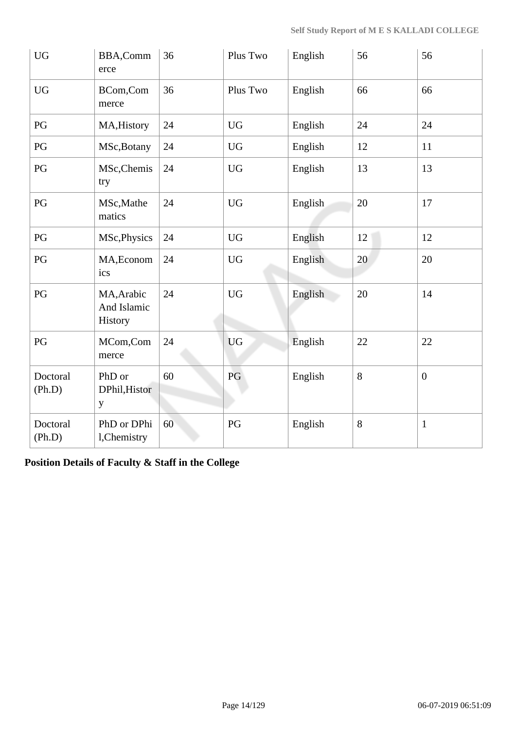| | | | | | | |
|---|---|---|---|---|---|---|
| UG | BBA,Commerce | 36 | Plus Two | English | 56 | 56 |
| UG | BCom,Commerce | 36 | Plus Two | English | 66 | 66 |
| PG | MA,History | 24 | UG | English | 24 | 24 |
| PG | MSc,Botany | 24 | UG | English | 12 | 11 |
| PG | MSc,Chemistry | 24 | UG | English | 13 | 13 |
| PG | MSc,Mathematics | 24 | UG | English | 20 | 17 |
| PG | MSc,Physics | 24 | UG | English | 12 | 12 |
| PG | MA,Economics | 24 | UG | English | 20 | 20 |
| PG | MA,Arabic And Islamic History | 24 | UG | English | 20 | 14 |
| PG | MCom,Commerce | 24 | UG | English | 22 | 22 |
| Doctoral (Ph.D) | PhD or DPhil,History | 60 | PG | English | 8 | 0 |
| Doctoral (Ph.D) | PhD or DPhil,Chemistry | 60 | PG | English | 8 | 1 |

**Position Details of Faculty & Staff in the College**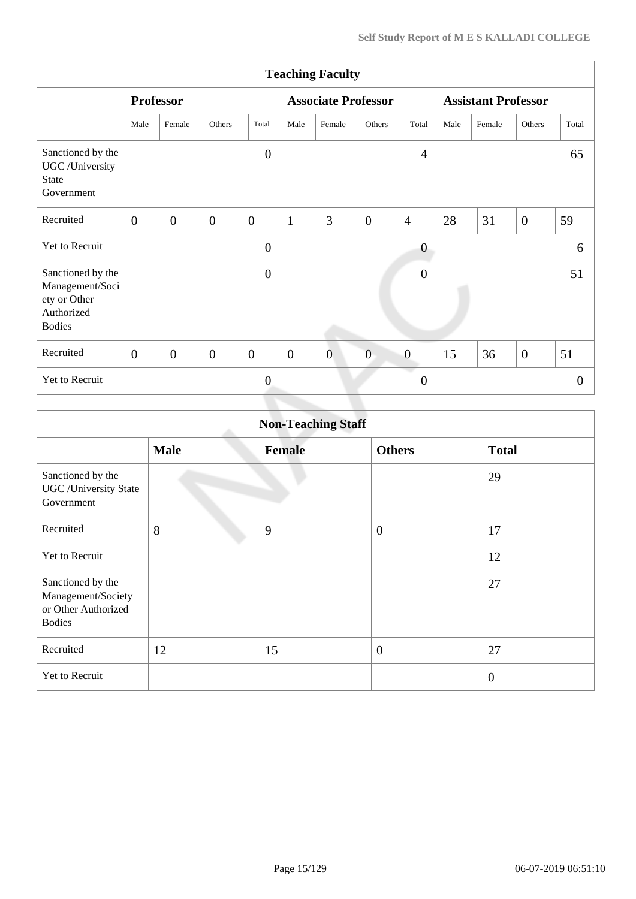| Teaching Faculty | | | | | | | | | | | | |
|---|---|---|---|---|---|---|---|---|---|---|---|---|
| | Professor | | | | Associate Professor | | | | Assistant Professor | | | |
| | Male | Female | Others | Total | Male | Female | Others | Total | Male | Female | Others | Total |
| Sanctioned by the UGC /University State Government | | | | 0 | | | | 4 | | | | 65 |
| Recruited | 0 | 0 | 0 | 0 | 1 | 3 | 0 | 4 | 28 | 31 | 0 | 59 |
| Yet to Recruit | | | | 0 | | | | 0 | | | | 6 |
| Sanctioned by the Management/Society or Other Authorized Bodies | | | | 0 | | | | 0 | | | | 51 |
| Recruited | 0 | 0 | 0 | 0 | 0 | 0 | 0 | 0 | 15 | 36 | 0 | 51 |
| Yet to Recruit | | | | 0 | | | | 0 | | | | 0 |

| Non-Teaching Staff | | | | |
|---|---|---|---|---|
| | Male | Female | Others | Total |
| Sanctioned by the UGC /University State Government | | | | 29 |
| Recruited | 8 | 9 | 0 | 17 |
| Yet to Recruit | | | | 12 |
| Sanctioned by the Management/Society or Other Authorized Bodies | | | | 27 |
| Recruited | 12 | 15 | 0 | 27 |
| Yet to Recruit | | | | 0 |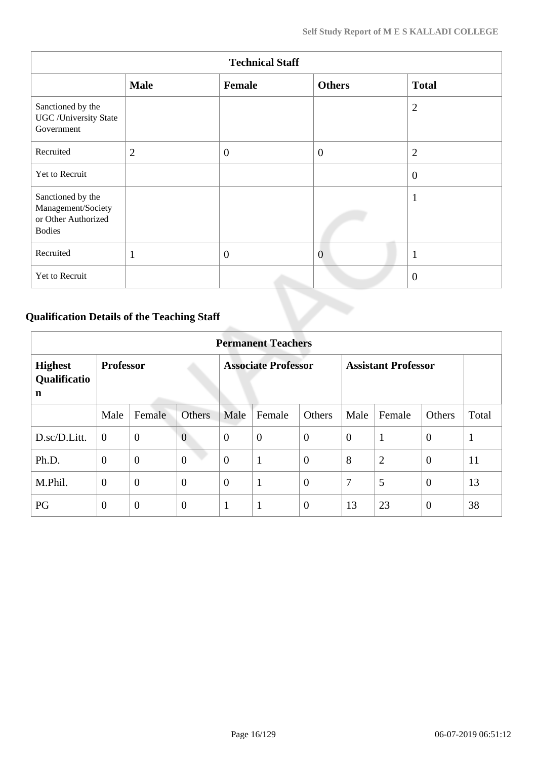| Technical Staff | | | | |
|---|---|---|---|---|
| | **Male** | **Female** | **Others** | **Total** |
| Sanctioned by the UGC /University State Government | | | | 2 |
| Recruited | 2 | 0 | 0 | 2 |
| Yet to Recruit | | | | 0 |
| Sanctioned by the Management/Society or Other Authorized Bodies | | | | 1 |
| Recruited | 1 | 0 | 0 | 1 |
| Yet to Recruit | | | | 0 |

## Qualification Details of the Teaching Staff

| Permanent Teachers | | | | | | | | | | |
|---|---|---|---|---|---|---|---|---|---|---|
| **Highest Qualification** | **Professor** | | | **Associate Professor** | | | **Assistant Professor** | | | |
| | Male | Female | Others | Male | Female | Others | Male | Female | Others | Total |
| D.sc/D.Litt. | 0 | 0 | 0 | 0 | 0 | 0 | 0 | 1 | 0 | 1 |
| Ph.D. | 0 | 0 | 0 | 0 | 1 | 0 | 8 | 2 | 0 | 11 |
| M.Phil. | 0 | 0 | 0 | 0 | 1 | 0 | 7 | 5 | 0 | 13 |
| PG | 0 | 0 | 0 | 1 | 1 | 0 | 13 | 23 | 0 | 38 |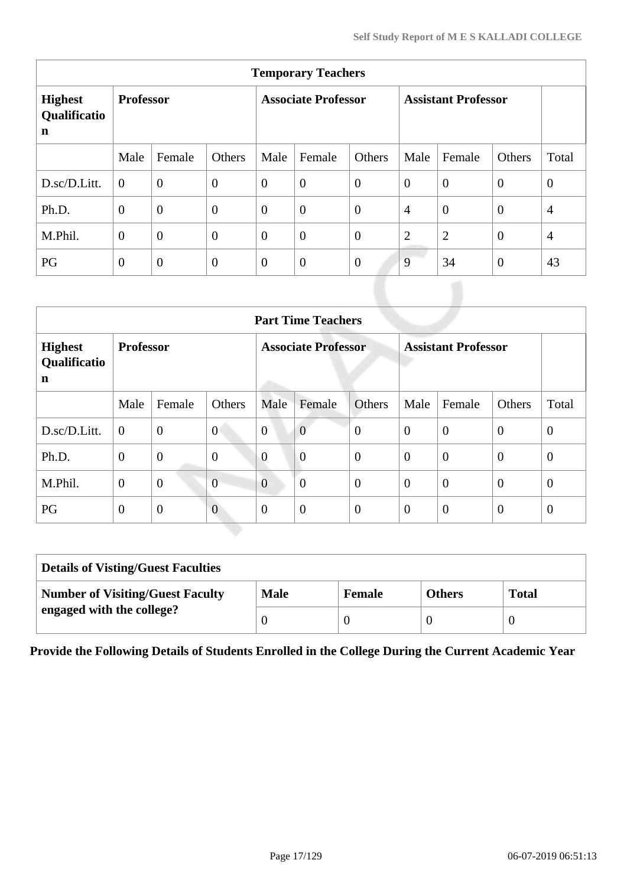| Temporary Teachers | | | | | | | | | | |
|---|---|---|---|---|---|---|---|---|---|---|
| **Highest Qualification** | **Professor** | | | **Associate Professor** | | | **Assistant Professor** | | | |
| | Male | Female | Others | Male | Female | Others | Male | Female | Others | Total |
| D.sc/D.Litt. | 0 | 0 | 0 | 0 | 0 | 0 | 0 | 0 | 0 | 0 |
| Ph.D. | 0 | 0 | 0 | 0 | 0 | 0 | 4 | 0 | 0 | 4 |
| M.Phil. | 0 | 0 | 0 | 0 | 0 | 0 | 2 | 2 | 0 | 4 |
| PG | 0 | 0 | 0 | 0 | 0 | 0 | 9 | 34 | 0 | 43 |

| Part Time Teachers | | | | | | | | | | |
|---|---|---|---|---|---|---|---|---|---|---|
| **Highest Qualification** | **Professor** | | | **Associate Professor** | | | **Assistant Professor** | | | |
| | Male | Female | Others | Male | Female | Others | Male | Female | Others | Total |
| D.sc/D.Litt. | 0 | 0 | 0 | 0 | 0 | 0 | 0 | 0 | 0 | 0 |
| Ph.D. | 0 | 0 | 0 | 0 | 0 | 0 | 0 | 0 | 0 | 0 |
| M.Phil. | 0 | 0 | 0 | 0 | 0 | 0 | 0 | 0 | 0 | 0 |
| PG | 0 | 0 | 0 | 0 | 0 | 0 | 0 | 0 | 0 | 0 |

| Details of Visting/Guest Faculties | | | | |
|---|---|---|---|---|
| **Number of Visiting/Guest Faculty engaged with the college?** | **Male** | **Female** | **Others** | **Total** |
| | 0 | 0 | 0 | 0 |

**Provide the Following Details of Students Enrolled in the College During the Current Academic Year**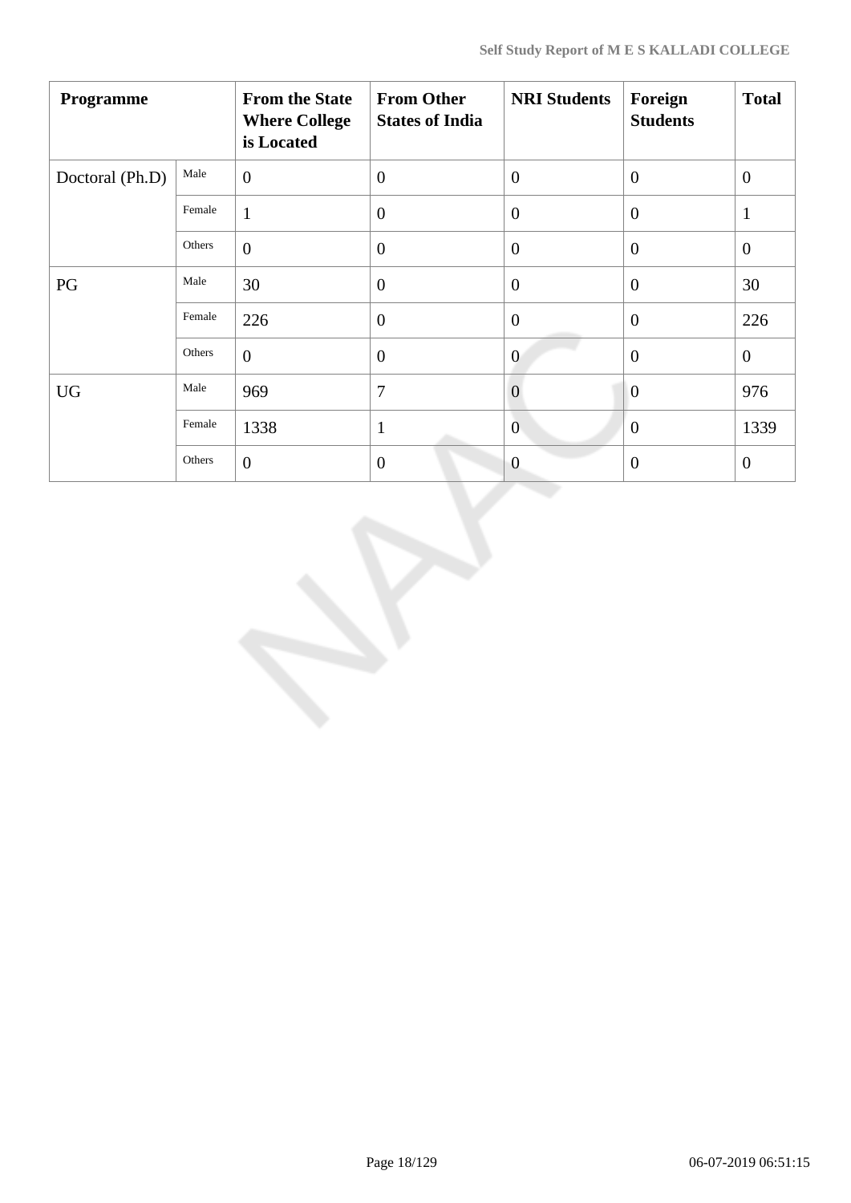| Programme | | From the State Where College is Located | From Other States of India | NRI Students | Foreign Students | Total |
|---|---|---|---|---|---|---|
| Doctoral (Ph.D) | Male | 0 | 0 | 0 | 0 | 0 |
| | Female | 1 | 0 | 0 | 0 | 1 |
| | Others | 0 | 0 | 0 | 0 | 0 |
| PG | Male | 30 | 0 | 0 | 0 | 30 |
| | Female | 226 | 0 | 0 | 0 | 226 |
| | Others | 0 | 0 | 0 | 0 | 0 |
| UG | Male | 969 | 7 | 0 | 0 | 976 |
| | Female | 1338 | 1 | 0 | 0 | 1339 |
| | Others | 0 | 0 | 0 | 0 | 0 |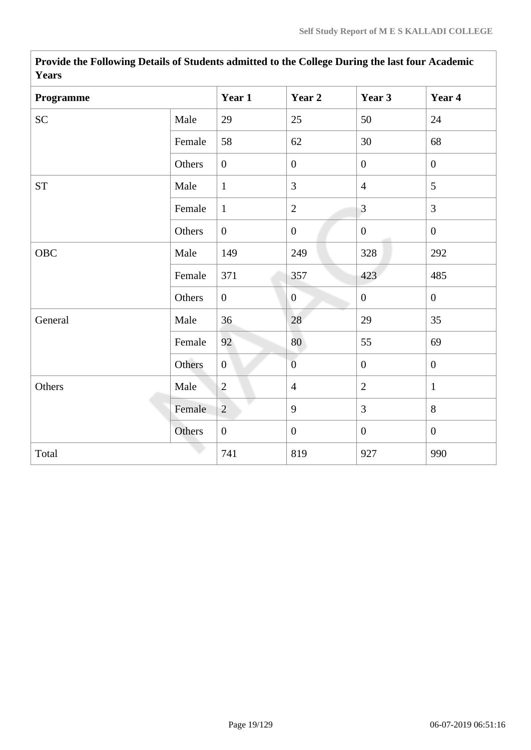| Provide the Following Details of Students admitted to the College During the last four Academic Years | | | | | |
|---|---|---|---|---|---|
| **Programme** | | **Year 1** | **Year 2** | **Year 3** | **Year 4** |
| SC | Male | 29 | 25 | 50 | 24 |
| | Female | 58 | 62 | 30 | 68 |
| | Others | 0 | 0 | 0 | 0 |
| ST | Male | 1 | 3 | 4 | 5 |
| | Female | 1 | 2 | 3 | 3 |
| | Others | 0 | 0 | 0 | 0 |
| OBC | Male | 149 | 249 | 328 | 292 |
| | Female | 371 | 357 | 423 | 485 |
| | Others | 0 | 0 | 0 | 0 |
| General | Male | 36 | 28 | 29 | 35 |
| | Female | 92 | 80 | 55 | 69 |
| | Others | 0 | 0 | 0 | 0 |
| Others | Male | 2 | 4 | 2 | 1 |
| | Female | 2 | 9 | 3 | 8 |
| | Others | 0 | 0 | 0 | 0 |
| Total | | 741 | 819 | 927 | 990 |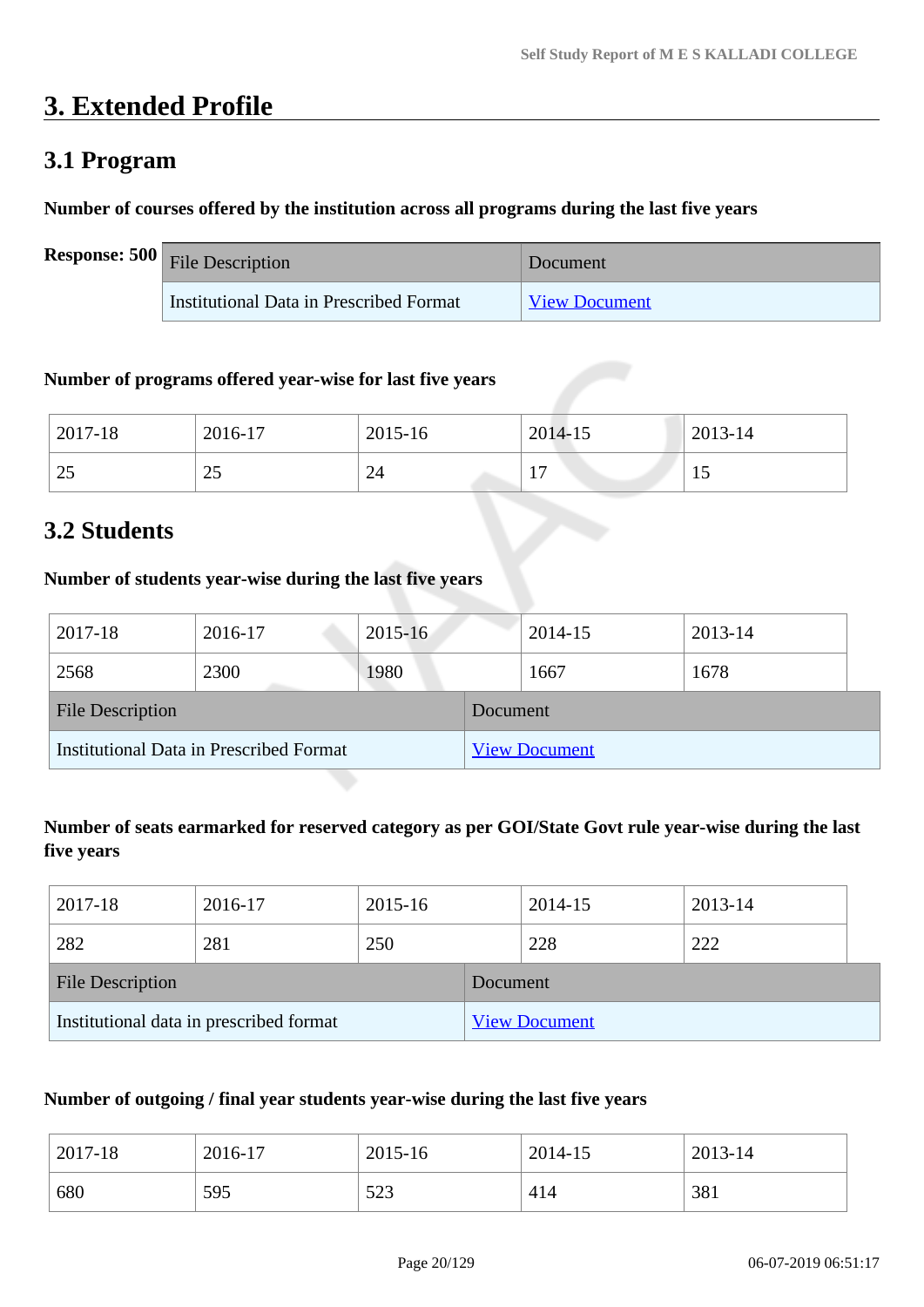# 3. Extended Profile

## 3.1 Program

**Number of courses offered by the institution across all programs during the last five years**

**Response: 500**

| File Description | Document |
|---|---|
| Institutional Data in Prescribed Format | View Document |

**Number of programs offered year-wise for last five years**

| 2017-18 | 2016-17 | 2015-16 | 2014-15 | 2013-14 |
|---|---|---|---|---|
| 25 | 25 | 24 | 17 | 15 |

## 3.2 Students

**Number of students year-wise during the last five years**

| 2017-18 | 2016-17 | 2015-16 | 2014-15 | 2013-14 |
|---|---|---|---|---|
| 2568 | 2300 | 1980 | 1667 | 1678 |

| File Description | Document |
|---|---|
| Institutional Data in Prescribed Format | View Document |

**Number of seats earmarked for reserved category as per GOI/State Govt rule year-wise during the last five years**

| 2017-18 | 2016-17 | 2015-16 | 2014-15 | 2013-14 |
|---|---|---|---|---|
| 282 | 281 | 250 | 228 | 222 |

| File Description | Document |
|---|---|
| Institutional data in prescribed format | View Document |

**Number of outgoing / final year students year-wise during the last five years**

| 2017-18 | 2016-17 | 2015-16 | 2014-15 | 2013-14 |
|---|---|---|---|---|
| 680 | 595 | 523 | 414 | 381 |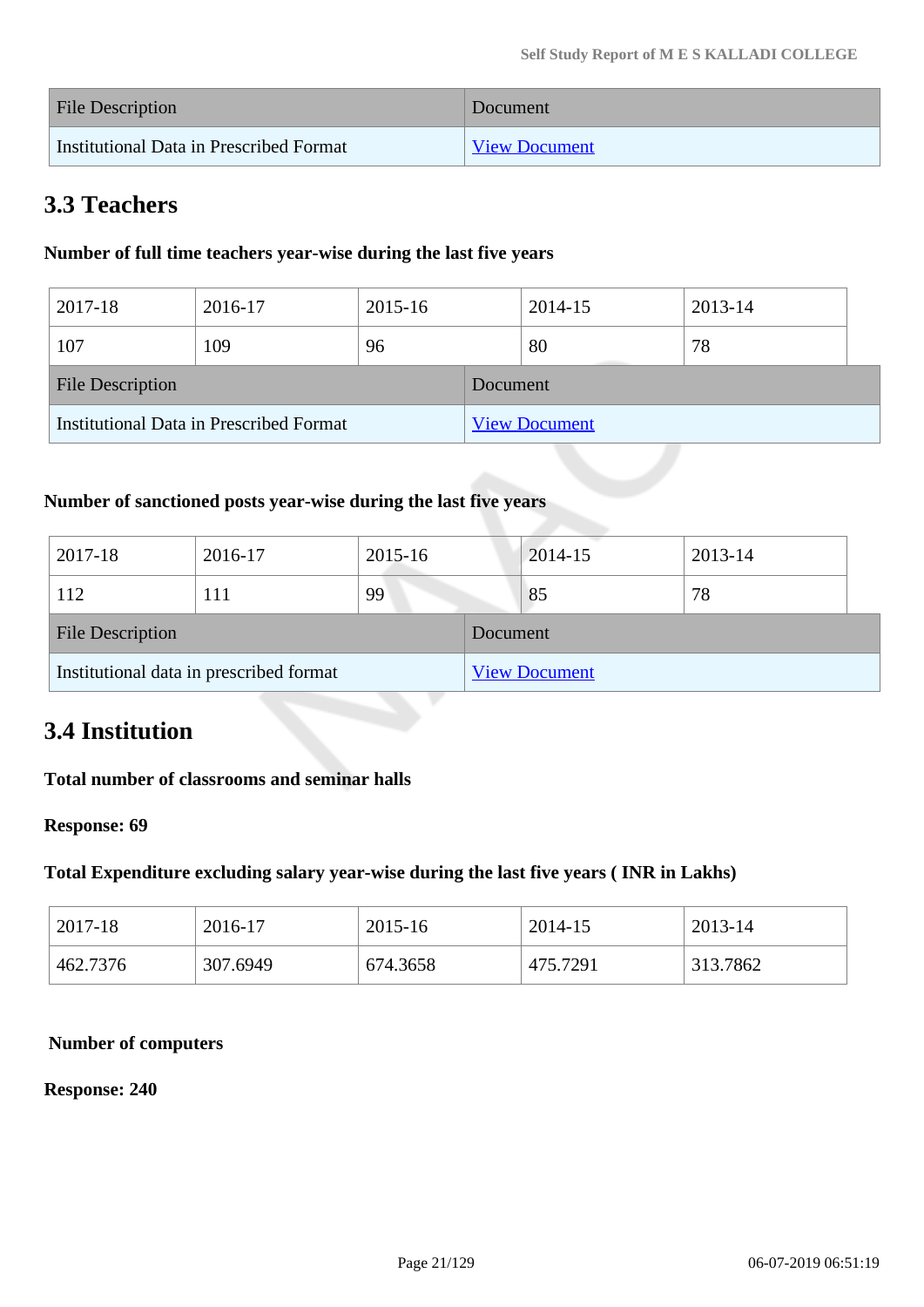| File Description | Document |
| --- | --- |
| Institutional Data in Prescribed Format | View Document |

## 3.3 Teachers

**Number of full time teachers year-wise during the last five years**

| 2017-18 | 2016-17 | 2015-16 | 2014-15 | 2013-14 |
| --- | --- | --- | --- | --- |
| 107 | 109 | 96 | 80 | 78 |

| File Description | Document |
| --- | --- |
| Institutional Data in Prescribed Format | View Document |

**Number of sanctioned posts year-wise during the last five years**

| 2017-18 | 2016-17 | 2015-16 | 2014-15 | 2013-14 |
| --- | --- | --- | --- | --- |
| 112 | 111 | 99 | 85 | 78 |

| File Description | Document |
| --- | --- |
| Institutional data in prescribed format | View Document |

## 3.4 Institution

**Total number of classrooms and seminar halls**

**Response: 69**

**Total Expenditure excluding salary year-wise during the last five years ( INR in Lakhs)**

| 2017-18 | 2016-17 | 2015-16 | 2014-15 | 2013-14 |
| --- | --- | --- | --- | --- |
| 462.7376 | 307.6949 | 674.3658 | 475.7291 | 313.7862 |

**Number of computers**

**Response: 240**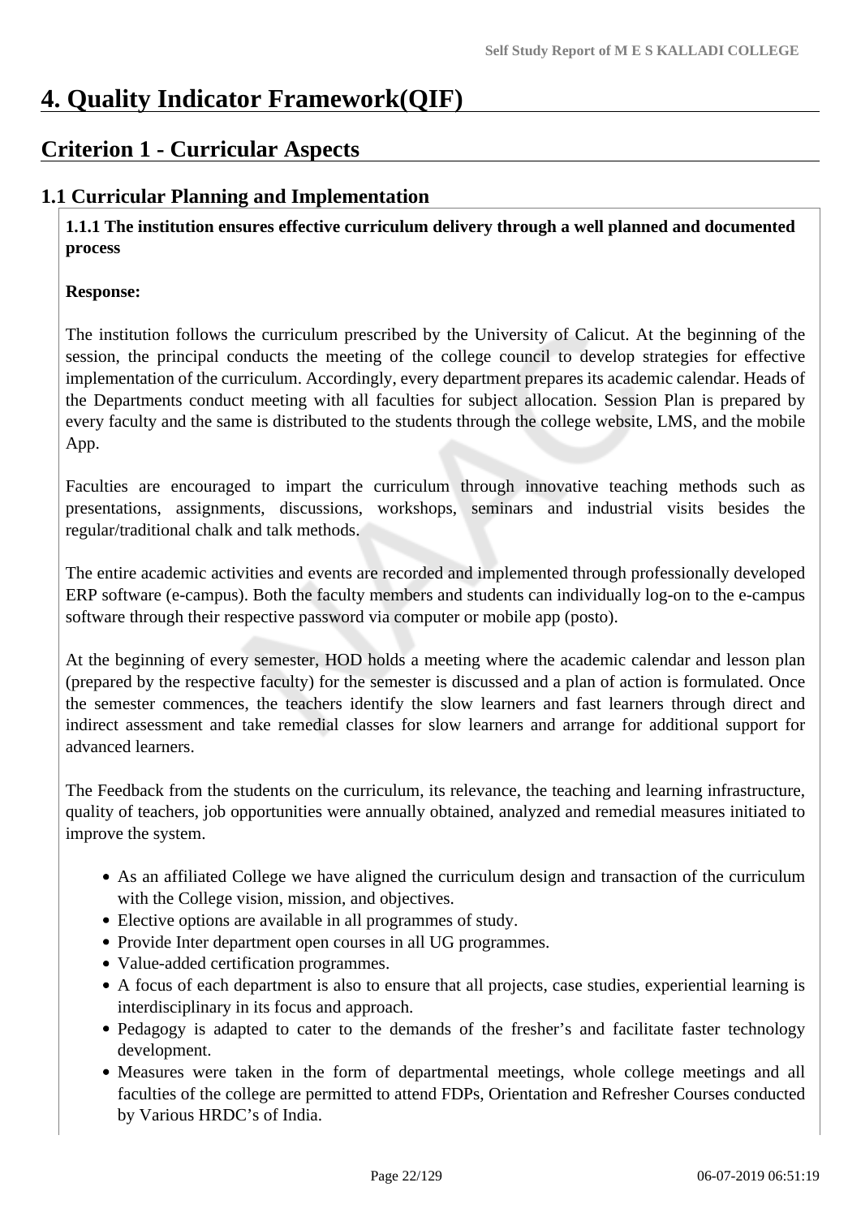# 4. Quality Indicator Framework(QIF)

## Criterion 1 - Curricular Aspects

### 1.1 Curricular Planning and Implementation

**1.1.1 The institution ensures effective curriculum delivery through a well planned and documented process**

**Response:**

The institution follows the curriculum prescribed by the University of Calicut. At the beginning of the session, the principal conducts the meeting of the college council to develop strategies for effective implementation of the curriculum. Accordingly, every department prepares its academic calendar. Heads of the Departments conduct meeting with all faculties for subject allocation. Session Plan is prepared by every faculty and the same is distributed to the students through the college website, LMS, and the mobile App.

Faculties are encouraged to impart the curriculum through innovative teaching methods such as presentations, assignments, discussions, workshops, seminars and industrial visits besides the regular/traditional chalk and talk methods.

The entire academic activities and events are recorded and implemented through professionally developed ERP software (e-campus). Both the faculty members and students can individually log-on to the e-campus software through their respective password via computer or mobile app (posto).

At the beginning of every semester, HOD holds a meeting where the academic calendar and lesson plan (prepared by the respective faculty) for the semester is discussed and a plan of action is formulated. Once the semester commences, the teachers identify the slow learners and fast learners through direct and indirect assessment and take remedial classes for slow learners and arrange for additional support for advanced learners.

The Feedback from the students on the curriculum, its relevance, the teaching and learning infrastructure, quality of teachers, job opportunities were annually obtained, analyzed and remedial measures initiated to improve the system.

- As an affiliated College we have aligned the curriculum design and transaction of the curriculum with the College vision, mission, and objectives.
- Elective options are available in all programmes of study.
- Provide Inter department open courses in all UG programmes.
- Value-added certification programmes.
- A focus of each department is also to ensure that all projects, case studies, experiential learning is interdisciplinary in its focus and approach.
- Pedagogy is adapted to cater to the demands of the fresher's and facilitate faster technology development.
- Measures were taken in the form of departmental meetings, whole college meetings and all faculties of the college are permitted to attend FDPs, Orientation and Refresher Courses conducted by Various HRDC's of India.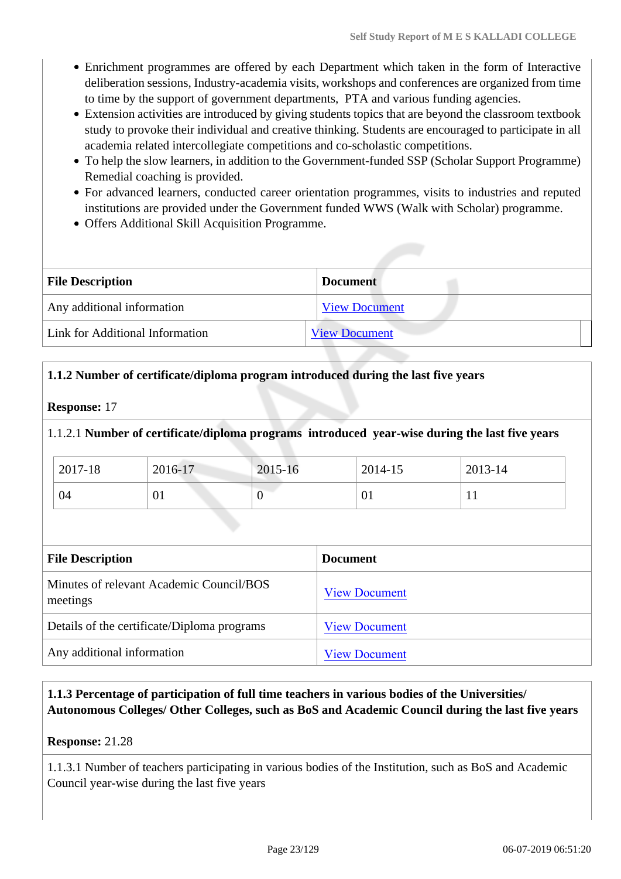- Enrichment programmes are offered by each Department which taken in the form of Interactive deliberation sessions, Industry-academia visits, workshops and conferences are organized from time to time by the support of government departments, PTA and various funding agencies.
- Extension activities are introduced by giving students topics that are beyond the classroom textbook study to provoke their individual and creative thinking. Students are encouraged to participate in all academia related intercollegiate competitions and co-scholastic competitions.
- To help the slow learners, in addition to the Government-funded SSP (Scholar Support Programme) Remedial coaching is provided.
- For advanced learners, conducted career orientation programmes, visits to industries and reputed institutions are provided under the Government funded WWS (Walk with Scholar) programme.
- Offers Additional Skill Acquisition Programme.

| File Description | Document |
|---|---|
| Any additional information | View Document |
| Link for Additional Information | View Document |

**1.1.2 Number of certificate/diploma program introduced during the last five years**

**Response:** 17

1.1.2.1 **Number of certificate/diploma programs introduced year-wise during the last five years**

| 2017-18 | 2016-17 | 2015-16 | 2014-15 | 2013-14 |
|---|---|---|---|---|
| 04 | 01 | 0 | 01 | 11 |

| File Description | Document |
|---|---|
| Minutes of relevant Academic Council/BOS meetings | View Document |
| Details of the certificate/Diploma programs | View Document |
| Any additional information | View Document |

**1.1.3 Percentage of participation of full time teachers in various bodies of the Universities/ Autonomous Colleges/ Other Colleges, such as BoS and Academic Council during the last five years**

**Response:** 21.28

1.1.3.1 Number of teachers participating in various bodies of the Institution, such as BoS and Academic Council year-wise during the last five years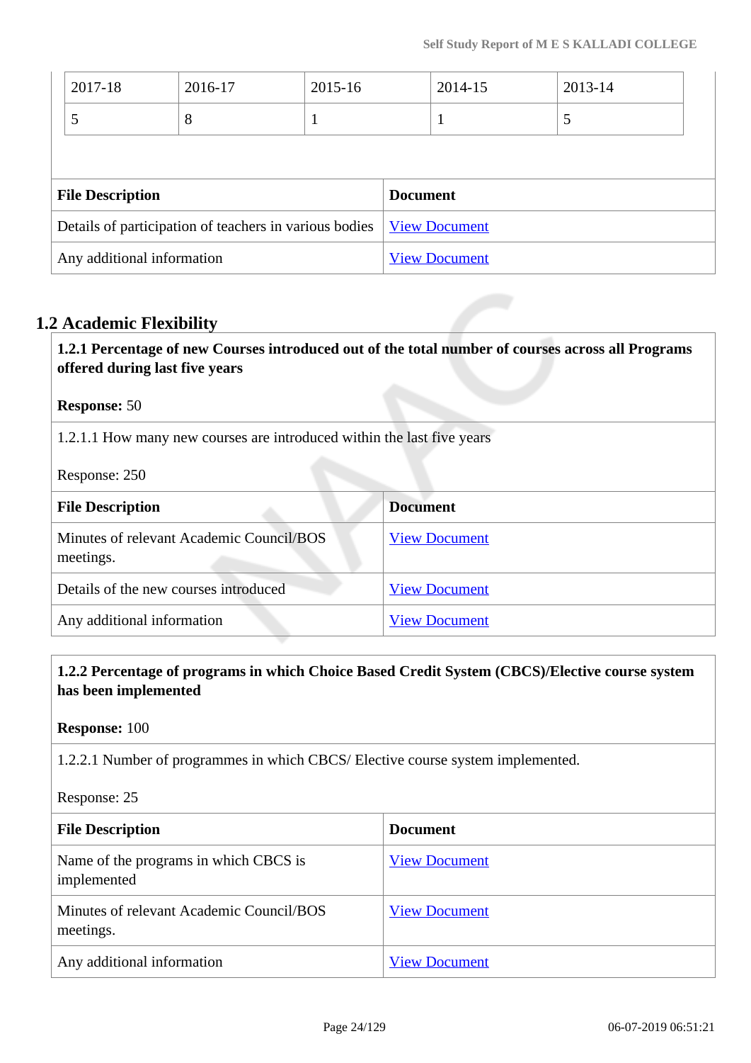| 2017-18 | 2016-17 | 2015-16 | 2014-15 | 2013-14 |
|---|---|---|---|---|
| 5 | 8 | 1 | 1 | 5 |

| File Description | Document |
|---|---|
| Details of participation of teachers in various bodies | View Document |
| Any additional information | View Document |

## 1.2 Academic Flexibility

**1.2.1 Percentage of new Courses introduced out of the total number of courses across all Programs offered during last five years**

**Response:** 50

1.2.1.1 How many new courses are introduced within the last five years

Response: 250

| File Description | Document |
|---|---|
| Minutes of relevant Academic Council/BOS meetings. | View Document |
| Details of the new courses introduced | View Document |
| Any additional information | View Document |

**1.2.2 Percentage of programs in which Choice Based Credit System (CBCS)/Elective course system has been implemented**

**Response:** 100

1.2.2.1 Number of programmes in which CBCS/ Elective course system implemented.

Response: 25

| File Description | Document |
|---|---|
| Name of the programs in which CBCS is implemented | View Document |
| Minutes of relevant Academic Council/BOS meetings. | View Document |
| Any additional information | View Document |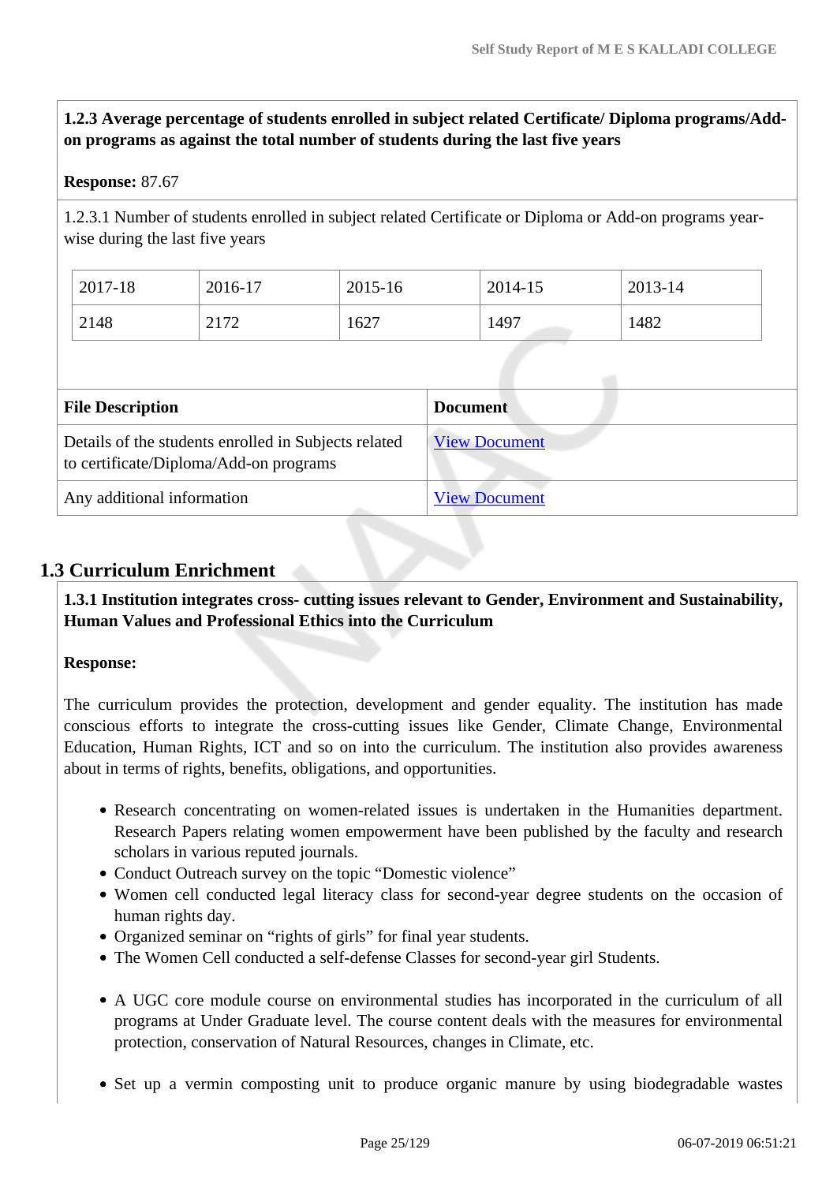**1.2.3 Average percentage of students enrolled in subject related Certificate/ Diploma programs/Add-on programs as against the total number of students during the last five years**

**Response:** 87.67

1.2.3.1 Number of students enrolled in subject related Certificate or Diploma or Add-on programs year-wise during the last five years

| 2017-18 | 2016-17 | 2015-16 | 2014-15 | 2013-14 |
|---|---|---|---|---|
| 2148 | 2172 | 1627 | 1497 | 1482 |

| File Description | Document |
|---|---|
| Details of the students enrolled in Subjects related to certificate/Diploma/Add-on programs | View Document |
| Any additional information | View Document |

## 1.3 Curriculum Enrichment

**1.3.1 Institution integrates cross- cutting issues relevant to Gender, Environment and Sustainability, Human Values and Professional Ethics into the Curriculum**

**Response:**

The curriculum provides the protection, development and gender equality. The institution has made conscious efforts to integrate the cross-cutting issues like Gender, Climate Change, Environmental Education, Human Rights, ICT and so on into the curriculum. The institution also provides awareness about in terms of rights, benefits, obligations, and opportunities.

- Research concentrating on women-related issues is undertaken in the Humanities department. Research Papers relating women empowerment have been published by the faculty and research scholars in various reputed journals.
- Conduct Outreach survey on the topic "Domestic violence"
- Women cell conducted legal literacy class for second-year degree students on the occasion of human rights day.
- Organized seminar on "rights of girls" for final year students.
- The Women Cell conducted a self-defense Classes for second-year girl Students.

- A UGC core module course on environmental studies has incorporated in the curriculum of all programs at Under Graduate level. The course content deals with the measures for environmental protection, conservation of Natural Resources, changes in Climate, etc.

- Set up a vermin composting unit to produce organic manure by using biodegradable wastes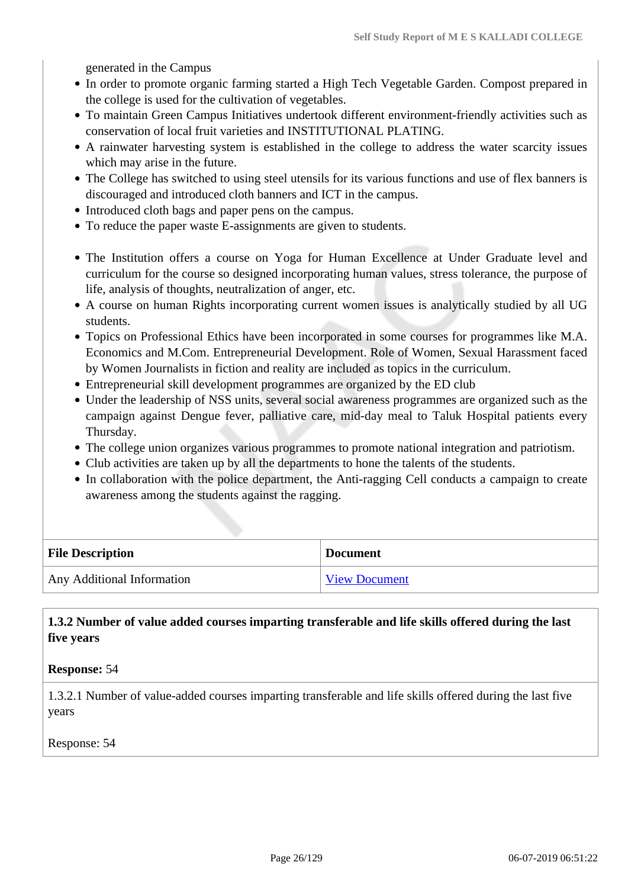generated in the Campus

- In order to promote organic farming started a High Tech Vegetable Garden. Compost prepared in the college is used for the cultivation of vegetables.
- To maintain Green Campus Initiatives undertook different environment-friendly activities such as conservation of local fruit varieties and INSTITUTIONAL PLATING.
- A rainwater harvesting system is established in the college to address the water scarcity issues which may arise in the future.
- The College has switched to using steel utensils for its various functions and use of flex banners is discouraged and introduced cloth banners and ICT in the campus.
- Introduced cloth bags and paper pens on the campus.
- To reduce the paper waste E-assignments are given to students.

- The Institution offers a course on Yoga for Human Excellence at Under Graduate level and curriculum for the course so designed incorporating human values, stress tolerance, the purpose of life, analysis of thoughts, neutralization of anger, etc.
- A course on human Rights incorporating current women issues is analytically studied by all UG students.
- Topics on Professional Ethics have been incorporated in some courses for programmes like M.A. Economics and M.Com. Entrepreneurial Development. Role of Women, Sexual Harassment faced by Women Journalists in fiction and reality are included as topics in the curriculum.
- Entrepreneurial skill development programmes are organized by the ED club
- Under the leadership of NSS units, several social awareness programmes are organized such as the campaign against Dengue fever, palliative care, mid-day meal to Taluk Hospital patients every Thursday.
- The college union organizes various programmes to promote national integration and patriotism.
- Club activities are taken up by all the departments to hone the talents of the students.
- In collaboration with the police department, the Anti-ragging Cell conducts a campaign to create awareness among the students against the ragging.

| File Description | Document |
|---|---|
| Any Additional Information | View Document |

**1.3.2 Number of value added courses imparting transferable and life skills offered during the last five years**

**Response:** 54

1.3.2.1 Number of value-added courses imparting transferable and life skills offered during the last five years

Response: 54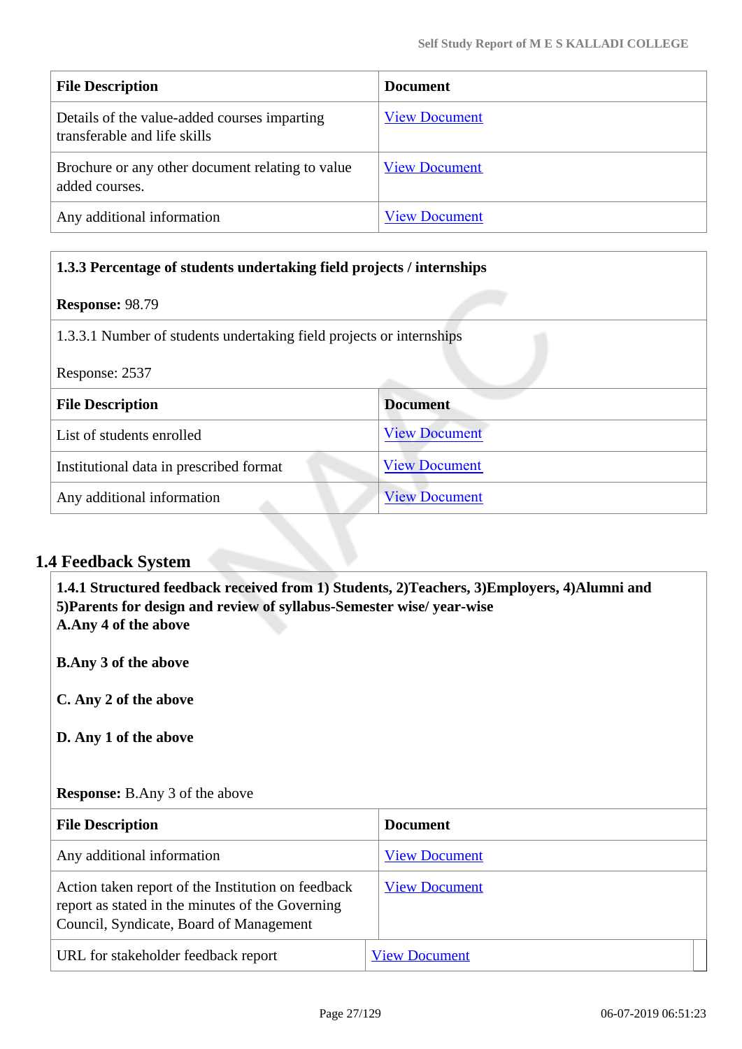| File Description | Document |
| --- | --- |
| Details of the value-added courses imparting transferable and life skills | View Document |
| Brochure or any other document relating to value added courses. | View Document |
| Any additional information | View Document |

**1.3.3 Percentage of students undertaking field projects / internships**

**Response:** 98.79

1.3.3.1 Number of students undertaking field projects or internships

Response: 2537

| File Description | Document |
| --- | --- |
| List of students enrolled | View Document |
| Institutional data in prescribed format | View Document |
| Any additional information | View Document |

## 1.4 Feedback System

**1.4.1 Structured feedback received from 1) Students, 2)Teachers, 3)Employers, 4)Alumni and 5)Parents for design and review of syllabus-Semester wise/ year-wise**

**A.Any 4 of the above**

**B.Any 3 of the above**

**C. Any 2 of the above**

**D. Any 1 of the above**

**Response:** B.Any 3 of the above

| File Description | Document |
| --- | --- |
| Any additional information | View Document |
| Action taken report of the Institution on feedback report as stated in the minutes of the Governing Council, Syndicate, Board of Management | View Document |
| URL for stakeholder feedback report | View Document |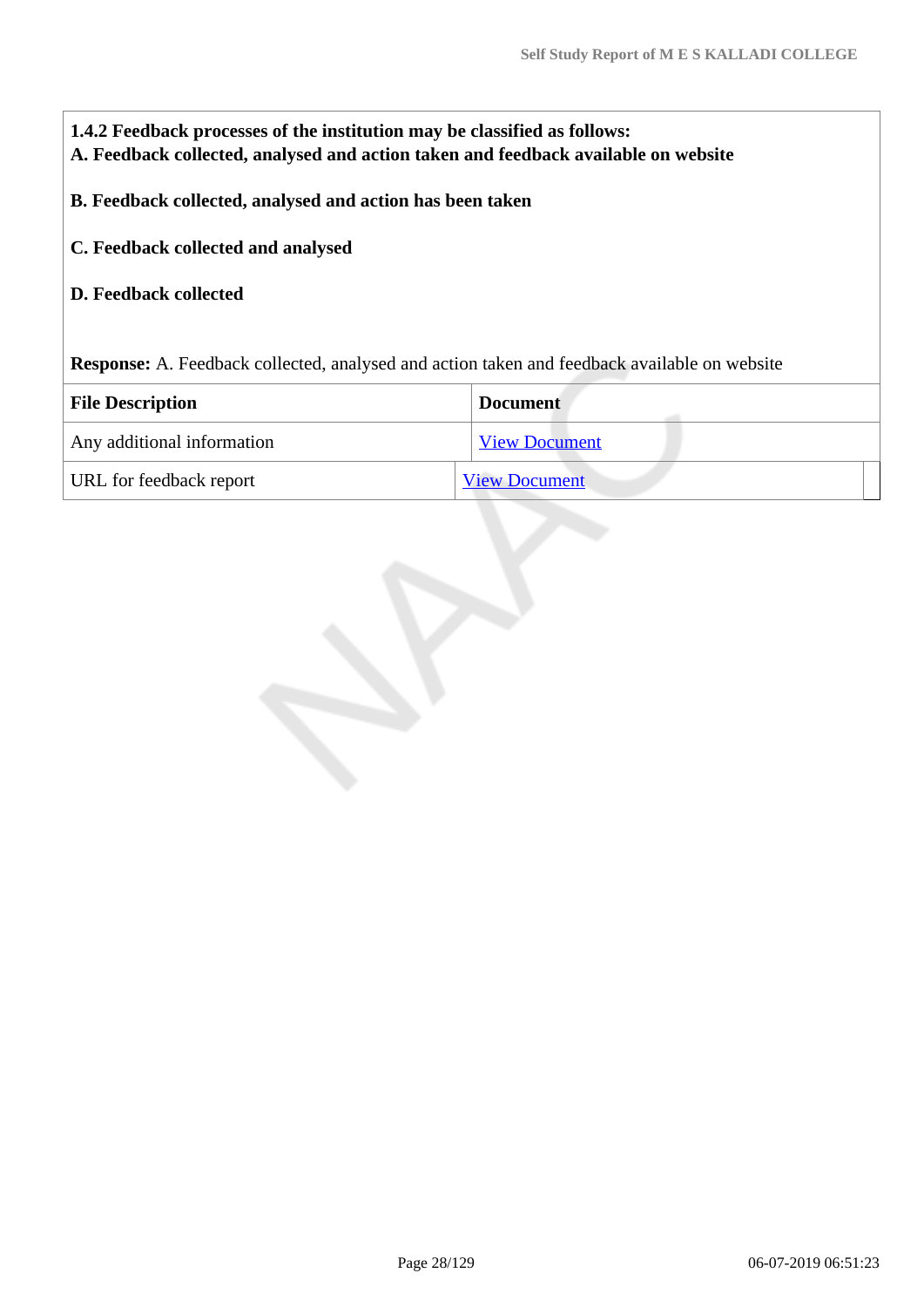**1.4.2 Feedback processes of the institution may be classified as follows:**
**A. Feedback collected, analysed and action taken and feedback available on website**

**B. Feedback collected, analysed and action has been taken**

**C. Feedback collected and analysed**

**D. Feedback collected**

**Response:** A. Feedback collected, analysed and action taken and feedback available on website

| File Description | Document |
| --- | --- |
| Any additional information | View Document |
| URL for feedback report | View Document |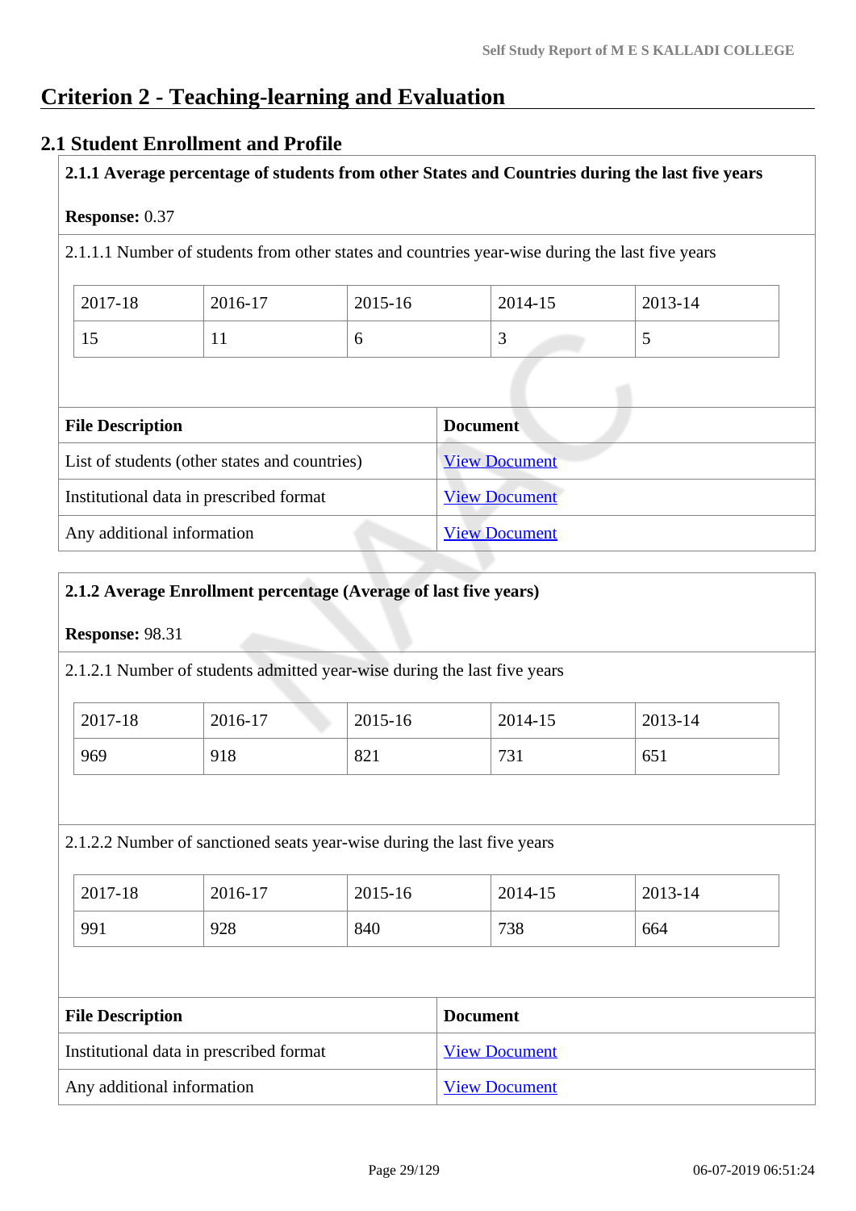# Criterion 2 - Teaching-learning and Evaluation

## 2.1 Student Enrollment and Profile

**2.1.1 Average percentage of students from other States and Countries during the last five years**

**Response:** 0.37

2.1.1.1 Number of students from other states and countries year-wise during the last five years

| 2017-18 | 2016-17 | 2015-16 | 2014-15 | 2013-14 |
|---|---|---|---|---|
| 15 | 11 | 6 | 3 | 5 |

| File Description | Document |
|---|---|
| List of students (other states and countries) | View Document |
| Institutional data in prescribed format | View Document |
| Any additional information | View Document |

**2.1.2 Average Enrollment percentage (Average of last five years)**

**Response:** 98.31

2.1.2.1 Number of students admitted year-wise during the last five years

| 2017-18 | 2016-17 | 2015-16 | 2014-15 | 2013-14 |
|---|---|---|---|---|
| 969 | 918 | 821 | 731 | 651 |

2.1.2.2 Number of sanctioned seats year-wise during the last five years

| 2017-18 | 2016-17 | 2015-16 | 2014-15 | 2013-14 |
|---|---|---|---|---|
| 991 | 928 | 840 | 738 | 664 |

| File Description | Document |
|---|---|
| Institutional data in prescribed format | View Document |
| Any additional information | View Document |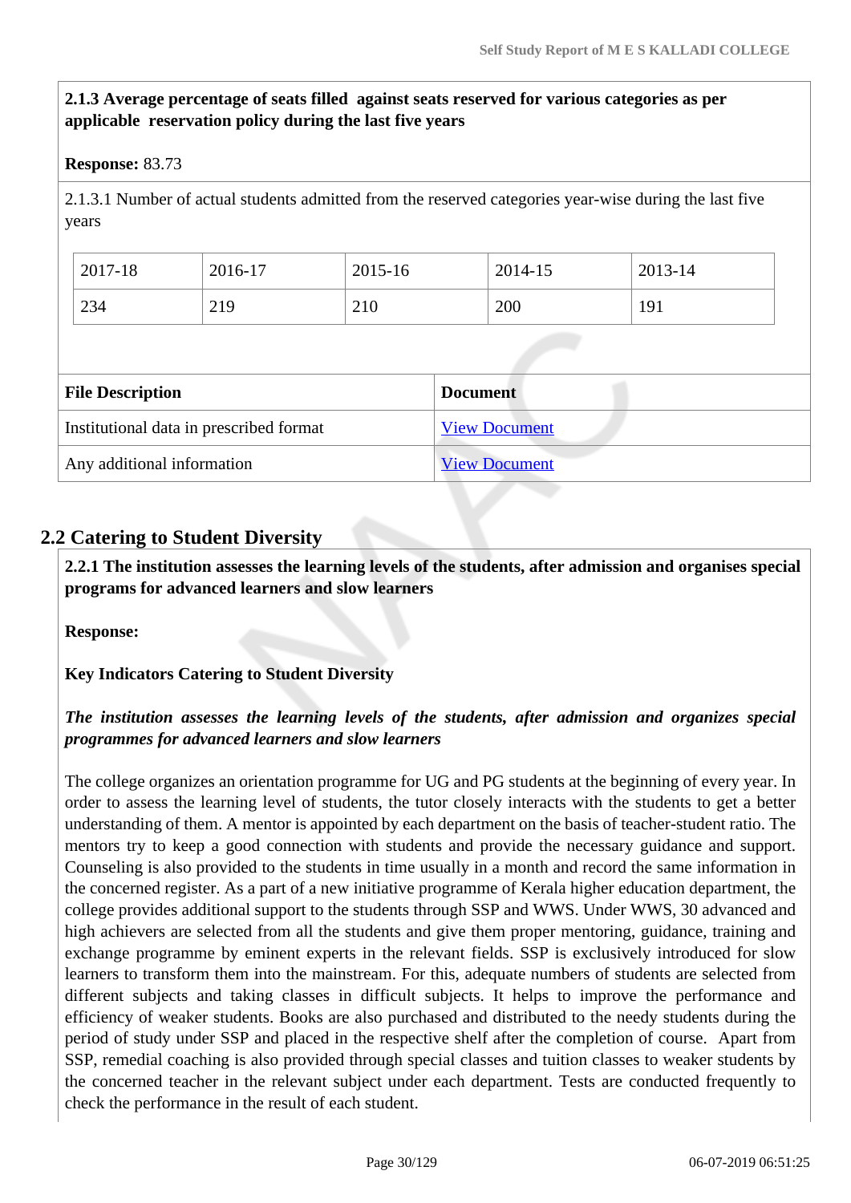**2.1.3 Average percentage of seats filled against seats reserved for various categories as per applicable reservation policy during the last five years**

**Response:** 83.73

2.1.3.1 Number of actual students admitted from the reserved categories year-wise during the last five years

| 2017-18 | 2016-17 | 2015-16 | 2014-15 | 2013-14 |
|---|---|---|---|---|
| 234 | 219 | 210 | 200 | 191 |

| File Description | Document |
|---|---|
| Institutional data in prescribed format | View Document |
| Any additional information | View Document |

## 2.2 Catering to Student Diversity

**2.2.1 The institution assesses the learning levels of the students, after admission and organises special programs for advanced learners and slow learners**

**Response:**

**Key Indicators Catering to Student Diversity**

***The institution assesses the learning levels of the students, after admission and organizes special programmes for advanced learners and slow learners***

The college organizes an orientation programme for UG and PG students at the beginning of every year. In order to assess the learning level of students, the tutor closely interacts with the students to get a better understanding of them. A mentor is appointed by each department on the basis of teacher-student ratio. The mentors try to keep a good connection with students and provide the necessary guidance and support. Counseling is also provided to the students in time usually in a month and record the same information in the concerned register. As a part of a new initiative programme of Kerala higher education department, the college provides additional support to the students through SSP and WWS. Under WWS, 30 advanced and high achievers are selected from all the students and give them proper mentoring, guidance, training and exchange programme by eminent experts in the relevant fields. SSP is exclusively introduced for slow learners to transform them into the mainstream. For this, adequate numbers of students are selected from different subjects and taking classes in difficult subjects. It helps to improve the performance and efficiency of weaker students. Books are also purchased and distributed to the needy students during the period of study under SSP and placed in the respective shelf after the completion of course. Apart from SSP, remedial coaching is also provided through special classes and tuition classes to weaker students by the concerned teacher in the relevant subject under each department. Tests are conducted frequently to check the performance in the result of each student.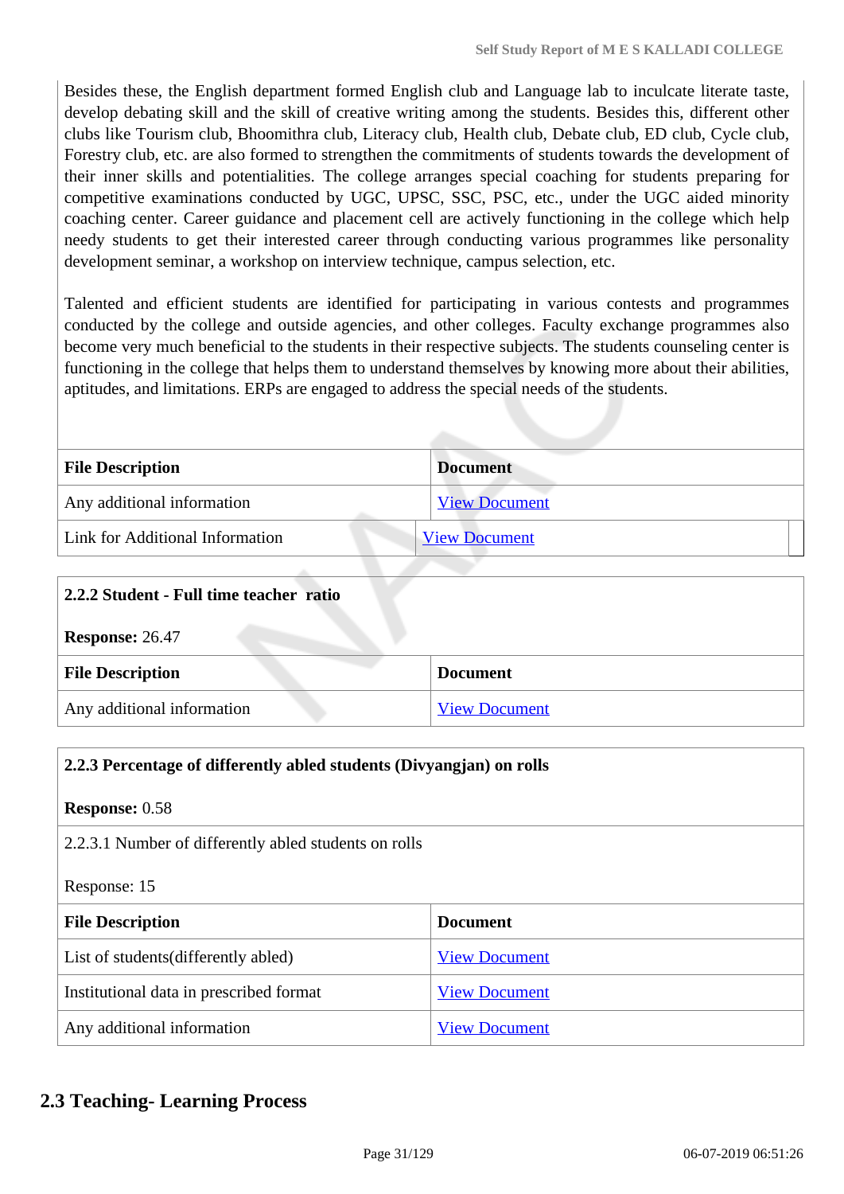Besides these, the English department formed English club and Language lab to inculcate literate taste, develop debating skill and the skill of creative writing among the students. Besides this, different other clubs like Tourism club, Bhoomithra club, Literacy club, Health club, Debate club, ED club, Cycle club, Forestry club, etc. are also formed to strengthen the commitments of students towards the development of their inner skills and potentialities. The college arranges special coaching for students preparing for competitive examinations conducted by UGC, UPSC, SSC, PSC, etc., under the UGC aided minority coaching center. Career guidance and placement cell are actively functioning in the college which help needy students to get their interested career through conducting various programmes like personality development seminar, a workshop on interview technique, campus selection, etc.

Talented and efficient students are identified for participating in various contests and programmes conducted by the college and outside agencies, and other colleges. Faculty exchange programmes also become very much beneficial to the students in their respective subjects. The students counseling center is functioning in the college that helps them to understand themselves by knowing more about their abilities, aptitudes, and limitations. ERPs are engaged to address the special needs of the students.

| File Description | Document |
|---|---|
| Any additional information | View Document |
| Link for Additional Information | View Document |

**2.2.2 Student - Full time teacher ratio**

**Response:** 26.47

| File Description | Document |
|---|---|
| Any additional information | View Document |

**2.2.3 Percentage of differently abled students (Divyangjan) on rolls**

**Response:** 0.58

2.2.3.1 Number of differently abled students on rolls

Response: 15

| File Description | Document |
|---|---|
| List of students(differently abled) | View Document |
| Institutional data in prescribed format | View Document |
| Any additional information | View Document |

## 2.3 Teaching- Learning Process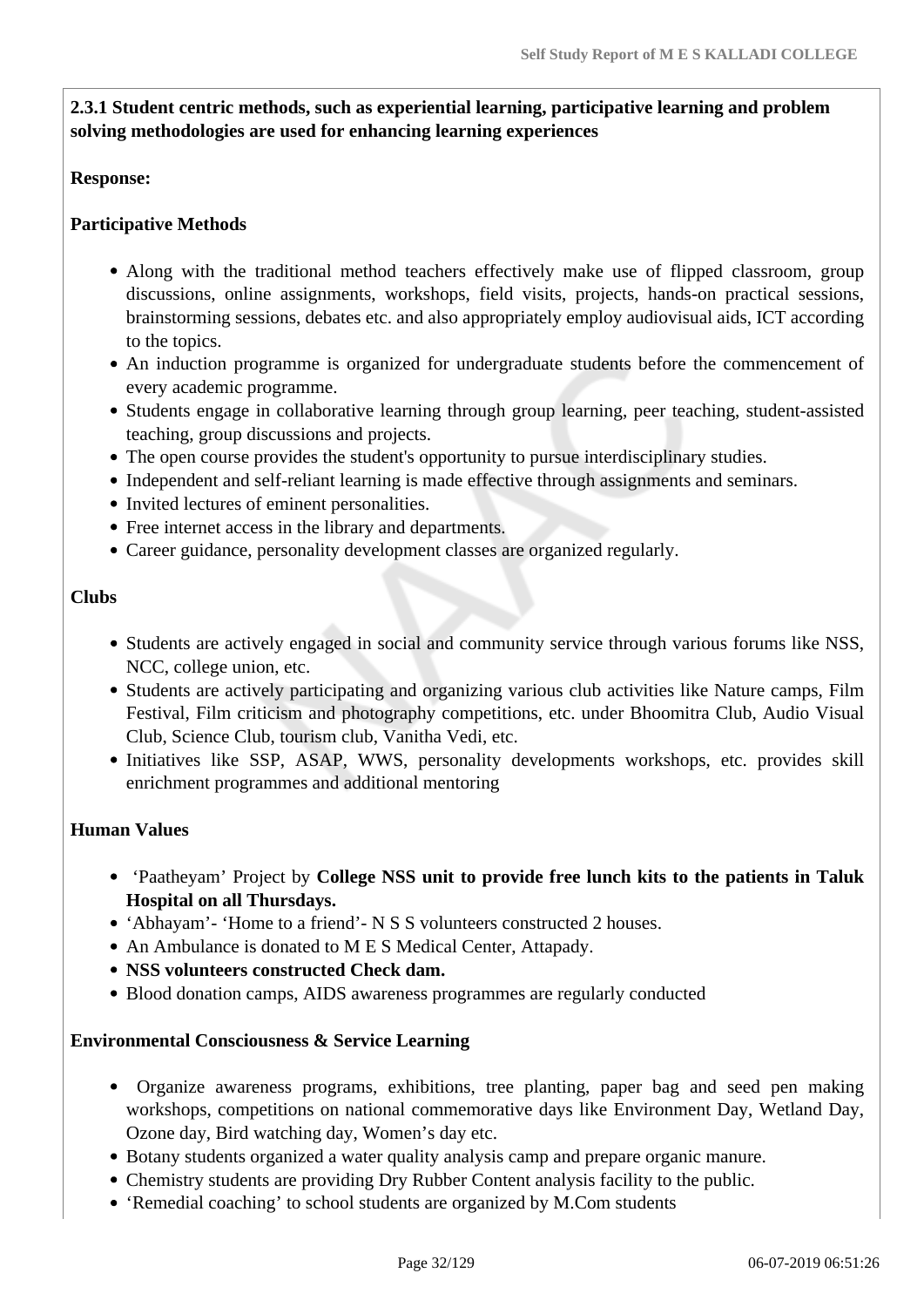**2.3.1 Student centric methods, such as experiential learning, participative learning and problem solving methodologies are used for enhancing learning experiences**

**Response:**

**Participative Methods**

- Along with the traditional method teachers effectively make use of flipped classroom, group discussions, online assignments, workshops, field visits, projects, hands-on practical sessions, brainstorming sessions, debates etc. and also appropriately employ audiovisual aids, ICT according to the topics.
- An induction programme is organized for undergraduate students before the commencement of every academic programme.
- Students engage in collaborative learning through group learning, peer teaching, student-assisted teaching, group discussions and projects.
- The open course provides the student's opportunity to pursue interdisciplinary studies.
- Independent and self-reliant learning is made effective through assignments and seminars.
- Invited lectures of eminent personalities.
- Free internet access in the library and departments.
- Career guidance, personality development classes are organized regularly.

**Clubs**

- Students are actively engaged in social and community service through various forums like NSS, NCC, college union, etc.
- Students are actively participating and organizing various club activities like Nature camps, Film Festival, Film criticism and photography competitions, etc. under Bhoomitra Club, Audio Visual Club, Science Club, tourism club, Vanitha Vedi, etc.
- Initiatives like SSP, ASAP, WWS, personality developments workshops, etc. provides skill enrichment programmes and additional mentoring

**Human Values**

- 'Paatheyam' Project by **College NSS unit to provide free lunch kits to the patients in Taluk Hospital on all Thursdays.**
- 'Abhayam'- 'Home to a friend'- N S S volunteers constructed 2 houses.
- An Ambulance is donated to M E S Medical Center, Attapady.
- **NSS volunteers constructed Check dam.**
- Blood donation camps, AIDS awareness programmes are regularly conducted

**Environmental Consciousness & Service Learning**

- Organize awareness programs, exhibitions, tree planting, paper bag and seed pen making workshops, competitions on national commemorative days like Environment Day, Wetland Day, Ozone day, Bird watching day, Women's day etc.
- Botany students organized a water quality analysis camp and prepare organic manure.
- Chemistry students are providing Dry Rubber Content analysis facility to the public.
- 'Remedial coaching' to school students are organized by M.Com students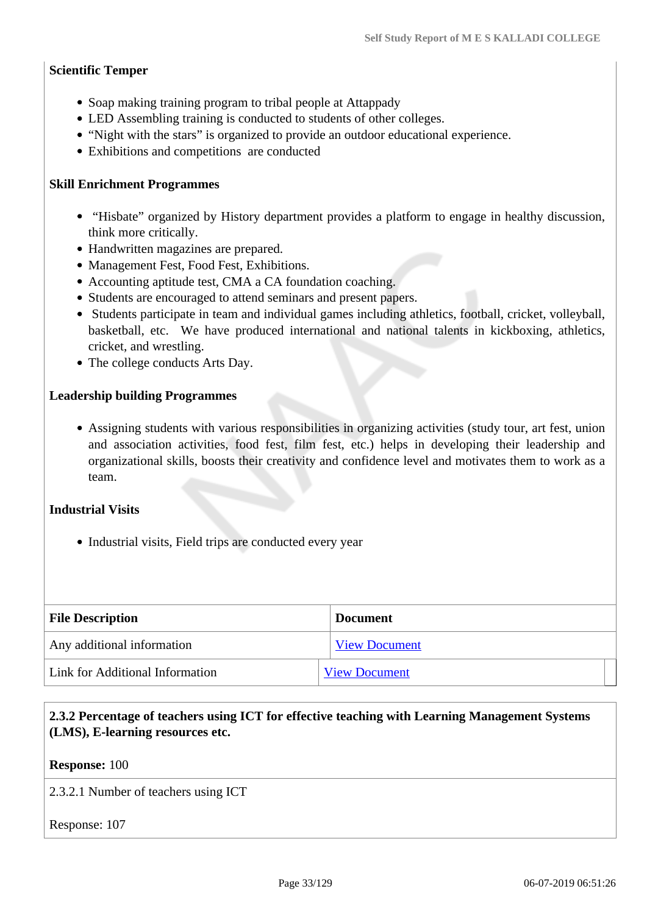**Scientific Temper**

- Soap making training program to tribal people at Attappady
- LED Assembling training is conducted to students of other colleges.
- "Night with the stars" is organized to provide an outdoor educational experience.
- Exhibitions and competitions are conducted

**Skill Enrichment Programmes**

- "Hisbate" organized by History department provides a platform to engage in healthy discussion, think more critically.
- Handwritten magazines are prepared.
- Management Fest, Food Fest, Exhibitions.
- Accounting aptitude test, CMA a CA foundation coaching.
- Students are encouraged to attend seminars and present papers.
- Students participate in team and individual games including athletics, football, cricket, volleyball, basketball, etc. We have produced international and national talents in kickboxing, athletics, cricket, and wrestling.
- The college conducts Arts Day.

**Leadership building Programmes**

- Assigning students with various responsibilities in organizing activities (study tour, art fest, union and association activities, food fest, film fest, etc.) helps in developing their leadership and organizational skills, boosts their creativity and confidence level and motivates them to work as a team.

**Industrial Visits**

- Industrial visits, Field trips are conducted every year

| File Description | Document |
|---|---|
| Any additional information | View Document |
| Link for Additional Information | View Document |

**2.3.2 Percentage of teachers using ICT for effective teaching with Learning Management Systems (LMS), E-learning resources etc.**

**Response:** 100

2.3.2.1 Number of teachers using ICT

Response: 107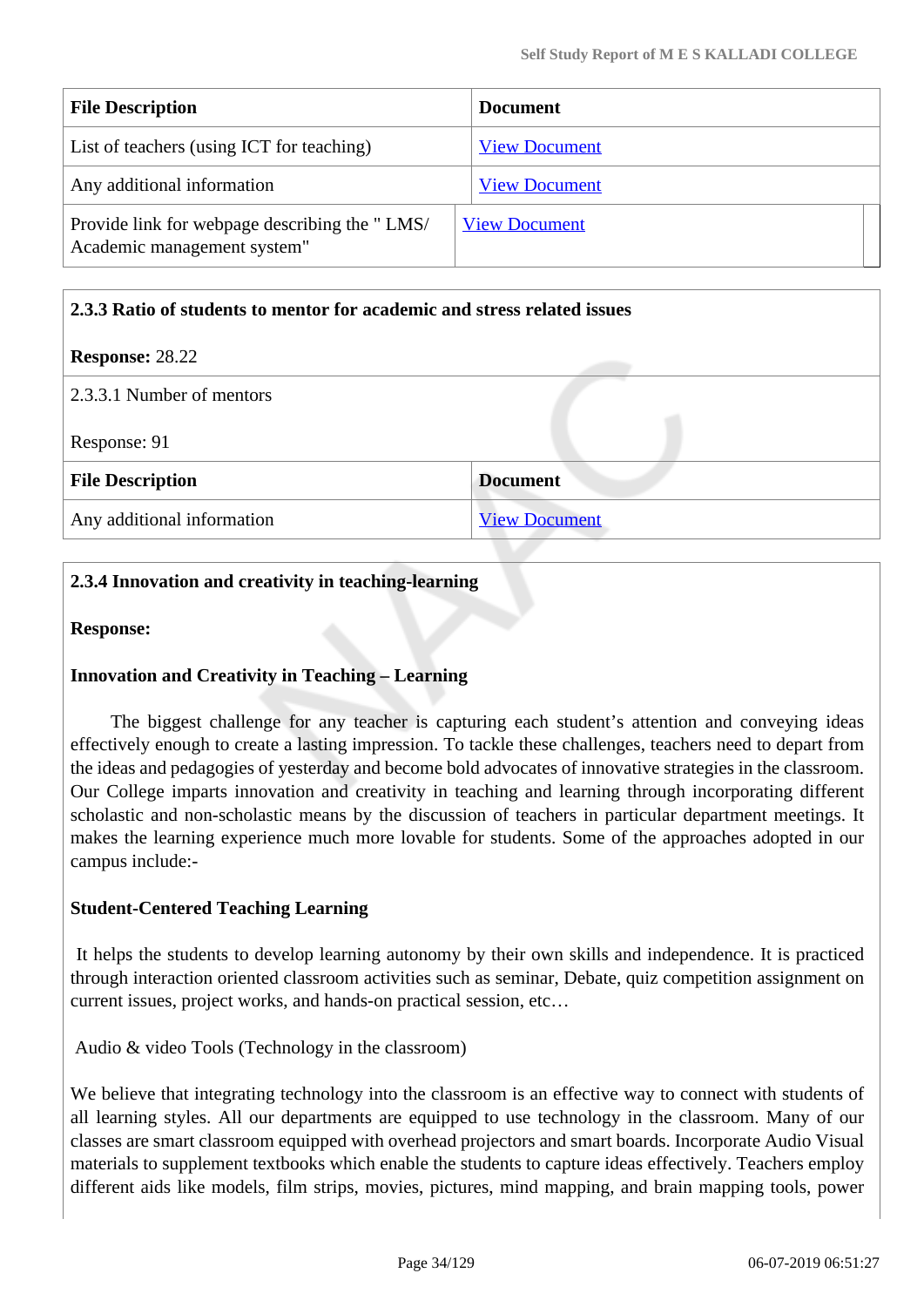| File Description | Document |
|---|---|
| List of teachers (using ICT for teaching) | View Document |
| Any additional information | View Document |
| Provide link for webpage describing the " LMS/ Academic management system" | View Document |

**2.3.3 Ratio of students to mentor for academic and stress related issues**

**Response:** 28.22

2.3.3.1 Number of mentors

Response: 91

| File Description | Document |
|---|---|
| Any additional information | View Document |

**2.3.4 Innovation and creativity in teaching-learning**

**Response:**

**Innovation and Creativity in Teaching – Learning**

The biggest challenge for any teacher is capturing each student's attention and conveying ideas effectively enough to create a lasting impression. To tackle these challenges, teachers need to depart from the ideas and pedagogies of yesterday and become bold advocates of innovative strategies in the classroom. Our College imparts innovation and creativity in teaching and learning through incorporating different scholastic and non-scholastic means by the discussion of teachers in particular department meetings. It makes the learning experience much more lovable for students. Some of the approaches adopted in our campus include:-

**Student-Centered Teaching Learning**

It helps the students to develop learning autonomy by their own skills and independence. It is practiced through interaction oriented classroom activities such as seminar, Debate, quiz competition assignment on current issues, project works, and hands-on practical session, etc…

Audio & video Tools (Technology in the classroom)

We believe that integrating technology into the classroom is an effective way to connect with students of all learning styles. All our departments are equipped to use technology in the classroom. Many of our classes are smart classroom equipped with overhead projectors and smart boards. Incorporate Audio Visual materials to supplement textbooks which enable the students to capture ideas effectively. Teachers employ different aids like models, film strips, movies, pictures, mind mapping, and brain mapping tools, power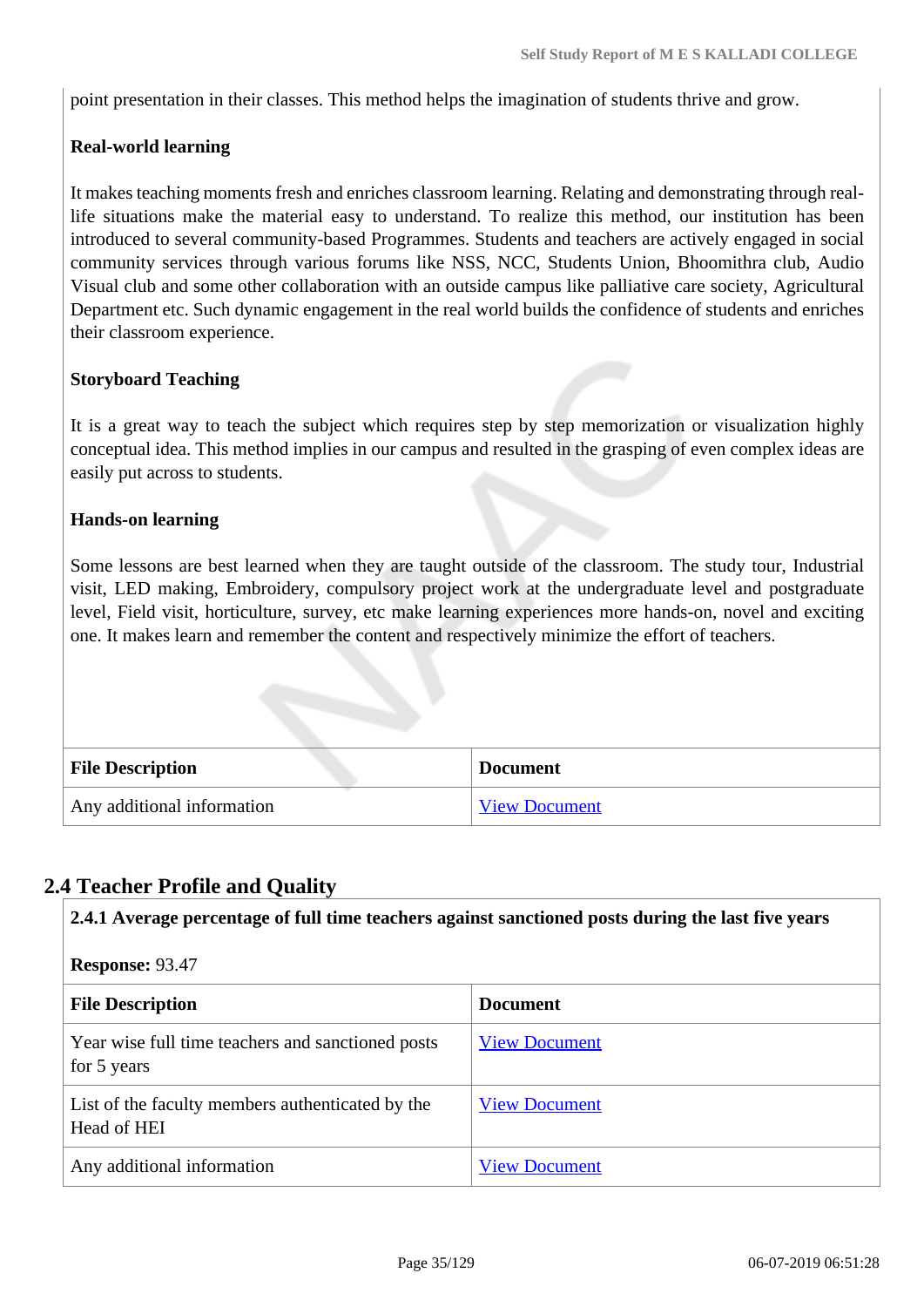point presentation in their classes. This method helps the imagination of students thrive and grow.

**Real-world learning**

It makes teaching moments fresh and enriches classroom learning. Relating and demonstrating through real-life situations make the material easy to understand. To realize this method, our institution has been introduced to several community-based Programmes. Students and teachers are actively engaged in social community services through various forums like NSS, NCC, Students Union, Bhoomithra club, Audio Visual club and some other collaboration with an outside campus like palliative care society, Agricultural Department etc. Such dynamic engagement in the real world builds the confidence of students and enriches their classroom experience.

**Storyboard Teaching**

It is a great way to teach the subject which requires step by step memorization or visualization highly conceptual idea. This method implies in our campus and resulted in the grasping of even complex ideas are easily put across to students.

**Hands-on learning**

Some lessons are best learned when they are taught outside of the classroom. The study tour, Industrial visit, LED making, Embroidery, compulsory project work at the undergraduate level and postgraduate level, Field visit, horticulture, survey, etc make learning experiences more hands-on, novel and exciting one. It makes learn and remember the content and respectively minimize the effort of teachers.

| File Description | Document |
|---|---|
| Any additional information | View Document |

## 2.4 Teacher Profile and Quality

**2.4.1 Average percentage of full time teachers against sanctioned posts during the last five years**

**Response:** 93.47

| File Description | Document |
|---|---|
| Year wise full time teachers and sanctioned posts for 5 years | View Document |
| List of the faculty members authenticated by the Head of HEI | View Document |
| Any additional information | View Document |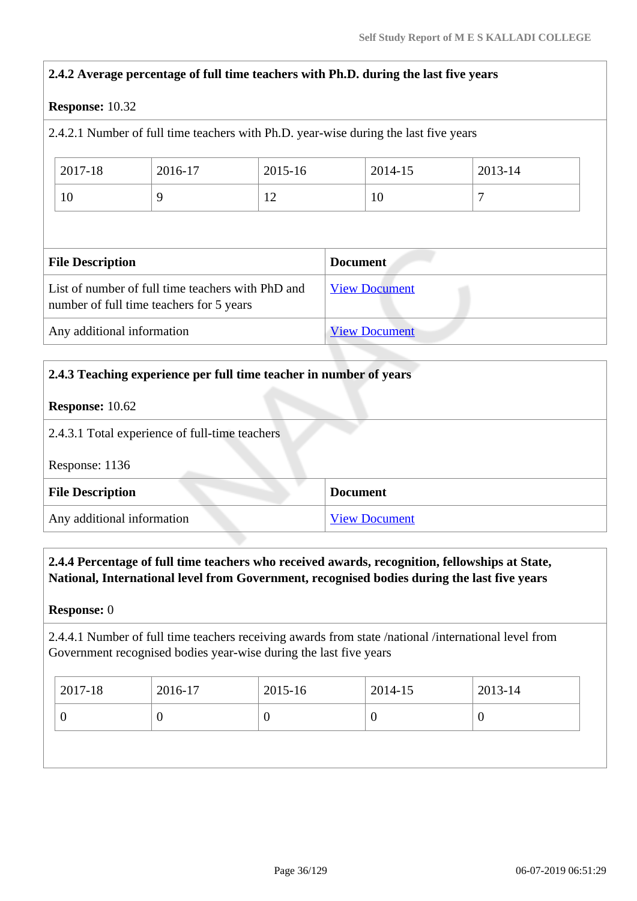**2.4.2 Average percentage of full time teachers with Ph.D. during the last five years**

**Response:** 10.32

2.4.2.1 Number of full time teachers with Ph.D. year-wise during the last five years

| 2017-18 | 2016-17 | 2015-16 | 2014-15 | 2013-14 |
|---|---|---|---|---|
| 10 | 9 | 12 | 10 | 7 |

| File Description | Document |
|---|---|
| List of number of full time teachers with PhD and number of full time teachers for 5 years | View Document |
| Any additional information | View Document |

**2.4.3 Teaching experience per full time teacher in number of years**

**Response:** 10.62

2.4.3.1 Total experience of full-time teachers

Response: 1136

| File Description | Document |
|---|---|
| Any additional information | View Document |

**2.4.4 Percentage of full time teachers who received awards, recognition, fellowships at State, National, International level from Government, recognised bodies during the last five years**

**Response:** 0

2.4.4.1 Number of full time teachers receiving awards from state /national /international level from Government recognised bodies year-wise during the last five years

| 2017-18 | 2016-17 | 2015-16 | 2014-15 | 2013-14 |
|---|---|---|---|---|
| 0 | 0 | 0 | 0 | 0 |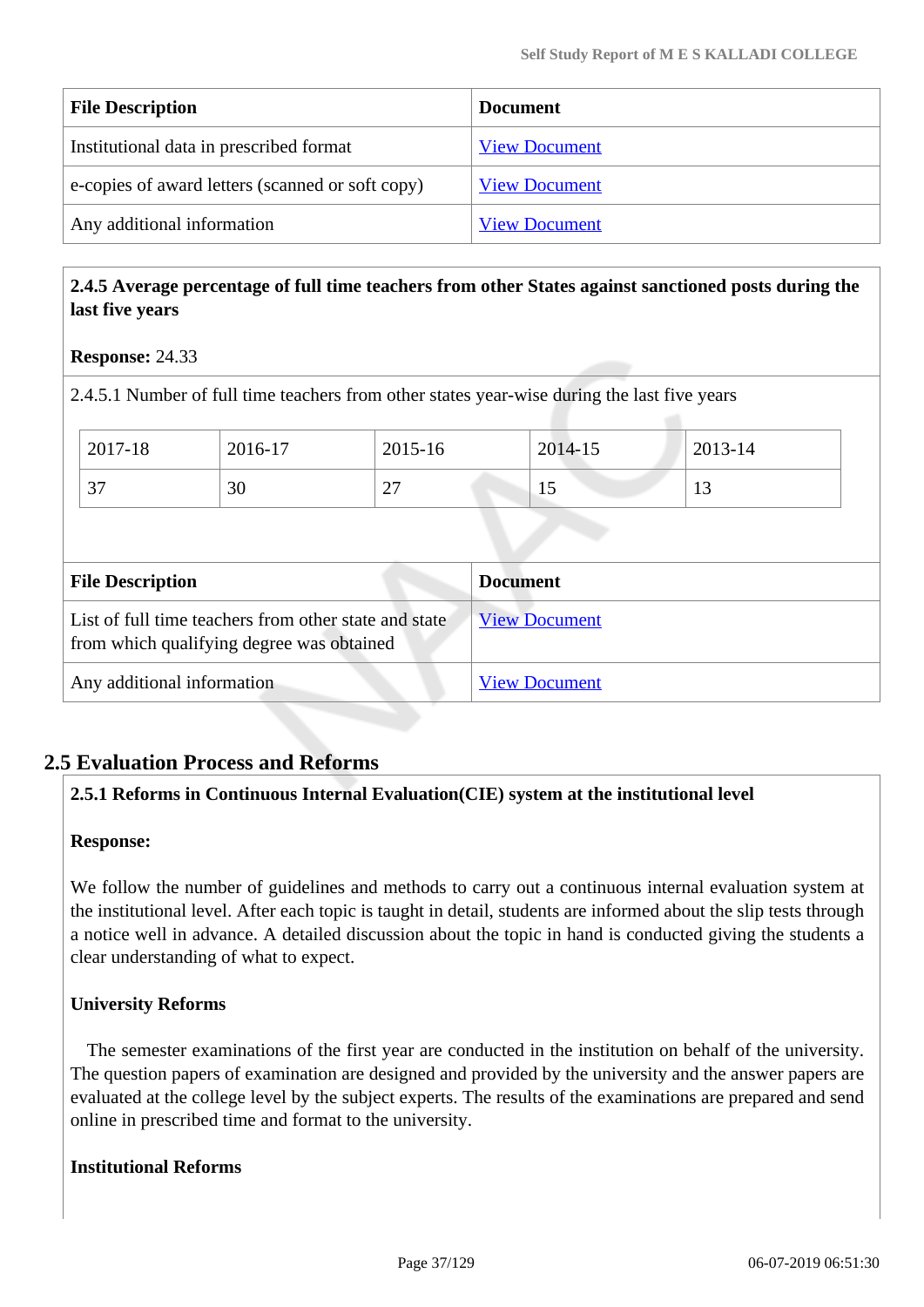| File Description | Document |
| --- | --- |
| Institutional data in prescribed format | View Document |
| e-copies of award letters (scanned or soft copy) | View Document |
| Any additional information | View Document |

**2.4.5 Average percentage of full time teachers from other States against sanctioned posts during the last five years**

**Response:** 24.33

2.4.5.1 Number of full time teachers from other states year-wise during the last five years

| 2017-18 | 2016-17 | 2015-16 | 2014-15 | 2013-14 |
| --- | --- | --- | --- | --- |
| 37 | 30 | 27 | 15 | 13 |

| File Description | Document |
| --- | --- |
| List of full time teachers from other state and state from which qualifying degree was obtained | View Document |
| Any additional information | View Document |

## 2.5 Evaluation Process and Reforms

**2.5.1 Reforms in Continuous Internal Evaluation(CIE) system at the institutional level**

**Response:**

We follow the number of guidelines and methods to carry out a continuous internal evaluation system at the institutional level. After each topic is taught in detail, students are informed about the slip tests through a notice well in advance. A detailed discussion about the topic in hand is conducted giving the students a clear understanding of what to expect.

**University Reforms**

The semester examinations of the first year are conducted in the institution on behalf of the university. The question papers of examination are designed and provided by the university and the answer papers are evaluated at the college level by the subject experts. The results of the examinations are prepared and send online in prescribed time and format to the university.

**Institutional Reforms**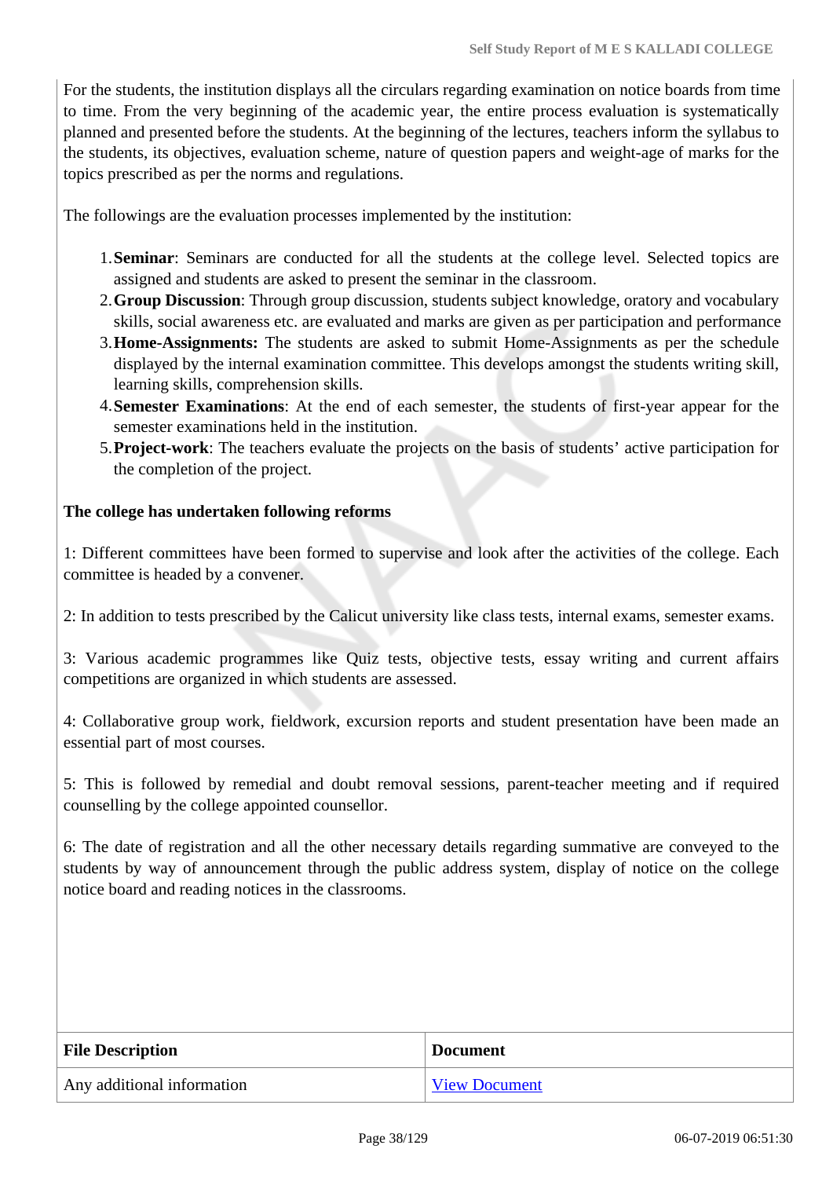For the students, the institution displays all the circulars regarding examination on notice boards from time to time. From the very beginning of the academic year, the entire process evaluation is systematically planned and presented before the students. At the beginning of the lectures, teachers inform the syllabus to the students, its objectives, evaluation scheme, nature of question papers and weight-age of marks for the topics prescribed as per the norms and regulations.

The followings are the evaluation processes implemented by the institution:

1. **Seminar**: Seminars are conducted for all the students at the college level. Selected topics are assigned and students are asked to present the seminar in the classroom.
2. **Group Discussion**: Through group discussion, students subject knowledge, oratory and vocabulary skills, social awareness etc. are evaluated and marks are given as per participation and performance
3. **Home-Assignments:** The students are asked to submit Home-Assignments as per the schedule displayed by the internal examination committee. This develops amongst the students writing skill, learning skills, comprehension skills.
4. **Semester Examinations**: At the end of each semester, the students of first-year appear for the semester examinations held in the institution.
5. **Project-work**: The teachers evaluate the projects on the basis of students' active participation for the completion of the project.

**The college has undertaken following reforms**

1: Different committees have been formed to supervise and look after the activities of the college. Each committee is headed by a convener.

2: In addition to tests prescribed by the Calicut university like class tests, internal exams, semester exams.

3: Various academic programmes like Quiz tests, objective tests, essay writing and current affairs competitions are organized in which students are assessed.

4: Collaborative group work, fieldwork, excursion reports and student presentation have been made an essential part of most courses.

5: This is followed by remedial and doubt removal sessions, parent-teacher meeting and if required counselling by the college appointed counsellor.

6: The date of registration and all the other necessary details regarding summative are conveyed to the students by way of announcement through the public address system, display of notice on the college notice board and reading notices in the classrooms.

| File Description | Document |
| --- | --- |
| Any additional information | View Document |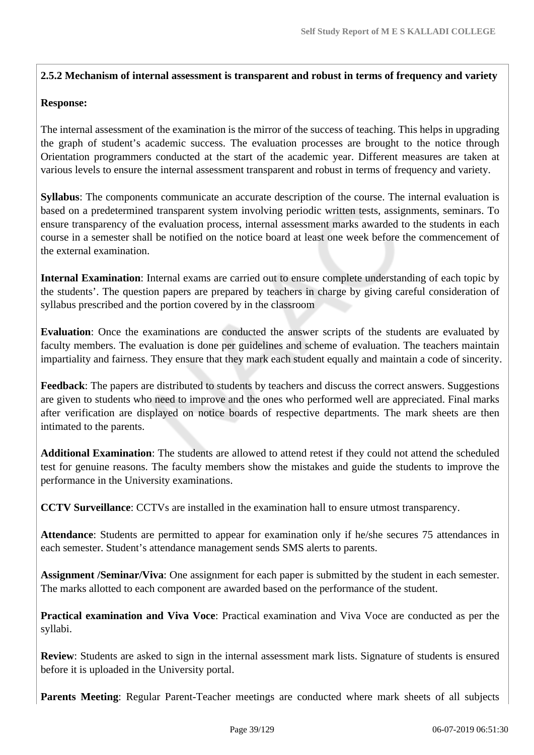**2.5.2 Mechanism of internal assessment is transparent and robust in terms of frequency and variety**

**Response:**

The internal assessment of the examination is the mirror of the success of teaching. This helps in upgrading the graph of student's academic success. The evaluation processes are brought to the notice through Orientation programmers conducted at the start of the academic year. Different measures are taken at various levels to ensure the internal assessment transparent and robust in terms of frequency and variety.

**Syllabus**: The components communicate an accurate description of the course. The internal evaluation is based on a predetermined transparent system involving periodic written tests, assignments, seminars. To ensure transparency of the evaluation process, internal assessment marks awarded to the students in each course in a semester shall be notified on the notice board at least one week before the commencement of the external examination.

**Internal Examination**: Internal exams are carried out to ensure complete understanding of each topic by the students'. The question papers are prepared by teachers in charge by giving careful consideration of syllabus prescribed and the portion covered by in the classroom

**Evaluation**: Once the examinations are conducted the answer scripts of the students are evaluated by faculty members. The evaluation is done per guidelines and scheme of evaluation. The teachers maintain impartiality and fairness. They ensure that they mark each student equally and maintain a code of sincerity.

**Feedback**: The papers are distributed to students by teachers and discuss the correct answers. Suggestions are given to students who need to improve and the ones who performed well are appreciated. Final marks after verification are displayed on notice boards of respective departments. The mark sheets are then intimated to the parents.

**Additional Examination**: The students are allowed to attend retest if they could not attend the scheduled test for genuine reasons. The faculty members show the mistakes and guide the students to improve the performance in the University examinations.

**CCTV Surveillance**: CCTVs are installed in the examination hall to ensure utmost transparency.

**Attendance**: Students are permitted to appear for examination only if he/she secures 75 attendances in each semester. Student's attendance management sends SMS alerts to parents.

**Assignment /Seminar/Viva**: One assignment for each paper is submitted by the student in each semester. The marks allotted to each component are awarded based on the performance of the student.

**Practical examination and Viva Voce**: Practical examination and Viva Voce are conducted as per the syllabi.

**Review**: Students are asked to sign in the internal assessment mark lists. Signature of students is ensured before it is uploaded in the University portal.

**Parents Meeting**: Regular Parent-Teacher meetings are conducted where mark sheets of all subjects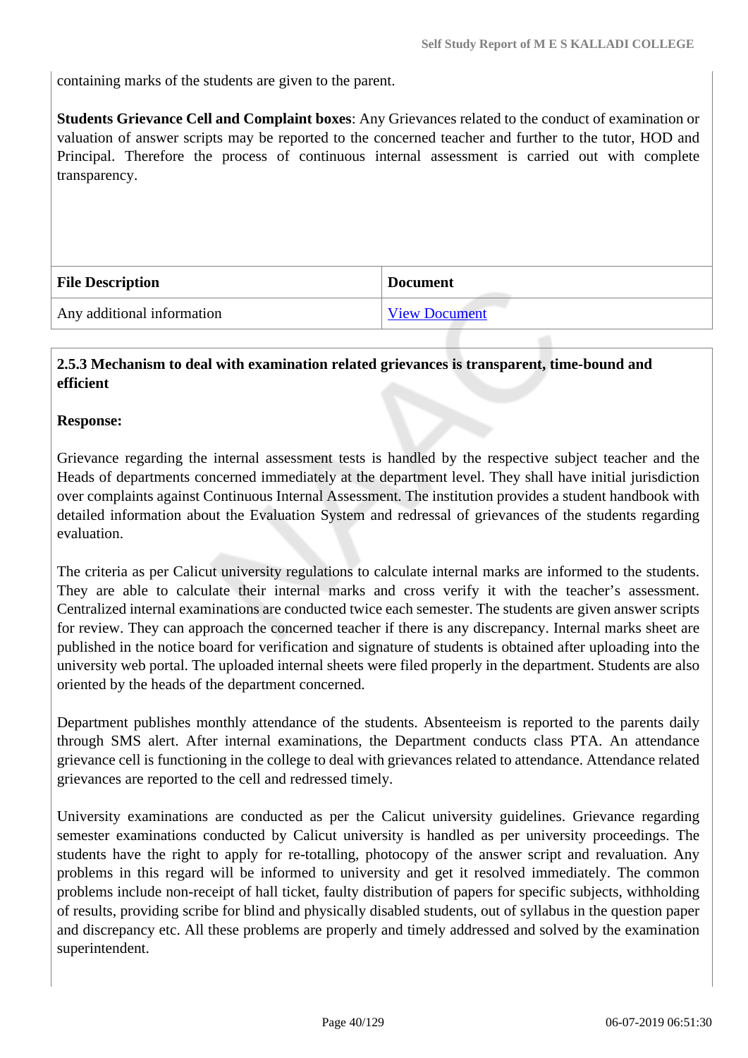containing marks of the students are given to the parent.

**Students Grievance Cell and Complaint boxes**: Any Grievances related to the conduct of examination or valuation of answer scripts may be reported to the concerned teacher and further to the tutor, HOD and Principal. Therefore the process of continuous internal assessment is carried out with complete transparency.

| File Description | Document |
|---|---|
| Any additional information | View Document |

**2.5.3 Mechanism to deal with examination related grievances is transparent, time-bound and efficient**

**Response:**

Grievance regarding the internal assessment tests is handled by the respective subject teacher and the Heads of departments concerned immediately at the department level. They shall have initial jurisdiction over complaints against Continuous Internal Assessment. The institution provides a student handbook with detailed information about the Evaluation System and redressal of grievances of the students regarding evaluation.

The criteria as per Calicut university regulations to calculate internal marks are informed to the students. They are able to calculate their internal marks and cross verify it with the teacher's assessment. Centralized internal examinations are conducted twice each semester. The students are given answer scripts for review. They can approach the concerned teacher if there is any discrepancy. Internal marks sheet are published in the notice board for verification and signature of students is obtained after uploading into the university web portal. The uploaded internal sheets were filed properly in the department. Students are also oriented by the heads of the department concerned.

Department publishes monthly attendance of the students. Absenteeism is reported to the parents daily through SMS alert. After internal examinations, the Department conducts class PTA. An attendance grievance cell is functioning in the college to deal with grievances related to attendance. Attendance related grievances are reported to the cell and redressed timely.

University examinations are conducted as per the Calicut university guidelines. Grievance regarding semester examinations conducted by Calicut university is handled as per university proceedings. The students have the right to apply for re-totalling, photocopy of the answer script and revaluation. Any problems in this regard will be informed to university and get it resolved immediately. The common problems include non-receipt of hall ticket, faulty distribution of papers for specific subjects, withholding of results, providing scribe for blind and physically disabled students, out of syllabus in the question paper and discrepancy etc. All these problems are properly and timely addressed and solved by the examination superintendent.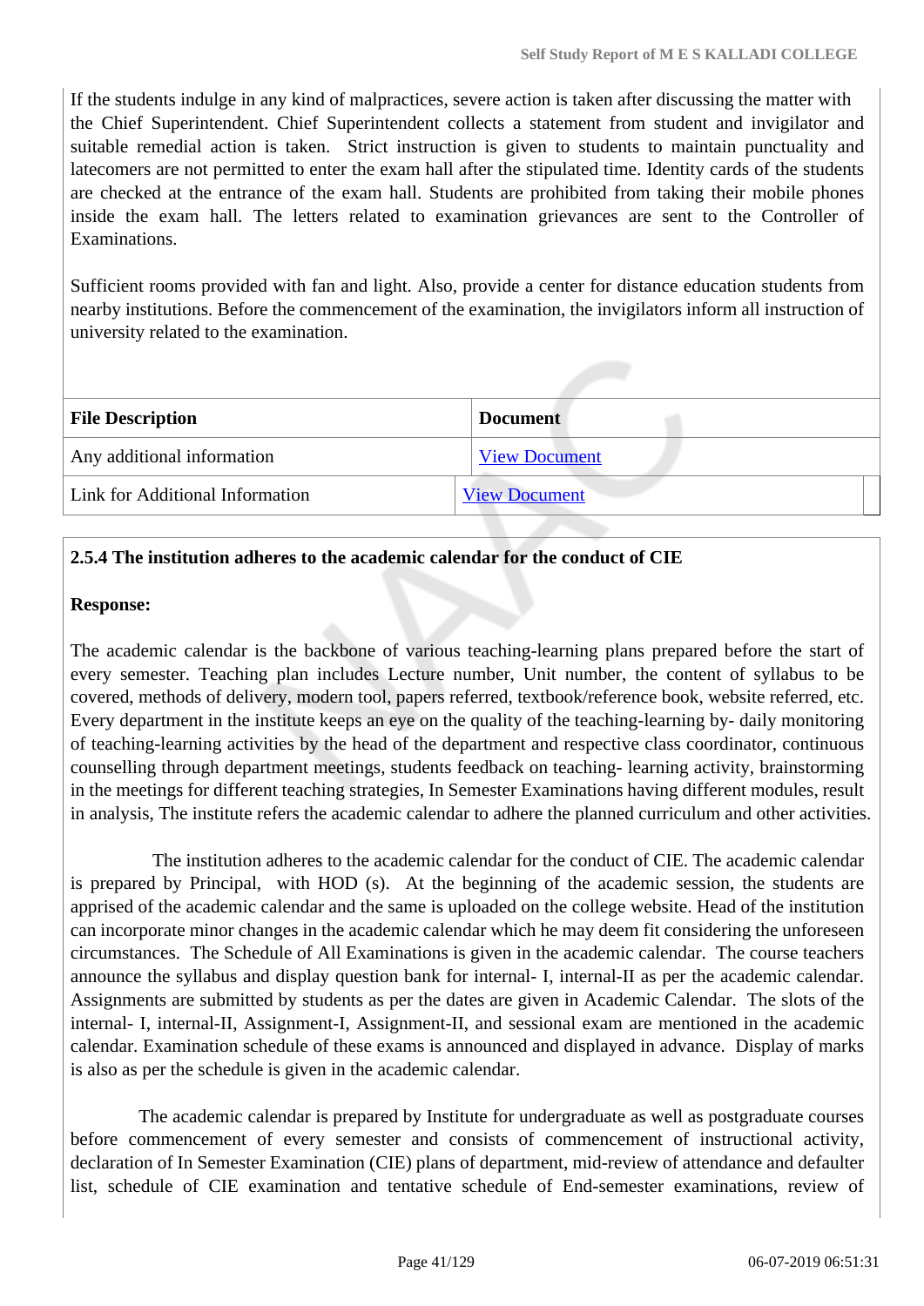If the students indulge in any kind of malpractices, severe action is taken after discussing the matter with the Chief Superintendent. Chief Superintendent collects a statement from student and invigilator and suitable remedial action is taken. Strict instruction is given to students to maintain punctuality and latecomers are not permitted to enter the exam hall after the stipulated time. Identity cards of the students are checked at the entrance of the exam hall. Students are prohibited from taking their mobile phones inside the exam hall. The letters related to examination grievances are sent to the Controller of Examinations.

Sufficient rooms provided with fan and light. Also, provide a center for distance education students from nearby institutions. Before the commencement of the examination, the invigilators inform all instruction of university related to the examination.

| File Description | Document |
|---|---|
| Any additional information | View Document |
| Link for Additional Information | View Document |

**2.5.4 The institution adheres to the academic calendar for the conduct of CIE**

**Response:**

The academic calendar is the backbone of various teaching-learning plans prepared before the start of every semester. Teaching plan includes Lecture number, Unit number, the content of syllabus to be covered, methods of delivery, modern tool, papers referred, textbook/reference book, website referred, etc. Every department in the institute keeps an eye on the quality of the teaching-learning by- daily monitoring of teaching-learning activities by the head of the department and respective class coordinator, continuous counselling through department meetings, students feedback on teaching- learning activity, brainstorming in the meetings for different teaching strategies, In Semester Examinations having different modules, result in analysis, The institute refers the academic calendar to adhere the planned curriculum and other activities.

The institution adheres to the academic calendar for the conduct of CIE. The academic calendar is prepared by Principal, with HOD (s). At the beginning of the academic session, the students are apprised of the academic calendar and the same is uploaded on the college website. Head of the institution can incorporate minor changes in the academic calendar which he may deem fit considering the unforeseen circumstances. The Schedule of All Examinations is given in the academic calendar. The course teachers announce the syllabus and display question bank for internal- I, internal-II as per the academic calendar. Assignments are submitted by students as per the dates are given in Academic Calendar. The slots of the internal- I, internal-II, Assignment-I, Assignment-II, and sessional exam are mentioned in the academic calendar. Examination schedule of these exams is announced and displayed in advance. Display of marks is also as per the schedule is given in the academic calendar.

The academic calendar is prepared by Institute for undergraduate as well as postgraduate courses before commencement of every semester and consists of commencement of instructional activity, declaration of In Semester Examination (CIE) plans of department, mid-review of attendance and defaulter list, schedule of CIE examination and tentative schedule of End-semester examinations, review of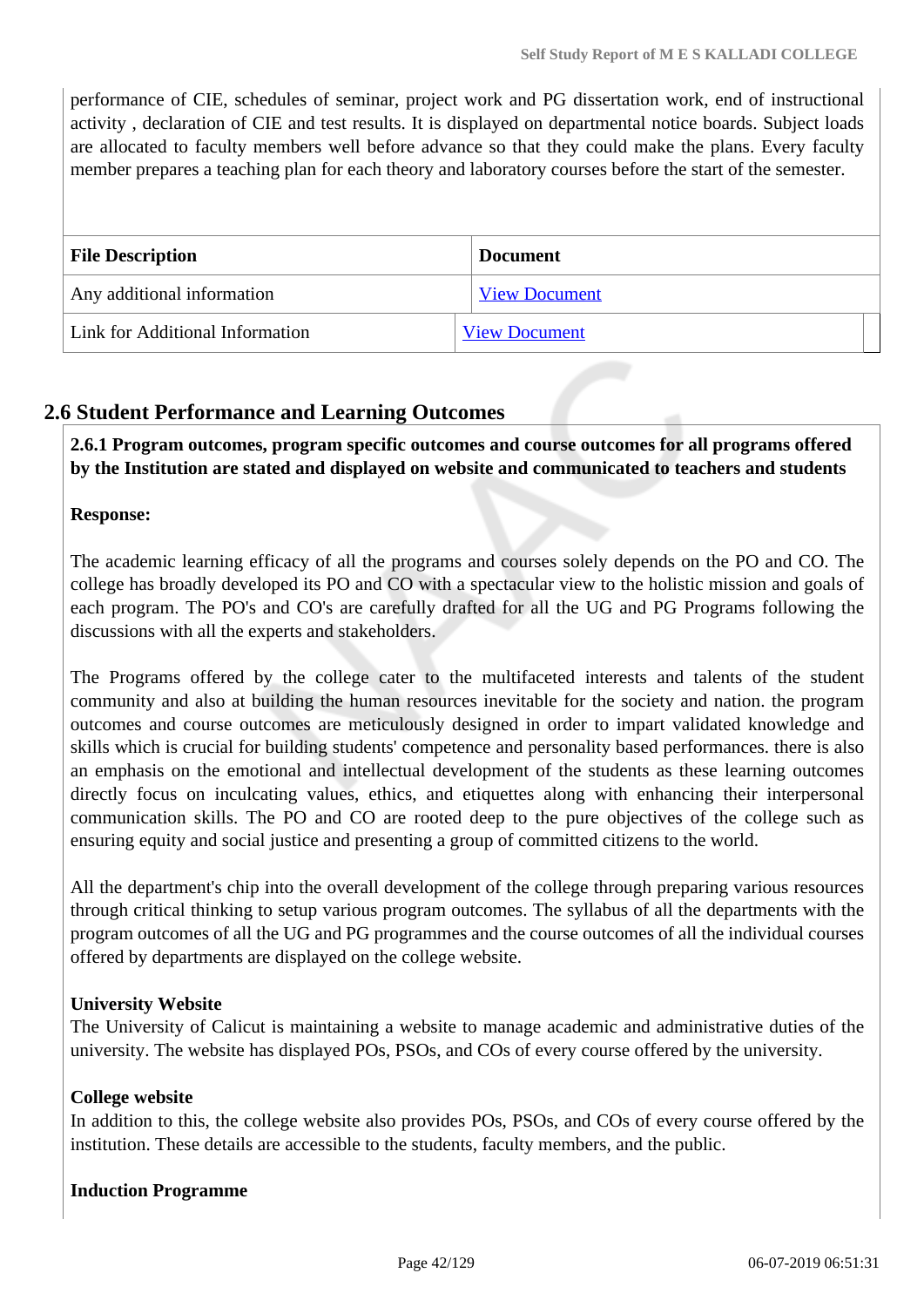performance of CIE, schedules of seminar, project work and PG dissertation work, end of instructional activity , declaration of CIE and test results. It is displayed on departmental notice boards. Subject loads are allocated to faculty members well before advance so that they could make the plans. Every faculty member prepares a teaching plan for each theory and laboratory courses before the start of the semester.

| File Description | Document |
|---|---|
| Any additional information | View Document |
| Link for Additional Information | View Document |

## 2.6 Student Performance and Learning Outcomes

**2.6.1 Program outcomes, program specific outcomes and course outcomes for all programs offered by the Institution are stated and displayed on website and communicated to teachers and students**

**Response:**

The academic learning efficacy of all the programs and courses solely depends on the PO and CO. The college has broadly developed its PO and CO with a spectacular view to the holistic mission and goals of each program. The PO's and CO's are carefully drafted for all the UG and PG Programs following the discussions with all the experts and stakeholders.

The Programs offered by the college cater to the multifaceted interests and talents of the student community and also at building the human resources inevitable for the society and nation. the program outcomes and course outcomes are meticulously designed in order to impart validated knowledge and skills which is crucial for building students' competence and personality based performances. there is also an emphasis on the emotional and intellectual development of the students as these learning outcomes directly focus on inculcating values, ethics, and etiquettes along with enhancing their interpersonal communication skills. The PO and CO are rooted deep to the pure objectives of the college such as ensuring equity and social justice and presenting a group of committed citizens to the world.

All the department's chip into the overall development of the college through preparing various resources through critical thinking to setup various program outcomes. The syllabus of all the departments with the program outcomes of all the UG and PG programmes and the course outcomes of all the individual courses offered by departments are displayed on the college website.

**University Website**
The University of Calicut is maintaining a website to manage academic and administrative duties of the university. The website has displayed POs, PSOs, and COs of every course offered by the university.

**College website**
In addition to this, the college website also provides POs, PSOs, and COs of every course offered by the institution. These details are accessible to the students, faculty members, and the public.

**Induction Programme**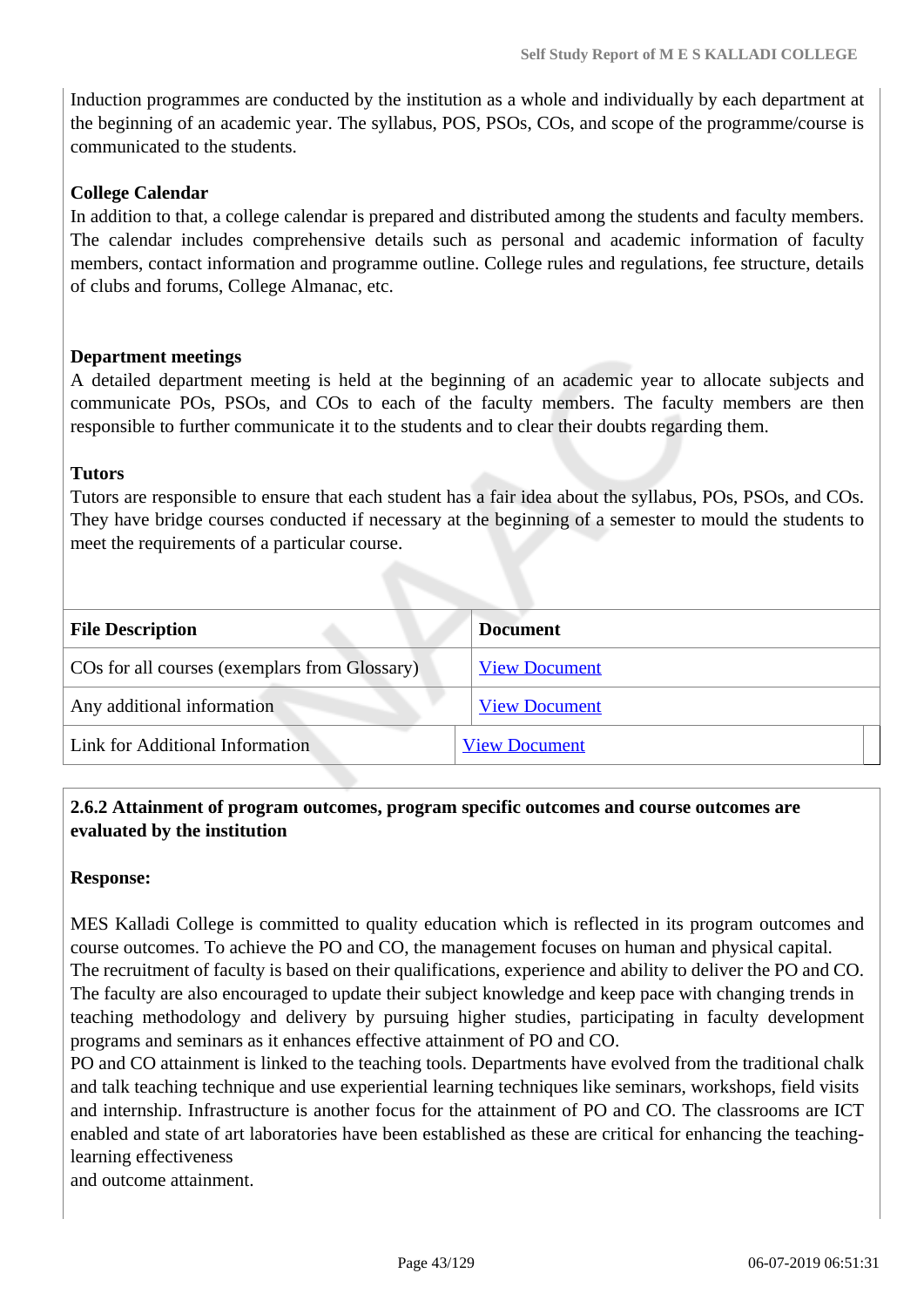Induction programmes are conducted by the institution as a whole and individually by each department at the beginning of an academic year. The syllabus, POS, PSOs, COs, and scope of the programme/course is communicated to the students.

**College Calendar**
In addition to that, a college calendar is prepared and distributed among the students and faculty members. The calendar includes comprehensive details such as personal and academic information of faculty members, contact information and programme outline. College rules and regulations, fee structure, details of clubs and forums, College Almanac, etc.

**Department meetings**
A detailed department meeting is held at the beginning of an academic year to allocate subjects and communicate POs, PSOs, and COs to each of the faculty members. The faculty members are then responsible to further communicate it to the students and to clear their doubts regarding them.

**Tutors**
Tutors are responsible to ensure that each student has a fair idea about the syllabus, POs, PSOs, and COs. They have bridge courses conducted if necessary at the beginning of a semester to mould the students to meet the requirements of a particular course.

| File Description | Document |
|---|---|
| COs for all courses (exemplars from Glossary) | View Document |
| Any additional information | View Document |
| Link for Additional Information | View Document |

**2.6.2 Attainment of program outcomes, program specific outcomes and course outcomes are evaluated by the institution**

**Response:**

MES Kalladi College is committed to quality education which is reflected in its program outcomes and course outcomes. To achieve the PO and CO, the management focuses on human and physical capital.
The recruitment of faculty is based on their qualifications, experience and ability to deliver the PO and CO. The faculty are also encouraged to update their subject knowledge and keep pace with changing trends in teaching methodology and delivery by pursuing higher studies, participating in faculty development programs and seminars as it enhances effective attainment of PO and CO.
PO and CO attainment is linked to the teaching tools. Departments have evolved from the traditional chalk and talk teaching technique and use experiential learning techniques like seminars, workshops, field visits and internship. Infrastructure is another focus for the attainment of PO and CO. The classrooms are ICT enabled and state of art laboratories have been established as these are critical for enhancing the teaching-learning effectiveness
and outcome attainment.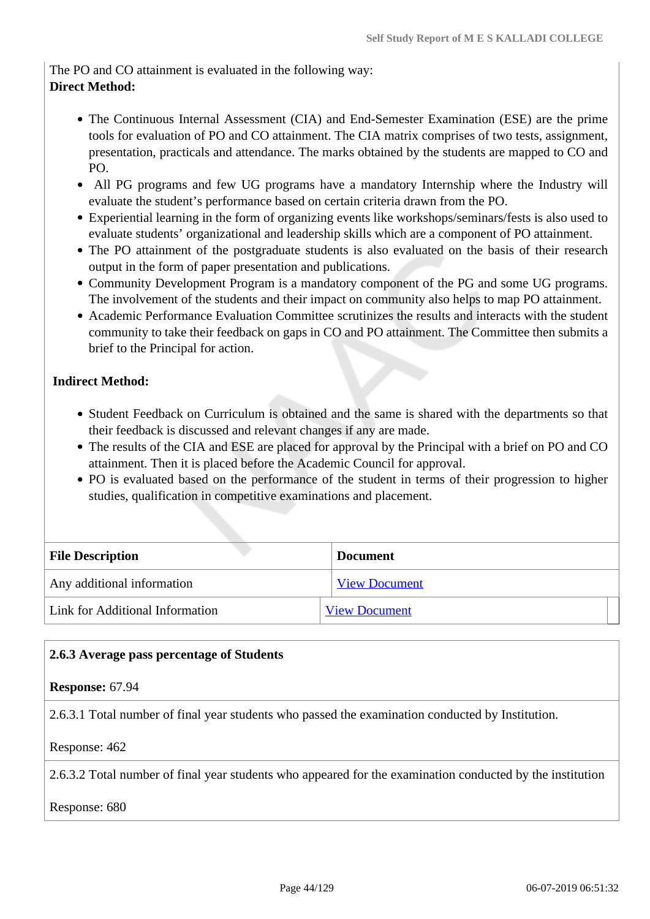The PO and CO attainment is evaluated in the following way:

**Direct Method:**

- The Continuous Internal Assessment (CIA) and End-Semester Examination (ESE) are the prime tools for evaluation of PO and CO attainment. The CIA matrix comprises of two tests, assignment, presentation, practicals and attendance. The marks obtained by the students are mapped to CO and PO.
- All PG programs and few UG programs have a mandatory Internship where the Industry will evaluate the student's performance based on certain criteria drawn from the PO.
- Experiential learning in the form of organizing events like workshops/seminars/fests is also used to evaluate students' organizational and leadership skills which are a component of PO attainment.
- The PO attainment of the postgraduate students is also evaluated on the basis of their research output in the form of paper presentation and publications.
- Community Development Program is a mandatory component of the PG and some UG programs. The involvement of the students and their impact on community also helps to map PO attainment.
- Academic Performance Evaluation Committee scrutinizes the results and interacts with the student community to take their feedback on gaps in CO and PO attainment. The Committee then submits a brief to the Principal for action.

**Indirect Method:**

- Student Feedback on Curriculum is obtained and the same is shared with the departments so that their feedback is discussed and relevant changes if any are made.
- The results of the CIA and ESE are placed for approval by the Principal with a brief on PO and CO attainment. Then it is placed before the Academic Council for approval.
- PO is evaluated based on the performance of the student in terms of their progression to higher studies, qualification in competitive examinations and placement.

| File Description | Document |
|---|---|
| Any additional information | View Document |
| Link for Additional Information | View Document |

**2.6.3 Average pass percentage of Students**

**Response:** 67.94

2.6.3.1 Total number of final year students who passed the examination conducted by Institution.

Response: 462

2.6.3.2 Total number of final year students who appeared for the examination conducted by the institution

Response: 680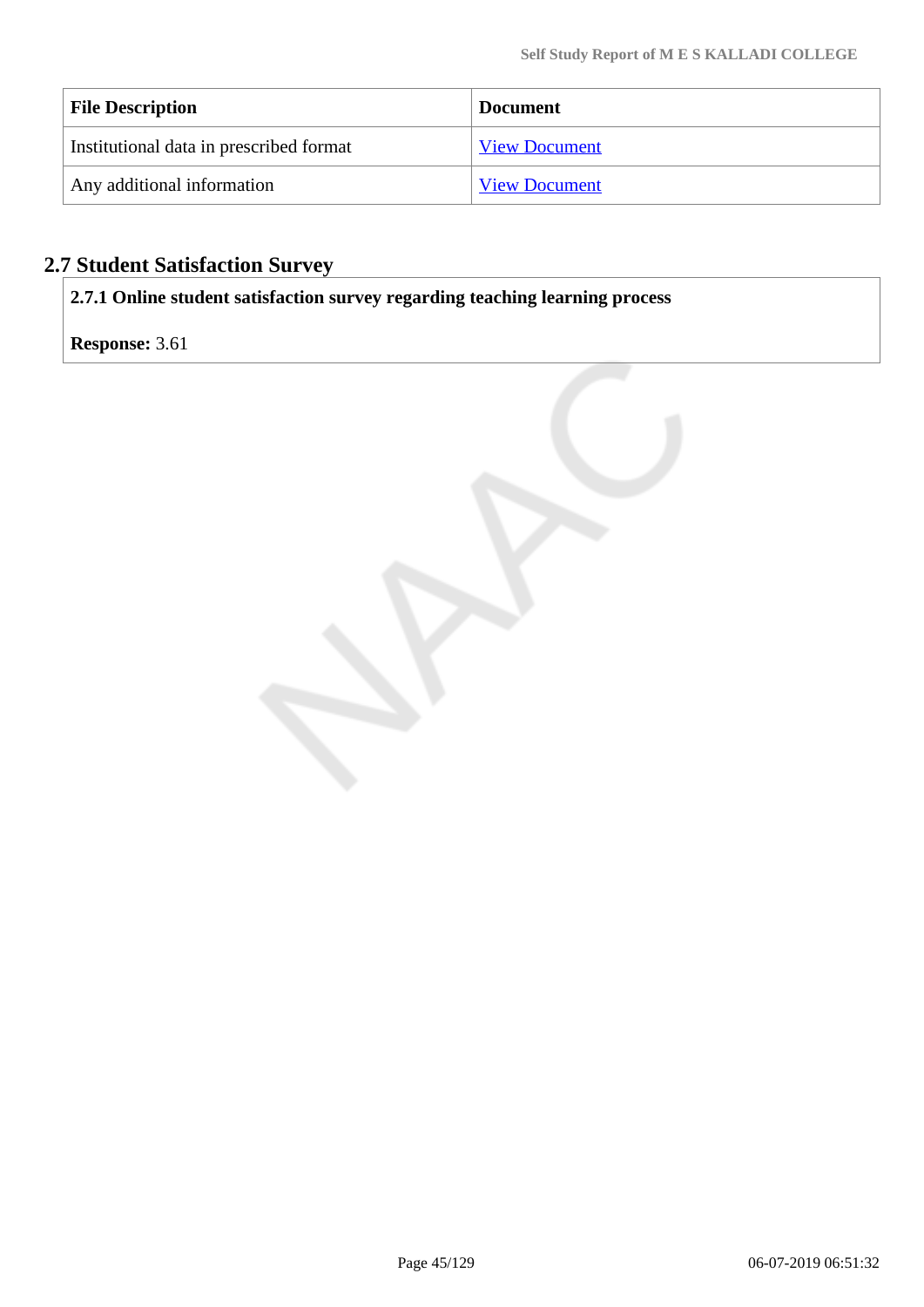| File Description | Document |
|---|---|
| Institutional data in prescribed format | View Document |
| Any additional information | View Document |

## 2.7 Student Satisfaction Survey

**2.7.1 Online student satisfaction survey regarding teaching learning process**

**Response:** 3.61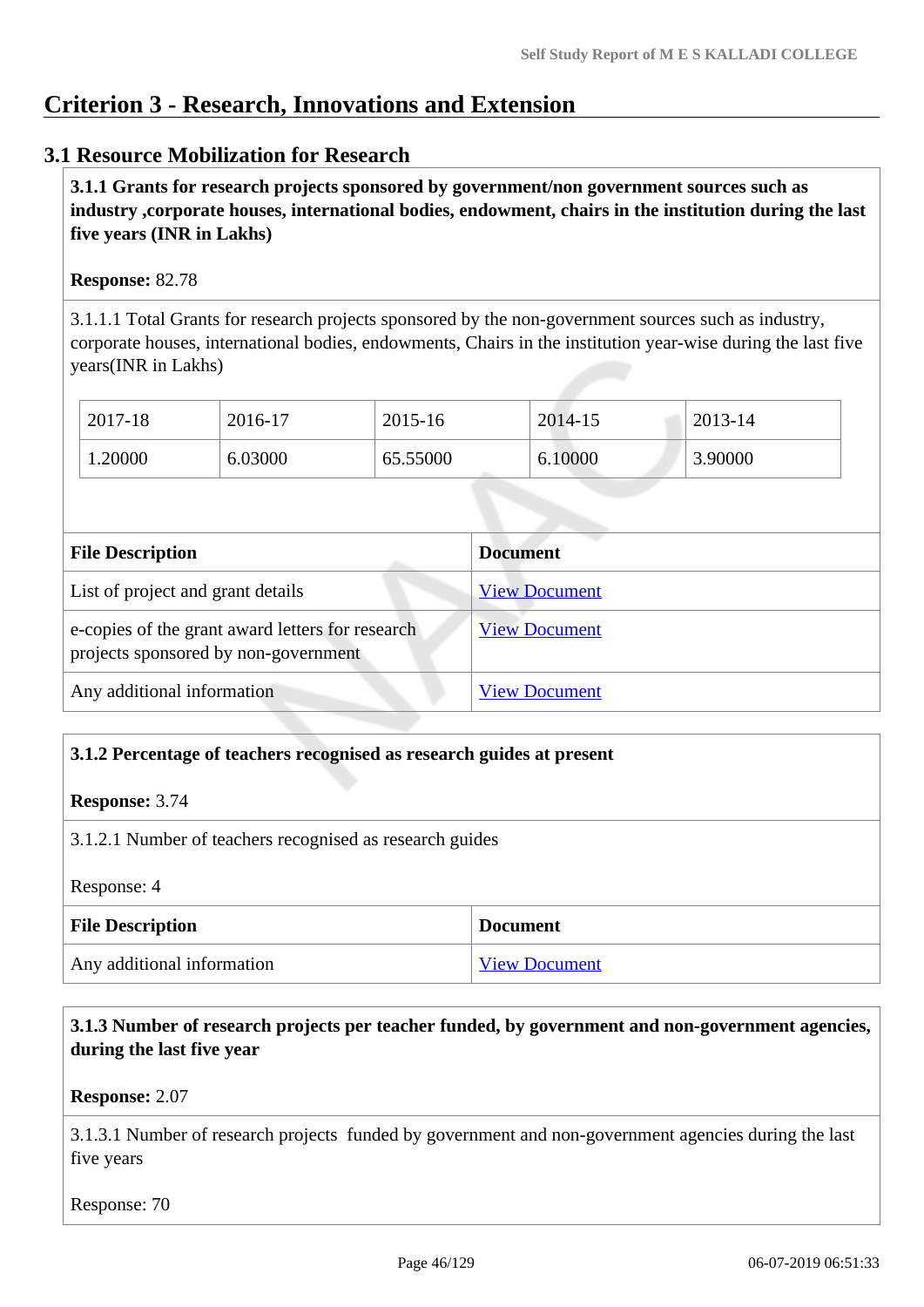## Criterion 3 - Research, Innovations and Extension

### 3.1 Resource Mobilization for Research

**3.1.1 Grants for research projects sponsored by government/non government sources such as industry ,corporate houses, international bodies, endowment, chairs in the institution during the last five years (INR in Lakhs)**

**Response:** 82.78

3.1.1.1 Total Grants for research projects sponsored by the non-government sources such as industry, corporate houses, international bodies, endowments, Chairs in the institution year-wise during the last five years(INR in Lakhs)

| 2017-18 | 2016-17 | 2015-16 | 2014-15 | 2013-14 |
|---|---|---|---|---|
| 1.20000 | 6.03000 | 65.55000 | 6.10000 | 3.90000 |

| File Description | Document |
|---|---|
| List of project and grant details | View Document |
| e-copies of the grant award letters for research projects sponsored by non-government | View Document |
| Any additional information | View Document |

**3.1.2 Percentage of teachers recognised as research guides at present**

**Response:** 3.74

3.1.2.1 Number of teachers recognised as research guides

Response: 4

| File Description | Document |
|---|---|
| Any additional information | View Document |

**3.1.3 Number of research projects per teacher funded, by government and non-government agencies, during the last five year**

**Response:** 2.07

3.1.3.1 Number of research projects funded by government and non-government agencies during the last five years

Response: 70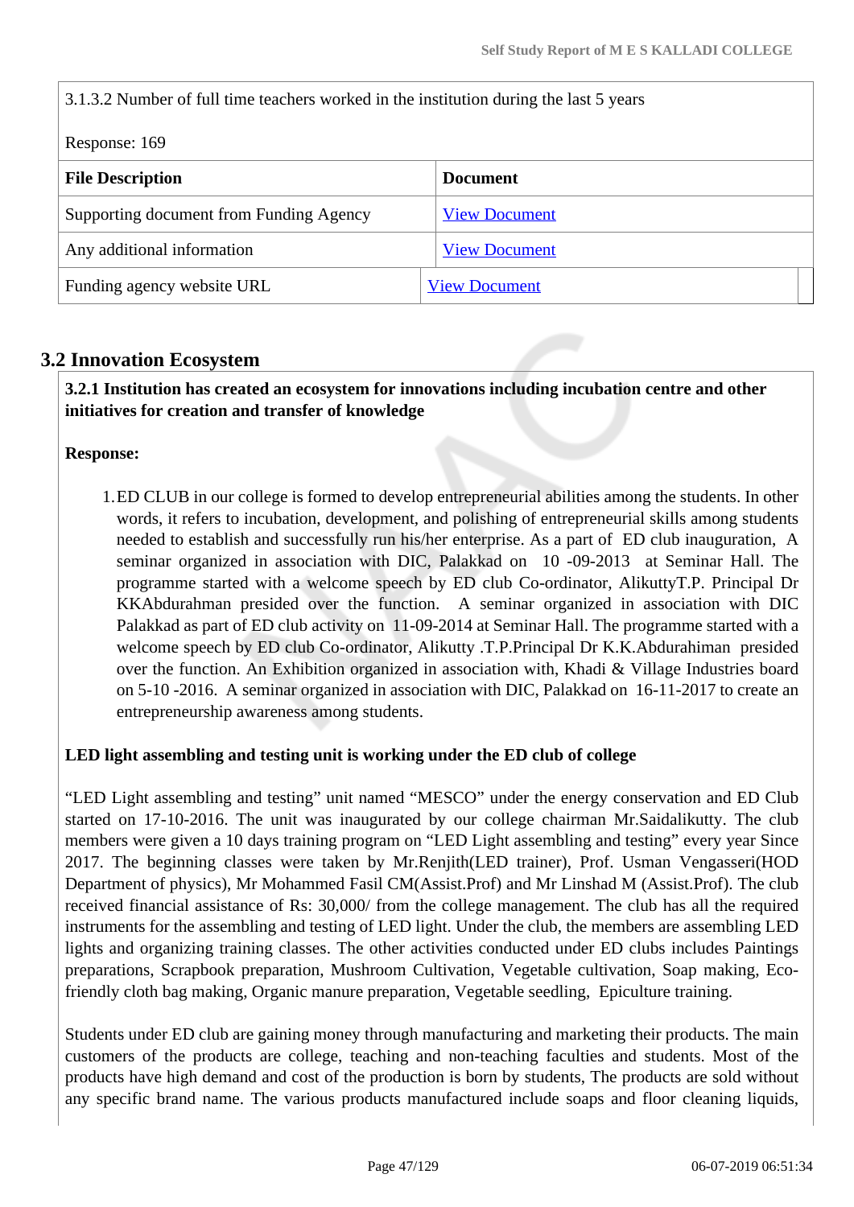3.1.3.2 Number of full time teachers worked in the institution during the last 5 years

Response: 169

| File Description | Document |
|---|---|
| Supporting document from Funding Agency | View Document |
| Any additional information | View Document |
| Funding agency website URL | View Document |

## 3.2 Innovation Ecosystem

**3.2.1 Institution has created an ecosystem for innovations including incubation centre and other initiatives for creation and transfer of knowledge**

**Response:**

1. ED CLUB in our college is formed to develop entrepreneurial abilities among the students. In other words, it refers to incubation, development, and polishing of entrepreneurial skills among students needed to establish and successfully run his/her enterprise. As a part of ED club inauguration, A seminar organized in association with DIC, Palakkad on 10 -09-2013 at Seminar Hall. The programme started with a welcome speech by ED club Co-ordinator, AlikuttyT.P. Principal Dr KKAbdurahman presided over the function. A seminar organized in association with DIC Palakkad as part of ED club activity on 11-09-2014 at Seminar Hall. The programme started with a welcome speech by ED club Co-ordinator, Alikutty .T.P.Principal Dr K.K.Abdurahiman presided over the function. An Exhibition organized in association with, Khadi & Village Industries board on 5-10 -2016. A seminar organized in association with DIC, Palakkad on 16-11-2017 to create an entrepreneurship awareness among students.

**LED light assembling and testing unit is working under the ED club of college**

“LED Light assembling and testing” unit named “MESCO” under the energy conservation and ED Club started on 17-10-2016. The unit was inaugurated by our college chairman Mr.Saidalikutty. The club members were given a 10 days training program on “LED Light assembling and testing” every year Since 2017. The beginning classes were taken by Mr.Renjith(LED trainer), Prof. Usman Vengasseri(HOD Department of physics), Mr Mohammed Fasil CM(Assist.Prof) and Mr Linshad M (Assist.Prof). The club received financial assistance of Rs: 30,000/ from the college management. The club has all the required instruments for the assembling and testing of LED light. Under the club, the members are assembling LED lights and organizing training classes. The other activities conducted under ED clubs includes Paintings preparations, Scrapbook preparation, Mushroom Cultivation, Vegetable cultivation, Soap making, Eco-friendly cloth bag making, Organic manure preparation, Vegetable seedling, Epiculture training.

Students under ED club are gaining money through manufacturing and marketing their products. The main customers of the products are college, teaching and non-teaching faculties and students. Most of the products have high demand and cost of the production is born by students, The products are sold without any specific brand name. The various products manufactured include soaps and floor cleaning liquids,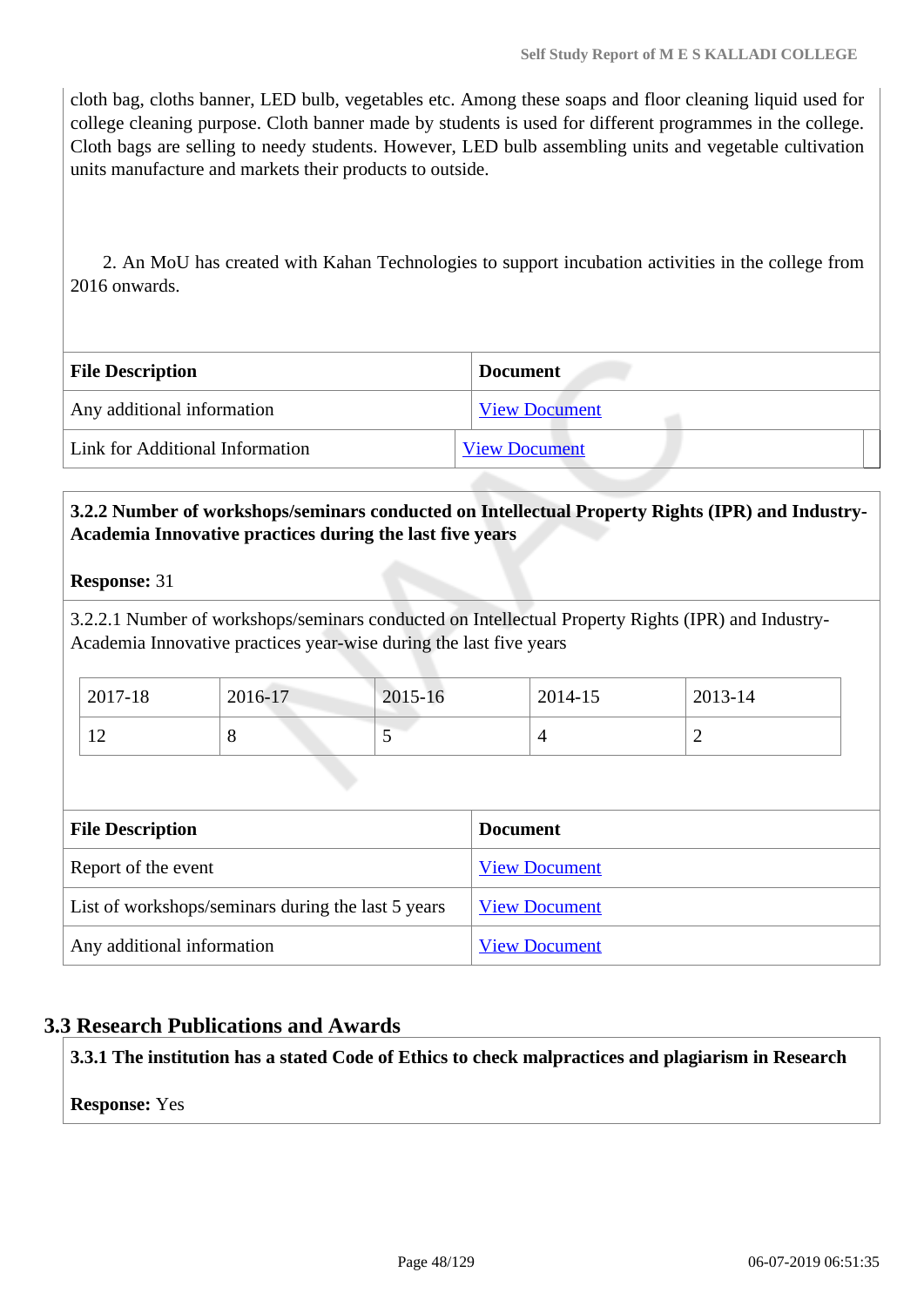cloth bag, cloths banner, LED bulb, vegetables etc. Among these soaps and floor cleaning liquid used for college cleaning purpose. Cloth banner made by students is used for different programmes in the college. Cloth bags are selling to needy students. However, LED bulb assembling units and vegetable cultivation units manufacture and markets their products to outside.

2. An MoU has created with Kahan Technologies to support incubation activities in the college from 2016 onwards.

| File Description | Document |
|---|---|
| Any additional information | View Document |
| Link for Additional Information | View Document |

**3.2.2 Number of workshops/seminars conducted on Intellectual Property Rights (IPR) and Industry-Academia Innovative practices during the last five years**

**Response:** 31

3.2.2.1 Number of workshops/seminars conducted on Intellectual Property Rights (IPR) and Industry-Academia Innovative practices year-wise during the last five years

| 2017-18 | 2016-17 | 2015-16 | 2014-15 | 2013-14 |
|---|---|---|---|---|
| 12 | 8 | 5 | 4 | 2 |

| File Description | Document |
|---|---|
| Report of the event | View Document |
| List of workshops/seminars during the last 5 years | View Document |
| Any additional information | View Document |

## 3.3 Research Publications and Awards

**3.3.1 The institution has a stated Code of Ethics to check malpractices and plagiarism in Research**

**Response:** Yes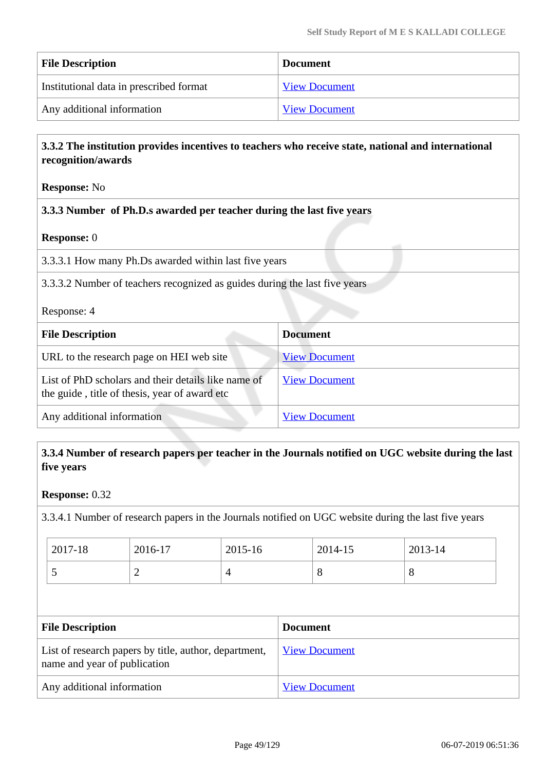| File Description | Document |
|---|---|
| Institutional data in prescribed format | View Document |
| Any additional information | View Document |

**3.3.2 The institution provides incentives to teachers who receive state, national and international recognition/awards**

**Response:** No

**3.3.3 Number of Ph.D.s awarded per teacher during the last five years**

**Response:** 0

3.3.3.1 How many Ph.Ds awarded within last five years

3.3.3.2 Number of teachers recognized as guides during the last five years

Response: 4

| File Description | Document |
|---|---|
| URL to the research page on HEI web site | View Document |
| List of PhD scholars and their details like name of the guide , title of thesis, year of award etc | View Document |
| Any additional information | View Document |

**3.3.4 Number of research papers per teacher in the Journals notified on UGC website during the last five years**

**Response:** 0.32

3.3.4.1 Number of research papers in the Journals notified on UGC website during the last five years

| 2017-18 | 2016-17 | 2015-16 | 2014-15 | 2013-14 |
|---|---|---|---|---|
| 5 | 2 | 4 | 8 | 8 |

| File Description | Document |
|---|---|
| List of research papers by title, author, department, name and year of publication | View Document |
| Any additional information | View Document |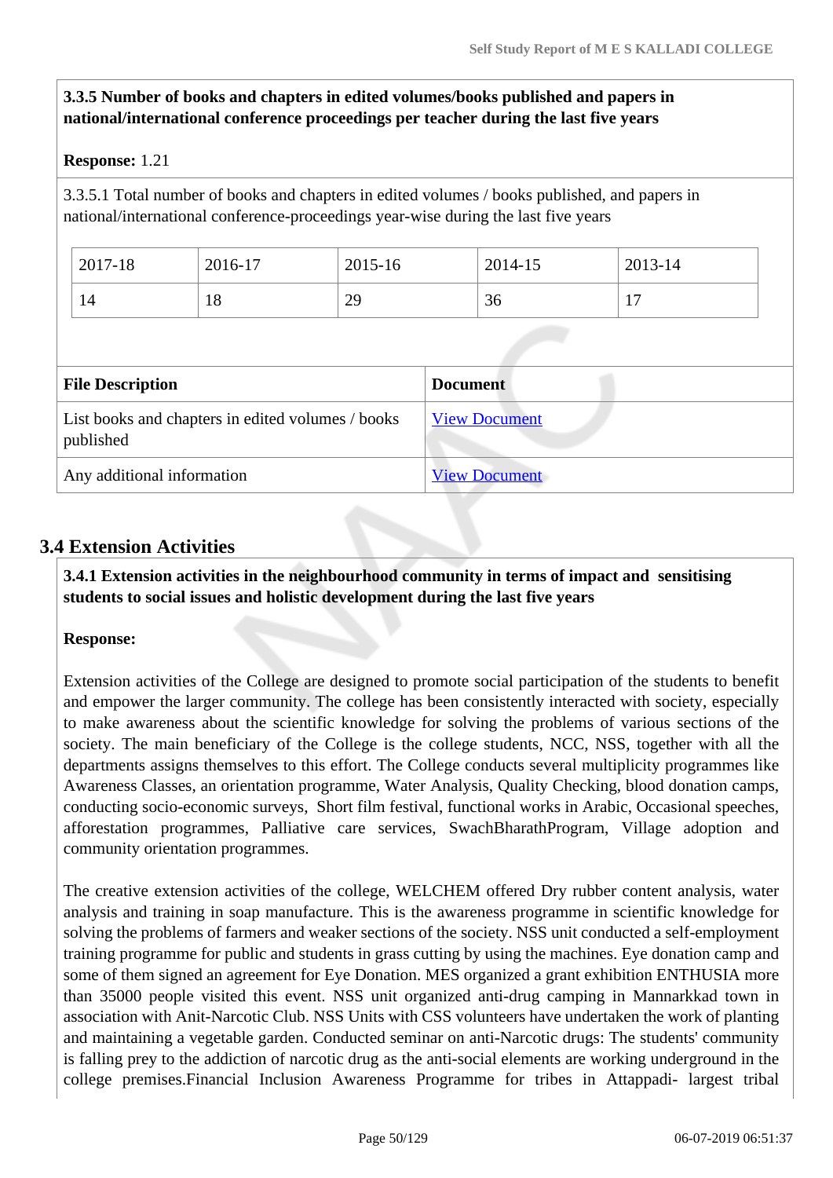**3.3.5 Number of books and chapters in edited volumes/books published and papers in national/international conference proceedings per teacher during the last five years**

**Response:** 1.21

3.3.5.1 Total number of books and chapters in edited volumes / books published, and papers in national/international conference-proceedings year-wise during the last five years

| 2017-18 | 2016-17 | 2015-16 | 2014-15 | 2013-14 |
|---|---|---|---|---|
| 14 | 18 | 29 | 36 | 17 |

| File Description | Document |
|---|---|
| List books and chapters in edited volumes / books published | View Document |
| Any additional information | View Document |

## 3.4 Extension Activities

**3.4.1 Extension activities in the neighbourhood community in terms of impact and sensitising students to social issues and holistic development during the last five years**

**Response:**

Extension activities of the College are designed to promote social participation of the students to benefit and empower the larger community. The college has been consistently interacted with society, especially to make awareness about the scientific knowledge for solving the problems of various sections of the society. The main beneficiary of the College is the college students, NCC, NSS, together with all the departments assigns themselves to this effort. The College conducts several multiplicity programmes like Awareness Classes, an orientation programme, Water Analysis, Quality Checking, blood donation camps, conducting socio-economic surveys, Short film festival, functional works in Arabic, Occasional speeches, afforestation programmes, Palliative care services, SwachBharathProgram, Village adoption and community orientation programmes.

The creative extension activities of the college, WELCHEM offered Dry rubber content analysis, water analysis and training in soap manufacture. This is the awareness programme in scientific knowledge for solving the problems of farmers and weaker sections of the society. NSS unit conducted a self-employment training programme for public and students in grass cutting by using the machines. Eye donation camp and some of them signed an agreement for Eye Donation. MES organized a grant exhibition ENTHUSIA more than 35000 people visited this event. NSS unit organized anti-drug camping in Mannarkkad town in association with Anit-Narcotic Club. NSS Units with CSS volunteers have undertaken the work of planting and maintaining a vegetable garden. Conducted seminar on anti-Narcotic drugs: The students' community is falling prey to the addiction of narcotic drug as the anti-social elements are working underground in the college premises.Financial Inclusion Awareness Programme for tribes in Attappadi- largest tribal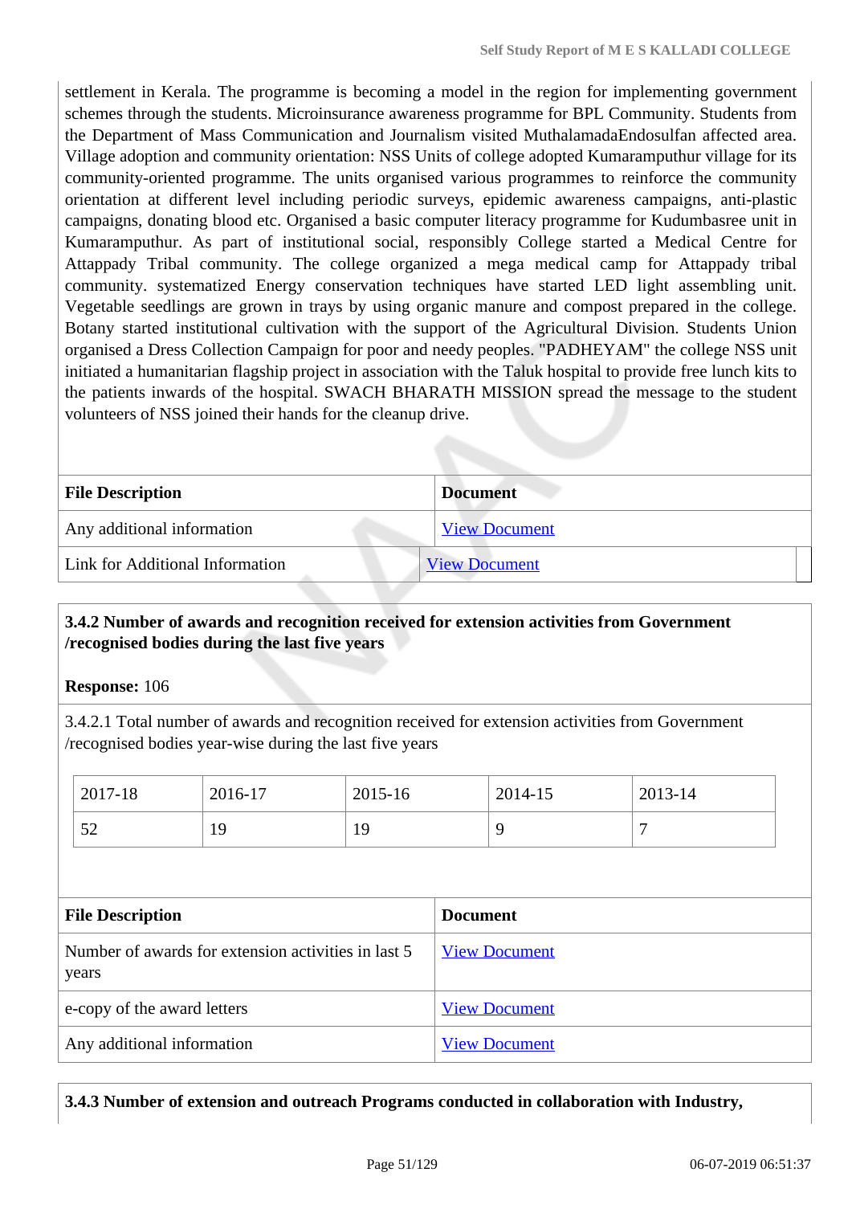settlement in Kerala. The programme is becoming a model in the region for implementing government schemes through the students. Microinsurance awareness programme for BPL Community. Students from the Department of Mass Communication and Journalism visited MuthalamadaEndosulfan affected area. Village adoption and community orientation: NSS Units of college adopted Kumaramputhur village for its community-oriented programme. The units organised various programmes to reinforce the community orientation at different level including periodic surveys, epidemic awareness campaigns, anti-plastic campaigns, donating blood etc. Organised a basic computer literacy programme for Kudumbasree unit in Kumaramputhur. As part of institutional social, responsibly College started a Medical Centre for Attappady Tribal community. The college organized a mega medical camp for Attappady tribal community. systematized Energy conservation techniques have started LED light assembling unit. Vegetable seedlings are grown in trays by using organic manure and compost prepared in the college. Botany started institutional cultivation with the support of the Agricultural Division. Students Union organised a Dress Collection Campaign for poor and needy peoples. "PADHEYAM" the college NSS unit initiated a humanitarian flagship project in association with the Taluk hospital to provide free lunch kits to the patients inwards of the hospital. SWACH BHARATH MISSION spread the message to the student volunteers of NSS joined their hands for the cleanup drive.

| File Description | Document |
|---|---|
| Any additional information | View Document |
| Link for Additional Information | View Document |

**3.4.2 Number of awards and recognition received for extension activities from Government /recognised bodies during the last five years**

**Response:** 106

3.4.2.1 Total number of awards and recognition received for extension activities from Government /recognised bodies year-wise during the last five years

| 2017-18 | 2016-17 | 2015-16 | 2014-15 | 2013-14 |
|---|---|---|---|---|
| 52 | 19 | 19 | 9 | 7 |

| File Description | Document |
|---|---|
| Number of awards for extension activities in last 5 years | View Document |
| e-copy of the award letters | View Document |
| Any additional information | View Document |

**3.4.3 Number of extension and outreach Programs conducted in collaboration with Industry,**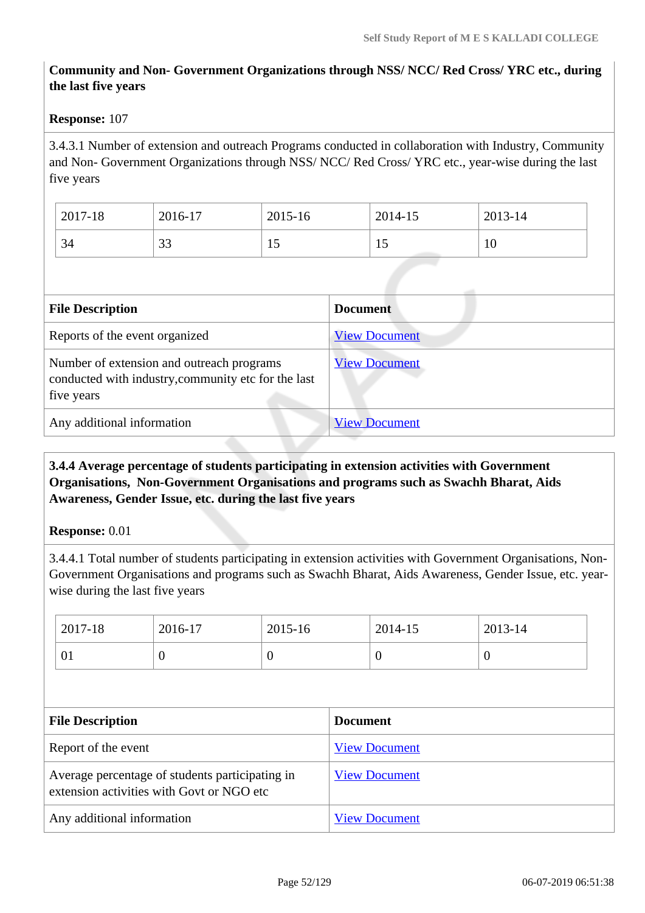**Community and Non- Government Organizations through NSS/ NCC/ Red Cross/ YRC etc., during the last five years**

**Response:** 107

3.4.3.1 Number of extension and outreach Programs conducted in collaboration with Industry, Community and Non- Government Organizations through NSS/ NCC/ Red Cross/ YRC etc., year-wise during the last five years

| 2017-18 | 2016-17 | 2015-16 | 2014-15 | 2013-14 |
|---|---|---|---|---|
| 34 | 33 | 15 | 15 | 10 |

| File Description | Document |
|---|---|
| Reports of the event organized | View Document |
| Number of extension and outreach programs conducted with industry,community etc for the last five years | View Document |
| Any additional information | View Document |

**3.4.4 Average percentage of students participating in extension activities with Government Organisations, Non-Government Organisations and programs such as Swachh Bharat, Aids Awareness, Gender Issue, etc. during the last five years**

**Response:** 0.01

3.4.4.1 Total number of students participating in extension activities with Government Organisations, Non-Government Organisations and programs such as Swachh Bharat, Aids Awareness, Gender Issue, etc. year-wise during the last five years

| 2017-18 | 2016-17 | 2015-16 | 2014-15 | 2013-14 |
|---|---|---|---|---|
| 01 | 0 | 0 | 0 | 0 |

| File Description | Document |
|---|---|
| Report of the event | View Document |
| Average percentage of students participating in extension activities with Govt or NGO etc | View Document |
| Any additional information | View Document |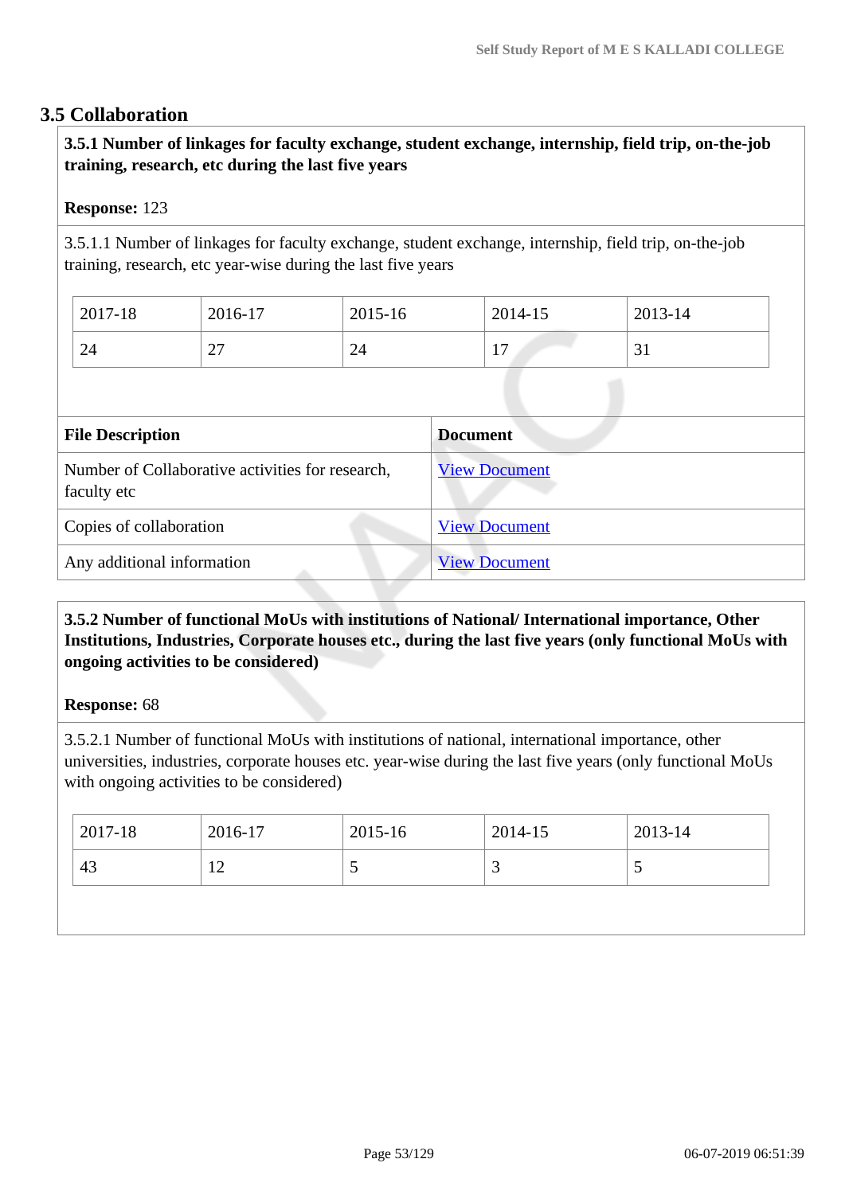## 3.5 Collaboration

**3.5.1 Number of linkages for faculty exchange, student exchange, internship, field trip, on-the-job training, research, etc during the last five years**

**Response:** 123

3.5.1.1 Number of linkages for faculty exchange, student exchange, internship, field trip, on-the-job training, research, etc year-wise during the last five years

| 2017-18 | 2016-17 | 2015-16 | 2014-15 | 2013-14 |
|---|---|---|---|---|
| 24 | 27 | 24 | 17 | 31 |

| File Description | Document |
|---|---|
| Number of Collaborative activities for research, faculty etc | View Document |
| Copies of collaboration | View Document |
| Any additional information | View Document |

**3.5.2 Number of functional MoUs with institutions of National/ International importance, Other Institutions, Industries, Corporate houses etc., during the last five years (only functional MoUs with ongoing activities to be considered)**

**Response:** 68

3.5.2.1 Number of functional MoUs with institutions of national, international importance, other universities, industries, corporate houses etc. year-wise during the last five years (only functional MoUs with ongoing activities to be considered)

| 2017-18 | 2016-17 | 2015-16 | 2014-15 | 2013-14 |
|---|---|---|---|---|
| 43 | 12 | 5 | 3 | 5 |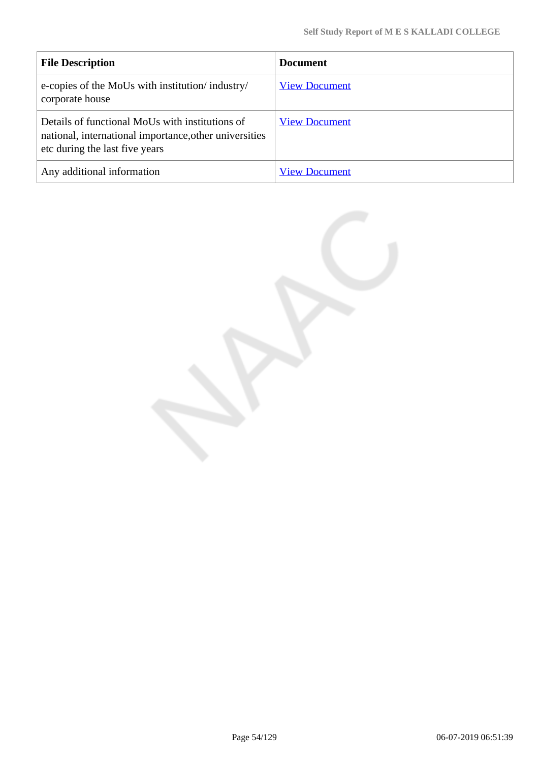| File Description | Document |
|---|---|
| e-copies of the MoUs with institution/ industry/ corporate house | View Document |
| Details of functional MoUs with institutions of national, international importance,other universities etc during the last five years | View Document |
| Any additional information | View Document |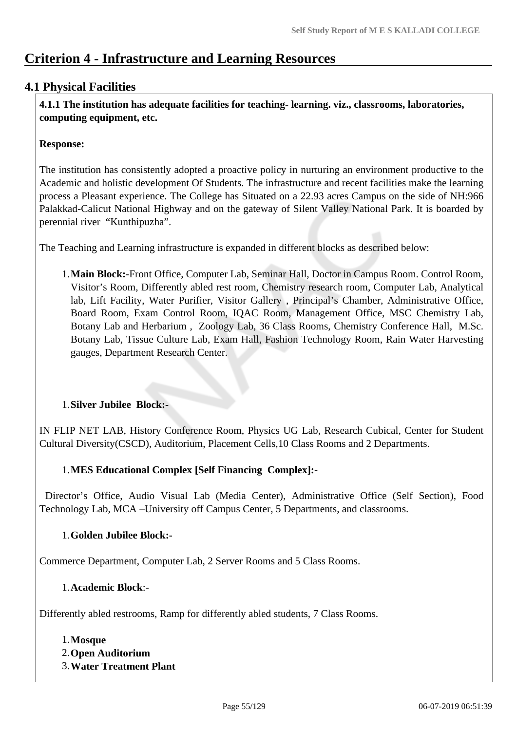# Criterion 4 - Infrastructure and Learning Resources

## 4.1 Physical Facilities

**4.1.1 The institution has adequate facilities for teaching- learning. viz., classrooms, laboratories, computing equipment, etc.**

**Response:**

The institution has consistently adopted a proactive policy in nurturing an environment productive to the Academic and holistic development Of Students. The infrastructure and recent facilities make the learning process a Pleasant experience. The College has Situated on a 22.93 acres Campus on the side of NH:966 Palakkad-Calicut National Highway and on the gateway of Silent Valley National Park. It is boarded by perennial river "Kunthipuzha".

The Teaching and Learning infrastructure is expanded in different blocks as described below:

1. **Main Block:-**Front Office, Computer Lab, Seminar Hall, Doctor in Campus Room. Control Room, Visitor's Room, Differently abled rest room, Chemistry research room, Computer Lab, Analytical lab, Lift Facility, Water Purifier, Visitor Gallery , Principal's Chamber, Administrative Office, Board Room, Exam Control Room, IQAC Room, Management Office, MSC Chemistry Lab, Botany Lab and Herbarium , Zoology Lab, 36 Class Rooms, Chemistry Conference Hall, M.Sc. Botany Lab, Tissue Culture Lab, Exam Hall, Fashion Technology Room, Rain Water Harvesting gauges, Department Research Center.

1. **Silver Jubilee Block:-**

IN FLIP NET LAB, History Conference Room, Physics UG Lab, Research Cubical, Center for Student Cultural Diversity(CSCD), Auditorium, Placement Cells,10 Class Rooms and 2 Departments.

1. **MES Educational Complex [Self Financing Complex]:-**

Director's Office, Audio Visual Lab (Media Center), Administrative Office (Self Section), Food Technology Lab, MCA –University off Campus Center, 5 Departments, and classrooms.

1. **Golden Jubilee Block:-**

Commerce Department, Computer Lab, 2 Server Rooms and 5 Class Rooms.

1. **Academic Block**:-

Differently abled restrooms, Ramp for differently abled students, 7 Class Rooms.

1. **Mosque**
2. **Open Auditorium**
3. **Water Treatment Plant**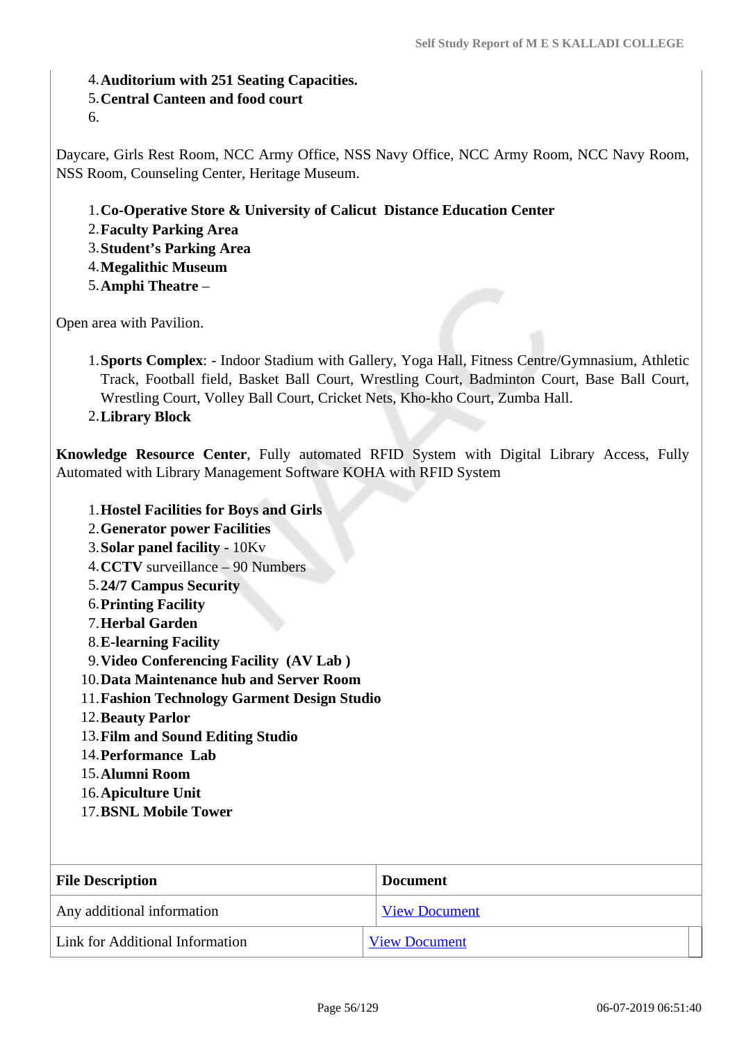4. **Auditorium with 251 Seating Capacities.**
5. **Central Canteen and food court**
6. 

Daycare, Girls Rest Room, NCC Army Office, NSS Navy Office, NCC Army Room, NCC Navy Room, NSS Room, Counseling Center, Heritage Museum.

1. **Co-Operative Store & University of Calicut Distance Education Center**
2. **Faculty Parking Area**
3. **Student's Parking Area**
4. **Megalithic Museum**
5. **Amphi Theatre** –

Open area with Pavilion.

1. **Sports Complex**: - Indoor Stadium with Gallery, Yoga Hall, Fitness Centre/Gymnasium, Athletic Track, Football field, Basket Ball Court, Wrestling Court, Badminton Court, Base Ball Court, Wrestling Court, Volley Ball Court, Cricket Nets, Kho-kho Court, Zumba Hall.
2. **Library Block**

**Knowledge Resource Center**, Fully automated RFID System with Digital Library Access, Fully Automated with Library Management Software KOHA with RFID System

1. **Hostel Facilities for Boys and Girls**
2. **Generator power Facilities**
3. **Solar panel facility** - 10Kv
4. **CCTV** surveillance – 90 Numbers
5. **24/7 Campus Security**
6. **Printing Facility**
7. **Herbal Garden**
8. **E-learning Facility**
9. **Video Conferencing Facility (AV Lab )**
10. **Data Maintenance hub and Server Room**
11. **Fashion Technology Garment Design Studio**
12. **Beauty Parlor**
13. **Film and Sound Editing Studio**
14. **Performance Lab**
15. **Alumni Room**
16. **Apiculture Unit**
17. **BSNL Mobile Tower**

| File Description | Document |
|---|---|
| Any additional information | View Document |
| Link for Additional Information | View Document |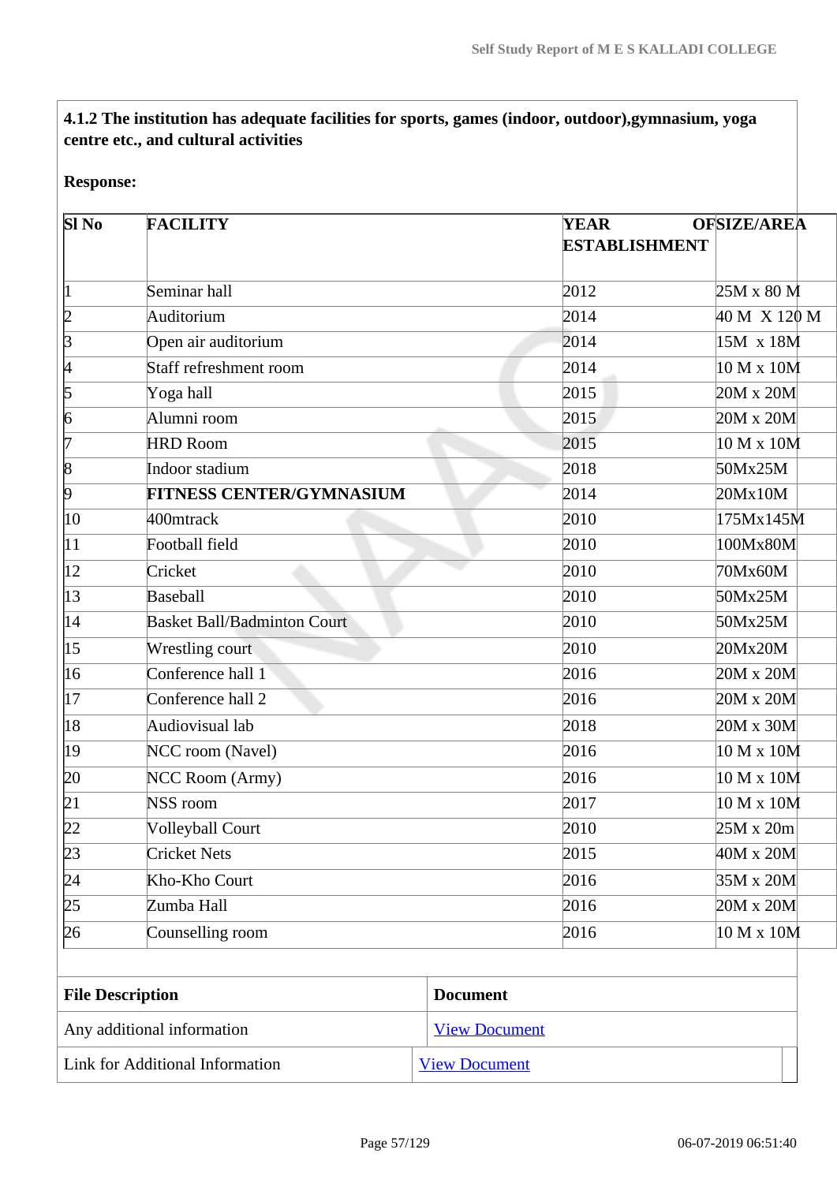**4.1.2 The institution has adequate facilities for sports, games (indoor, outdoor),gymnasium, yoga centre etc., and cultural activities**

**Response:**

| Sl No | FACILITY | YEAR OF ESTABLISHMENT | SIZE/AREA |
|---|---|---|---|
| 1 | Seminar hall | 2012 | 25M x 80 M |
| 2 | Auditorium | 2014 | 40 M X 120 M |
| 3 | Open air auditorium | 2014 | 15M x 18M |
| 4 | Staff refreshment room | 2014 | 10 M x 10M |
| 5 | Yoga hall | 2015 | 20M x 20M |
| 6 | Alumni room | 2015 | 20M x 20M |
| 7 | HRD Room | 2015 | 10 M x 10M |
| 8 | Indoor stadium | 2018 | 50Mx25M |
| 9 | **FITNESS CENTER/GYMNASIUM** | 2014 | 20Mx10M |
| 10 | 400mtrack | 2010 | 175Mx145M |
| 11 | Football field | 2010 | 100Mx80M |
| 12 | Cricket | 2010 | 70Mx60M |
| 13 | Baseball | 2010 | 50Mx25M |
| 14 | Basket Ball/Badminton Court | 2010 | 50Mx25M |
| 15 | Wrestling court | 2010 | 20Mx20M |
| 16 | Conference hall 1 | 2016 | 20M x 20M |
| 17 | Conference hall 2 | 2016 | 20M x 20M |
| 18 | Audiovisual lab | 2018 | 20M x 30M |
| 19 | NCC room (Navel) | 2016 | 10 M x 10M |
| 20 | NCC Room (Army) | 2016 | 10 M x 10M |
| 21 | NSS room | 2017 | 10 M x 10M |
| 22 | Volleyball Court | 2010 | 25M x 20m |
| 23 | Cricket Nets | 2015 | 40M x 20M |
| 24 | Kho-Kho Court | 2016 | 35M x 20M |
| 25 | Zumba Hall | 2016 | 20M x 20M |
| 26 | Counselling room | 2016 | 10 M x 10M |

| File Description | Document |
|---|---|
| Any additional information | View Document |
| Link for Additional Information | View Document |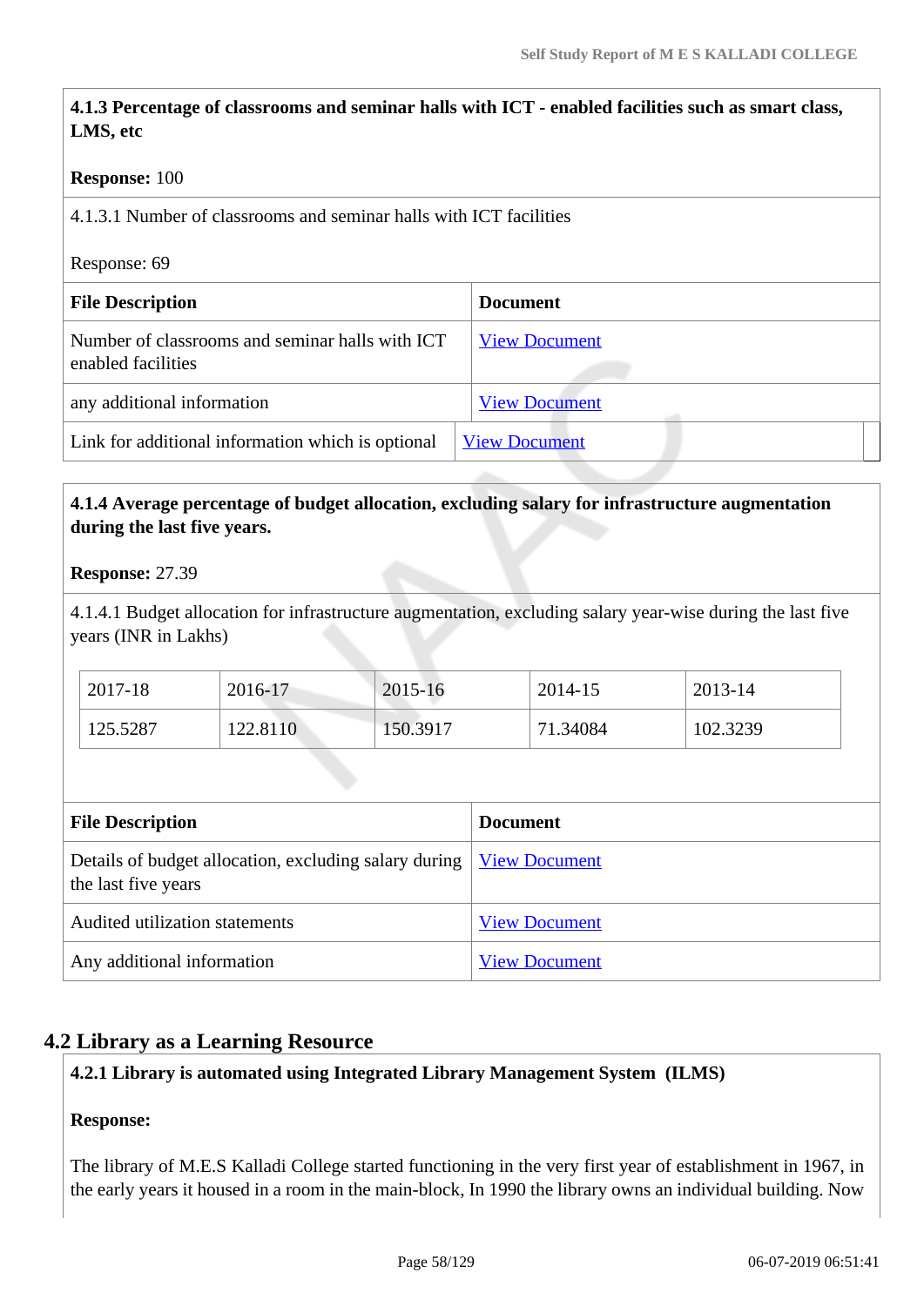**4.1.3 Percentage of classrooms and seminar halls with ICT - enabled facilities such as smart class, LMS, etc**

**Response:** 100

4.1.3.1 Number of classrooms and seminar halls with ICT facilities

Response: 69

| File Description | Document |
|---|---|
| Number of classrooms and seminar halls with ICT enabled facilities | View Document |
| any additional information | View Document |
| Link for additional information which is optional | View Document |

**4.1.4 Average percentage of budget allocation, excluding salary for infrastructure augmentation during the last five years.**

**Response:** 27.39

4.1.4.1 Budget allocation for infrastructure augmentation, excluding salary year-wise during the last five years (INR in Lakhs)

| 2017-18 | 2016-17 | 2015-16 | 2014-15 | 2013-14 |
|---|---|---|---|---|
| 125.5287 | 122.8110 | 150.3917 | 71.34084 | 102.3239 |

| File Description | Document |
|---|---|
| Details of budget allocation, excluding salary during the last five years | View Document |
| Audited utilization statements | View Document |
| Any additional information | View Document |

## 4.2 Library as a Learning Resource

**4.2.1 Library is automated using Integrated Library Management System (ILMS)**

**Response:**

The library of M.E.S Kalladi College started functioning in the very first year of establishment in 1967, in the early years it housed in a room in the main-block, In 1990 the library owns an individual building. Now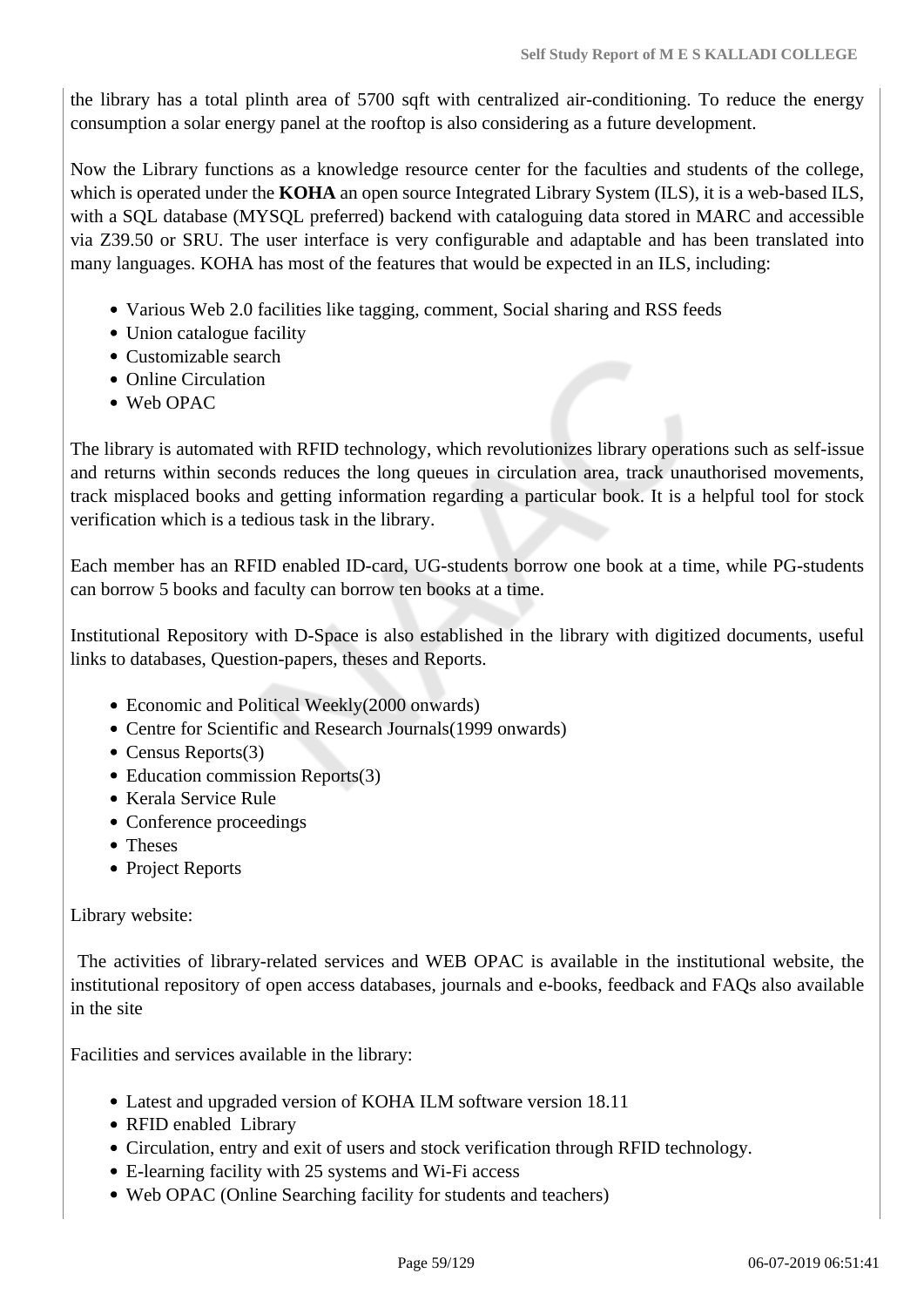the library has a total plinth area of 5700 sqft with centralized air-conditioning. To reduce the energy consumption a solar energy panel at the rooftop is also considering as a future development.

Now the Library functions as a knowledge resource center for the faculties and students of the college, which is operated under the **KOHA** an open source Integrated Library System (ILS), it is a web-based ILS, with a SQL database (MYSQL preferred) backend with cataloguing data stored in MARC and accessible via Z39.50 or SRU. The user interface is very configurable and adaptable and has been translated into many languages. KOHA has most of the features that would be expected in an ILS, including:

- Various Web 2.0 facilities like tagging, comment, Social sharing and RSS feeds
- Union catalogue facility
- Customizable search
- Online Circulation
- Web OPAC

The library is automated with RFID technology, which revolutionizes library operations such as self-issue and returns within seconds reduces the long queues in circulation area, track unauthorised movements, track misplaced books and getting information regarding a particular book. It is a helpful tool for stock verification which is a tedious task in the library.

Each member has an RFID enabled ID-card, UG-students borrow one book at a time, while PG-students can borrow 5 books and faculty can borrow ten books at a time.

Institutional Repository with D-Space is also established in the library with digitized documents, useful links to databases, Question-papers, theses and Reports.

- Economic and Political Weekly(2000 onwards)
- Centre for Scientific and Research Journals(1999 onwards)
- Census Reports(3)
- Education commission Reports(3)
- Kerala Service Rule
- Conference proceedings
- Theses
- Project Reports

Library website:

The activities of library-related services and WEB OPAC is available in the institutional website, the institutional repository of open access databases, journals and e-books, feedback and FAQs also available in the site

Facilities and services available in the library:

- Latest and upgraded version of KOHA ILM software version 18.11
- RFID enabled Library
- Circulation, entry and exit of users and stock verification through RFID technology.
- E-learning facility with 25 systems and Wi-Fi access
- Web OPAC (Online Searching facility for students and teachers)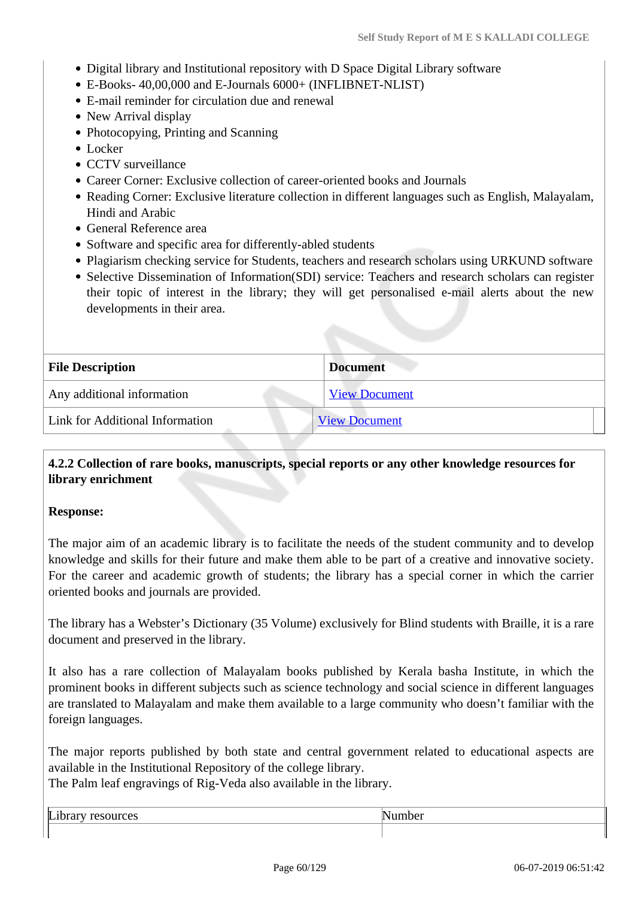- Digital library and Institutional repository with D Space Digital Library software
- E-Books- 40,00,000 and E-Journals 6000+ (INFLIBNET-NLIST)
- E-mail reminder for circulation due and renewal
- New Arrival display
- Photocopying, Printing and Scanning
- Locker
- CCTV surveillance
- Career Corner: Exclusive collection of career-oriented books and Journals
- Reading Corner: Exclusive literature collection in different languages such as English, Malayalam, Hindi and Arabic
- General Reference area
- Software and specific area for differently-abled students
- Plagiarism checking service for Students, teachers and research scholars using URKUND software
- Selective Dissemination of Information(SDI) service: Teachers and research scholars can register their topic of interest in the library; they will get personalised e-mail alerts about the new developments in their area.

| File Description | Document |
|---|---|
| Any additional information | View Document |
| Link for Additional Information | View Document |

**4.2.2 Collection of rare books, manuscripts, special reports or any other knowledge resources for library enrichment**

**Response:**

The major aim of an academic library is to facilitate the needs of the student community and to develop knowledge and skills for their future and make them able to be part of a creative and innovative society. For the career and academic growth of students; the library has a special corner in which the carrier oriented books and journals are provided.

The library has a Webster's Dictionary (35 Volume) exclusively for Blind students with Braille, it is a rare document and preserved in the library.

It also has a rare collection of Malayalam books published by Kerala basha Institute, in which the prominent books in different subjects such as science technology and social science in different languages are translated to Malayalam and make them available to a large community who doesn't familiar with the foreign languages.

The major reports published by both state and central government related to educational aspects are available in the Institutional Repository of the college library.
The Palm leaf engravings of Rig-Veda also available in the library.

| Library resources | Number |
|---|---|
| | |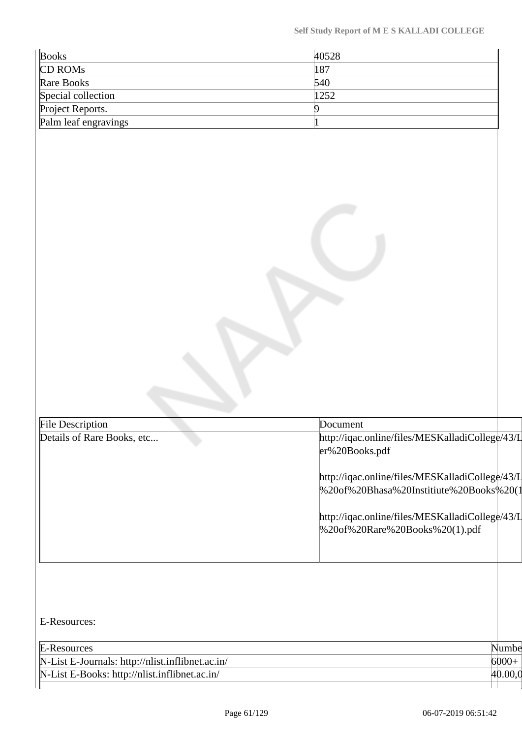| Books | 40528 |
|---|---|
| CD ROMs | 187 |
| Rare Books | 540 |
| Special collection | 1252 |
| Project Reports. | 9 |
| Palm leaf engravings | 1 |

| File Description | Document |
|---|---|
| Details of Rare Books, etc... | http://iqac.online/files/MESKalladiCollege/43/L er%20Books.pdf<br><br>http://iqac.online/files/MESKalladiCollege/43/L %20of%20Bhasa%20Instituite%20Books%20(1<br><br>http://iqac.online/files/MESKalladiCollege/43/L %20of%20Rare%20Books%20(1).pdf |

E-Resources:

| E-Resources | Numbe |
|---|---|
| N-List E-Journals: http://nlist.inflibnet.ac.in/ | 6000+ |
| N-List E-Books: http://nlist.inflibnet.ac.in/ | 40.00,0 |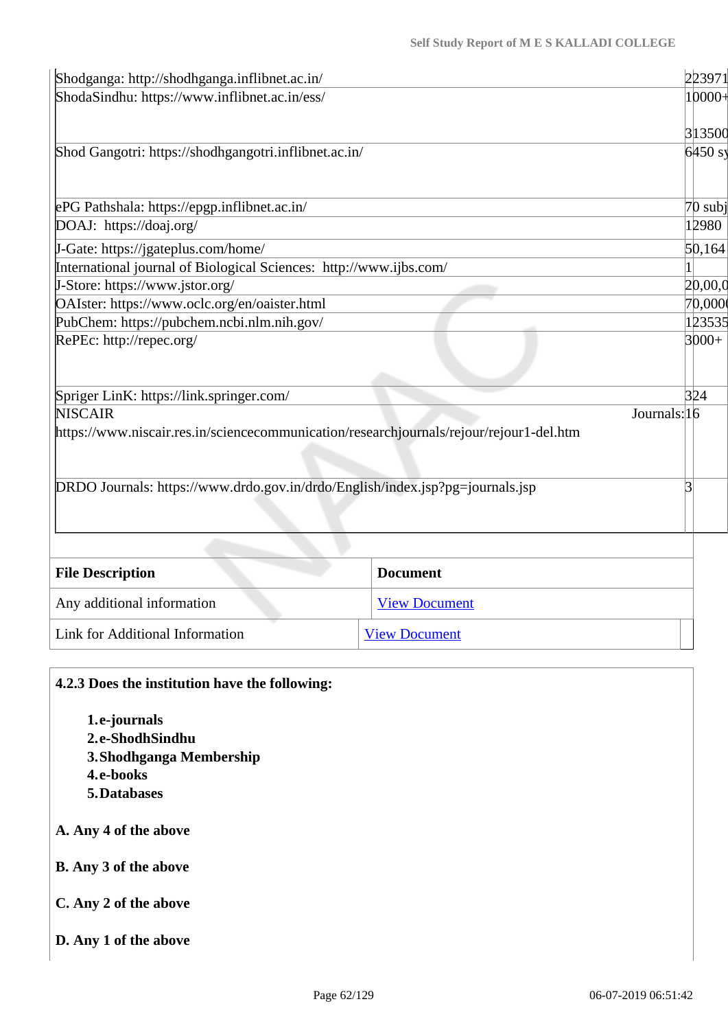| | |
|---|---|
| Shodganga: http://shodhganga.inflibnet.ac.in/ | 223971 |
| ShodaSindhu: https://www.inflibnet.ac.in/ess/ | 10000+<br><br>313500 |
| Shod Gangotri: https://shodhgangotri.inflibnet.ac.in/ | 6450 sy |
| ePG Pathshala: https://epgp.inflibnet.ac.in/ | 70 subj |
| DOAJ: https://doaj.org/ | 12980 |
| J-Gate: https://jgateplus.com/home/ | 50,164 |
| International journal of Biological Sciences: http://www.ijbs.com/ | 1 |
| J-Store: https://www.jstor.org/ | 20,00,0 |
| OAIster: https://www.oclc.org/en/oaister.html | 70,000 |
| PubChem: https://pubchem.ncbi.nlm.nih.gov/ | 123535 |
| RePEc: http://repec.org/ | 3000+ |
| Spriger LinK: https://link.springer.com/ | 324 |
| NISCAIR https://www.niscair.res.in/sciencecommunication/researchjournals/rejour/rejour1-del.htm Journals: | 16 |
| DRDO Journals: https://www.drdo.gov.in/drdo/English/index.jsp?pg=journals.jsp | 3 |

| File Description | Document |
|---|---|
| Any additional information | View Document |
| Link for Additional Information | View Document |

**4.2.3 Does the institution have the following:**

1. **e-journals**
2. **e-ShodhSindhu**
3. **Shodhganga Membership**
4. **e-books**
5. **Databases**

**A. Any 4 of the above**

**B. Any 3 of the above**

**C. Any 2 of the above**

**D. Any 1 of the above**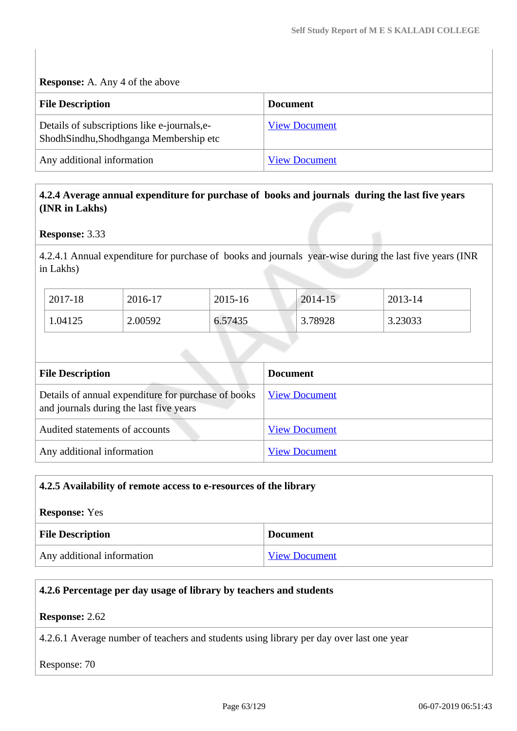**Response:** A. Any 4 of the above

| File Description | Document |
| --- | --- |
| Details of subscriptions like e-journals,e-ShodhSindhu,Shodhganga Membership etc | View Document |
| Any additional information | View Document |

**4.2.4 Average annual expenditure for purchase of books and journals during the last five years (INR in Lakhs)**

**Response:** 3.33

4.2.4.1 Annual expenditure for purchase of books and journals year-wise during the last five years (INR in Lakhs)

| 2017-18 | 2016-17 | 2015-16 | 2014-15 | 2013-14 |
| --- | --- | --- | --- | --- |
| 1.04125 | 2.00592 | 6.57435 | 3.78928 | 3.23033 |

| File Description | Document |
| --- | --- |
| Details of annual expenditure for purchase of books and journals during the last five years | View Document |
| Audited statements of accounts | View Document |
| Any additional information | View Document |

**4.2.5 Availability of remote access to e-resources of the library**

**Response:** Yes

| File Description | Document |
| --- | --- |
| Any additional information | View Document |

**4.2.6 Percentage per day usage of library by teachers and students**

**Response:** 2.62

4.2.6.1 Average number of teachers and students using library per day over last one year

Response: 70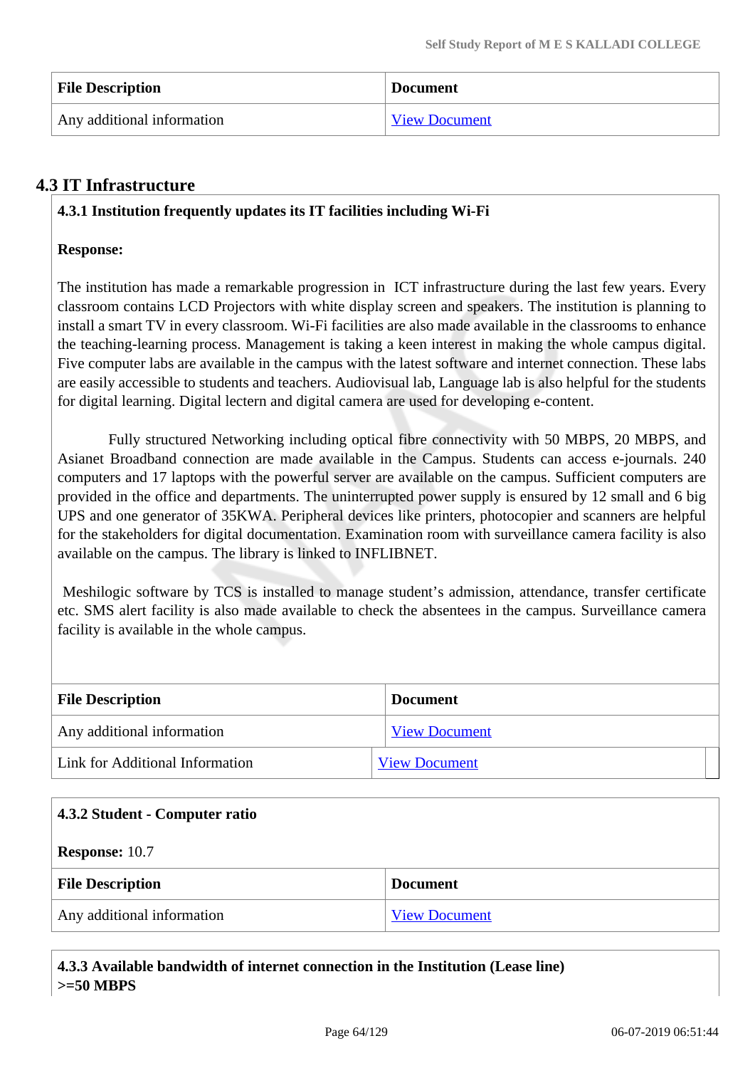| File Description | Document |
| --- | --- |
| Any additional information | View Document |

## 4.3 IT Infrastructure

**4.3.1 Institution frequently updates its IT facilities including Wi-Fi**

**Response:**

The institution has made a remarkable progression in ICT infrastructure during the last few years. Every classroom contains LCD Projectors with white display screen and speakers. The institution is planning to install a smart TV in every classroom. Wi-Fi facilities are also made available in the classrooms to enhance the teaching-learning process. Management is taking a keen interest in making the whole campus digital. Five computer labs are available in the campus with the latest software and internet connection. These labs are easily accessible to students and teachers. Audiovisual lab, Language lab is also helpful for the students for digital learning. Digital lectern and digital camera are used for developing e-content.

Fully structured Networking including optical fibre connectivity with 50 MBPS, 20 MBPS, and Asianet Broadband connection are made available in the Campus. Students can access e-journals. 240 computers and 17 laptops with the powerful server are available on the campus. Sufficient computers are provided in the office and departments. The uninterrupted power supply is ensured by 12 small and 6 big UPS and one generator of 35KWA. Peripheral devices like printers, photocopier and scanners are helpful for the stakeholders for digital documentation. Examination room with surveillance camera facility is also available on the campus. The library is linked to INFLIBNET.

Meshilogic software by TCS is installed to manage student's admission, attendance, transfer certificate etc. SMS alert facility is also made available to check the absentees in the campus. Surveillance camera facility is available in the whole campus.

| File Description | Document |
| --- | --- |
| Any additional information | View Document |
| Link for Additional Information | View Document |

**4.3.2 Student - Computer ratio**

**Response:** 10.7

| File Description | Document |
| --- | --- |
| Any additional information | View Document |

**4.3.3 Available bandwidth of internet connection in the Institution (Lease line)**
**>=50 MBPS**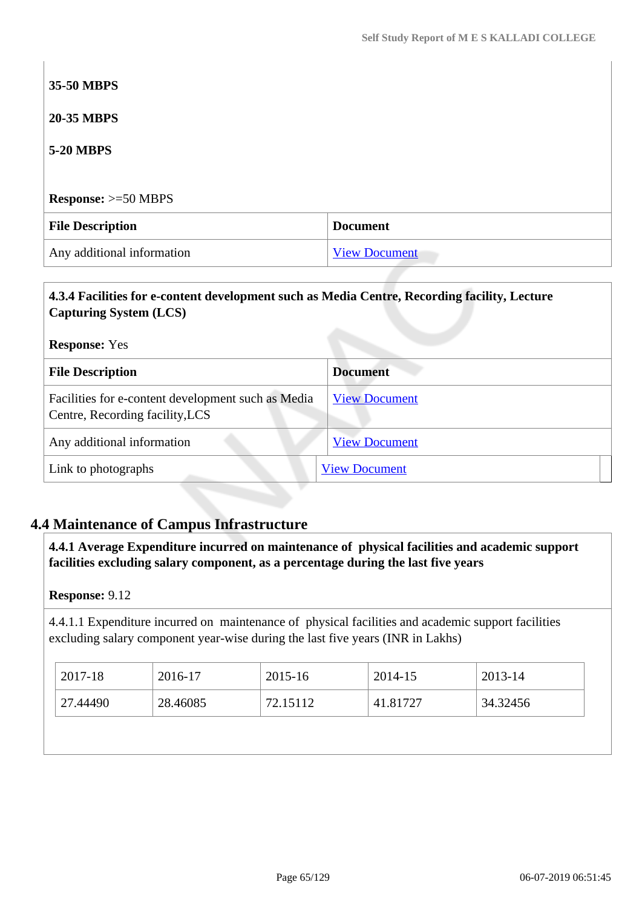**35-50 MBPS**

**20-35 MBPS**

**5-20 MBPS**

**Response:** >=50 MBPS

| File Description | Document |
|---|---|
| Any additional information | View Document |

**4.3.4 Facilities for e-content development such as Media Centre, Recording facility, Lecture Capturing System (LCS)**

**Response:** Yes

| File Description | Document |
|---|---|
| Facilities for e-content development such as Media Centre, Recording facility,LCS | View Document |
| Any additional information | View Document |
| Link to photographs | View Document |

## 4.4 Maintenance of Campus Infrastructure

**4.4.1 Average Expenditure incurred on maintenance of physical facilities and academic support facilities excluding salary component, as a percentage during the last five years**

**Response:** 9.12

4.4.1.1 Expenditure incurred on maintenance of physical facilities and academic support facilities excluding salary component year-wise during the last five years (INR in Lakhs)

| 2017-18 | 2016-17 | 2015-16 | 2014-15 | 2013-14 |
|---|---|---|---|---|
| 27.44490 | 28.46085 | 72.15112 | 41.81727 | 34.32456 |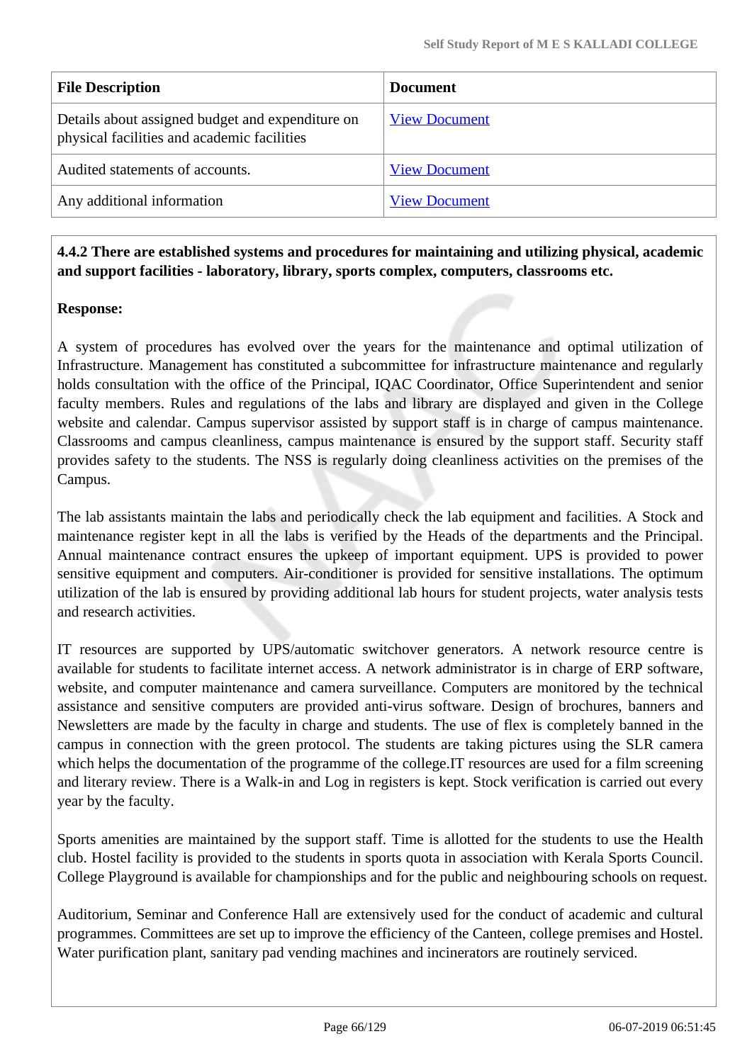| File Description | Document |
|---|---|
| Details about assigned budget and expenditure on physical facilities and academic facilities | View Document |
| Audited statements of accounts. | View Document |
| Any additional information | View Document |

**4.4.2 There are established systems and procedures for maintaining and utilizing physical, academic and support facilities - laboratory, library, sports complex, computers, classrooms etc.**

**Response:**

A system of procedures has evolved over the years for the maintenance and optimal utilization of Infrastructure. Management has constituted a subcommittee for infrastructure maintenance and regularly holds consultation with the office of the Principal, IQAC Coordinator, Office Superintendent and senior faculty members. Rules and regulations of the labs and library are displayed and given in the College website and calendar. Campus supervisor assisted by support staff is in charge of campus maintenance. Classrooms and campus cleanliness, campus maintenance is ensured by the support staff. Security staff provides safety to the students. The NSS is regularly doing cleanliness activities on the premises of the Campus.

The lab assistants maintain the labs and periodically check the lab equipment and facilities. A Stock and maintenance register kept in all the labs is verified by the Heads of the departments and the Principal. Annual maintenance contract ensures the upkeep of important equipment. UPS is provided to power sensitive equipment and computers. Air-conditioner is provided for sensitive installations. The optimum utilization of the lab is ensured by providing additional lab hours for student projects, water analysis tests and research activities.

IT resources are supported by UPS/automatic switchover generators. A network resource centre is available for students to facilitate internet access. A network administrator is in charge of ERP software, website, and computer maintenance and camera surveillance. Computers are monitored by the technical assistance and sensitive computers are provided anti-virus software. Design of brochures, banners and Newsletters are made by the faculty in charge and students. The use of flex is completely banned in the campus in connection with the green protocol. The students are taking pictures using the SLR camera which helps the documentation of the programme of the college.IT resources are used for a film screening and literary review. There is a Walk-in and Log in registers is kept. Stock verification is carried out every year by the faculty.

Sports amenities are maintained by the support staff. Time is allotted for the students to use the Health club. Hostel facility is provided to the students in sports quota in association with Kerala Sports Council. College Playground is available for championships and for the public and neighbouring schools on request.

Auditorium, Seminar and Conference Hall are extensively used for the conduct of academic and cultural programmes. Committees are set up to improve the efficiency of the Canteen, college premises and Hostel. Water purification plant, sanitary pad vending machines and incinerators are routinely serviced.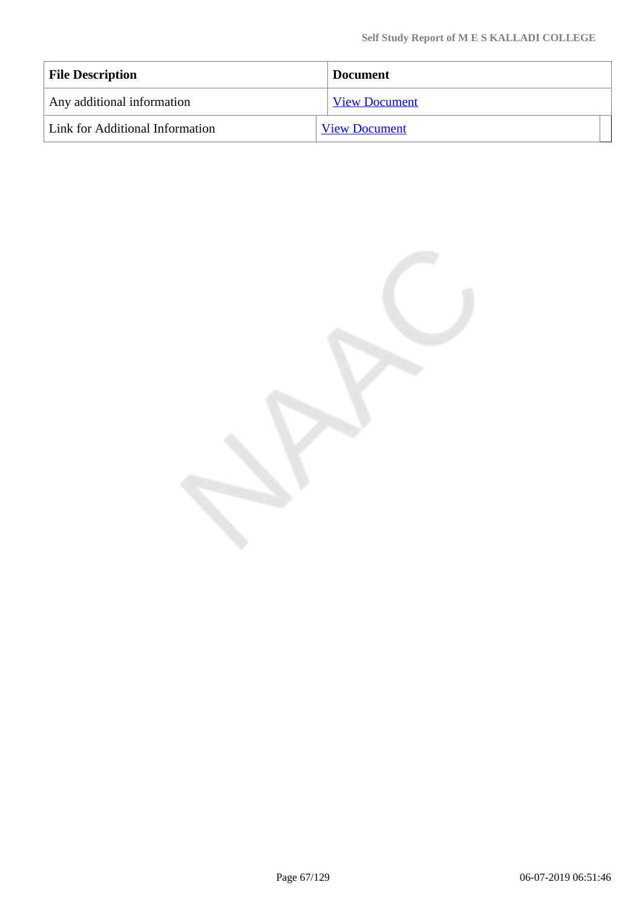| File Description | Document |
| --- | --- |
| Any additional information | View Document |
| Link for Additional Information | View Document |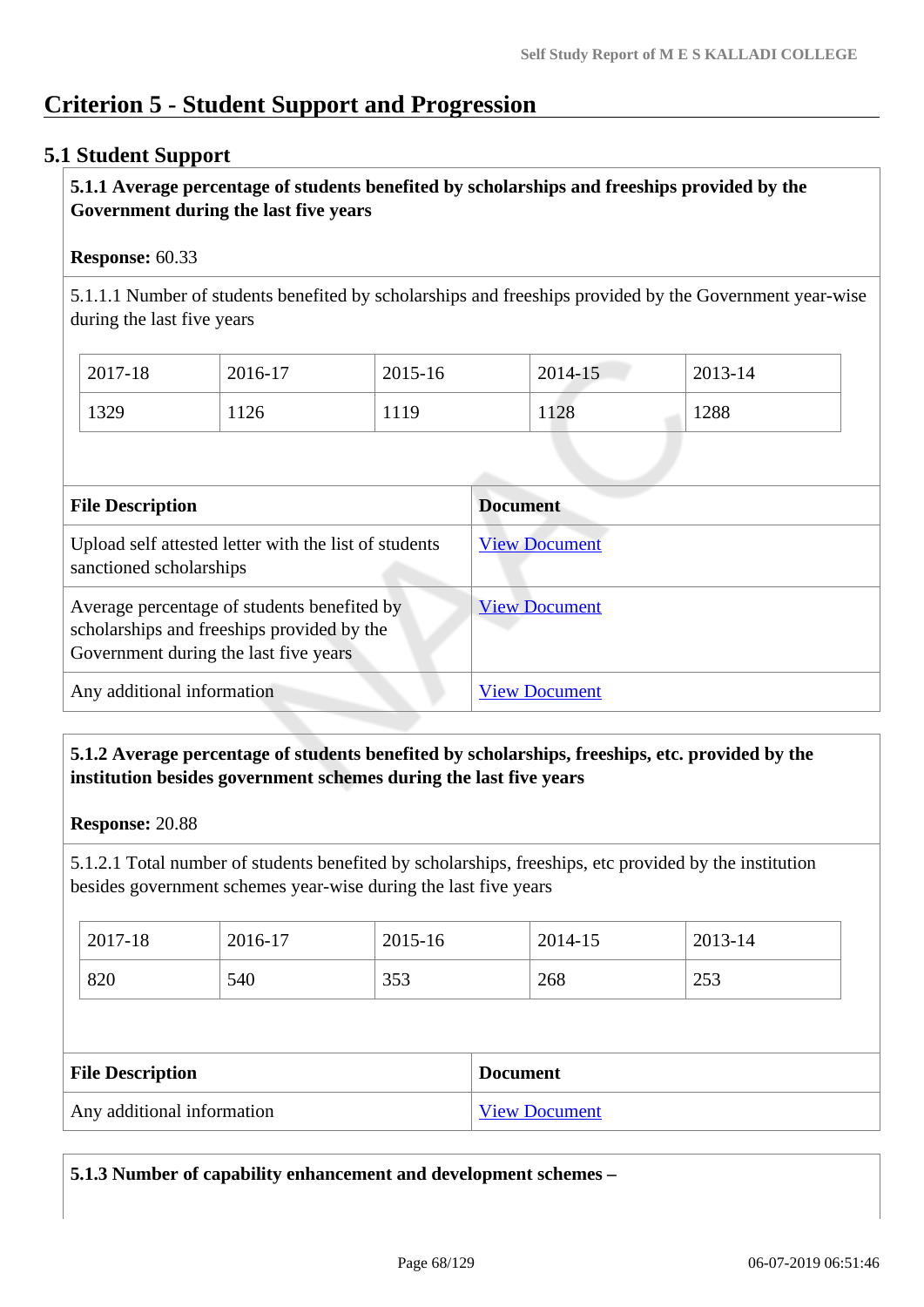# Criterion 5 - Student Support and Progression

## 5.1 Student Support

**5.1.1 Average percentage of students benefited by scholarships and freeships provided by the Government during the last five years**

**Response:** 60.33

5.1.1.1 Number of students benefited by scholarships and freeships provided by the Government year-wise during the last five years

| 2017-18 | 2016-17 | 2015-16 | 2014-15 | 2013-14 |
|---|---|---|---|---|
| 1329 | 1126 | 1119 | 1128 | 1288 |

| File Description | Document |
|---|---|
| Upload self attested letter with the list of students sanctioned scholarships | View Document |
| Average percentage of students benefited by scholarships and freeships provided by the Government during the last five years | View Document |
| Any additional information | View Document |

**5.1.2 Average percentage of students benefited by scholarships, freeships, etc. provided by the institution besides government schemes during the last five years**

**Response:** 20.88

5.1.2.1 Total number of students benefited by scholarships, freeships, etc provided by the institution besides government schemes year-wise during the last five years

| 2017-18 | 2016-17 | 2015-16 | 2014-15 | 2013-14 |
|---|---|---|---|---|
| 820 | 540 | 353 | 268 | 253 |

| File Description | Document |
|---|---|
| Any additional information | View Document |

**5.1.3 Number of capability enhancement and development schemes –**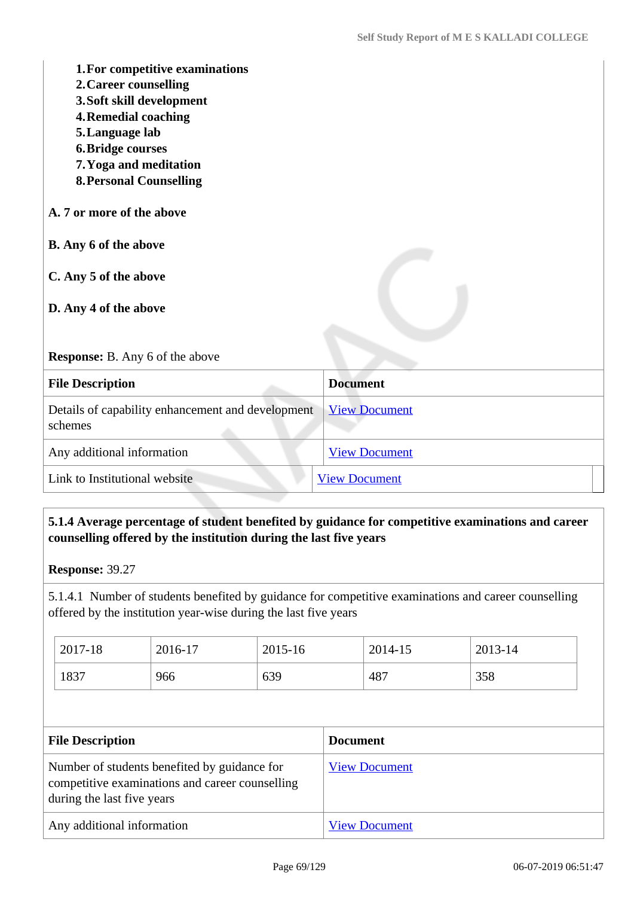1. **For competitive examinations**
2. **Career counselling**
3. **Soft skill development**
4. **Remedial coaching**
5. **Language lab**
6. **Bridge courses**
7. **Yoga and meditation**
8. **Personal Counselling**

**A. 7 or more of the above**

**B. Any 6 of the above**

**C. Any 5 of the above**

**D. Any 4 of the above**

**Response:** B. Any 6 of the above

| File Description | Document |
|---|---|
| Details of capability enhancement and development schemes | View Document |
| Any additional information | View Document |
| Link to Institutional website | View Document |

**5.1.4 Average percentage of student benefited by guidance for competitive examinations and career counselling offered by the institution during the last five years**

**Response:** 39.27

5.1.4.1 Number of students benefited by guidance for competitive examinations and career counselling offered by the institution year-wise during the last five years

| 2017-18 | 2016-17 | 2015-16 | 2014-15 | 2013-14 |
|---|---|---|---|---|
| 1837 | 966 | 639 | 487 | 358 |

| File Description | Document |
|---|---|
| Number of students benefited by guidance for competitive examinations and career counselling during the last five years | View Document |
| Any additional information | View Document |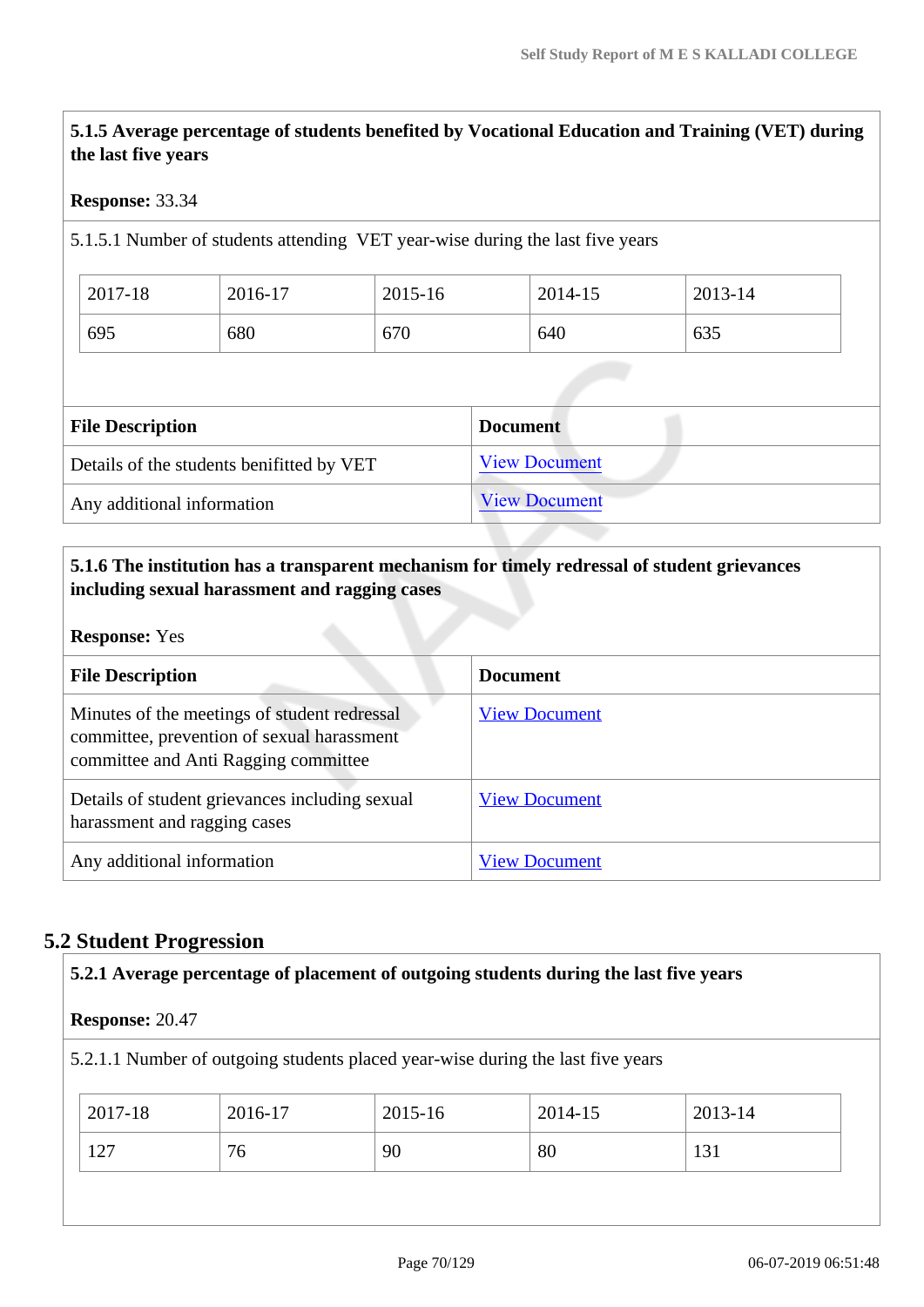**5.1.5 Average percentage of students benefited by Vocational Education and Training (VET) during the last five years**

**Response:** 33.34

5.1.5.1 Number of students attending VET year-wise during the last five years

| 2017-18 | 2016-17 | 2015-16 | 2014-15 | 2013-14 |
|---|---|---|---|---|
| 695 | 680 | 670 | 640 | 635 |

| File Description | Document |
|---|---|
| Details of the students benifitted by VET | View Document |
| Any additional information | View Document |

**5.1.6 The institution has a transparent mechanism for timely redressal of student grievances including sexual harassment and ragging cases**

**Response:** Yes

| File Description | Document |
|---|---|
| Minutes of the meetings of student redressal committee, prevention of sexual harassment committee and Anti Ragging committee | View Document |
| Details of student grievances including sexual harassment and ragging cases | View Document |
| Any additional information | View Document |

## 5.2 Student Progression

**5.2.1 Average percentage of placement of outgoing students during the last five years**

**Response:** 20.47

5.2.1.1 Number of outgoing students placed year-wise during the last five years

| 2017-18 | 2016-17 | 2015-16 | 2014-15 | 2013-14 |
|---|---|---|---|---|
| 127 | 76 | 90 | 80 | 131 |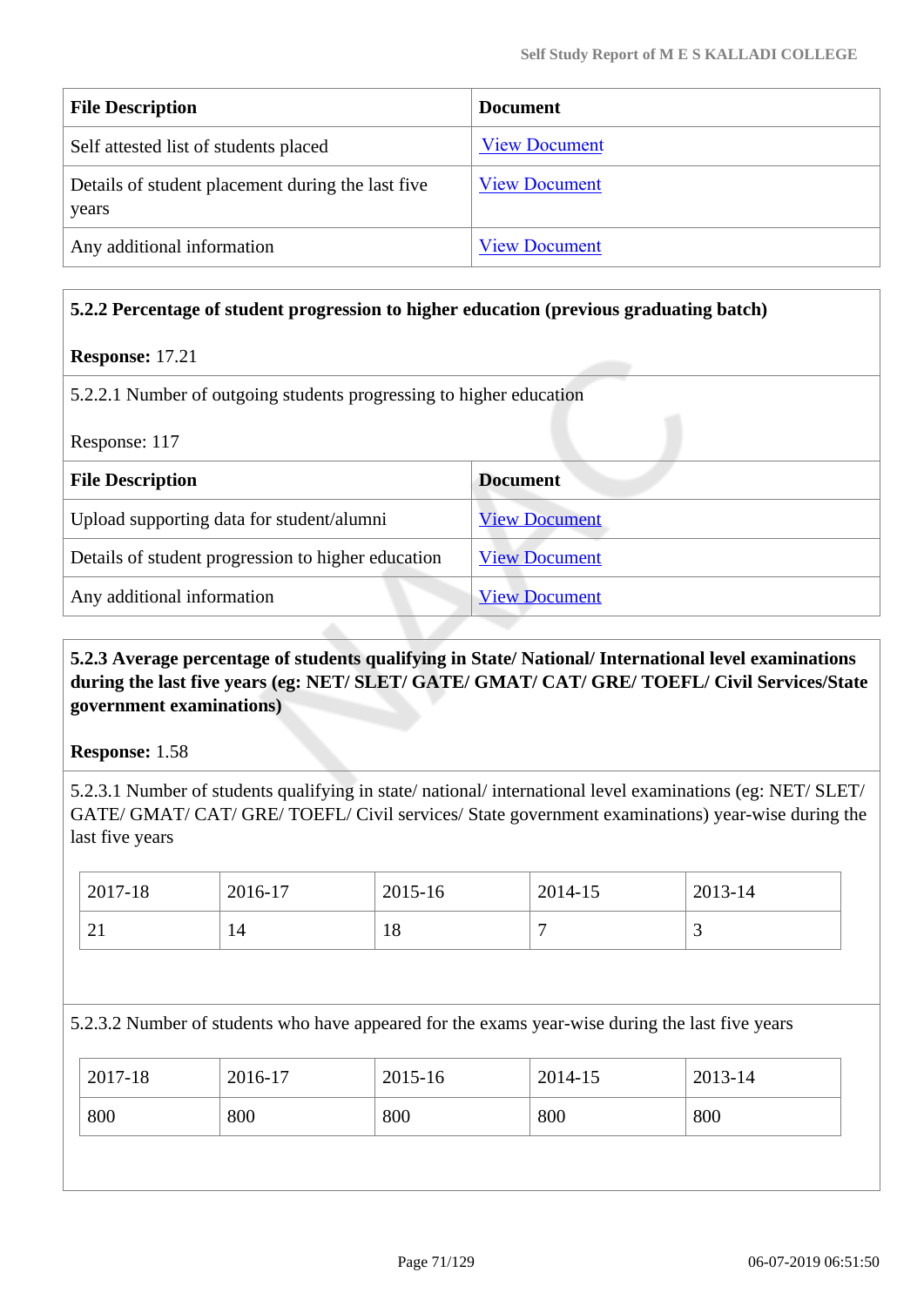| File Description | Document |
| --- | --- |
| Self attested list of students placed | View Document |
| Details of student placement during the last five years | View Document |
| Any additional information | View Document |

**5.2.2 Percentage of student progression to higher education (previous graduating batch)**

**Response:** 17.21

5.2.2.1 Number of outgoing students progressing to higher education

Response: 117

| File Description | Document |
| --- | --- |
| Upload supporting data for student/alumni | View Document |
| Details of student progression to higher education | View Document |
| Any additional information | View Document |

**5.2.3 Average percentage of students qualifying in State/ National/ International level examinations during the last five years (eg: NET/ SLET/ GATE/ GMAT/ CAT/ GRE/ TOEFL/ Civil Services/State government examinations)**

**Response:** 1.58

5.2.3.1 Number of students qualifying in state/ national/ international level examinations (eg: NET/ SLET/ GATE/ GMAT/ CAT/ GRE/ TOEFL/ Civil services/ State government examinations) year-wise during the last five years

| 2017-18 | 2016-17 | 2015-16 | 2014-15 | 2013-14 |
| --- | --- | --- | --- | --- |
| 21 | 14 | 18 | 7 | 3 |

5.2.3.2 Number of students who have appeared for the exams year-wise during the last five years

| 2017-18 | 2016-17 | 2015-16 | 2014-15 | 2013-14 |
| --- | --- | --- | --- | --- |
| 800 | 800 | 800 | 800 | 800 |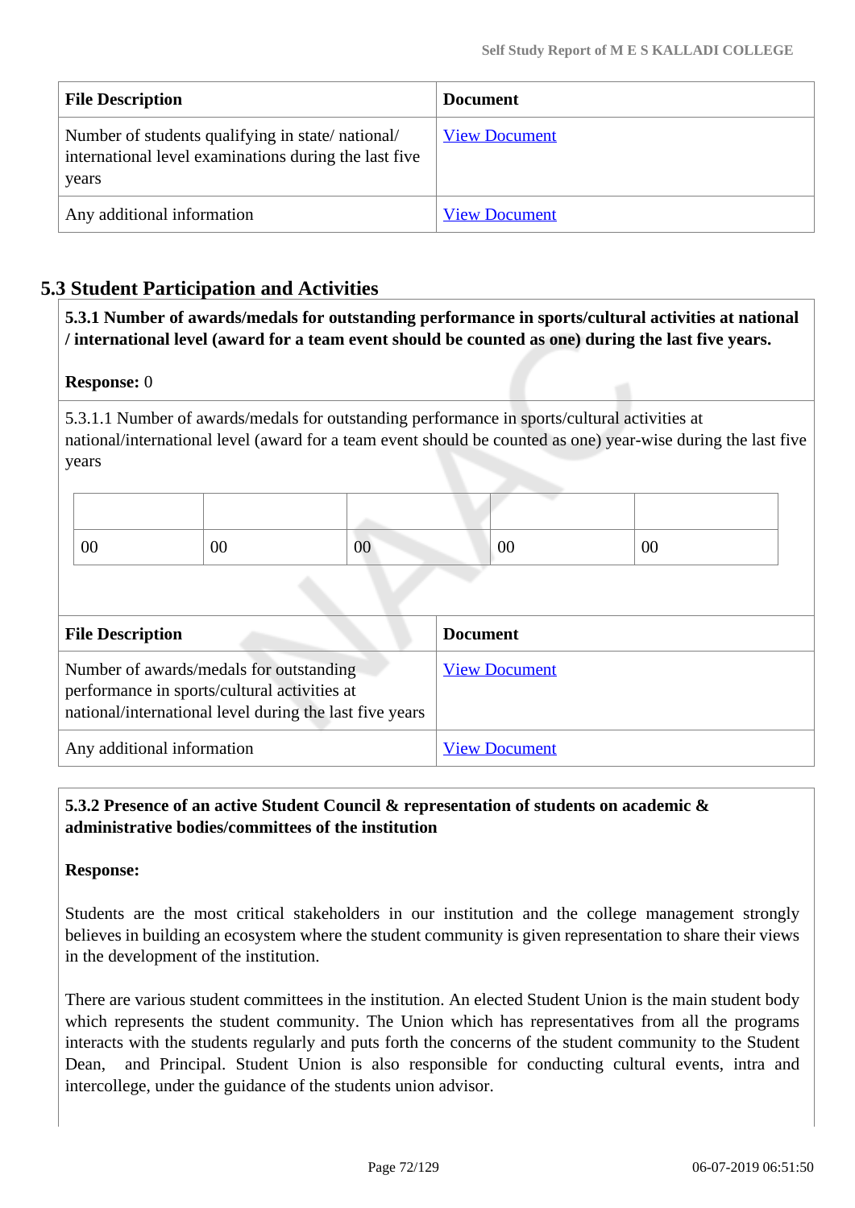| File Description | Document |
|---|---|
| Number of students qualifying in state/ national/ international level examinations during the last five years | View Document |
| Any additional information | View Document |

## 5.3 Student Participation and Activities

**5.3.1 Number of awards/medals for outstanding performance in sports/cultural activities at national / international level (award for a team event should be counted as one) during the last five years.**

**Response:** 0

5.3.1.1 Number of awards/medals for outstanding performance in sports/cultural activities at national/international level (award for a team event should be counted as one) year-wise during the last five years

| | | | | |
|---|---|---|---|---|
| 00 | 00 | 00 | 00 | 00 |

| File Description | Document |
|---|---|
| Number of awards/medals for outstanding performance in sports/cultural activities at national/international level during the last five years | View Document |
| Any additional information | View Document |

**5.3.2 Presence of an active Student Council & representation of students on academic & administrative bodies/committees of the institution**

**Response:**

Students are the most critical stakeholders in our institution and the college management strongly believes in building an ecosystem where the student community is given representation to share their views in the development of the institution.

There are various student committees in the institution. An elected Student Union is the main student body which represents the student community. The Union which has representatives from all the programs interacts with the students regularly and puts forth the concerns of the student community to the Student Dean, and Principal. Student Union is also responsible for conducting cultural events, intra and intercollege, under the guidance of the students union advisor.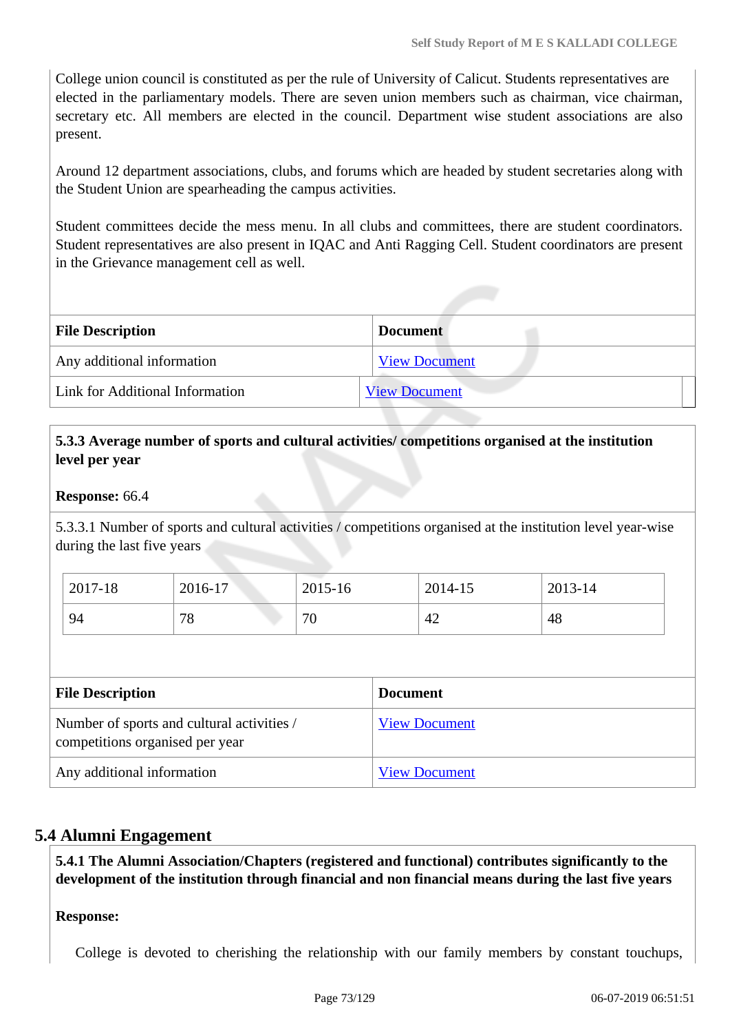College union council is constituted as per the rule of University of Calicut. Students representatives are elected in the parliamentary models. There are seven union members such as chairman, vice chairman, secretary etc. All members are elected in the council. Department wise student associations are also present.

Around 12 department associations, clubs, and forums which are headed by student secretaries along with the Student Union are spearheading the campus activities.

Student committees decide the mess menu. In all clubs and committees, there are student coordinators. Student representatives are also present in IQAC and Anti Ragging Cell. Student coordinators are present in the Grievance management cell as well.

| File Description | Document |
|---|---|
| Any additional information | View Document |
| Link for Additional Information | View Document |

**5.3.3 Average number of sports and cultural activities/ competitions organised at the institution level per year**

**Response:** 66.4

5.3.3.1 Number of sports and cultural activities / competitions organised at the institution level year-wise during the last five years

| 2017-18 | 2016-17 | 2015-16 | 2014-15 | 2013-14 |
|---|---|---|---|---|
| 94 | 78 | 70 | 42 | 48 |

| File Description | Document |
|---|---|
| Number of sports and cultural activities / competitions organised per year | View Document |
| Any additional information | View Document |

## 5.4 Alumni Engagement

**5.4.1 The Alumni Association/Chapters (registered and functional) contributes significantly to the development of the institution through financial and non financial means during the last five years**

**Response:**

College is devoted to cherishing the relationship with our family members by constant touchups,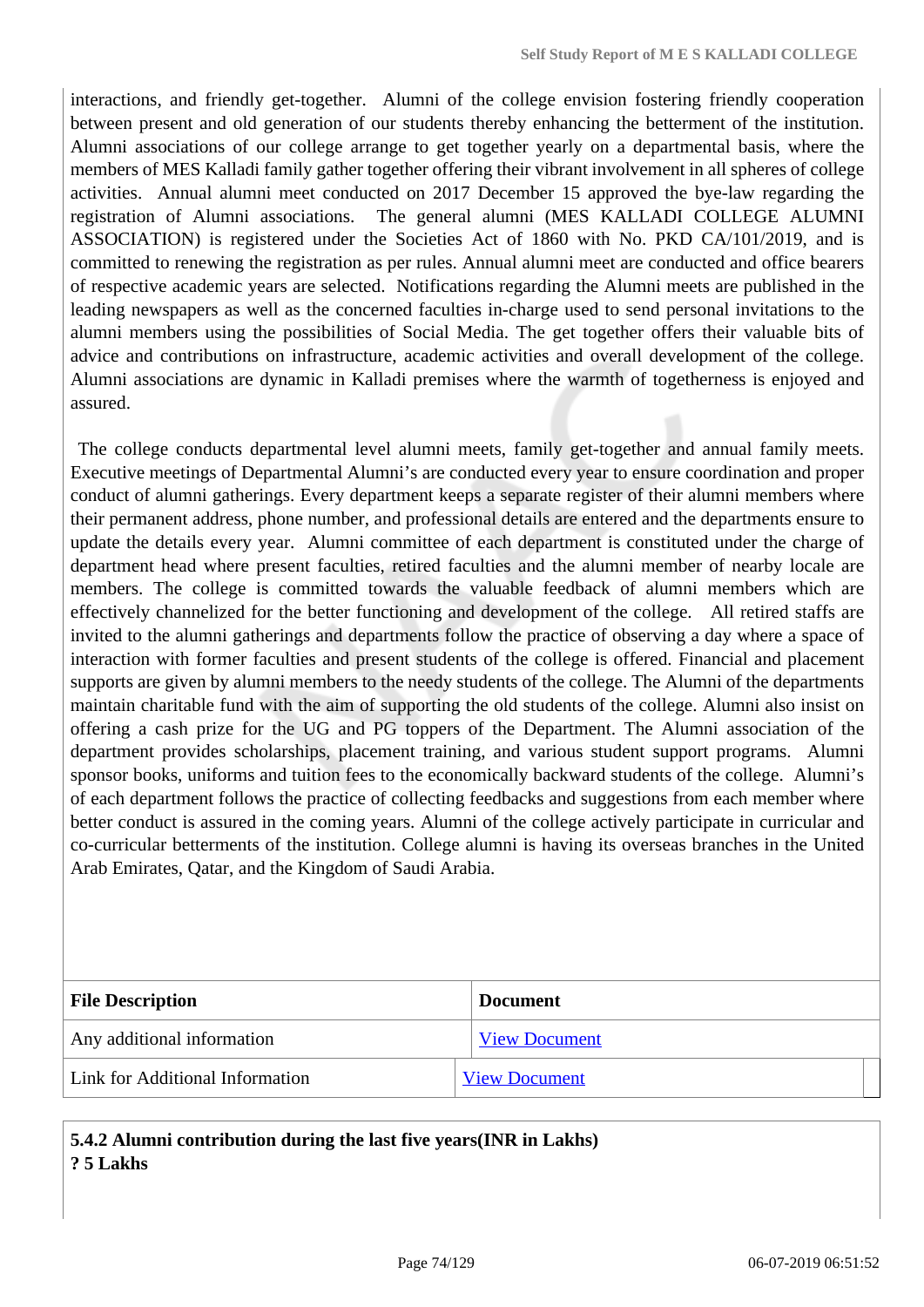interactions, and friendly get-together. Alumni of the college envision fostering friendly cooperation between present and old generation of our students thereby enhancing the betterment of the institution. Alumni associations of our college arrange to get together yearly on a departmental basis, where the members of MES Kalladi family gather together offering their vibrant involvement in all spheres of college activities. Annual alumni meet conducted on 2017 December 15 approved the bye-law regarding the registration of Alumni associations. The general alumni (MES KALLADI COLLEGE ALUMNI ASSOCIATION) is registered under the Societies Act of 1860 with No. PKD CA/101/2019, and is committed to renewing the registration as per rules. Annual alumni meet are conducted and office bearers of respective academic years are selected. Notifications regarding the Alumni meets are published in the leading newspapers as well as the concerned faculties in-charge used to send personal invitations to the alumni members using the possibilities of Social Media. The get together offers their valuable bits of advice and contributions on infrastructure, academic activities and overall development of the college. Alumni associations are dynamic in Kalladi premises where the warmth of togetherness is enjoyed and assured.

The college conducts departmental level alumni meets, family get-together and annual family meets. Executive meetings of Departmental Alumni's are conducted every year to ensure coordination and proper conduct of alumni gatherings. Every department keeps a separate register of their alumni members where their permanent address, phone number, and professional details are entered and the departments ensure to update the details every year. Alumni committee of each department is constituted under the charge of department head where present faculties, retired faculties and the alumni member of nearby locale are members. The college is committed towards the valuable feedback of alumni members which are effectively channelized for the better functioning and development of the college. All retired staffs are invited to the alumni gatherings and departments follow the practice of observing a day where a space of interaction with former faculties and present students of the college is offered. Financial and placement supports are given by alumni members to the needy students of the college. The Alumni of the departments maintain charitable fund with the aim of supporting the old students of the college. Alumni also insist on offering a cash prize for the UG and PG toppers of the Department. The Alumni association of the department provides scholarships, placement training, and various student support programs. Alumni sponsor books, uniforms and tuition fees to the economically backward students of the college. Alumni's of each department follows the practice of collecting feedbacks and suggestions from each member where better conduct is assured in the coming years. Alumni of the college actively participate in curricular and co-curricular betterments of the institution. College alumni is having its overseas branches in the United Arab Emirates, Qatar, and the Kingdom of Saudi Arabia.

| File Description | Document |
|---|---|
| Any additional information | View Document |
| Link for Additional Information | View Document |

**5.4.2 Alumni contribution during the last five years(INR in Lakhs)**
**? 5 Lakhs**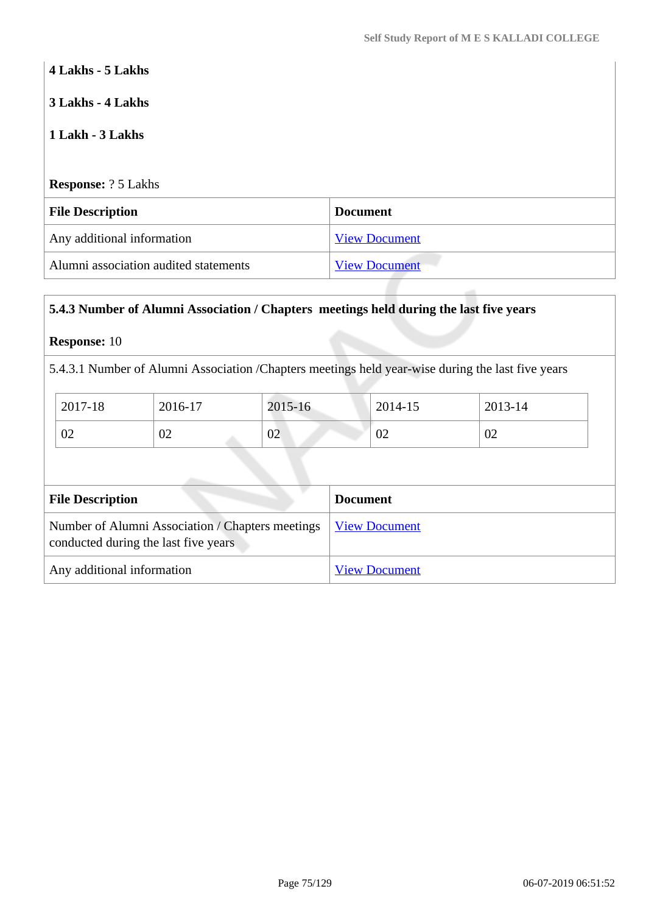**4 Lakhs - 5 Lakhs**

**3 Lakhs - 4 Lakhs**

**1 Lakh - 3 Lakhs**

**Response:** ? 5 Lakhs

| File Description | Document |
|---|---|
| Any additional information | View Document |
| Alumni association audited statements | View Document |

**5.4.3 Number of Alumni Association / Chapters meetings held during the last five years**

**Response:** 10

5.4.3.1 Number of Alumni Association /Chapters meetings held year-wise during the last five years

| 2017-18 | 2016-17 | 2015-16 | 2014-15 | 2013-14 |
|---|---|---|---|---|
| 02 | 02 | 02 | 02 | 02 |

| File Description | Document |
|---|---|
| Number of Alumni Association / Chapters meetings conducted during the last five years | View Document |
| Any additional information | View Document |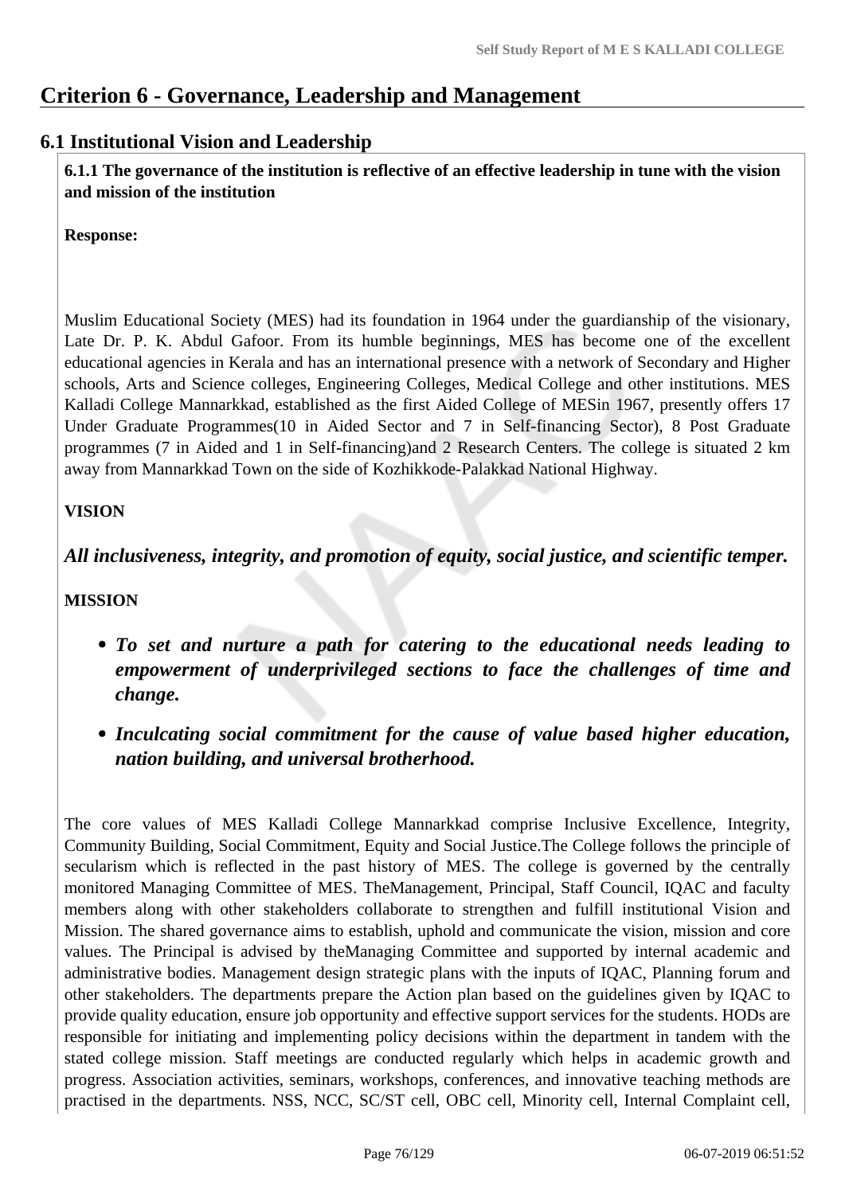# Criterion 6 - Governance, Leadership and Management

## 6.1 Institutional Vision and Leadership

**6.1.1 The governance of the institution is reflective of an effective leadership in tune with the vision and mission of the institution**

**Response:**

Muslim Educational Society (MES) had its foundation in 1964 under the guardianship of the visionary, Late Dr. P. K. Abdul Gafoor. From its humble beginnings, MES has become one of the excellent educational agencies in Kerala and has an international presence with a network of Secondary and Higher schools, Arts and Science colleges, Engineering Colleges, Medical College and other institutions. MES Kalladi College Mannarkkad, established as the first Aided College of MESin 1967, presently offers 17 Under Graduate Programmes(10 in Aided Sector and 7 in Self-financing Sector), 8 Post Graduate programmes (7 in Aided and 1 in Self-financing)and 2 Research Centers. The college is situated 2 km away from Mannarkkad Town on the side of Kozhikkode-Palakkad National Highway.

**VISION**

***All inclusiveness, integrity, and promotion of equity, social justice, and scientific temper.***

**MISSION**

- ***To set and nurture a path for catering to the educational needs leading to empowerment of underprivileged sections to face the challenges of time and change.***
- ***Inculcating social commitment for the cause of value based higher education, nation building, and universal brotherhood.***

The core values of MES Kalladi College Mannarkkad comprise Inclusive Excellence, Integrity, Community Building, Social Commitment, Equity and Social Justice.The College follows the principle of secularism which is reflected in the past history of MES. The college is governed by the centrally monitored Managing Committee of MES. TheManagement, Principal, Staff Council, IQAC and faculty members along with other stakeholders collaborate to strengthen and fulfill institutional Vision and Mission. The shared governance aims to establish, uphold and communicate the vision, mission and core values. The Principal is advised by theManaging Committee and supported by internal academic and administrative bodies. Management design strategic plans with the inputs of IQAC, Planning forum and other stakeholders. The departments prepare the Action plan based on the guidelines given by IQAC to provide quality education, ensure job opportunity and effective support services for the students. HODs are responsible for initiating and implementing policy decisions within the department in tandem with the stated college mission. Staff meetings are conducted regularly which helps in academic growth and progress. Association activities, seminars, workshops, conferences, and innovative teaching methods are practised in the departments. NSS, NCC, SC/ST cell, OBC cell, Minority cell, Internal Complaint cell,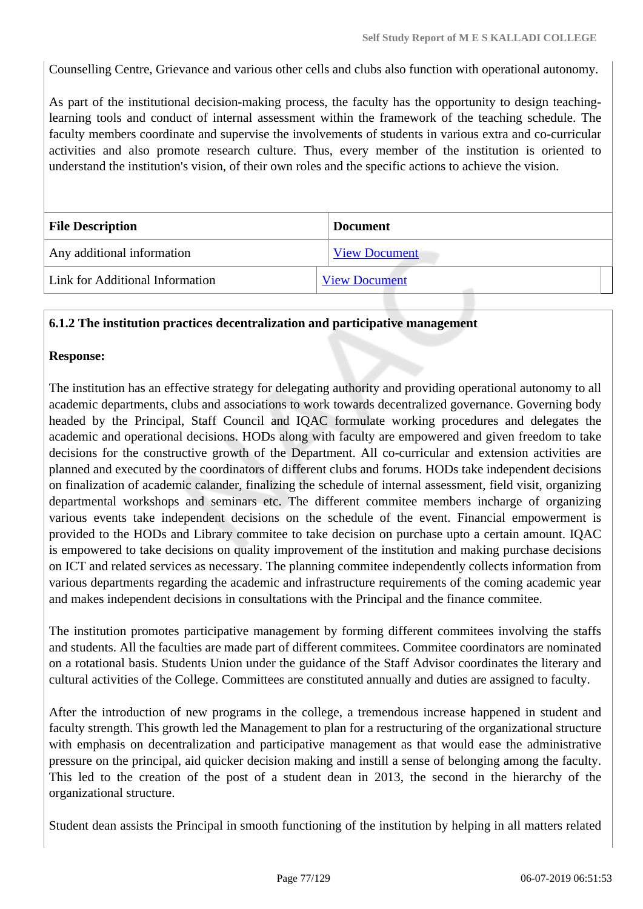Counselling Centre, Grievance and various other cells and clubs also function with operational autonomy.

As part of the institutional decision-making process, the faculty has the opportunity to design teaching-learning tools and conduct of internal assessment within the framework of the teaching schedule. The faculty members coordinate and supervise the involvements of students in various extra and co-curricular activities and also promote research culture. Thus, every member of the institution is oriented to understand the institution's vision, of their own roles and the specific actions to achieve the vision.

| File Description | Document |
|---|---|
| Any additional information | View Document |
| Link for Additional Information | View Document |

**6.1.2 The institution practices decentralization and participative management**

**Response:**

The institution has an effective strategy for delegating authority and providing operational autonomy to all academic departments, clubs and associations to work towards decentralized governance. Governing body headed by the Principal, Staff Council and IQAC formulate working procedures and delegates the academic and operational decisions. HODs along with faculty are empowered and given freedom to take decisions for the constructive growth of the Department. All co-curricular and extension activities are planned and executed by the coordinators of different clubs and forums. HODs take independent decisions on finalization of academic calander, finalizing the schedule of internal assessment, field visit, organizing departmental workshops and seminars etc. The different commitee members incharge of organizing various events take independent decisions on the schedule of the event. Financial empowerment is provided to the HODs and Library commitee to take decision on purchase upto a certain amount. IQAC is empowered to take decisions on quality improvement of the institution and making purchase decisions on ICT and related services as necessary. The planning commitee independently collects information from various departments regarding the academic and infrastructure requirements of the coming academic year and makes independent decisions in consultations with the Principal and the finance commitee.

The institution promotes participative management by forming different commitees involving the staffs and students. All the faculties are made part of different commitees. Commitee coordinators are nominated on a rotational basis. Students Union under the guidance of the Staff Advisor coordinates the literary and cultural activities of the College. Committees are constituted annually and duties are assigned to faculty.

After the introduction of new programs in the college, a tremendous increase happened in student and faculty strength. This growth led the Management to plan for a restructuring of the organizational structure with emphasis on decentralization and participative management as that would ease the administrative pressure on the principal, aid quicker decision making and instill a sense of belonging among the faculty. This led to the creation of the post of a student dean in 2013, the second in the hierarchy of the organizational structure.

Student dean assists the Principal in smooth functioning of the institution by helping in all matters related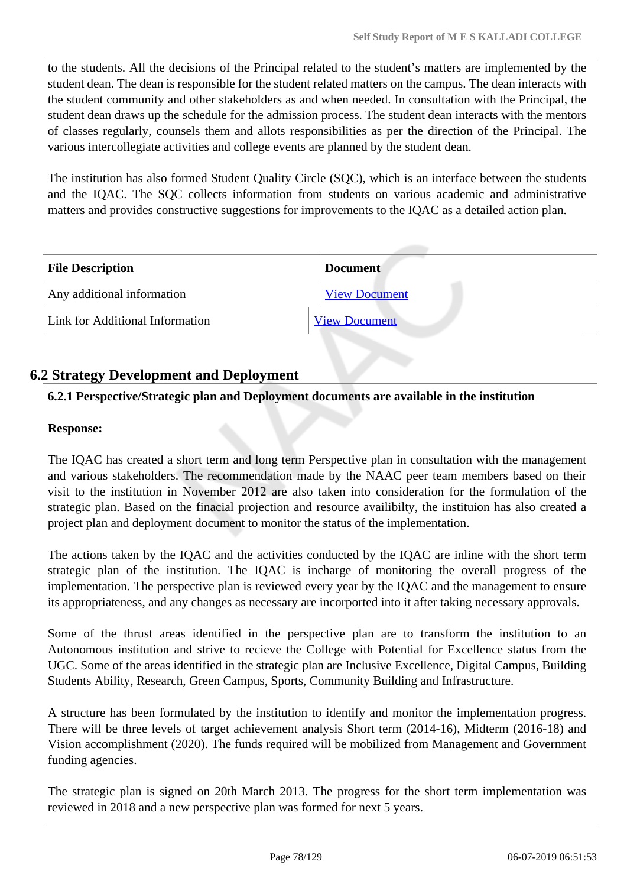to the students. All the decisions of the Principal related to the student's matters are implemented by the student dean. The dean is responsible for the student related matters on the campus. The dean interacts with the student community and other stakeholders as and when needed. In consultation with the Principal, the student dean draws up the schedule for the admission process. The student dean interacts with the mentors of classes regularly, counsels them and allots responsibilities as per the direction of the Principal. The various intercollegiate activities and college events are planned by the student dean.

The institution has also formed Student Quality Circle (SQC), which is an interface between the students and the IQAC. The SQC collects information from students on various academic and administrative matters and provides constructive suggestions for improvements to the IQAC as a detailed action plan.

| File Description | Document |
|---|---|
| Any additional information | View Document |
| Link for Additional Information | View Document |

## 6.2 Strategy Development and Deployment

**6.2.1 Perspective/Strategic plan and Deployment documents are available in the institution**

**Response:**

The IQAC has created a short term and long term Perspective plan in consultation with the management and various stakeholders. The recommendation made by the NAAC peer team members based on their visit to the institution in November 2012 are also taken into consideration for the formulation of the strategic plan. Based on the finacial projection and resource availibilty, the instituion has also created a project plan and deployment document to monitor the status of the implementation.

The actions taken by the IQAC and the activities conducted by the IQAC are inline with the short term strategic plan of the institution. The IQAC is incharge of monitoring the overall progress of the implementation. The perspective plan is reviewed every year by the IQAC and the management to ensure its appropriateness, and any changes as necessary are incorported into it after taking necessary approvals.

Some of the thrust areas identified in the perspective plan are to transform the institution to an Autonomous institution and strive to recieve the College with Potential for Excellence status from the UGC. Some of the areas identified in the strategic plan are Inclusive Excellence, Digital Campus, Building Students Ability, Research, Green Campus, Sports, Community Building and Infrastructure.

A structure has been formulated by the institution to identify and monitor the implementation progress. There will be three levels of target achievement analysis Short term (2014-16), Midterm (2016-18) and Vision accomplishment (2020). The funds required will be mobilized from Management and Government funding agencies.

The strategic plan is signed on 20th March 2013. The progress for the short term implementation was reviewed in 2018 and a new perspective plan was formed for next 5 years.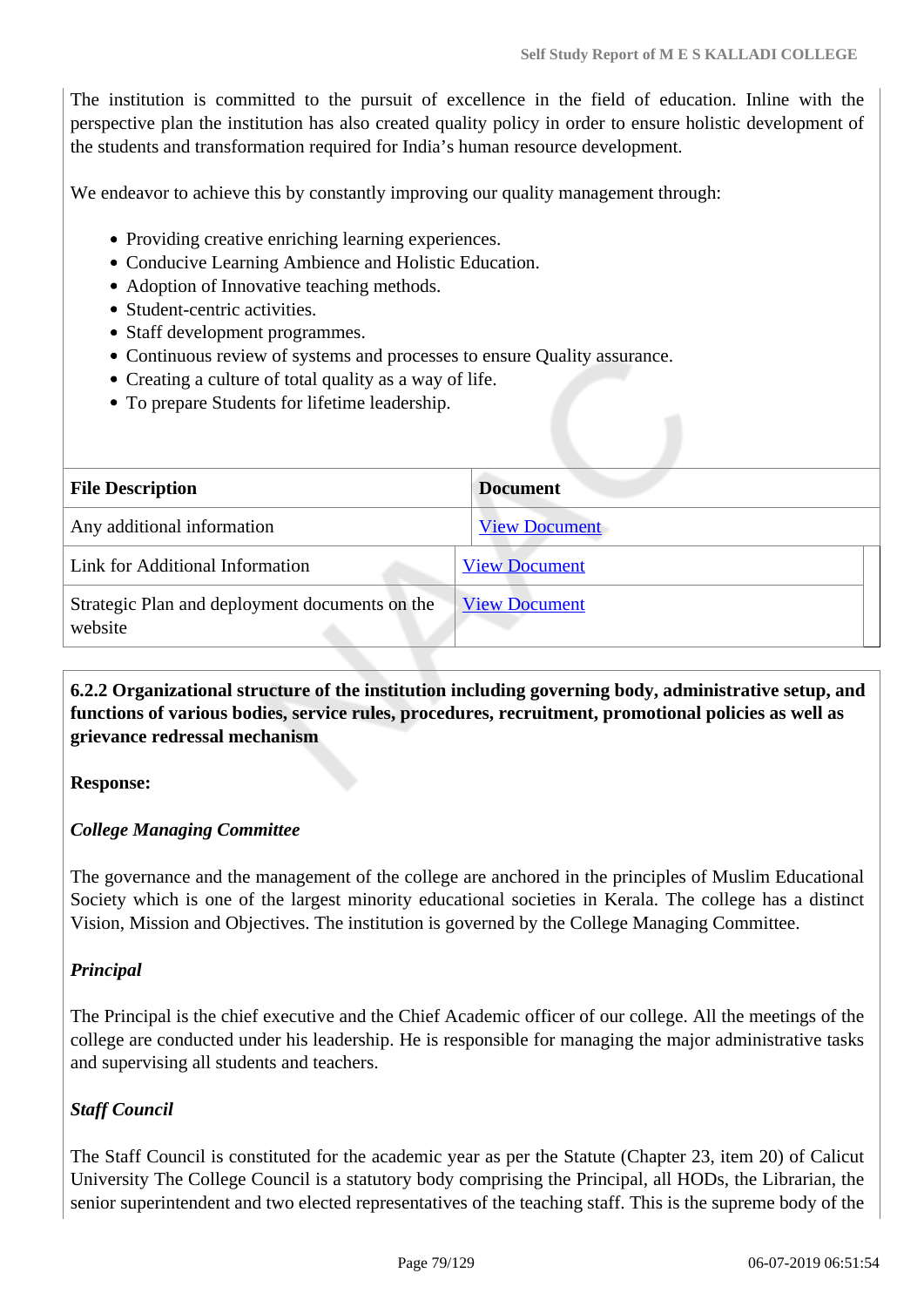The institution is committed to the pursuit of excellence in the field of education. Inline with the perspective plan the institution has also created quality policy in order to ensure holistic development of the students and transformation required for India's human resource development.

We endeavor to achieve this by constantly improving our quality management through:

- Providing creative enriching learning experiences.
- Conducive Learning Ambience and Holistic Education.
- Adoption of Innovative teaching methods.
- Student-centric activities.
- Staff development programmes.
- Continuous review of systems and processes to ensure Quality assurance.
- Creating a culture of total quality as a way of life.
- To prepare Students for lifetime leadership.

| File Description | Document |
|---|---|
| Any additional information | View Document |
| Link for Additional Information | View Document |
| Strategic Plan and deployment documents on the website | View Document |

**6.2.2 Organizational structure of the institution including governing body, administrative setup, and functions of various bodies, service rules, procedures, recruitment, promotional policies as well as grievance redressal mechanism**

**Response:**

***College Managing Committee***

The governance and the management of the college are anchored in the principles of Muslim Educational Society which is one of the largest minority educational societies in Kerala. The college has a distinct Vision, Mission and Objectives. The institution is governed by the College Managing Committee.

***Principal***

The Principal is the chief executive and the Chief Academic officer of our college. All the meetings of the college are conducted under his leadership. He is responsible for managing the major administrative tasks and supervising all students and teachers.

***Staff Council***

The Staff Council is constituted for the academic year as per the Statute (Chapter 23, item 20) of Calicut University The College Council is a statutory body comprising the Principal, all HODs, the Librarian, the senior superintendent and two elected representatives of the teaching staff. This is the supreme body of the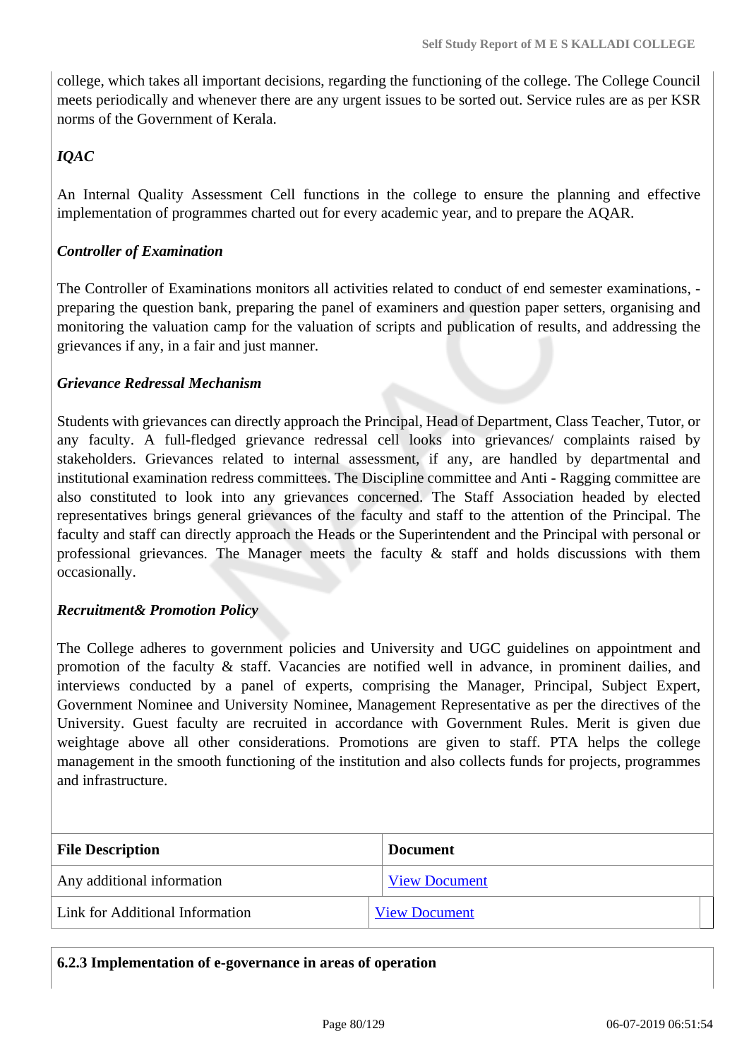college, which takes all important decisions, regarding the functioning of the college. The College Council meets periodically and whenever there are any urgent issues to be sorted out. Service rules are as per KSR norms of the Government of Kerala.

***IQAC***

An Internal Quality Assessment Cell functions in the college to ensure the planning and effective implementation of programmes charted out for every academic year, and to prepare the AQAR.

***Controller of Examination***

The Controller of Examinations monitors all activities related to conduct of end semester examinations, - preparing the question bank, preparing the panel of examiners and question paper setters, organising and monitoring the valuation camp for the valuation of scripts and publication of results, and addressing the grievances if any, in a fair and just manner.

***Grievance Redressal Mechanism***

Students with grievances can directly approach the Principal, Head of Department, Class Teacher, Tutor, or any faculty. A full-fledged grievance redressal cell looks into grievances/ complaints raised by stakeholders. Grievances related to internal assessment, if any, are handled by departmental and institutional examination redress committees. The Discipline committee and Anti - Ragging committee are also constituted to look into any grievances concerned. The Staff Association headed by elected representatives brings general grievances of the faculty and staff to the attention of the Principal. The faculty and staff can directly approach the Heads or the Superintendent and the Principal with personal or professional grievances. The Manager meets the faculty & staff and holds discussions with them occasionally.

***Recruitment& Promotion Policy***

The College adheres to government policies and University and UGC guidelines on appointment and promotion of the faculty & staff. Vacancies are notified well in advance, in prominent dailies, and interviews conducted by a panel of experts, comprising the Manager, Principal, Subject Expert, Government Nominee and University Nominee, Management Representative as per the directives of the University. Guest faculty are recruited in accordance with Government Rules. Merit is given due weightage above all other considerations. Promotions are given to staff. PTA helps the college management in the smooth functioning of the institution and also collects funds for projects, programmes and infrastructure.

| File Description | Document |
|---|---|
| Any additional information | View Document |
| Link for Additional Information | View Document |

**6.2.3 Implementation of e-governance in areas of operation**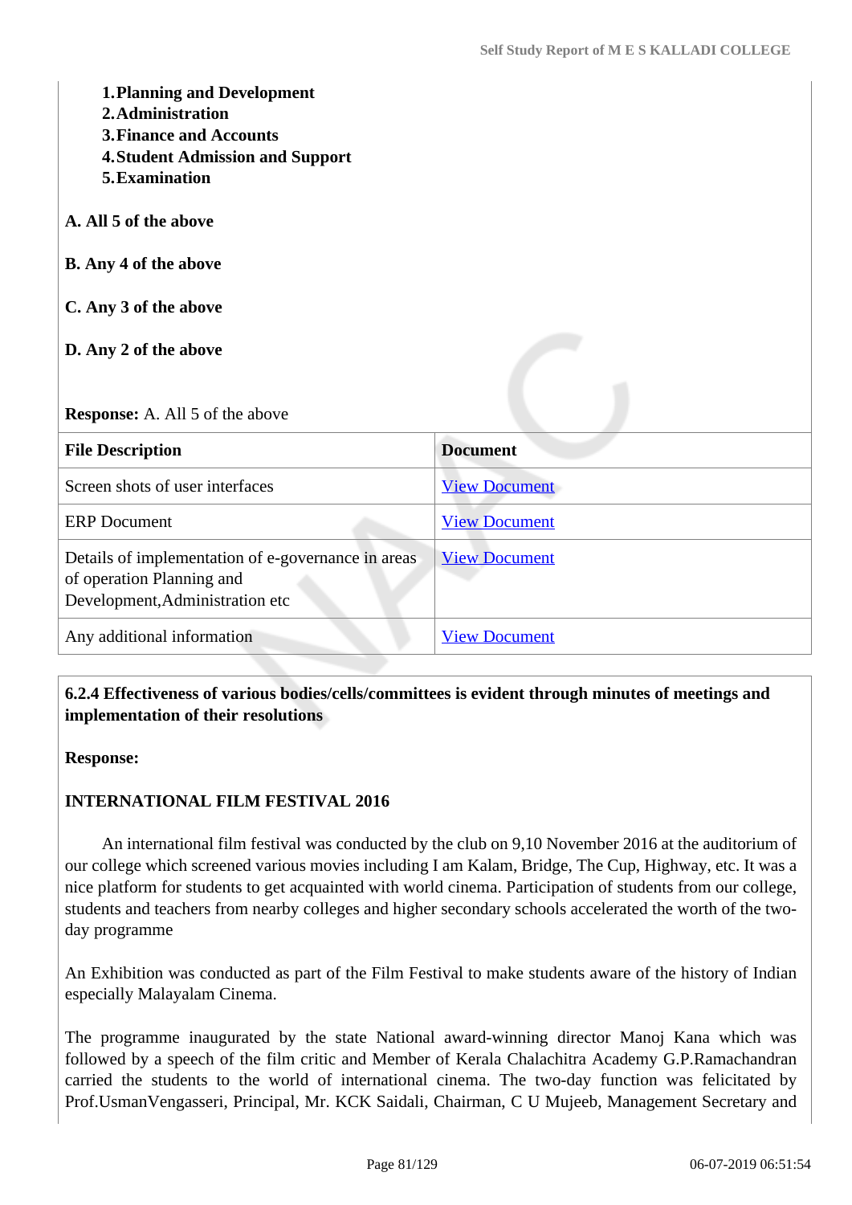1. **Planning and Development**
2. **Administration**
3. **Finance and Accounts**
4. **Student Admission and Support**
5. **Examination**

**A. All 5 of the above**

**B. Any 4 of the above**

**C. Any 3 of the above**

**D. Any 2 of the above**

**Response:** A. All 5 of the above

| File Description | Document |
|---|---|
| Screen shots of user interfaces | View Document |
| ERP Document | View Document |
| Details of implementation of e-governance in areas of operation Planning and Development,Administration etc | View Document |
| Any additional information | View Document |

**6.2.4 Effectiveness of various bodies/cells/committees is evident through minutes of meetings and implementation of their resolutions**

**Response:**

**INTERNATIONAL FILM FESTIVAL 2016**

An international film festival was conducted by the club on 9,10 November 2016 at the auditorium of our college which screened various movies including I am Kalam, Bridge, The Cup, Highway, etc. It was a nice platform for students to get acquainted with world cinema. Participation of students from our college, students and teachers from nearby colleges and higher secondary schools accelerated the worth of the two-day programme

An Exhibition was conducted as part of the Film Festival to make students aware of the history of Indian especially Malayalam Cinema.

The programme inaugurated by the state National award-winning director Manoj Kana which was followed by a speech of the film critic and Member of Kerala Chalachitra Academy G.P.Ramachandran carried the students to the world of international cinema. The two-day function was felicitated by Prof.UsmanVengasseri, Principal, Mr. KCK Saidali, Chairman, C U Mujeeb, Management Secretary and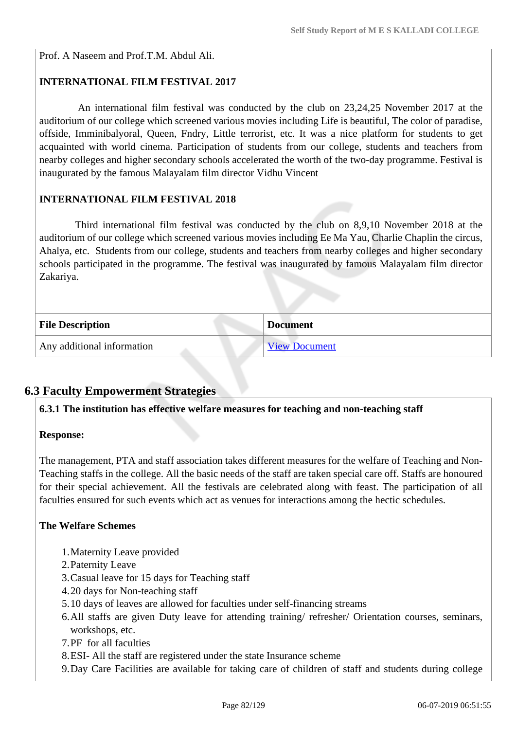Prof. A Naseem and Prof.T.M. Abdul Ali.

**INTERNATIONAL FILM FESTIVAL 2017**

An international film festival was conducted by the club on 23,24,25 November 2017 at the auditorium of our college which screened various movies including Life is beautiful, The color of paradise, offside, Imminibalyoral, Queen, Fndry, Little terrorist, etc. It was a nice platform for students to get acquainted with world cinema. Participation of students from our college, students and teachers from nearby colleges and higher secondary schools accelerated the worth of the two-day programme. Festival is inaugurated by the famous Malayalam film director Vidhu Vincent

**INTERNATIONAL FILM FESTIVAL 2018**

Third international film festival was conducted by the club on 8,9,10 November 2018 at the auditorium of our college which screened various movies including Ee Ma Yau, Charlie Chaplin the circus, Ahalya, etc. Students from our college, students and teachers from nearby colleges and higher secondary schools participated in the programme. The festival was inaugurated by famous Malayalam film director Zakariya.

| File Description | Document |
|---|---|
| Any additional information | View Document |

## 6.3 Faculty Empowerment Strategies

**6.3.1 The institution has effective welfare measures for teaching and non-teaching staff**

**Response:**

The management, PTA and staff association takes different measures for the welfare of Teaching and Non-Teaching staffs in the college. All the basic needs of the staff are taken special care off. Staffs are honoured for their special achievement. All the festivals are celebrated along with feast. The participation of all faculties ensured for such events which act as venues for interactions among the hectic schedules.

**The Welfare Schemes**

1. Maternity Leave provided
2. Paternity Leave
3. Casual leave for 15 days for Teaching staff
4. 20 days for Non-teaching staff
5. 10 days of leaves are allowed for faculties under self-financing streams
6. All staffs are given Duty leave for attending training/ refresher/ Orientation courses, seminars, workshops, etc.
7. PF for all faculties
8. ESI- All the staff are registered under the state Insurance scheme
9. Day Care Facilities are available for taking care of children of staff and students during college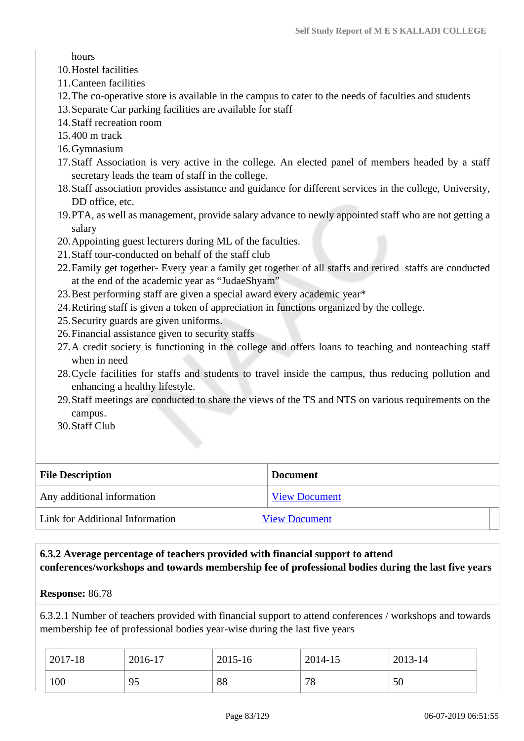hours

10. Hostel facilities
11. Canteen facilities
12. The co-operative store is available in the campus to cater to the needs of faculties and students
13. Separate Car parking facilities are available for staff
14. Staff recreation room
15. 400 m track
16. Gymnasium
17. Staff Association is very active in the college. An elected panel of members headed by a staff secretary leads the team of staff in the college.
18. Staff association provides assistance and guidance for different services in the college, University, DD office, etc.
19. PTA, as well as management, provide salary advance to newly appointed staff who are not getting a salary
20. Appointing guest lecturers during ML of the faculties.
21. Staff tour-conducted on behalf of the staff club
22. Family get together- Every year a family get together of all staffs and retired staffs are conducted at the end of the academic year as "JudaeShyam"
23. Best performing staff are given a special award every academic year*
24. Retiring staff is given a token of appreciation in functions organized by the college.
25. Security guards are given uniforms.
26. Financial assistance given to security staffs
27. A credit society is functioning in the college and offers loans to teaching and nonteaching staff when in need
28. Cycle facilities for staffs and students to travel inside the campus, thus reducing pollution and enhancing a healthy lifestyle.
29. Staff meetings are conducted to share the views of the TS and NTS on various requirements on the campus.
30. Staff Club

| File Description | Document |
|---|---|
| Any additional information | View Document |
| Link for Additional Information | View Document |

**6.3.2 Average percentage of teachers provided with financial support to attend conferences/workshops and towards membership fee of professional bodies during the last five years**

**Response:** 86.78

6.3.2.1 Number of teachers provided with financial support to attend conferences / workshops and towards membership fee of professional bodies year-wise during the last five years

| 2017-18 | 2016-17 | 2015-16 | 2014-15 | 2013-14 |
|---|---|---|---|---|
| 100 | 95 | 88 | 78 | 50 |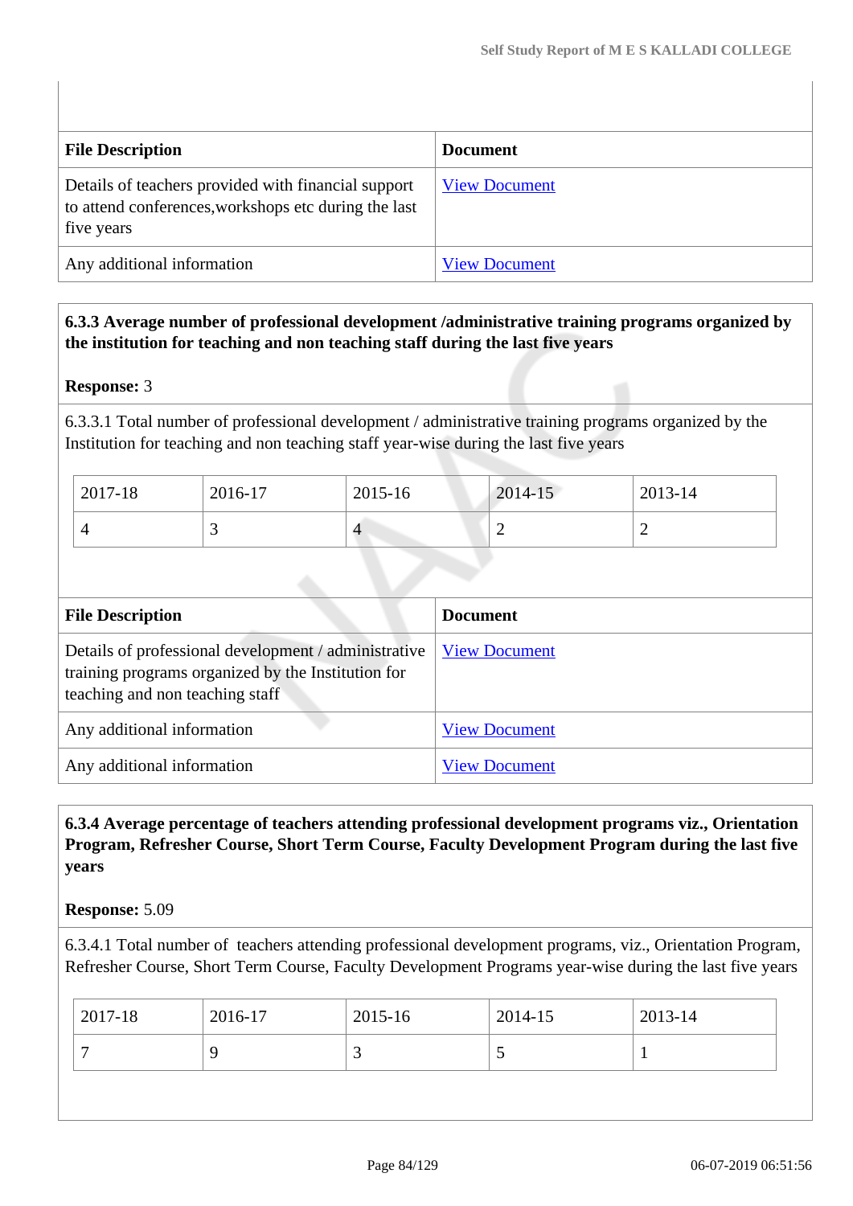| File Description | Document |
|---|---|
| Details of teachers provided with financial support to attend conferences,workshops etc during the last five years | View Document |
| Any additional information | View Document |

**6.3.3 Average number of professional development /administrative training programs organized by the institution for teaching and non teaching staff during the last five years**

**Response:** 3

6.3.3.1 Total number of professional development / administrative training programs organized by the Institution for teaching and non teaching staff year-wise during the last five years

| 2017-18 | 2016-17 | 2015-16 | 2014-15 | 2013-14 |
|---|---|---|---|---|
| 4 | 3 | 4 | 2 | 2 |

| File Description | Document |
|---|---|
| Details of professional development / administrative training programs organized by the Institution for teaching and non teaching staff | View Document |
| Any additional information | View Document |
| Any additional information | View Document |

**6.3.4 Average percentage of teachers attending professional development programs viz., Orientation Program, Refresher Course, Short Term Course, Faculty Development Program during the last five years**

**Response:** 5.09

6.3.4.1 Total number of teachers attending professional development programs, viz., Orientation Program, Refresher Course, Short Term Course, Faculty Development Programs year-wise during the last five years

| 2017-18 | 2016-17 | 2015-16 | 2014-15 | 2013-14 |
|---|---|---|---|---|
| 7 | 9 | 3 | 5 | 1 |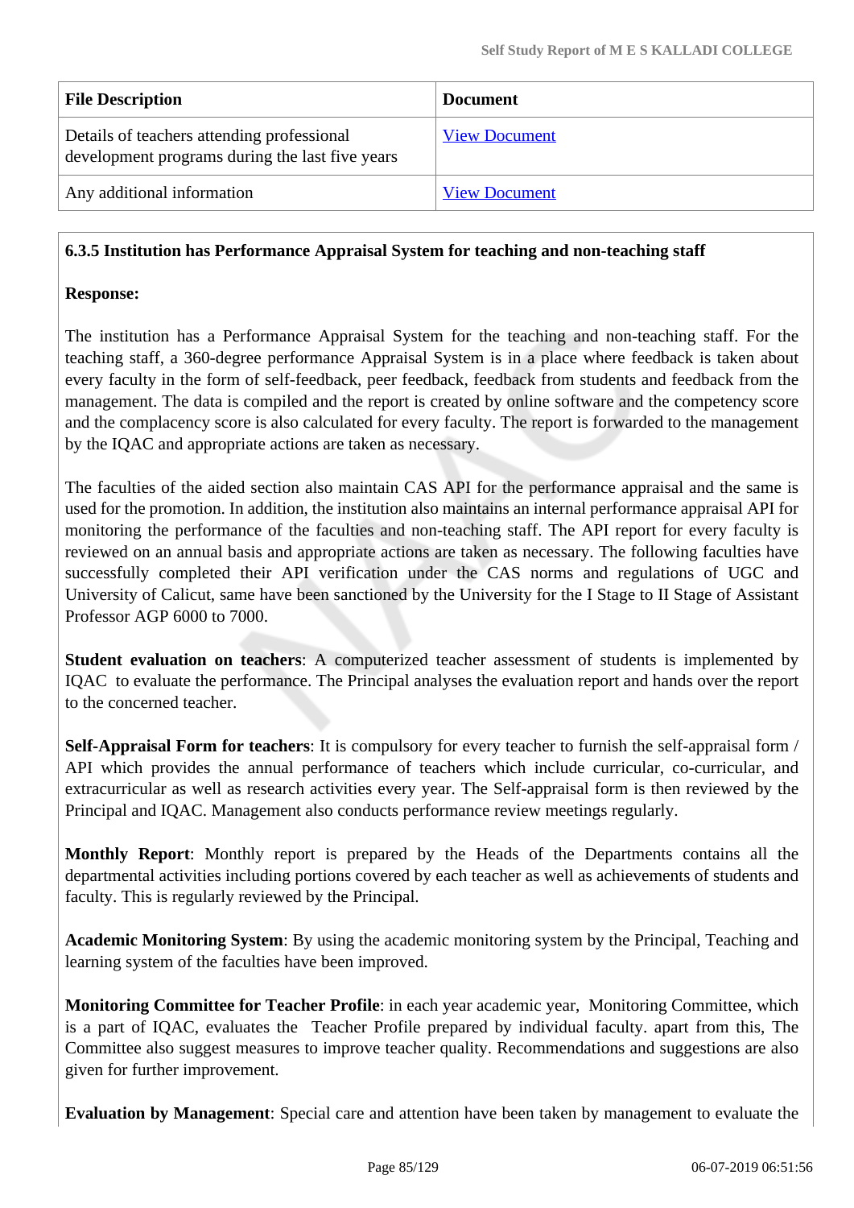| File Description | Document |
|---|---|
| Details of teachers attending professional development programs during the last five years | View Document |
| Any additional information | View Document |

**6.3.5 Institution has Performance Appraisal System for teaching and non-teaching staff**

**Response:**

The institution has a Performance Appraisal System for the teaching and non-teaching staff. For the teaching staff, a 360-degree performance Appraisal System is in a place where feedback is taken about every faculty in the form of self-feedback, peer feedback, feedback from students and feedback from the management. The data is compiled and the report is created by online software and the competency score and the complacency score is also calculated for every faculty. The report is forwarded to the management by the IQAC and appropriate actions are taken as necessary.

The faculties of the aided section also maintain CAS API for the performance appraisal and the same is used for the promotion. In addition, the institution also maintains an internal performance appraisal API for monitoring the performance of the faculties and non-teaching staff. The API report for every faculty is reviewed on an annual basis and appropriate actions are taken as necessary. The following faculties have successfully completed their API verification under the CAS norms and regulations of UGC and University of Calicut, same have been sanctioned by the University for the I Stage to II Stage of Assistant Professor AGP 6000 to 7000.

**Student evaluation on teachers**: A computerized teacher assessment of students is implemented by IQAC to evaluate the performance. The Principal analyses the evaluation report and hands over the report to the concerned teacher.

**Self-Appraisal Form for teachers**: It is compulsory for every teacher to furnish the self-appraisal form / API which provides the annual performance of teachers which include curricular, co-curricular, and extracurricular as well as research activities every year. The Self-appraisal form is then reviewed by the Principal and IQAC. Management also conducts performance review meetings regularly.

**Monthly Report**: Monthly report is prepared by the Heads of the Departments contains all the departmental activities including portions covered by each teacher as well as achievements of students and faculty. This is regularly reviewed by the Principal.

**Academic Monitoring System**: By using the academic monitoring system by the Principal, Teaching and learning system of the faculties have been improved.

**Monitoring Committee for Teacher Profile**: in each year academic year, Monitoring Committee, which is a part of IQAC, evaluates the Teacher Profile prepared by individual faculty. apart from this, The Committee also suggest measures to improve teacher quality. Recommendations and suggestions are also given for further improvement.

**Evaluation by Management**: Special care and attention have been taken by management to evaluate the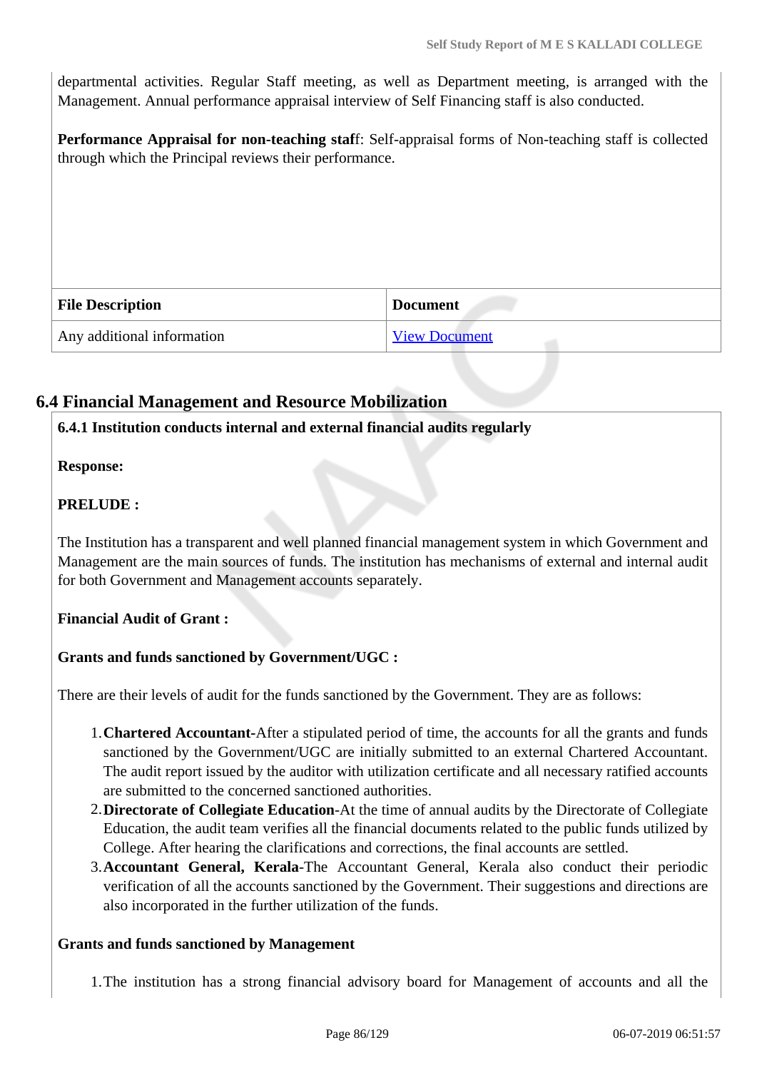departmental activities. Regular Staff meeting, as well as Department meeting, is arranged with the Management. Annual performance appraisal interview of Self Financing staff is also conducted.

**Performance Appraisal for non-teaching staf**f: Self-appraisal forms of Non-teaching staff is collected through which the Principal reviews their performance.

| File Description | Document |
| --- | --- |
| Any additional information | View Document |

## 6.4 Financial Management and Resource Mobilization

**6.4.1 Institution conducts internal and external financial audits regularly**

**Response:**

**PRELUDE :**

The Institution has a transparent and well planned financial management system in which Government and Management are the main sources of funds. The institution has mechanisms of external and internal audit for both Government and Management accounts separately.

**Financial Audit of Grant :**

**Grants and funds sanctioned by Government/UGC :**

There are their levels of audit for the funds sanctioned by the Government. They are as follows:

1. **Chartered Accountant-**After a stipulated period of time, the accounts for all the grants and funds sanctioned by the Government/UGC are initially submitted to an external Chartered Accountant. The audit report issued by the auditor with utilization certificate and all necessary ratified accounts are submitted to the concerned sanctioned authorities.
2. **Directorate of Collegiate Education**-At the time of annual audits by the Directorate of Collegiate Education, the audit team verifies all the financial documents related to the public funds utilized by College. After hearing the clarifications and corrections, the final accounts are settled.
3. **Accountant General, Kerala**-The Accountant General, Kerala also conduct their periodic verification of all the accounts sanctioned by the Government. Their suggestions and directions are also incorporated in the further utilization of the funds.

**Grants and funds sanctioned by Management**

1. The institution has a strong financial advisory board for Management of accounts and all the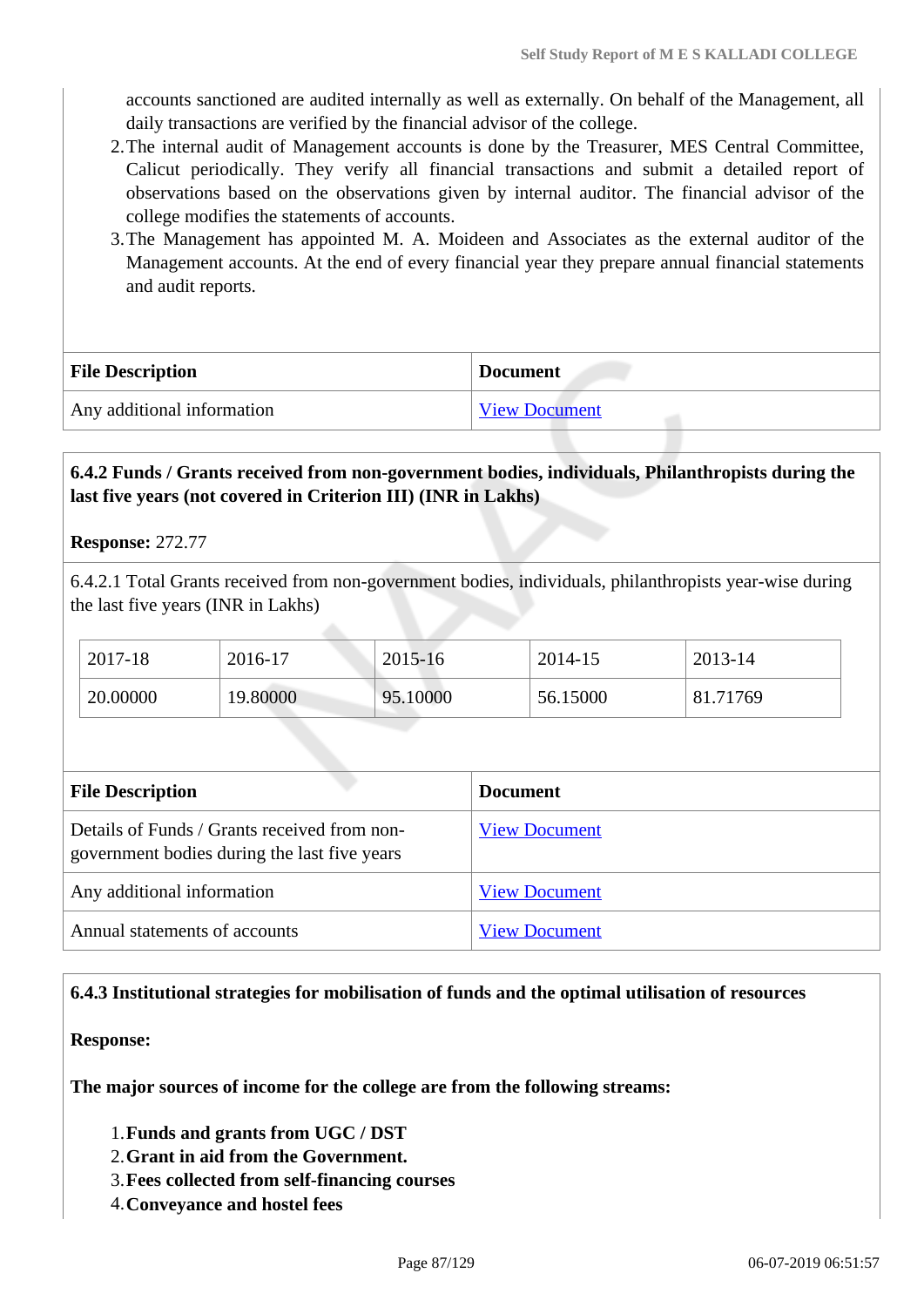accounts sanctioned are audited internally as well as externally. On behalf of the Management, all daily transactions are verified by the financial advisor of the college.

2. The internal audit of Management accounts is done by the Treasurer, MES Central Committee, Calicut periodically. They verify all financial transactions and submit a detailed report of observations based on the observations given by internal auditor. The financial advisor of the college modifies the statements of accounts.
3. The Management has appointed M. A. Moideen and Associates as the external auditor of the Management accounts. At the end of every financial year they prepare annual financial statements and audit reports.

| File Description | Document |
|---|---|
| Any additional information | View Document |

**6.4.2 Funds / Grants received from non-government bodies, individuals, Philanthropists during the last five years (not covered in Criterion III) (INR in Lakhs)**

**Response:** 272.77

6.4.2.1 Total Grants received from non-government bodies, individuals, philanthropists year-wise during the last five years (INR in Lakhs)

| 2017-18 | 2016-17 | 2015-16 | 2014-15 | 2013-14 |
|---|---|---|---|---|
| 20.00000 | 19.80000 | 95.10000 | 56.15000 | 81.71769 |

| File Description | Document |
|---|---|
| Details of Funds / Grants received from non-government bodies during the last five years | View Document |
| Any additional information | View Document |
| Annual statements of accounts | View Document |

**6.4.3 Institutional strategies for mobilisation of funds and the optimal utilisation of resources**

**Response:**

**The major sources of income for the college are from the following streams:**

1. **Funds and grants from UGC / DST**
2. **Grant in aid from the Government.**
3. **Fees collected from self-financing courses**
4. **Conveyance and hostel fees**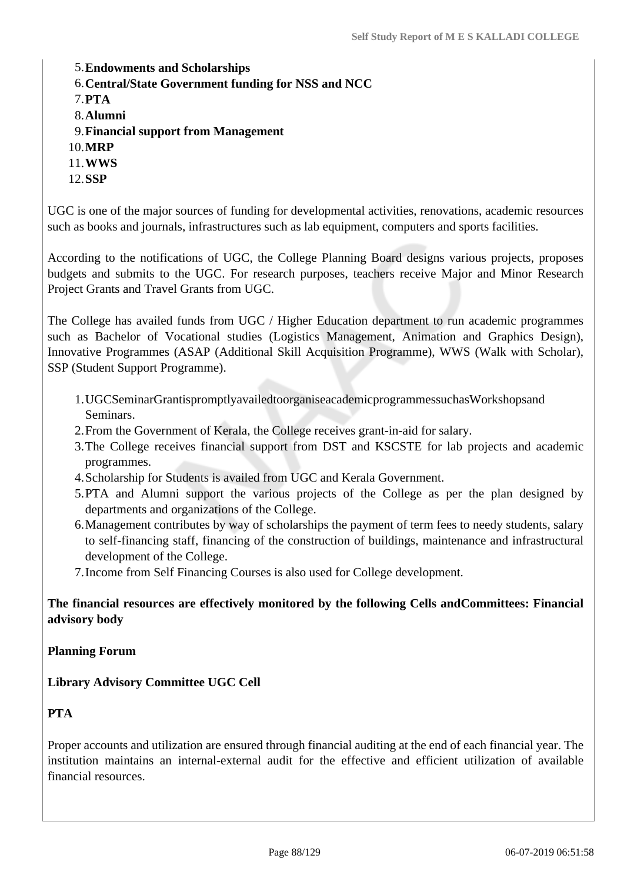5. **Endowments and Scholarships**
6. **Central/State Government funding for NSS and NCC**
7. **PTA**
8. **Alumni**
9. **Financial support from Management**
10. **MRP**
11. **WWS**
12. **SSP**

UGC is one of the major sources of funding for developmental activities, renovations, academic resources such as books and journals, infrastructures such as lab equipment, computers and sports facilities.

According to the notifications of UGC, the College Planning Board designs various projects, proposes budgets and submits to the UGC. For research purposes, teachers receive Major and Minor Research Project Grants and Travel Grants from UGC.

The College has availed funds from UGC / Higher Education department to run academic programmes such as Bachelor of Vocational studies (Logistics Management, Animation and Graphics Design), Innovative Programmes (ASAP (Additional Skill Acquisition Programme), WWS (Walk with Scholar), SSP (Student Support Programme).

1. UGCSeminarGrantispromptlyavailedtoorganiseacademicprogrammessuchasWorkshopsand Seminars.
2. From the Government of Kerala, the College receives grant-in-aid for salary.
3. The College receives financial support from DST and KSCSTE for lab projects and academic programmes.
4. Scholarship for Students is availed from UGC and Kerala Government.
5. PTA and Alumni support the various projects of the College as per the plan designed by departments and organizations of the College.
6. Management contributes by way of scholarships the payment of term fees to needy students, salary to self-financing staff, financing of the construction of buildings, maintenance and infrastructural development of the College.
7. Income from Self Financing Courses is also used for College development.

**The financial resources are effectively monitored by the following Cells andCommittees: Financial advisory body**

**Planning Forum**

**Library Advisory Committee UGC Cell**

**PTA**

Proper accounts and utilization are ensured through financial auditing at the end of each financial year. The institution maintains an internal-external audit for the effective and efficient utilization of available financial resources.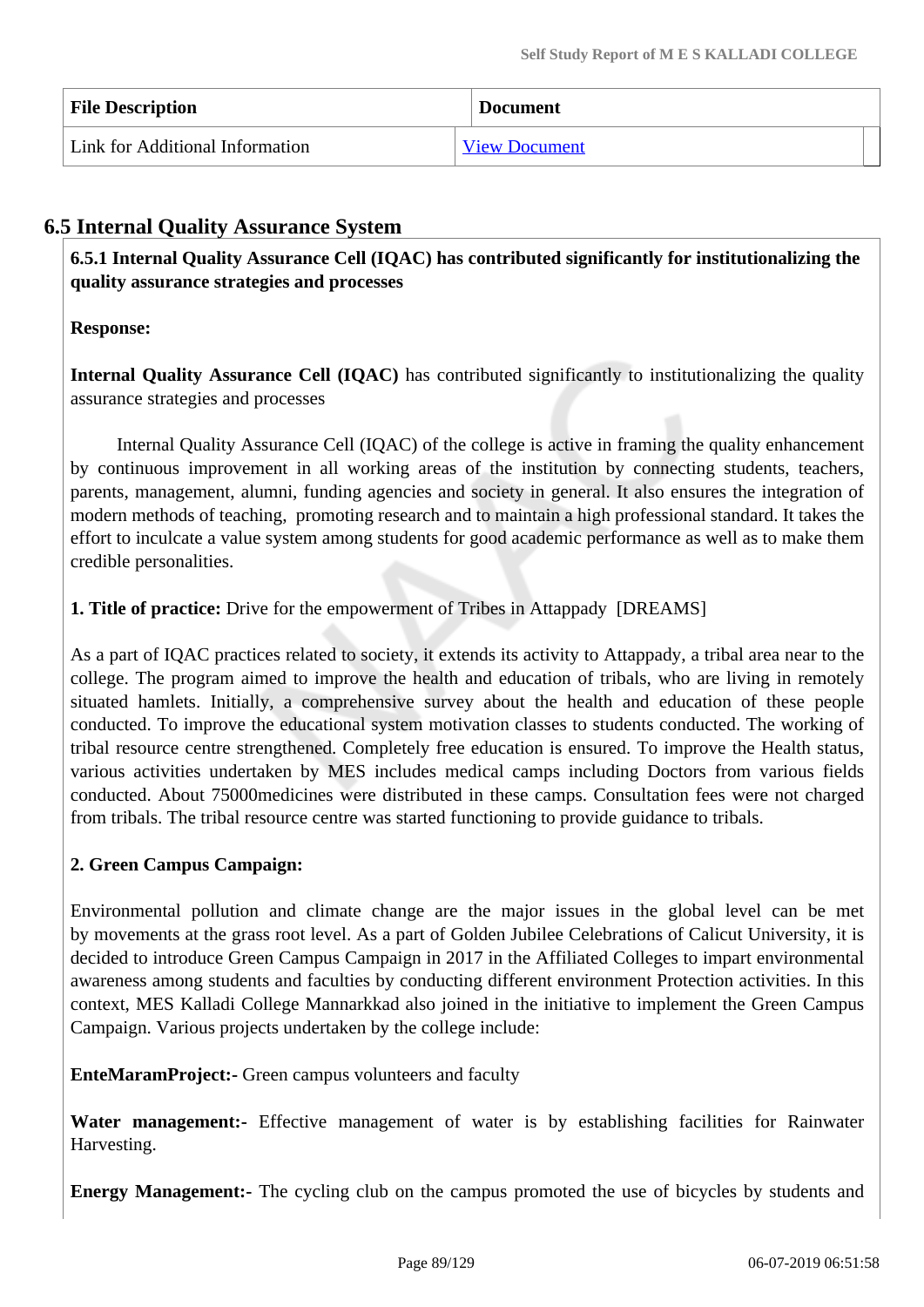| File Description | Document |
| --- | --- |
| Link for Additional Information | View Document |

## 6.5 Internal Quality Assurance System

**6.5.1 Internal Quality Assurance Cell (IQAC) has contributed significantly for institutionalizing the quality assurance strategies and processes**

**Response:**

**Internal Quality Assurance Cell (IQAC)** has contributed significantly to institutionalizing the quality assurance strategies and processes

Internal Quality Assurance Cell (IQAC) of the college is active in framing the quality enhancement by continuous improvement in all working areas of the institution by connecting students, teachers, parents, management, alumni, funding agencies and society in general. It also ensures the integration of modern methods of teaching, promoting research and to maintain a high professional standard. It takes the effort to inculcate a value system among students for good academic performance as well as to make them credible personalities.

**1. Title of practice:** Drive for the empowerment of Tribes in Attappady [DREAMS]

As a part of IQAC practices related to society, it extends its activity to Attappady, a tribal area near to the college. The program aimed to improve the health and education of tribals, who are living in remotely situated hamlets. Initially, a comprehensive survey about the health and education of these people conducted. To improve the educational system motivation classes to students conducted. The working of tribal resource centre strengthened. Completely free education is ensured. To improve the Health status, various activities undertaken by MES includes medical camps including Doctors from various fields conducted. About 75000medicines were distributed in these camps. Consultation fees were not charged from tribals. The tribal resource centre was started functioning to provide guidance to tribals.

**2. Green Campus Campaign:**

Environmental pollution and climate change are the major issues in the global level can be met by movements at the grass root level. As a part of Golden Jubilee Celebrations of Calicut University, it is decided to introduce Green Campus Campaign in 2017 in the Affiliated Colleges to impart environmental awareness among students and faculties by conducting different environment Protection activities. In this context, MES Kalladi College Mannarkkad also joined in the initiative to implement the Green Campus Campaign. Various projects undertaken by the college include:

**EnteMaramProject:-** Green campus volunteers and faculty

**Water management:-** Effective management of water is by establishing facilities for Rainwater Harvesting.

**Energy Management:-** The cycling club on the campus promoted the use of bicycles by students and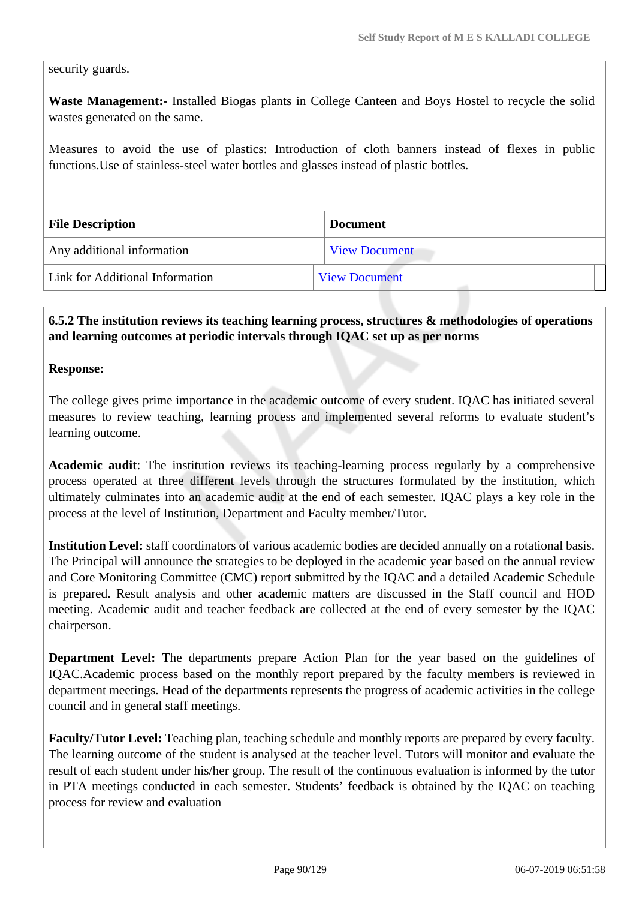security guards.

**Waste Management:-** Installed Biogas plants in College Canteen and Boys Hostel to recycle the solid wastes generated on the same.

Measures to avoid the use of plastics: Introduction of cloth banners instead of flexes in public functions.Use of stainless-steel water bottles and glasses instead of plastic bottles.

| File Description | Document |
|---|---|
| Any additional information | View Document |
| Link for Additional Information | View Document |

**6.5.2 The institution reviews its teaching learning process, structures & methodologies of operations and learning outcomes at periodic intervals through IQAC set up as per norms**

**Response:**

The college gives prime importance in the academic outcome of every student. IQAC has initiated several measures to review teaching, learning process and implemented several reforms to evaluate student's learning outcome.

**Academic audit**: The institution reviews its teaching-learning process regularly by a comprehensive process operated at three different levels through the structures formulated by the institution, which ultimately culminates into an academic audit at the end of each semester. IQAC plays a key role in the process at the level of Institution, Department and Faculty member/Tutor.

**Institution Level:** staff coordinators of various academic bodies are decided annually on a rotational basis. The Principal will announce the strategies to be deployed in the academic year based on the annual review and Core Monitoring Committee (CMC) report submitted by the IQAC and a detailed Academic Schedule is prepared. Result analysis and other academic matters are discussed in the Staff council and HOD meeting. Academic audit and teacher feedback are collected at the end of every semester by the IQAC chairperson.

**Department Level:** The departments prepare Action Plan for the year based on the guidelines of IQAC.Academic process based on the monthly report prepared by the faculty members is reviewed in department meetings. Head of the departments represents the progress of academic activities in the college council and in general staff meetings.

**Faculty/Tutor Level:** Teaching plan, teaching schedule and monthly reports are prepared by every faculty. The learning outcome of the student is analysed at the teacher level. Tutors will monitor and evaluate the result of each student under his/her group. The result of the continuous evaluation is informed by the tutor in PTA meetings conducted in each semester. Students' feedback is obtained by the IQAC on teaching process for review and evaluation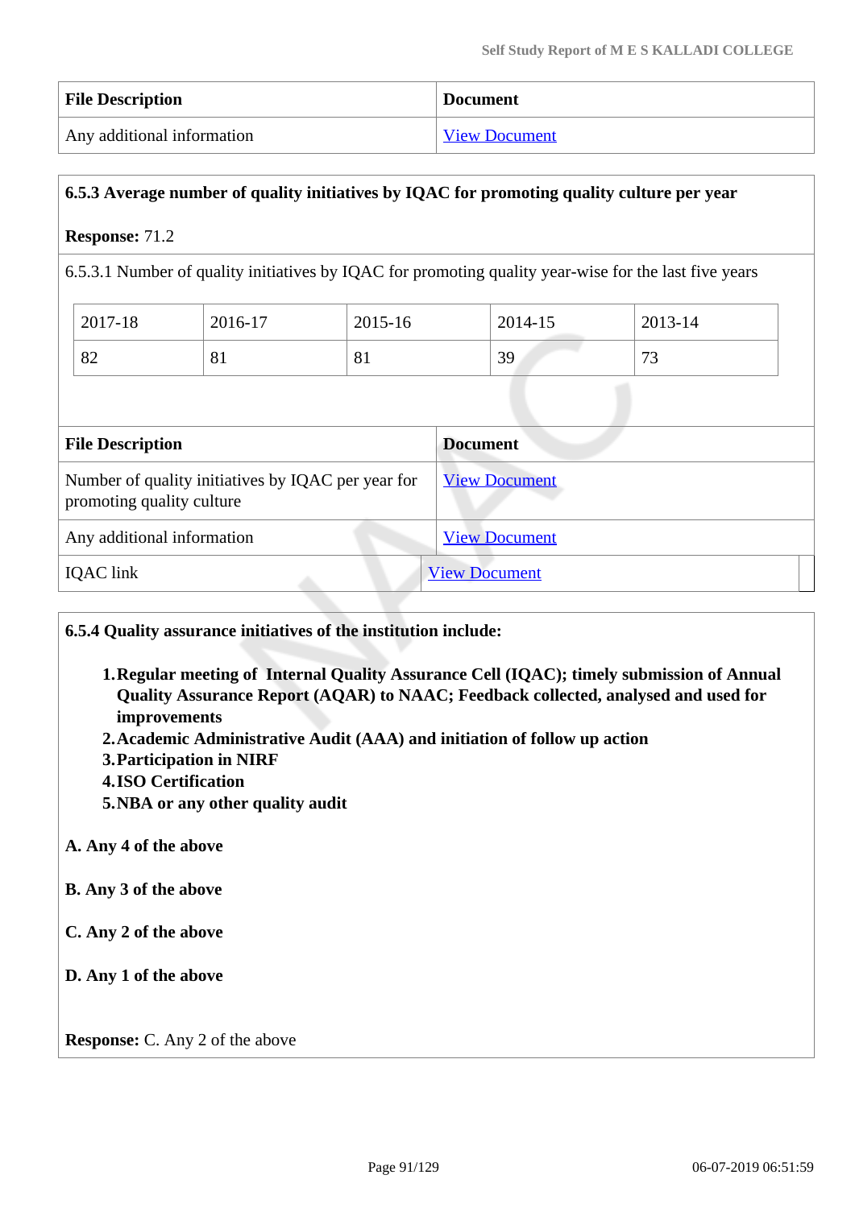| File Description | Document |
| --- | --- |
| Any additional information | View Document |

**6.5.3 Average number of quality initiatives by IQAC for promoting quality culture per year**

**Response:** 71.2

6.5.3.1 Number of quality initiatives by IQAC for promoting quality year-wise for the last five years

| 2017-18 | 2016-17 | 2015-16 | 2014-15 | 2013-14 |
| --- | --- | --- | --- | --- |
| 82 | 81 | 81 | 39 | 73 |

| File Description | Document |
| --- | --- |
| Number of quality initiatives by IQAC per year for promoting quality culture | View Document |
| Any additional information | View Document |
| IQAC link | View Document |

**6.5.4 Quality assurance initiatives of the institution include:**

1. **Regular meeting of Internal Quality Assurance Cell (IQAC); timely submission of Annual Quality Assurance Report (AQAR) to NAAC; Feedback collected, analysed and used for improvements**
2. **Academic Administrative Audit (AAA) and initiation of follow up action**
3. **Participation in NIRF**
4. **ISO Certification**
5. **NBA or any other quality audit**

**A. Any 4 of the above**

**B. Any 3 of the above**

**C. Any 2 of the above**

**D. Any 1 of the above**

**Response:** C. Any 2 of the above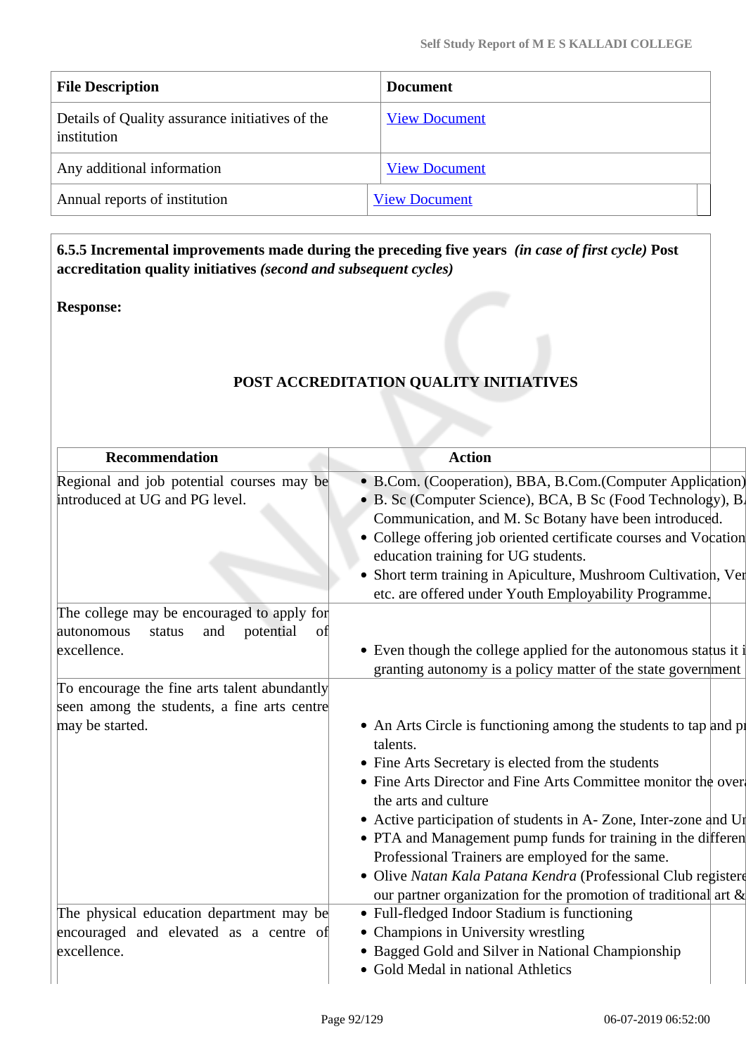| File Description | Document |
| --- | --- |
| Details of Quality assurance initiatives of the institution | View Document |
| Any additional information | View Document |
| Annual reports of institution | View Document |

**6.5.5 Incremental improvements made during the preceding five years** ***(in case of first cycle)*** **Post accreditation quality initiatives** ***(second and subsequent cycles)***

**Response:**

**POST ACCREDITATION QUALITY INITIATIVES**

| Recommendation | Action |
| --- | --- |
| Regional and job potential courses may be introduced at UG and PG level. | • B.Com. (Cooperation), BBA, B.Com.(Computer Application) • B. Sc (Computer Science), BCA, B Sc (Food Technology), B. Communication, and M. Sc Botany have been introduced. • College offering job oriented certificate courses and Vocation education training for UG students. • Short term training in Apiculture, Mushroom Cultivation, Ver etc. are offered under Youth Employability Programme. |
| The college may be encouraged to apply for autonomous status and potential of excellence. | • Even though the college applied for the autonomous status it i granting autonomy is a policy matter of the state government |
| To encourage the fine arts talent abundantly seen among the students, a fine arts centre may be started. | • An Arts Circle is functioning among the students to tap and p talents. • Fine Arts Secretary is elected from the students • Fine Arts Director and Fine Arts Committee monitor the over the arts and culture • Active participation of students in A- Zone, Inter-zone and U • PTA and Management pump funds for training in the differen Professional Trainers are employed for the same. • Olive *Natan Kala Patana Kendra* (Professional Club registere our partner organization for the promotion of traditional art & |
| The physical education department may be encouraged and elevated as a centre of excellence. | • Full-fledged Indoor Stadium is functioning • Champions in University wrestling • Bagged Gold and Silver in National Championship • Gold Medal in national Athletics |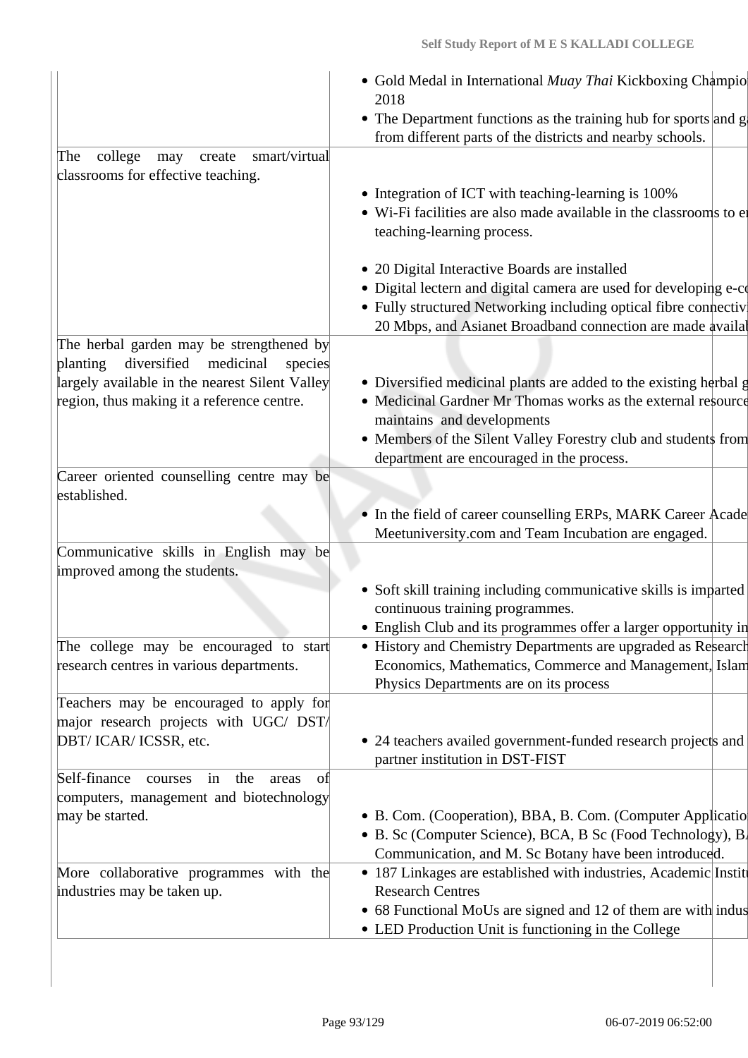| | |
|---|---|
| | • Gold Medal in International *Muay Thai* Kickboxing Champio 2018<br>• The Department functions as the training hub for sports and g from different parts of the districts and nearby schools. |
| The college may create smart/virtual classrooms for effective teaching. | • Integration of ICT with teaching-learning is 100%<br>• Wi-Fi facilities are also made available in the classrooms to e teaching-learning process.<br>• 20 Digital Interactive Boards are installed<br>• Digital lectern and digital camera are used for developing e-c<br>• Fully structured Networking including optical fibre connectiv 20 Mbps, and Asianet Broadband connection are made availa |
| The herbal garden may be strengthened by planting diversified medicinal species largely available in the nearest Silent Valley region, thus making it a reference centre. | • Diversified medicinal plants are added to the existing herbal g<br>• Medicinal Gardner Mr Thomas works as the external resource maintains and developments<br>• Members of the Silent Valley Forestry club and students from department are encouraged in the process. |
| Career oriented counselling centre may be established. | • In the field of career counselling ERPs, MARK Career Acade Meetuniversity.com and Team Incubation are engaged. |
| Communicative skills in English may be improved among the students. | • Soft skill training including communicative skills is imparted continuous training programmes.<br>• English Club and its programmes offer a larger opportunity in |
| The college may be encouraged to start research centres in various departments. | • History and Chemistry Departments are upgraded as Research Economics, Mathematics, Commerce and Management, Islam Physics Departments are on its process |
| Teachers may be encouraged to apply for major research projects with UGC/ DST/ DBT/ ICAR/ ICSSR, etc. | • 24 teachers availed government-funded research projects and partner institution in DST-FIST |
| Self-finance courses in the areas of computers, management and biotechnology may be started. | • B. Com. (Cooperation), BBA, B. Com. (Computer Applicatio<br>• B. Sc (Computer Science), BCA, B Sc (Food Technology), B Communication, and M. Sc Botany have been introduced. |
| More collaborative programmes with the industries may be taken up. | • 187 Linkages are established with industries, Academic Instit Research Centres<br>• 68 Functional MoUs are signed and 12 of them are with indus<br>• LED Production Unit is functioning in the College |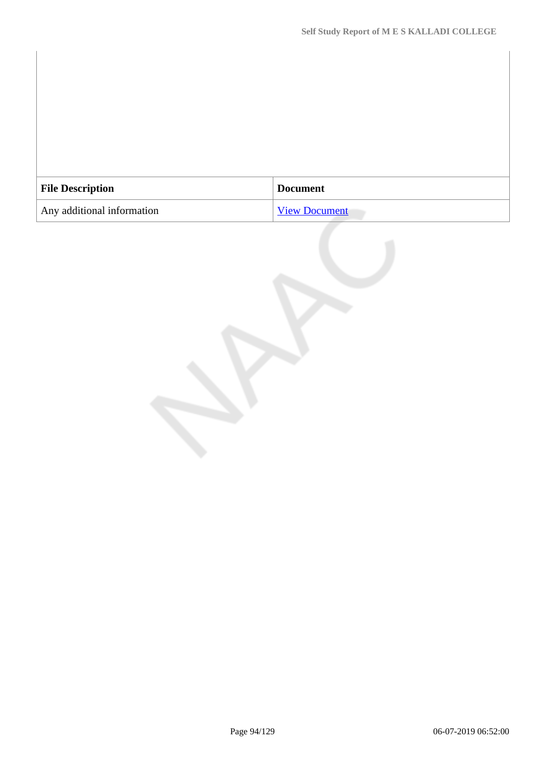| File Description | Document |
| --- | --- |
| Any additional information | View Document |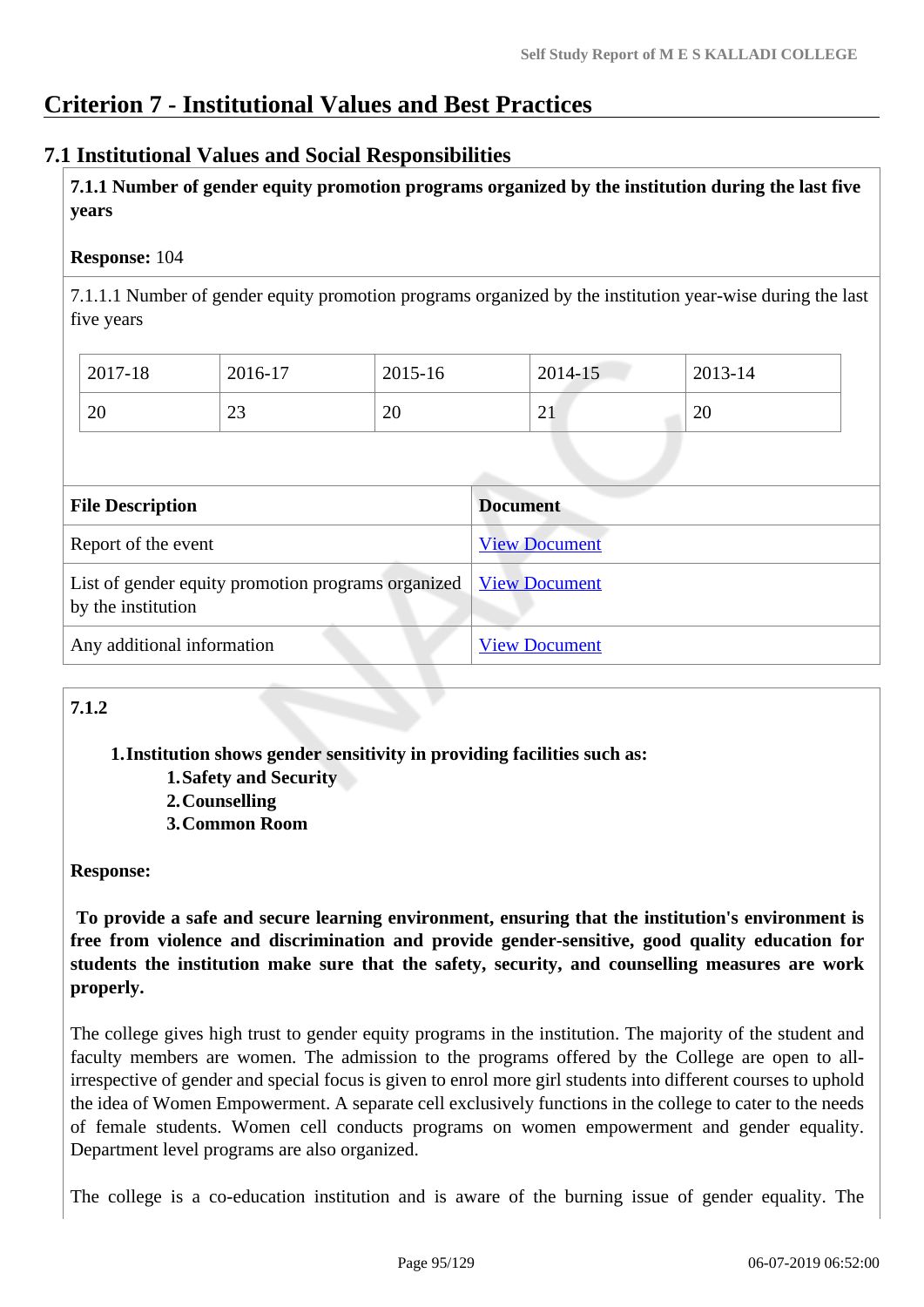# Criterion 7 - Institutional Values and Best Practices

## 7.1 Institutional Values and Social Responsibilities

**7.1.1 Number of gender equity promotion programs organized by the institution during the last five years**

**Response:** 104

7.1.1.1 Number of gender equity promotion programs organized by the institution year-wise during the last five years

| 2017-18 | 2016-17 | 2015-16 | 2014-15 | 2013-14 |
|---|---|---|---|---|
| 20 | 23 | 20 | 21 | 20 |

| File Description | Document |
|---|---|
| Report of the event | View Document |
| List of gender equity promotion programs organized by the institution | View Document |
| Any additional information | View Document |

**7.1.2**

1. **Institution shows gender sensitivity in providing facilities such as:**
   1. **Safety and Security**
   2. **Counselling**
   3. **Common Room**

**Response:**

**To provide a safe and secure learning environment, ensuring that the institution's environment is free from violence and discrimination and provide gender-sensitive, good quality education for students the institution make sure that the safety, security, and counselling measures are work properly.**

The college gives high trust to gender equity programs in the institution. The majority of the student and faculty members are women. The admission to the programs offered by the College are open to all-irrespective of gender and special focus is given to enrol more girl students into different courses to uphold the idea of Women Empowerment. A separate cell exclusively functions in the college to cater to the needs of female students. Women cell conducts programs on women empowerment and gender equality. Department level programs are also organized.

The college is a co-education institution and is aware of the burning issue of gender equality. The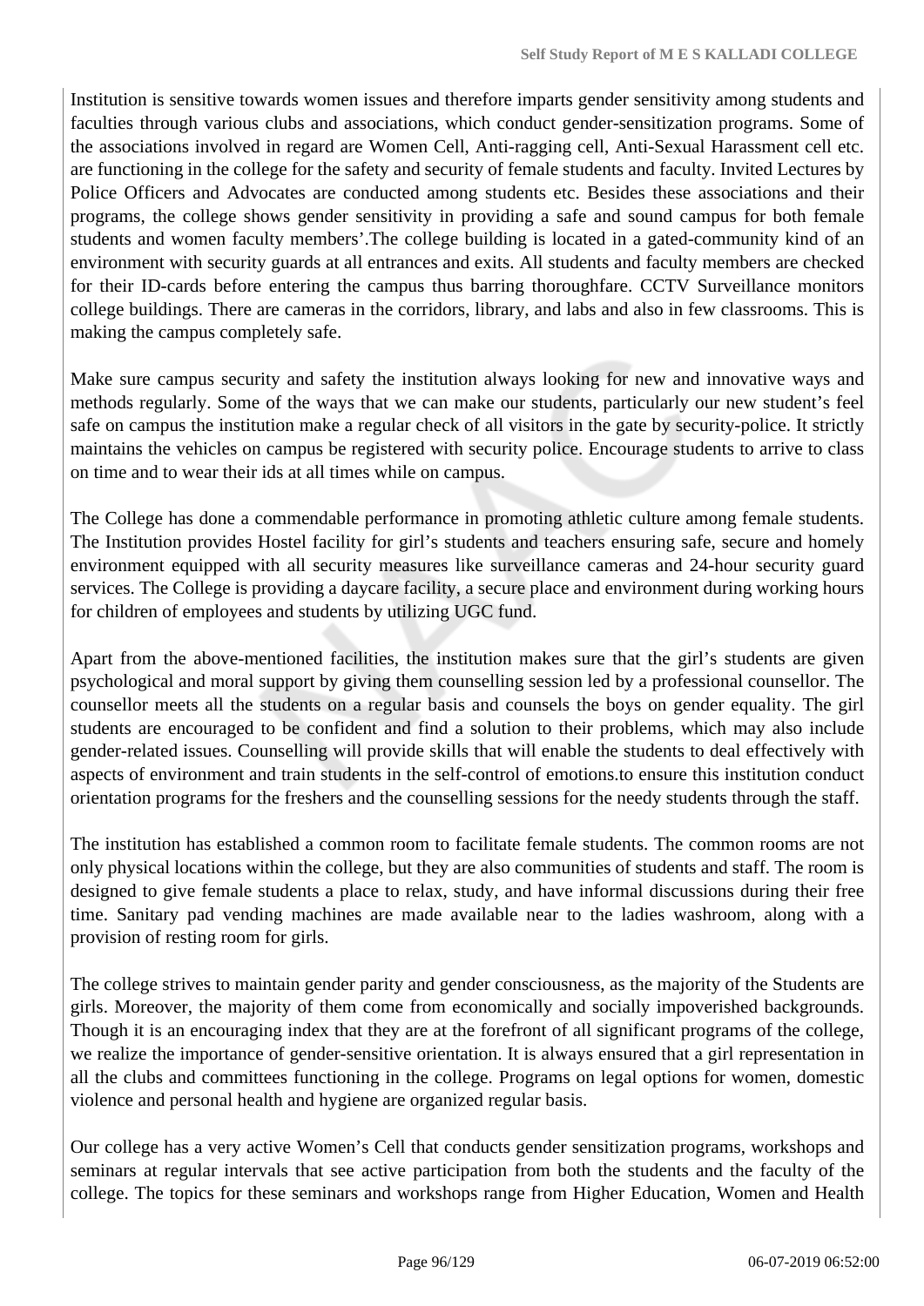Institution is sensitive towards women issues and therefore imparts gender sensitivity among students and faculties through various clubs and associations, which conduct gender-sensitization programs. Some of the associations involved in regard are Women Cell, Anti-ragging cell, Anti-Sexual Harassment cell etc. are functioning in the college for the safety and security of female students and faculty. Invited Lectures by Police Officers and Advocates are conducted among students etc. Besides these associations and their programs, the college shows gender sensitivity in providing a safe and sound campus for both female students and women faculty members'.The college building is located in a gated-community kind of an environment with security guards at all entrances and exits. All students and faculty members are checked for their ID-cards before entering the campus thus barring thoroughfare. CCTV Surveillance monitors college buildings. There are cameras in the corridors, library, and labs and also in few classrooms. This is making the campus completely safe.

Make sure campus security and safety the institution always looking for new and innovative ways and methods regularly. Some of the ways that we can make our students, particularly our new student's feel safe on campus the institution make a regular check of all visitors in the gate by security-police. It strictly maintains the vehicles on campus be registered with security police. Encourage students to arrive to class on time and to wear their ids at all times while on campus.

The College has done a commendable performance in promoting athletic culture among female students. The Institution provides Hostel facility for girl's students and teachers ensuring safe, secure and homely environment equipped with all security measures like surveillance cameras and 24-hour security guard services. The College is providing a daycare facility, a secure place and environment during working hours for children of employees and students by utilizing UGC fund.

Apart from the above-mentioned facilities, the institution makes sure that the girl's students are given psychological and moral support by giving them counselling session led by a professional counsellor. The counsellor meets all the students on a regular basis and counsels the boys on gender equality. The girl students are encouraged to be confident and find a solution to their problems, which may also include gender-related issues. Counselling will provide skills that will enable the students to deal effectively with aspects of environment and train students in the self-control of emotions.to ensure this institution conduct orientation programs for the freshers and the counselling sessions for the needy students through the staff.

The institution has established a common room to facilitate female students. The common rooms are not only physical locations within the college, but they are also communities of students and staff. The room is designed to give female students a place to relax, study, and have informal discussions during their free time. Sanitary pad vending machines are made available near to the ladies washroom, along with a provision of resting room for girls.

The college strives to maintain gender parity and gender consciousness, as the majority of the Students are girls. Moreover, the majority of them come from economically and socially impoverished backgrounds. Though it is an encouraging index that they are at the forefront of all significant programs of the college, we realize the importance of gender-sensitive orientation. It is always ensured that a girl representation in all the clubs and committees functioning in the college. Programs on legal options for women, domestic violence and personal health and hygiene are organized regular basis.

Our college has a very active Women's Cell that conducts gender sensitization programs, workshops and seminars at regular intervals that see active participation from both the students and the faculty of the college. The topics for these seminars and workshops range from Higher Education, Women and Health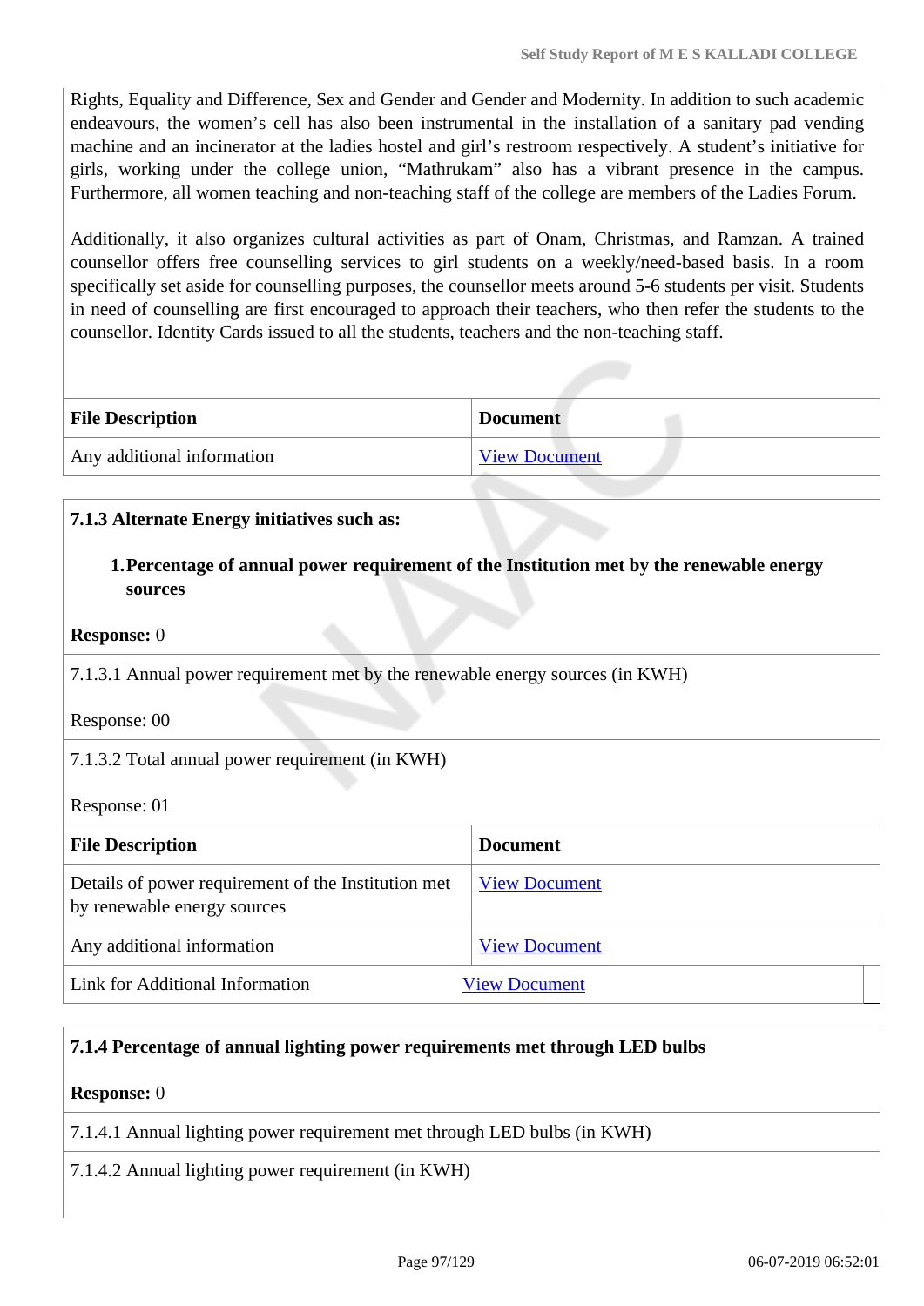Rights, Equality and Difference, Sex and Gender and Gender and Modernity. In addition to such academic endeavours, the women's cell has also been instrumental in the installation of a sanitary pad vending machine and an incinerator at the ladies hostel and girl's restroom respectively. A student's initiative for girls, working under the college union, "Mathrukam" also has a vibrant presence in the campus. Furthermore, all women teaching and non-teaching staff of the college are members of the Ladies Forum.

Additionally, it also organizes cultural activities as part of Onam, Christmas, and Ramzan. A trained counsellor offers free counselling services to girl students on a weekly/need-based basis. In a room specifically set aside for counselling purposes, the counsellor meets around 5-6 students per visit. Students in need of counselling are first encouraged to approach their teachers, who then refer the students to the counsellor. Identity Cards issued to all the students, teachers and the non-teaching staff.

| File Description | Document |
|---|---|
| Any additional information | View Document |

**7.1.3 Alternate Energy initiatives such as:**

1. **Percentage of annual power requirement of the Institution met by the renewable energy sources**

**Response:** 0

7.1.3.1 Annual power requirement met by the renewable energy sources (in KWH)

Response: 00

7.1.3.2 Total annual power requirement (in KWH)

Response: 01

| File Description | Document |
|---|---|
| Details of power requirement of the Institution met by renewable energy sources | View Document |
| Any additional information | View Document |
| Link for Additional Information | View Document |

**7.1.4 Percentage of annual lighting power requirements met through LED bulbs**

**Response:** 0

7.1.4.1 Annual lighting power requirement met through LED bulbs (in KWH)

7.1.4.2 Annual lighting power requirement (in KWH)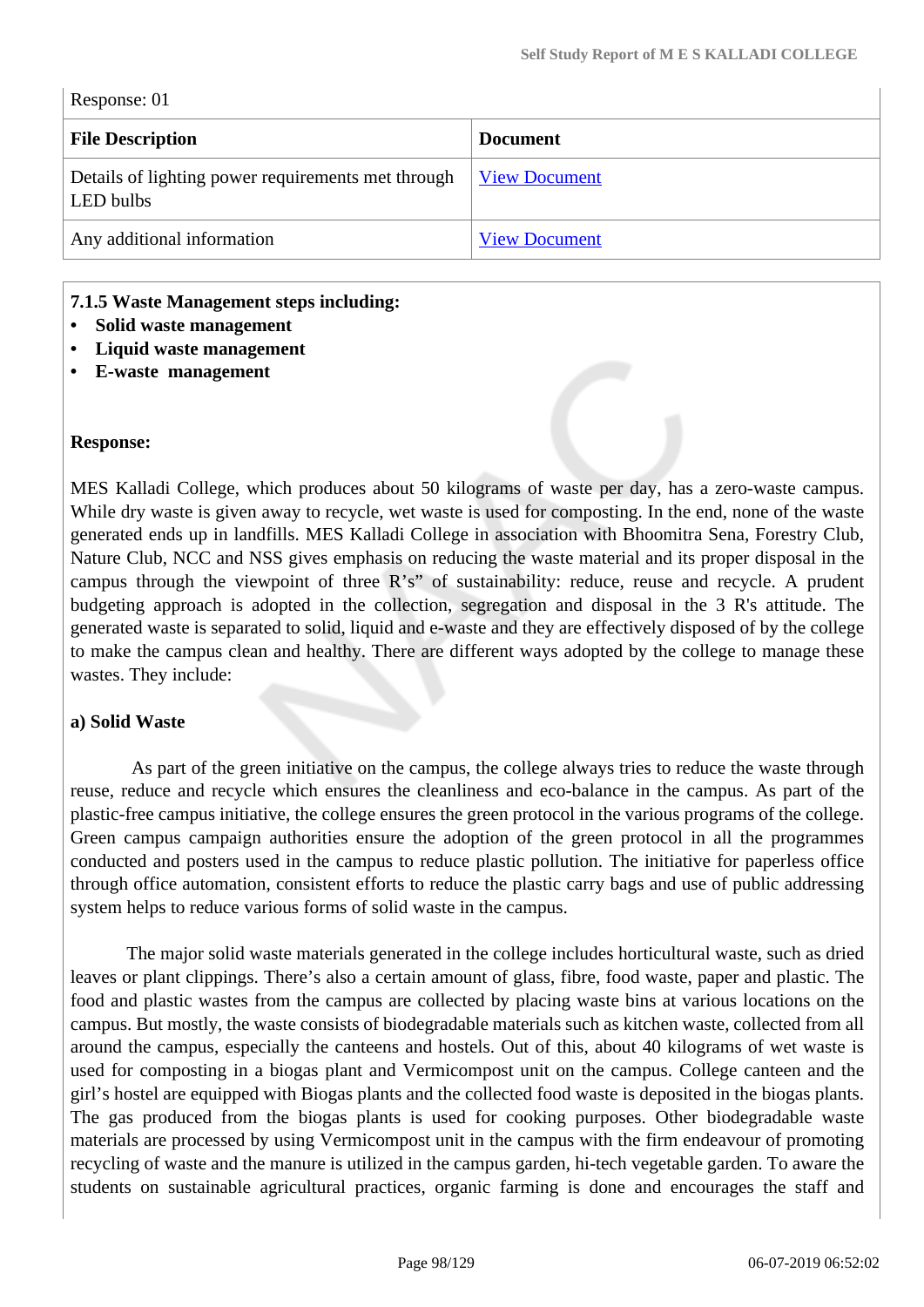Response: 01

| File Description | Document |
|---|---|
| Details of lighting power requirements met through LED bulbs | View Document |
| Any additional information | View Document |

**7.1.5 Waste Management steps including:**

- **Solid waste management**
- **Liquid waste management**
- **E-waste management**

**Response:**

MES Kalladi College, which produces about 50 kilograms of waste per day, has a zero-waste campus. While dry waste is given away to recycle, wet waste is used for composting. In the end, none of the waste generated ends up in landfills. MES Kalladi College in association with Bhoomitra Sena, Forestry Club, Nature Club, NCC and NSS gives emphasis on reducing the waste material and its proper disposal in the campus through the viewpoint of three R's" of sustainability: reduce, reuse and recycle. A prudent budgeting approach is adopted in the collection, segregation and disposal in the 3 R's attitude. The generated waste is separated to solid, liquid and e-waste and they are effectively disposed of by the college to make the campus clean and healthy. There are different ways adopted by the college to manage these wastes. They include:

**a) Solid Waste**

As part of the green initiative on the campus, the college always tries to reduce the waste through reuse, reduce and recycle which ensures the cleanliness and eco-balance in the campus. As part of the plastic-free campus initiative, the college ensures the green protocol in the various programs of the college. Green campus campaign authorities ensure the adoption of the green protocol in all the programmes conducted and posters used in the campus to reduce plastic pollution. The initiative for paperless office through office automation, consistent efforts to reduce the plastic carry bags and use of public addressing system helps to reduce various forms of solid waste in the campus.

The major solid waste materials generated in the college includes horticultural waste, such as dried leaves or plant clippings. There's also a certain amount of glass, fibre, food waste, paper and plastic. The food and plastic wastes from the campus are collected by placing waste bins at various locations on the campus. But mostly, the waste consists of biodegradable materials such as kitchen waste, collected from all around the campus, especially the canteens and hostels. Out of this, about 40 kilograms of wet waste is used for composting in a biogas plant and Vermicompost unit on the campus. College canteen and the girl's hostel are equipped with Biogas plants and the collected food waste is deposited in the biogas plants. The gas produced from the biogas plants is used for cooking purposes. Other biodegradable waste materials are processed by using Vermicompost unit in the campus with the firm endeavour of promoting recycling of waste and the manure is utilized in the campus garden, hi-tech vegetable garden. To aware the students on sustainable agricultural practices, organic farming is done and encourages the staff and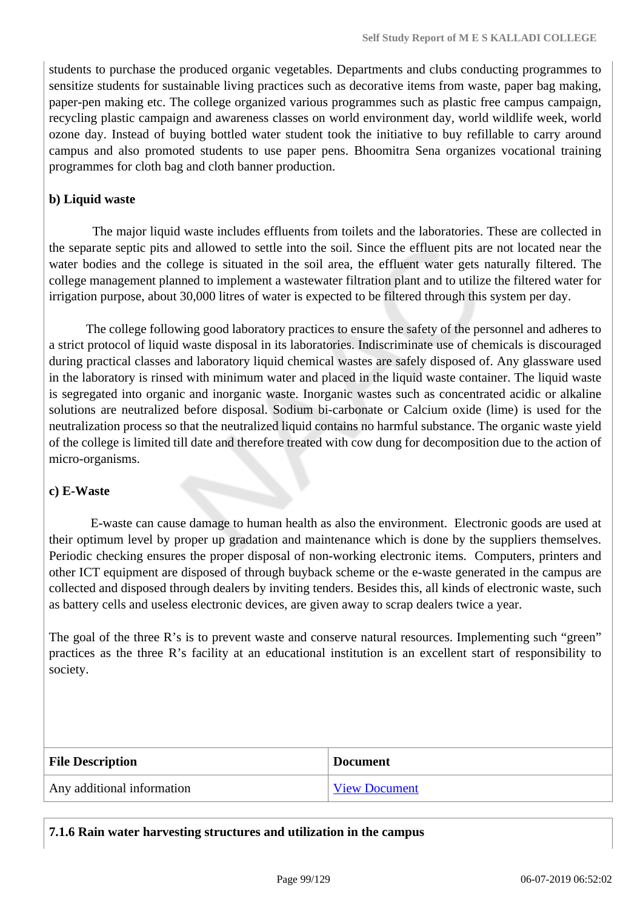students to purchase the produced organic vegetables. Departments and clubs conducting programmes to sensitize students for sustainable living practices such as decorative items from waste, paper bag making, paper-pen making etc. The college organized various programmes such as plastic free campus campaign, recycling plastic campaign and awareness classes on world environment day, world wildlife week, world ozone day. Instead of buying bottled water student took the initiative to buy refillable to carry around campus and also promoted students to use paper pens. Bhoomitra Sena organizes vocational training programmes for cloth bag and cloth banner production.

**b) Liquid waste**

The major liquid waste includes effluents from toilets and the laboratories. These are collected in the separate septic pits and allowed to settle into the soil. Since the effluent pits are not located near the water bodies and the college is situated in the soil area, the effluent water gets naturally filtered. The college management planned to implement a wastewater filtration plant and to utilize the filtered water for irrigation purpose, about 30,000 litres of water is expected to be filtered through this system per day.

The college following good laboratory practices to ensure the safety of the personnel and adheres to a strict protocol of liquid waste disposal in its laboratories. Indiscriminate use of chemicals is discouraged during practical classes and laboratory liquid chemical wastes are safely disposed of. Any glassware used in the laboratory is rinsed with minimum water and placed in the liquid waste container. The liquid waste is segregated into organic and inorganic waste. Inorganic wastes such as concentrated acidic or alkaline solutions are neutralized before disposal. Sodium bi-carbonate or Calcium oxide (lime) is used for the neutralization process so that the neutralized liquid contains no harmful substance. The organic waste yield of the college is limited till date and therefore treated with cow dung for decomposition due to the action of micro-organisms.

**c) E-Waste**

E-waste can cause damage to human health as also the environment. Electronic goods are used at their optimum level by proper up gradation and maintenance which is done by the suppliers themselves. Periodic checking ensures the proper disposal of non-working electronic items. Computers, printers and other ICT equipment are disposed of through buyback scheme or the e-waste generated in the campus are collected and disposed through dealers by inviting tenders. Besides this, all kinds of electronic waste, such as battery cells and useless electronic devices, are given away to scrap dealers twice a year.

The goal of the three R's is to prevent waste and conserve natural resources. Implementing such "green" practices as the three R's facility at an educational institution is an excellent start of responsibility to society.

| File Description | Document |
|---|---|
| Any additional information | View Document |

**7.1.6 Rain water harvesting structures and utilization in the campus**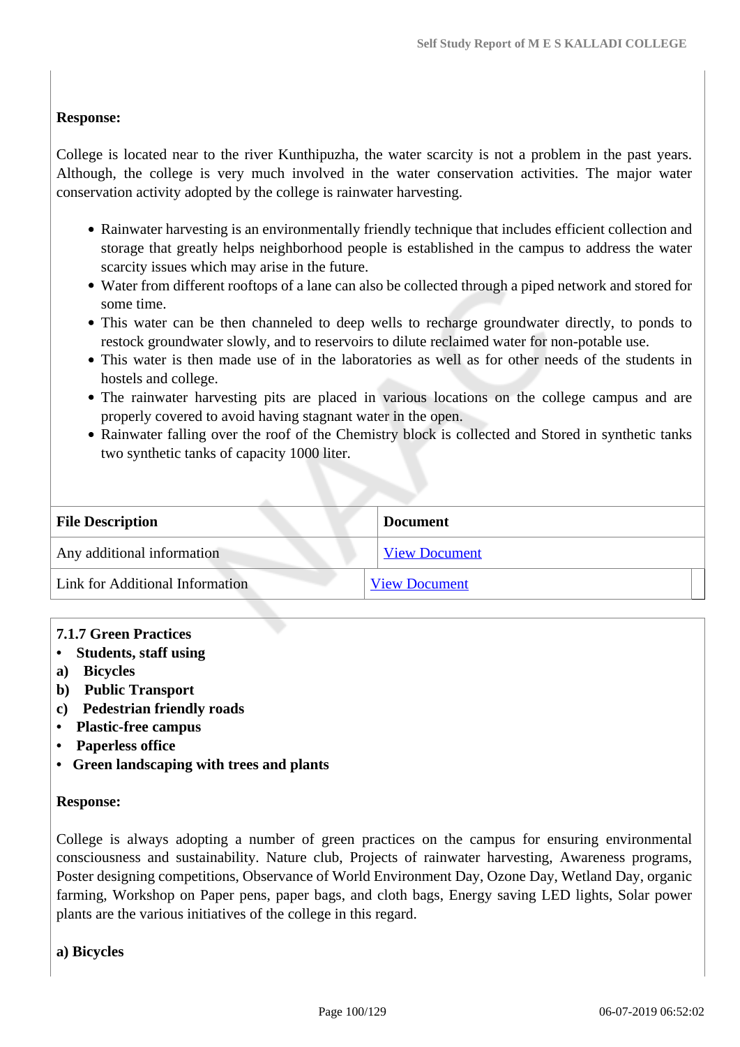**Response:**

College is located near to the river Kunthipuzha, the water scarcity is not a problem in the past years. Although, the college is very much involved in the water conservation activities. The major water conservation activity adopted by the college is rainwater harvesting.

- Rainwater harvesting is an environmentally friendly technique that includes efficient collection and storage that greatly helps neighborhood people is established in the campus to address the water scarcity issues which may arise in the future.
- Water from different rooftops of a lane can also be collected through a piped network and stored for some time.
- This water can be then channeled to deep wells to recharge groundwater directly, to ponds to restock groundwater slowly, and to reservoirs to dilute reclaimed water for non-potable use.
- This water is then made use of in the laboratories as well as for other needs of the students in hostels and college.
- The rainwater harvesting pits are placed in various locations on the college campus and are properly covered to avoid having stagnant water in the open.
- Rainwater falling over the roof of the Chemistry block is collected and Stored in synthetic tanks two synthetic tanks of capacity 1000 liter.

| File Description | Document |
|---|---|
| Any additional information | View Document |
| Link for Additional Information | View Document |

**7.1.7 Green Practices**
- **Students, staff using**

**a) Bicycles**
**b) Public Transport**
**c) Pedestrian friendly roads**

- **Plastic-free campus**
- **Paperless office**
- **Green landscaping with trees and plants**

**Response:**

College is always adopting a number of green practices on the campus for ensuring environmental consciousness and sustainability. Nature club, Projects of rainwater harvesting, Awareness programs, Poster designing competitions, Observance of World Environment Day, Ozone Day, Wetland Day, organic farming, Workshop on Paper pens, paper bags, and cloth bags, Energy saving LED lights, Solar power plants are the various initiatives of the college in this regard.

**a) Bicycles**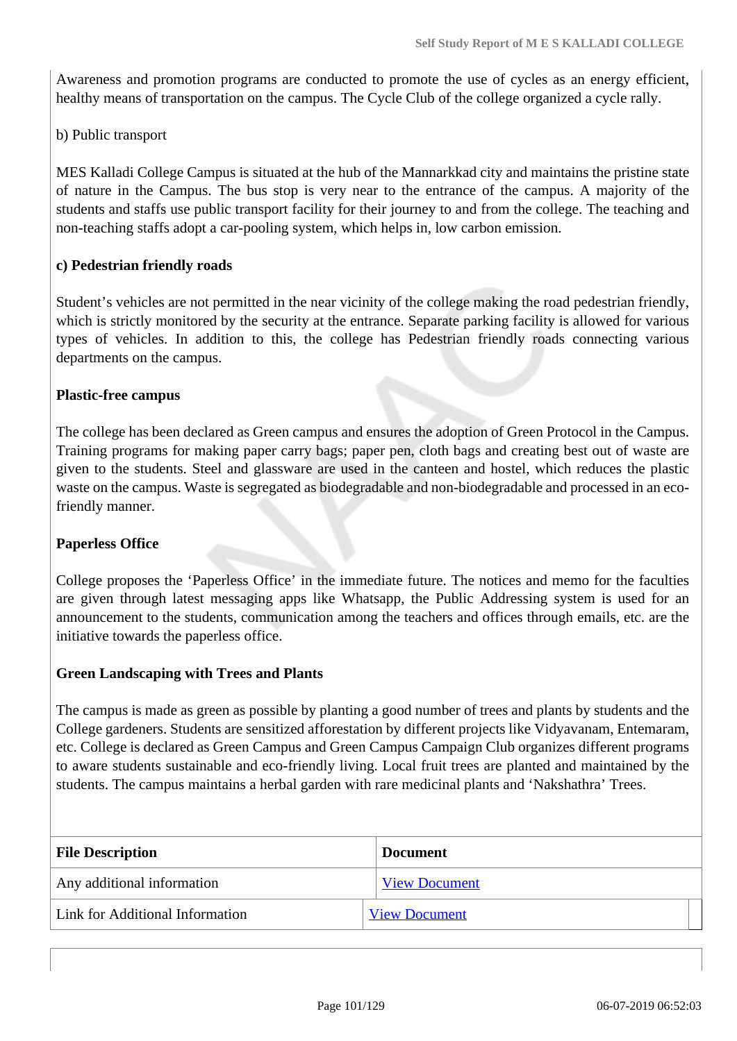Awareness and promotion programs are conducted to promote the use of cycles as an energy efficient, healthy means of transportation on the campus. The Cycle Club of the college organized a cycle rally.

b) Public transport

MES Kalladi College Campus is situated at the hub of the Mannarkkad city and maintains the pristine state of nature in the Campus. The bus stop is very near to the entrance of the campus. A majority of the students and staffs use public transport facility for their journey to and from the college. The teaching and non-teaching staffs adopt a car-pooling system, which helps in, low carbon emission.

**c) Pedestrian friendly roads**

Student's vehicles are not permitted in the near vicinity of the college making the road pedestrian friendly, which is strictly monitored by the security at the entrance. Separate parking facility is allowed for various types of vehicles. In addition to this, the college has Pedestrian friendly roads connecting various departments on the campus.

**Plastic-free campus**

The college has been declared as Green campus and ensures the adoption of Green Protocol in the Campus. Training programs for making paper carry bags; paper pen, cloth bags and creating best out of waste are given to the students. Steel and glassware are used in the canteen and hostel, which reduces the plastic waste on the campus. Waste is segregated as biodegradable and non-biodegradable and processed in an eco-friendly manner.

**Paperless Office**

College proposes the 'Paperless Office' in the immediate future. The notices and memo for the faculties are given through latest messaging apps like Whatsapp, the Public Addressing system is used for an announcement to the students, communication among the teachers and offices through emails, etc. are the initiative towards the paperless office.

**Green Landscaping with Trees and Plants**

The campus is made as green as possible by planting a good number of trees and plants by students and the College gardeners. Students are sensitized afforestation by different projects like Vidyavanam, Entemaram, etc. College is declared as Green Campus and Green Campus Campaign Club organizes different programs to aware students sustainable and eco-friendly living. Local fruit trees are planted and maintained by the students. The campus maintains a herbal garden with rare medicinal plants and 'Nakshathra' Trees.

| File Description | Document |
|---|---|
| Any additional information | View Document |
| Link for Additional Information | View Document |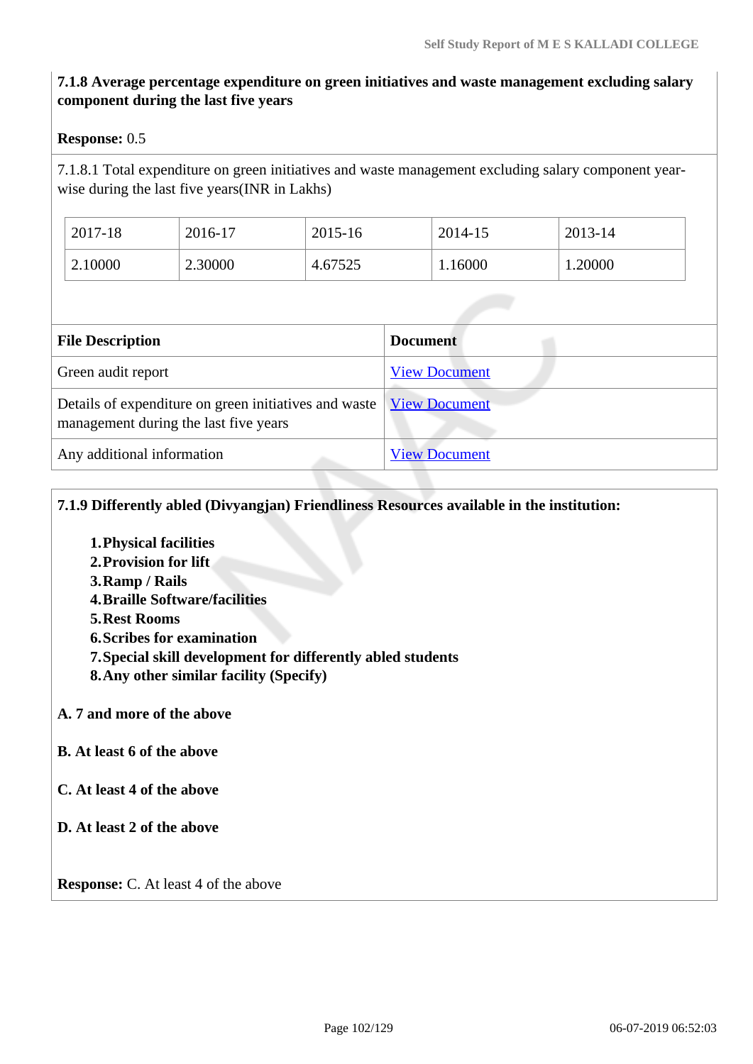**7.1.8 Average percentage expenditure on green initiatives and waste management excluding salary component during the last five years**

**Response:** 0.5

7.1.8.1 Total expenditure on green initiatives and waste management excluding salary component year-wise during the last five years(INR in Lakhs)

| 2017-18 | 2016-17 | 2015-16 | 2014-15 | 2013-14 |
|---|---|---|---|---|
| 2.10000 | 2.30000 | 4.67525 | 1.16000 | 1.20000 |

| File Description | Document |
|---|---|
| Green audit report | View Document |
| Details of expenditure on green initiatives and waste management during the last five years | View Document |
| Any additional information | View Document |

**7.1.9 Differently abled (Divyangjan) Friendliness Resources available in the institution:**

1. **Physical facilities**
2. **Provision for lift**
3. **Ramp / Rails**
4. **Braille Software/facilities**
5. **Rest Rooms**
6. **Scribes for examination**
7. **Special skill development for differently abled students**
8. **Any other similar facility (Specify)**

**A. 7 and more of the above**

**B. At least 6 of the above**

**C. At least 4 of the above**

**D. At least 2 of the above**

**Response:** C. At least 4 of the above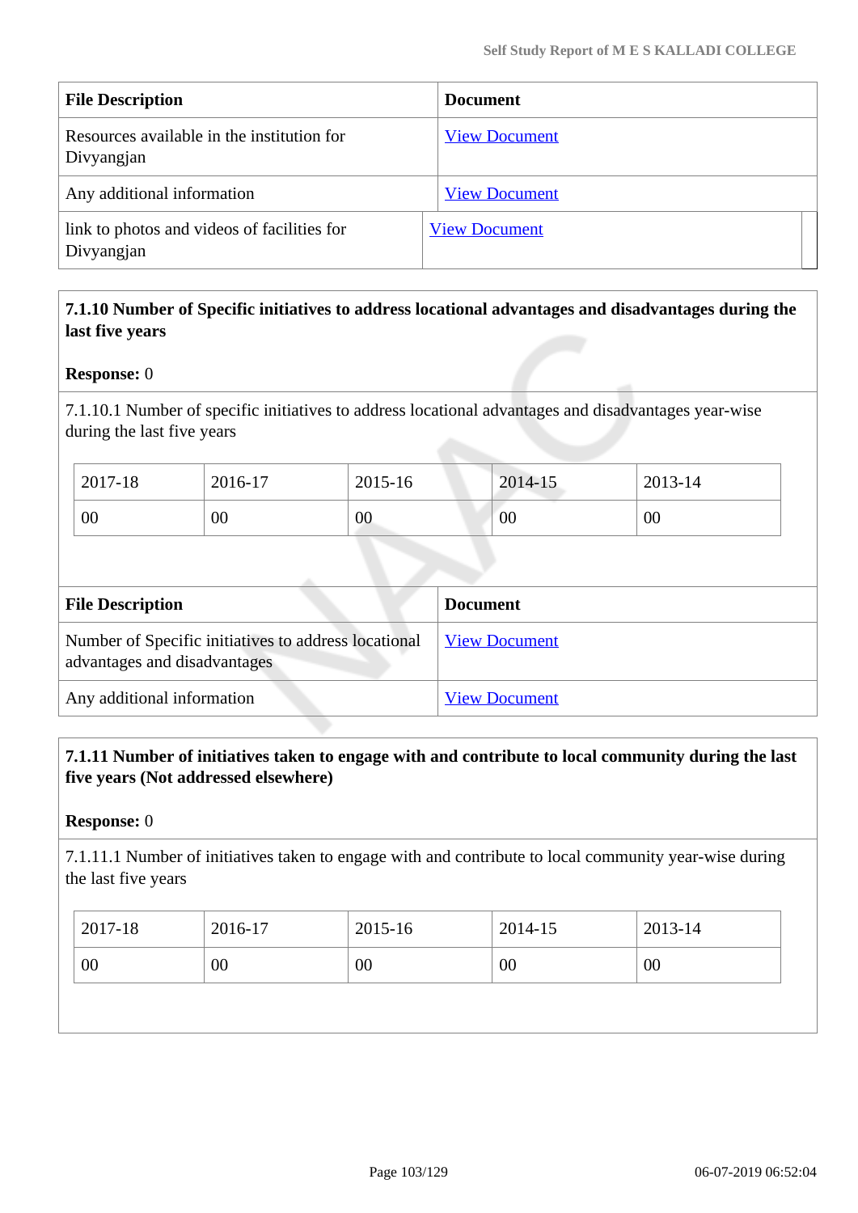| File Description | Document |
|---|---|
| Resources available in the institution for Divyangjan | View Document |
| Any additional information | View Document |
| link to photos and videos of facilities for Divyangjan | View Document |

**7.1.10 Number of Specific initiatives to address locational advantages and disadvantages during the last five years**

**Response:** 0

7.1.10.1 Number of specific initiatives to address locational advantages and disadvantages year-wise during the last five years

| 2017-18 | 2016-17 | 2015-16 | 2014-15 | 2013-14 |
|---|---|---|---|---|
| 00 | 00 | 00 | 00 | 00 |

| File Description | Document |
|---|---|
| Number of Specific initiatives to address locational advantages and disadvantages | View Document |
| Any additional information | View Document |

**7.1.11 Number of initiatives taken to engage with and contribute to local community during the last five years (Not addressed elsewhere)**

**Response:** 0

7.1.11.1 Number of initiatives taken to engage with and contribute to local community year-wise during the last five years

| 2017-18 | 2016-17 | 2015-16 | 2014-15 | 2013-14 |
|---|---|---|---|---|
| 00 | 00 | 00 | 00 | 00 |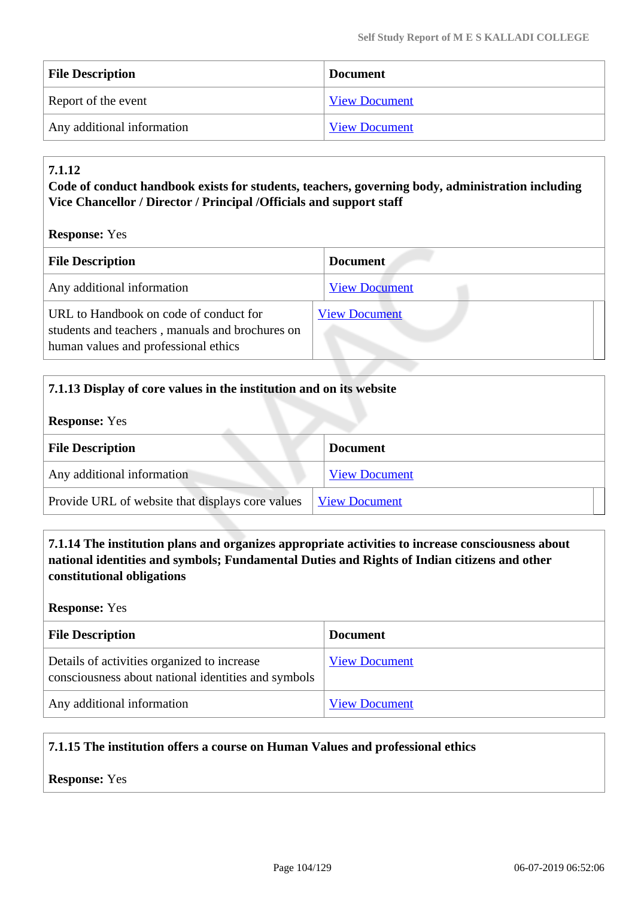| File Description | Document |
|---|---|
| Report of the event | View Document |
| Any additional information | View Document |

**7.1.12**
**Code of conduct handbook exists for students, teachers, governing body, administration including Vice Chancellor / Director / Principal /Officials and support staff**

**Response:** Yes

| File Description | Document |
|---|---|
| Any additional information | View Document |
| URL to Handbook on code of conduct for students and teachers , manuals and brochures on human values and professional ethics | View Document |

**7.1.13 Display of core values in the institution and on its website**

**Response:** Yes

| File Description | Document |
|---|---|
| Any additional information | View Document |
| Provide URL of website that displays core values | View Document |

**7.1.14 The institution plans and organizes appropriate activities to increase consciousness about national identities and symbols; Fundamental Duties and Rights of Indian citizens and other constitutional obligations**

**Response:** Yes

| File Description | Document |
|---|---|
| Details of activities organized to increase consciousness about national identities and symbols | View Document |
| Any additional information | View Document |

**7.1.15 The institution offers a course on Human Values and professional ethics**

**Response:** Yes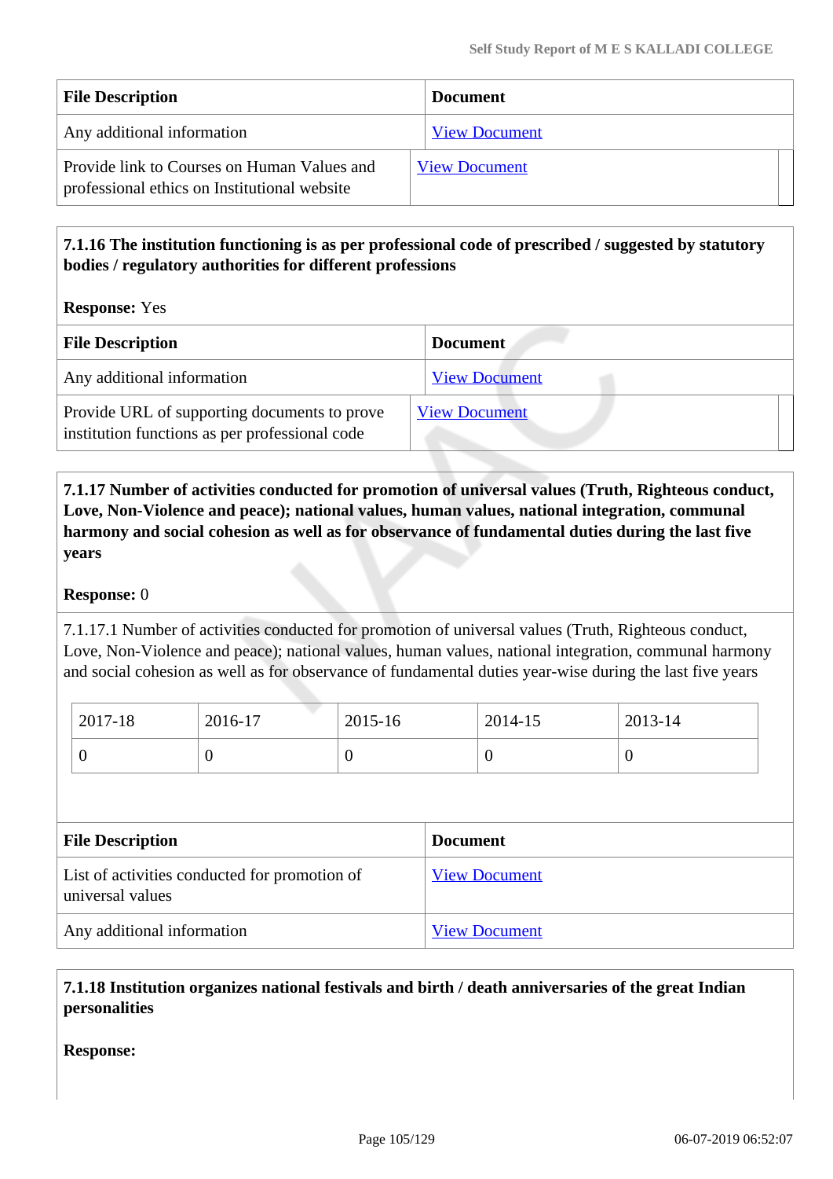| File Description | Document |
|---|---|
| Any additional information | View Document |
| Provide link to Courses on Human Values and professional ethics on Institutional website | View Document |

**7.1.16 The institution functioning is as per professional code of prescribed / suggested by statutory bodies / regulatory authorities for different professions**

**Response:** Yes

| File Description | Document |
|---|---|
| Any additional information | View Document |
| Provide URL of supporting documents to prove institution functions as per professional code | View Document |

**7.1.17 Number of activities conducted for promotion of universal values (Truth, Righteous conduct, Love, Non-Violence and peace); national values, human values, national integration, communal harmony and social cohesion as well as for observance of fundamental duties during the last five years**

**Response:** 0

7.1.17.1 Number of activities conducted for promotion of universal values (Truth, Righteous conduct, Love, Non-Violence and peace); national values, human values, national integration, communal harmony and social cohesion as well as for observance of fundamental duties year-wise during the last five years

| 2017-18 | 2016-17 | 2015-16 | 2014-15 | 2013-14 |
|---|---|---|---|---|
| 0 | 0 | 0 | 0 | 0 |

| File Description | Document |
|---|---|
| List of activities conducted for promotion of universal values | View Document |
| Any additional information | View Document |

**7.1.18 Institution organizes national festivals and birth / death anniversaries of the great Indian personalities**

**Response:**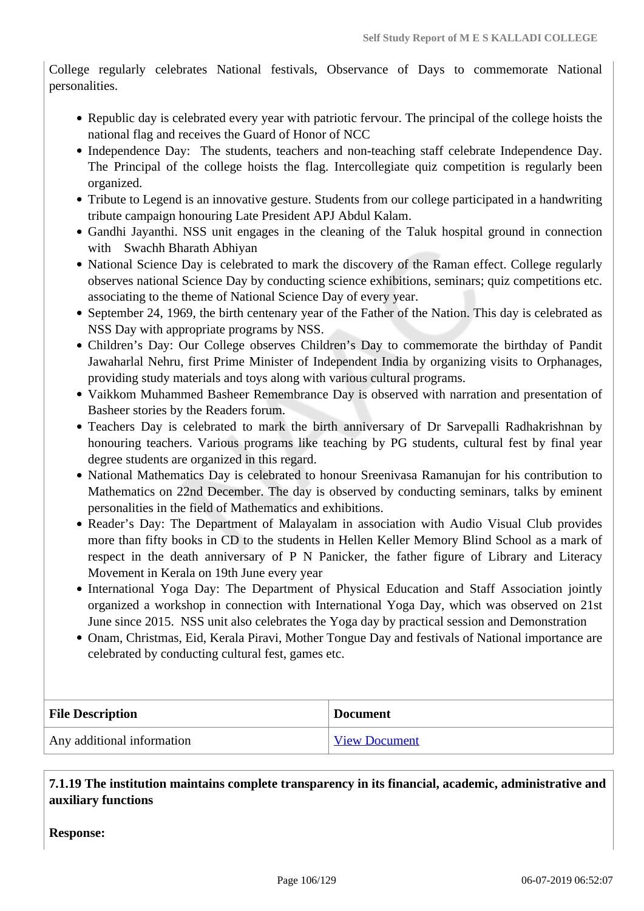College regularly celebrates National festivals, Observance of Days to commemorate National personalities.

- Republic day is celebrated every year with patriotic fervour. The principal of the college hoists the national flag and receives the Guard of Honor of NCC
- Independence Day: The students, teachers and non-teaching staff celebrate Independence Day. The Principal of the college hoists the flag. Intercollegiate quiz competition is regularly been organized.
- Tribute to Legend is an innovative gesture. Students from our college participated in a handwriting tribute campaign honouring Late President APJ Abdul Kalam.
- Gandhi Jayanthi. NSS unit engages in the cleaning of the Taluk hospital ground in connection with Swachh Bharath Abhiyan
- National Science Day is celebrated to mark the discovery of the Raman effect. College regularly observes national Science Day by conducting science exhibitions, seminars; quiz competitions etc. associating to the theme of National Science Day of every year.
- September 24, 1969, the birth centenary year of the Father of the Nation. This day is celebrated as NSS Day with appropriate programs by NSS.
- Children's Day: Our College observes Children's Day to commemorate the birthday of Pandit Jawaharlal Nehru, first Prime Minister of Independent India by organizing visits to Orphanages, providing study materials and toys along with various cultural programs.
- Vaikkom Muhammed Basheer Remembrance Day is observed with narration and presentation of Basheer stories by the Readers forum.
- Teachers Day is celebrated to mark the birth anniversary of Dr Sarvepalli Radhakrishnan by honouring teachers. Various programs like teaching by PG students, cultural fest by final year degree students are organized in this regard.
- National Mathematics Day is celebrated to honour Sreenivasa Ramanujan for his contribution to Mathematics on 22nd December. The day is observed by conducting seminars, talks by eminent personalities in the field of Mathematics and exhibitions.
- Reader's Day: The Department of Malayalam in association with Audio Visual Club provides more than fifty books in CD to the students in Hellen Keller Memory Blind School as a mark of respect in the death anniversary of P N Panicker, the father figure of Library and Literacy Movement in Kerala on 19th June every year
- International Yoga Day: The Department of Physical Education and Staff Association jointly organized a workshop in connection with International Yoga Day, which was observed on 21st June since 2015. NSS unit also celebrates the Yoga day by practical session and Demonstration
- Onam, Christmas, Eid, Kerala Piravi, Mother Tongue Day and festivals of National importance are celebrated by conducting cultural fest, games etc.

| File Description | Document |
|---|---|
| Any additional information | View Document |

**7.1.19 The institution maintains complete transparency in its financial, academic, administrative and auxiliary functions**

**Response:**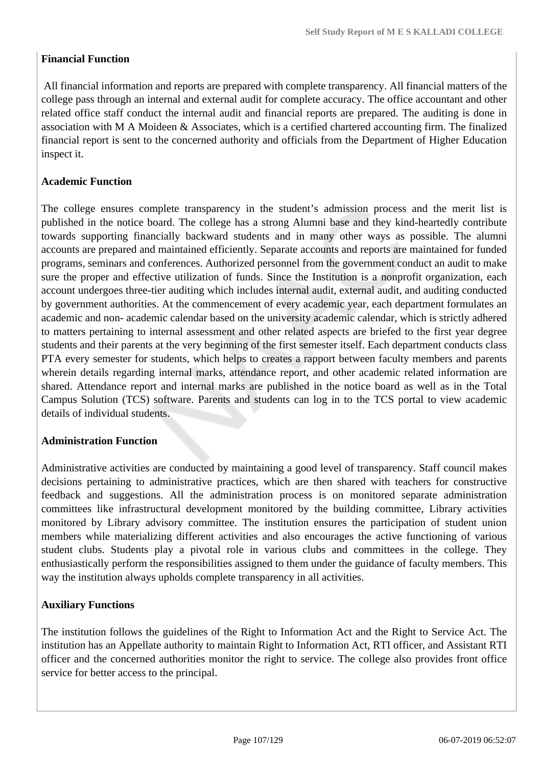**Financial Function**

All financial information and reports are prepared with complete transparency. All financial matters of the college pass through an internal and external audit for complete accuracy. The office accountant and other related office staff conduct the internal audit and financial reports are prepared. The auditing is done in association with M A Moideen & Associates, which is a certified chartered accounting firm. The finalized financial report is sent to the concerned authority and officials from the Department of Higher Education inspect it.

**Academic Function**

The college ensures complete transparency in the student's admission process and the merit list is published in the notice board. The college has a strong Alumni base and they kind-heartedly contribute towards supporting financially backward students and in many other ways as possible. The alumni accounts are prepared and maintained efficiently. Separate accounts and reports are maintained for funded programs, seminars and conferences. Authorized personnel from the government conduct an audit to make sure the proper and effective utilization of funds. Since the Institution is a nonprofit organization, each account undergoes three-tier auditing which includes internal audit, external audit, and auditing conducted by government authorities. At the commencement of every academic year, each department formulates an academic and non- academic calendar based on the university academic calendar, which is strictly adhered to matters pertaining to internal assessment and other related aspects are briefed to the first year degree students and their parents at the very beginning of the first semester itself. Each department conducts class PTA every semester for students, which helps to creates a rapport between faculty members and parents wherein details regarding internal marks, attendance report, and other academic related information are shared. Attendance report and internal marks are published in the notice board as well as in the Total Campus Solution (TCS) software. Parents and students can log in to the TCS portal to view academic details of individual students.

**Administration Function**

Administrative activities are conducted by maintaining a good level of transparency. Staff council makes decisions pertaining to administrative practices, which are then shared with teachers for constructive feedback and suggestions. All the administration process is on monitored separate administration committees like infrastructural development monitored by the building committee, Library activities monitored by Library advisory committee. The institution ensures the participation of student union members while materializing different activities and also encourages the active functioning of various student clubs. Students play a pivotal role in various clubs and committees in the college. They enthusiastically perform the responsibilities assigned to them under the guidance of faculty members. This way the institution always upholds complete transparency in all activities.

**Auxiliary Functions**

The institution follows the guidelines of the Right to Information Act and the Right to Service Act. The institution has an Appellate authority to maintain Right to Information Act, RTI officer, and Assistant RTI officer and the concerned authorities monitor the right to service. The college also provides front office service for better access to the principal.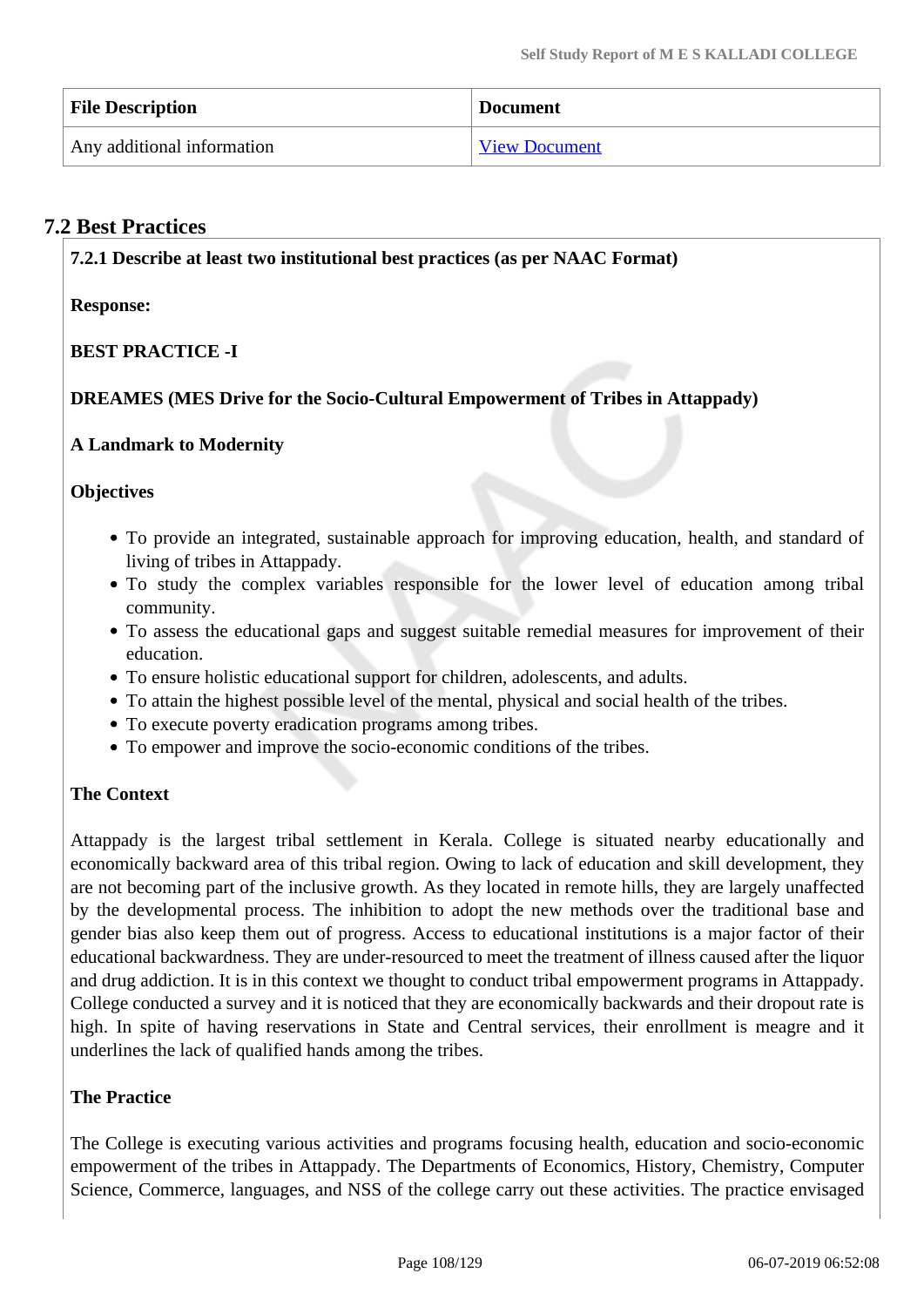| File Description | Document |
|---|---|
| Any additional information | View Document |

## 7.2 Best Practices

**7.2.1 Describe at least two institutional best practices (as per NAAC Format)**

**Response:**

**BEST PRACTICE -I**

**DREAMES (MES Drive for the Socio-Cultural Empowerment of Tribes in Attappady)**

**A Landmark to Modernity**

**Objectives**

- To provide an integrated, sustainable approach for improving education, health, and standard of living of tribes in Attappady.
- To study the complex variables responsible for the lower level of education among tribal community.
- To assess the educational gaps and suggest suitable remedial measures for improvement of their education.
- To ensure holistic educational support for children, adolescents, and adults.
- To attain the highest possible level of the mental, physical and social health of the tribes.
- To execute poverty eradication programs among tribes.
- To empower and improve the socio-economic conditions of the tribes.

**The Context**

Attappady is the largest tribal settlement in Kerala. College is situated nearby educationally and economically backward area of this tribal region. Owing to lack of education and skill development, they are not becoming part of the inclusive growth. As they located in remote hills, they are largely unaffected by the developmental process. The inhibition to adopt the new methods over the traditional base and gender bias also keep them out of progress. Access to educational institutions is a major factor of their educational backwardness. They are under-resourced to meet the treatment of illness caused after the liquor and drug addiction. It is in this context we thought to conduct tribal empowerment programs in Attappady. College conducted a survey and it is noticed that they are economically backwards and their dropout rate is high. In spite of having reservations in State and Central services, their enrollment is meagre and it underlines the lack of qualified hands among the tribes.

**The Practice**

The College is executing various activities and programs focusing health, education and socio-economic empowerment of the tribes in Attappady. The Departments of Economics, History, Chemistry, Computer Science, Commerce, languages, and NSS of the college carry out these activities. The practice envisaged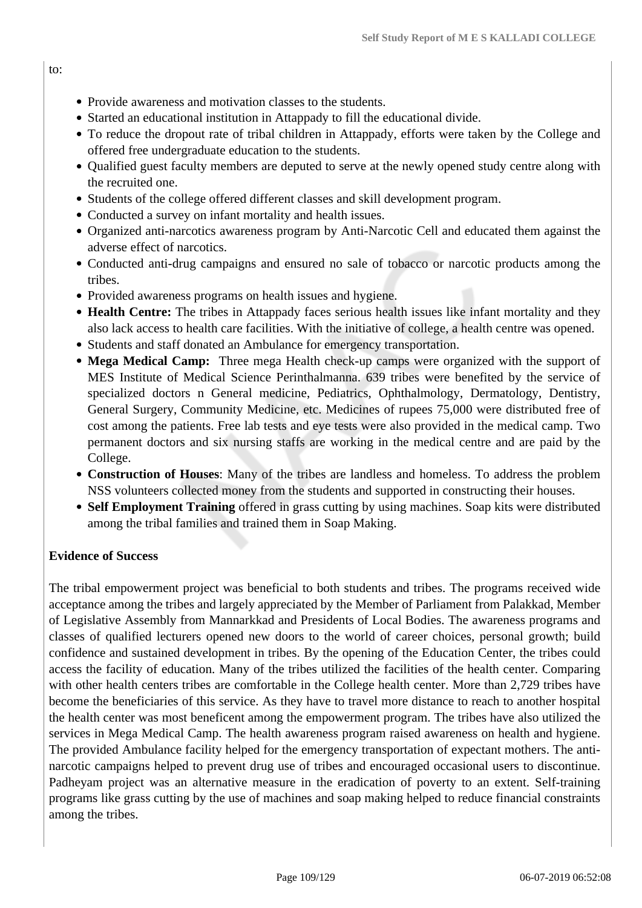to:

- Provide awareness and motivation classes to the students.
- Started an educational institution in Attappady to fill the educational divide.
- To reduce the dropout rate of tribal children in Attappady, efforts were taken by the College and offered free undergraduate education to the students.
- Qualified guest faculty members are deputed to serve at the newly opened study centre along with the recruited one.
- Students of the college offered different classes and skill development program.
- Conducted a survey on infant mortality and health issues.
- Organized anti-narcotics awareness program by Anti-Narcotic Cell and educated them against the adverse effect of narcotics.
- Conducted anti-drug campaigns and ensured no sale of tobacco or narcotic products among the tribes.
- Provided awareness programs on health issues and hygiene.
- **Health Centre:** The tribes in Attappady faces serious health issues like infant mortality and they also lack access to health care facilities. With the initiative of college, a health centre was opened.
- Students and staff donated an Ambulance for emergency transportation.
- **Mega Medical Camp:** Three mega Health check-up camps were organized with the support of MES Institute of Medical Science Perinthalmanna. 639 tribes were benefited by the service of specialized doctors n General medicine, Pediatrics, Ophthalmology, Dermatology, Dentistry, General Surgery, Community Medicine, etc. Medicines of rupees 75,000 were distributed free of cost among the patients. Free lab tests and eye tests were also provided in the medical camp. Two permanent doctors and six nursing staffs are working in the medical centre and are paid by the College.
- **Construction of Houses**: Many of the tribes are landless and homeless. To address the problem NSS volunteers collected money from the students and supported in constructing their houses.
- **Self Employment Training** offered in grass cutting by using machines. Soap kits were distributed among the tribal families and trained them in Soap Making.

**Evidence of Success**

The tribal empowerment project was beneficial to both students and tribes. The programs received wide acceptance among the tribes and largely appreciated by the Member of Parliament from Palakkad, Member of Legislative Assembly from Mannarkkad and Presidents of Local Bodies. The awareness programs and classes of qualified lecturers opened new doors to the world of career choices, personal growth; build confidence and sustained development in tribes. By the opening of the Education Center, the tribes could access the facility of education. Many of the tribes utilized the facilities of the health center. Comparing with other health centers tribes are comfortable in the College health center. More than 2,729 tribes have become the beneficiaries of this service. As they have to travel more distance to reach to another hospital the health center was most beneficent among the empowerment program. The tribes have also utilized the services in Mega Medical Camp. The health awareness program raised awareness on health and hygiene. The provided Ambulance facility helped for the emergency transportation of expectant mothers. The anti-narcotic campaigns helped to prevent drug use of tribes and encouraged occasional users to discontinue. Padheyam project was an alternative measure in the eradication of poverty to an extent. Self-training programs like grass cutting by the use of machines and soap making helped to reduce financial constraints among the tribes.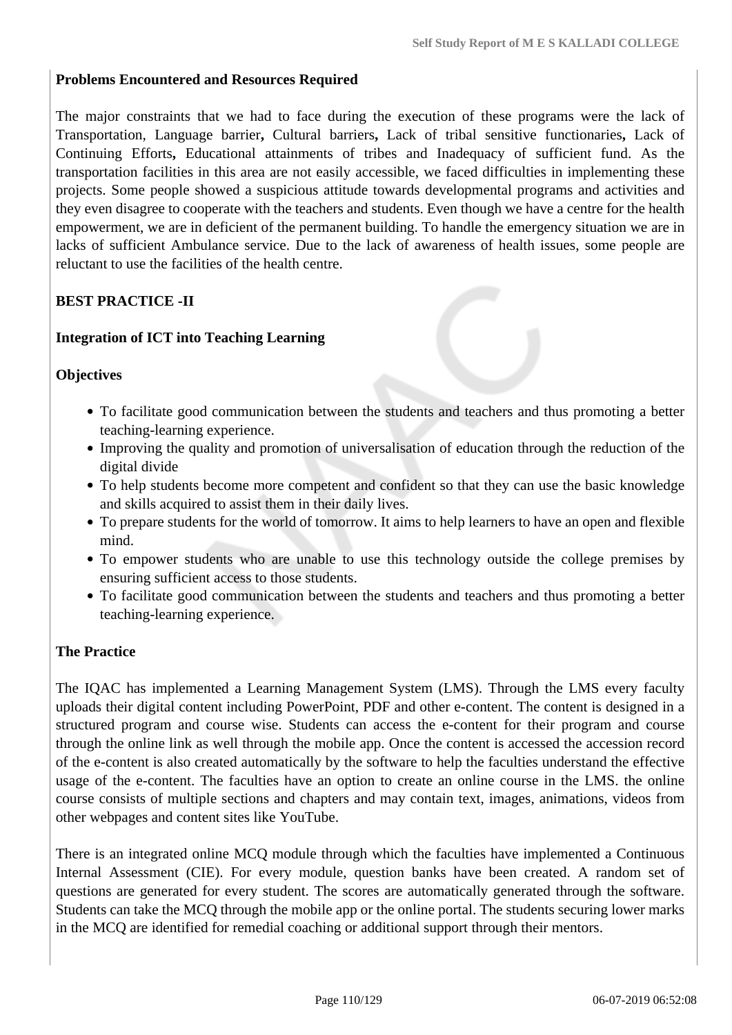**Problems Encountered and Resources Required**

The major constraints that we had to face during the execution of these programs were the lack of Transportation, Language barrier**,** Cultural barriers**,** Lack of tribal sensitive functionaries**,** Lack of Continuing Efforts**,** Educational attainments of tribes and Inadequacy of sufficient fund. As the transportation facilities in this area are not easily accessible, we faced difficulties in implementing these projects. Some people showed a suspicious attitude towards developmental programs and activities and they even disagree to cooperate with the teachers and students. Even though we have a centre for the health empowerment, we are in deficient of the permanent building. To handle the emergency situation we are in lacks of sufficient Ambulance service. Due to the lack of awareness of health issues, some people are reluctant to use the facilities of the health centre.

**BEST PRACTICE -II**

**Integration of ICT into Teaching Learning**

**Objectives**

- To facilitate good communication between the students and teachers and thus promoting a better teaching-learning experience.
- Improving the quality and promotion of universalisation of education through the reduction of the digital divide
- To help students become more competent and confident so that they can use the basic knowledge and skills acquired to assist them in their daily lives.
- To prepare students for the world of tomorrow. It aims to help learners to have an open and flexible mind.
- To empower students who are unable to use this technology outside the college premises by ensuring sufficient access to those students.
- To facilitate good communication between the students and teachers and thus promoting a better teaching-learning experience.

**The Practice**

The IQAC has implemented a Learning Management System (LMS). Through the LMS every faculty uploads their digital content including PowerPoint, PDF and other e-content. The content is designed in a structured program and course wise. Students can access the e-content for their program and course through the online link as well through the mobile app. Once the content is accessed the accession record of the e-content is also created automatically by the software to help the faculties understand the effective usage of the e-content. The faculties have an option to create an online course in the LMS. the online course consists of multiple sections and chapters and may contain text, images, animations, videos from other webpages and content sites like YouTube.

There is an integrated online MCQ module through which the faculties have implemented a Continuous Internal Assessment (CIE). For every module, question banks have been created. A random set of questions are generated for every student. The scores are automatically generated through the software. Students can take the MCQ through the mobile app or the online portal. The students securing lower marks in the MCQ are identified for remedial coaching or additional support through their mentors.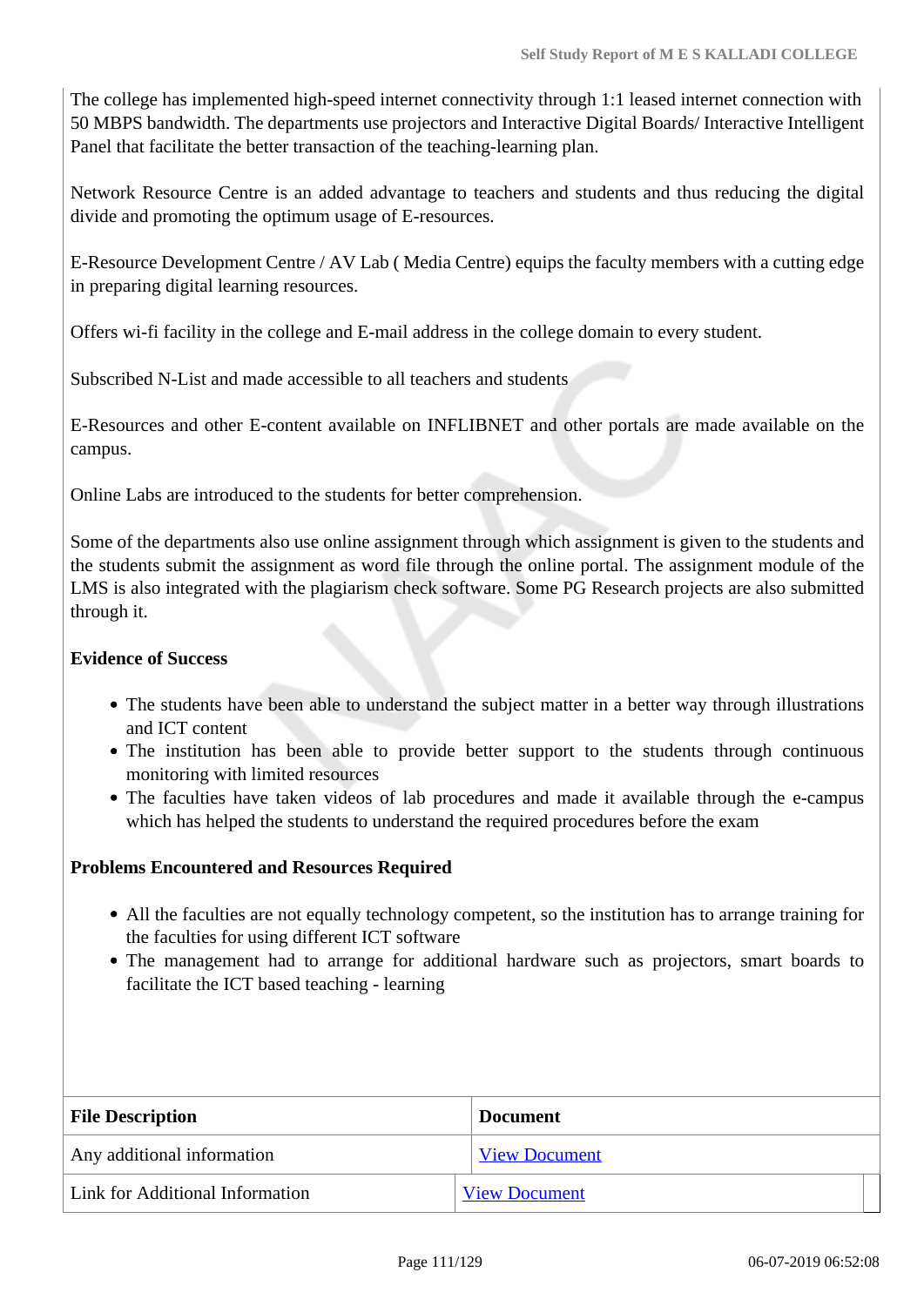The college has implemented high-speed internet connectivity through 1:1 leased internet connection with 50 MBPS bandwidth. The departments use projectors and Interactive Digital Boards/ Interactive Intelligent Panel that facilitate the better transaction of the teaching-learning plan.

Network Resource Centre is an added advantage to teachers and students and thus reducing the digital divide and promoting the optimum usage of E-resources.

E-Resource Development Centre / AV Lab ( Media Centre) equips the faculty members with a cutting edge in preparing digital learning resources.

Offers wi-fi facility in the college and E-mail address in the college domain to every student.

Subscribed N-List and made accessible to all teachers and students

E-Resources and other E-content available on INFLIBNET and other portals are made available on the campus.

Online Labs are introduced to the students for better comprehension.

Some of the departments also use online assignment through which assignment is given to the students and the students submit the assignment as word file through the online portal. The assignment module of the LMS is also integrated with the plagiarism check software. Some PG Research projects are also submitted through it.

**Evidence of Success**

- The students have been able to understand the subject matter in a better way through illustrations and ICT content
- The institution has been able to provide better support to the students through continuous monitoring with limited resources
- The faculties have taken videos of lab procedures and made it available through the e-campus which has helped the students to understand the required procedures before the exam

**Problems Encountered and Resources Required**

- All the faculties are not equally technology competent, so the institution has to arrange training for the faculties for using different ICT software
- The management had to arrange for additional hardware such as projectors, smart boards to facilitate the ICT based teaching - learning

| File Description | Document |
|---|---|
| Any additional information | View Document |
| Link for Additional Information | View Document |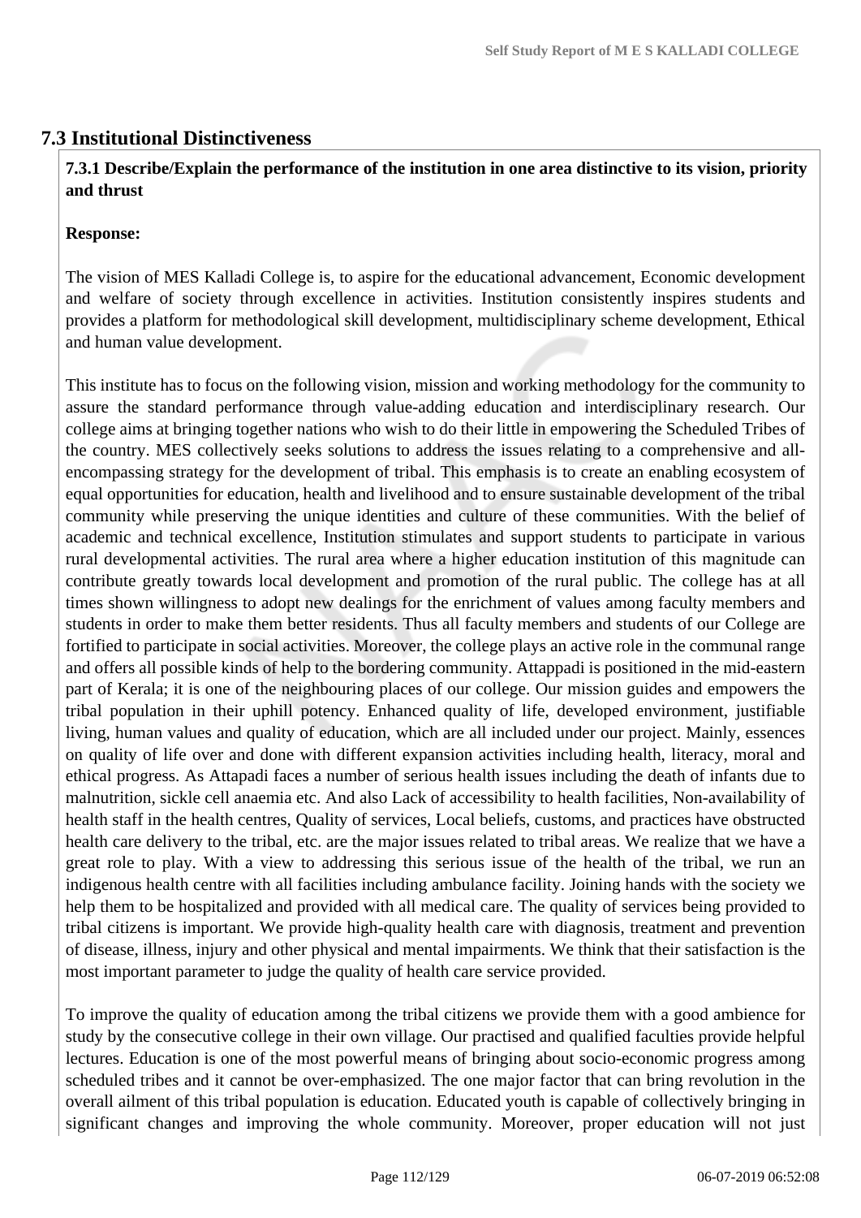## 7.3 Institutional Distinctiveness

**7.3.1 Describe/Explain the performance of the institution in one area distinctive to its vision, priority and thrust**

**Response:**

The vision of MES Kalladi College is, to aspire for the educational advancement, Economic development and welfare of society through excellence in activities. Institution consistently inspires students and provides a platform for methodological skill development, multidisciplinary scheme development, Ethical and human value development.

This institute has to focus on the following vision, mission and working methodology for the community to assure the standard performance through value-adding education and interdisciplinary research. Our college aims at bringing together nations who wish to do their little in empowering the Scheduled Tribes of the country. MES collectively seeks solutions to address the issues relating to a comprehensive and all-encompassing strategy for the development of tribal. This emphasis is to create an enabling ecosystem of equal opportunities for education, health and livelihood and to ensure sustainable development of the tribal community while preserving the unique identities and culture of these communities. With the belief of academic and technical excellence, Institution stimulates and support students to participate in various rural developmental activities. The rural area where a higher education institution of this magnitude can contribute greatly towards local development and promotion of the rural public. The college has at all times shown willingness to adopt new dealings for the enrichment of values among faculty members and students in order to make them better residents. Thus all faculty members and students of our College are fortified to participate in social activities. Moreover, the college plays an active role in the communal range and offers all possible kinds of help to the bordering community. Attappadi is positioned in the mid-eastern part of Kerala; it is one of the neighbouring places of our college. Our mission guides and empowers the tribal population in their uphill potency. Enhanced quality of life, developed environment, justifiable living, human values and quality of education, which are all included under our project. Mainly, essences on quality of life over and done with different expansion activities including health, literacy, moral and ethical progress. As Attapadi faces a number of serious health issues including the death of infants due to malnutrition, sickle cell anaemia etc. And also Lack of accessibility to health facilities, Non-availability of health staff in the health centres, Quality of services, Local beliefs, customs, and practices have obstructed health care delivery to the tribal, etc. are the major issues related to tribal areas. We realize that we have a great role to play. With a view to addressing this serious issue of the health of the tribal, we run an indigenous health centre with all facilities including ambulance facility. Joining hands with the society we help them to be hospitalized and provided with all medical care. The quality of services being provided to tribal citizens is important. We provide high-quality health care with diagnosis, treatment and prevention of disease, illness, injury and other physical and mental impairments. We think that their satisfaction is the most important parameter to judge the quality of health care service provided.

To improve the quality of education among the tribal citizens we provide them with a good ambience for study by the consecutive college in their own village. Our practised and qualified faculties provide helpful lectures. Education is one of the most powerful means of bringing about socio-economic progress among scheduled tribes and it cannot be over-emphasized. The one major factor that can bring revolution in the overall ailment of this tribal population is education. Educated youth is capable of collectively bringing in significant changes and improving the whole community. Moreover, proper education will not just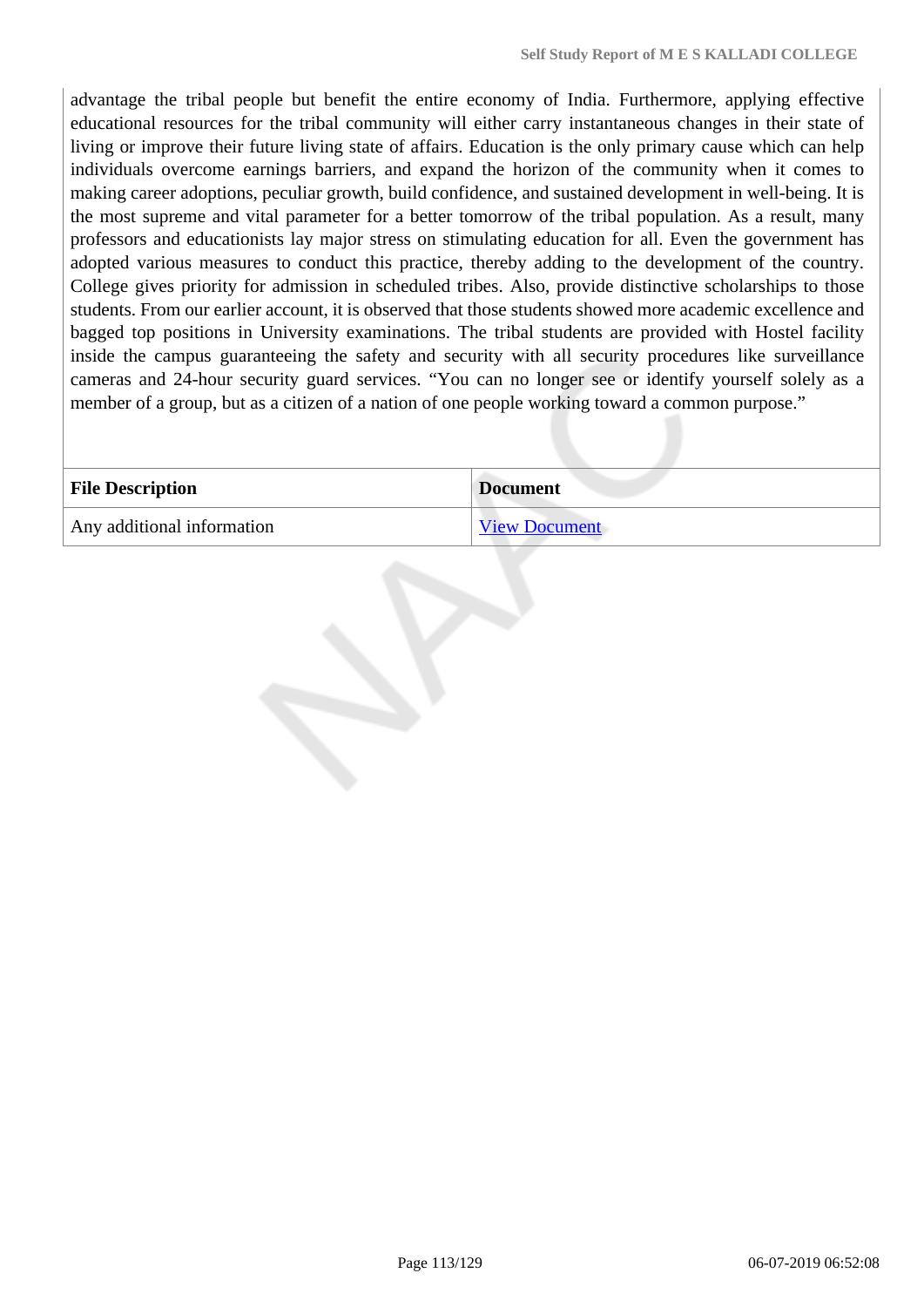advantage the tribal people but benefit the entire economy of India. Furthermore, applying effective educational resources for the tribal community will either carry instantaneous changes in their state of living or improve their future living state of affairs. Education is the only primary cause which can help individuals overcome earnings barriers, and expand the horizon of the community when it comes to making career adoptions, peculiar growth, build confidence, and sustained development in well-being. It is the most supreme and vital parameter for a better tomorrow of the tribal population. As a result, many professors and educationists lay major stress on stimulating education for all. Even the government has adopted various measures to conduct this practice, thereby adding to the development of the country. College gives priority for admission in scheduled tribes. Also, provide distinctive scholarships to those students. From our earlier account, it is observed that those students showed more academic excellence and bagged top positions in University examinations. The tribal students are provided with Hostel facility inside the campus guaranteeing the safety and security with all security procedures like surveillance cameras and 24-hour security guard services. "You can no longer see or identify yourself solely as a member of a group, but as a citizen of a nation of one people working toward a common purpose."

| File Description | Document |
|---|---|
| Any additional information | View Document |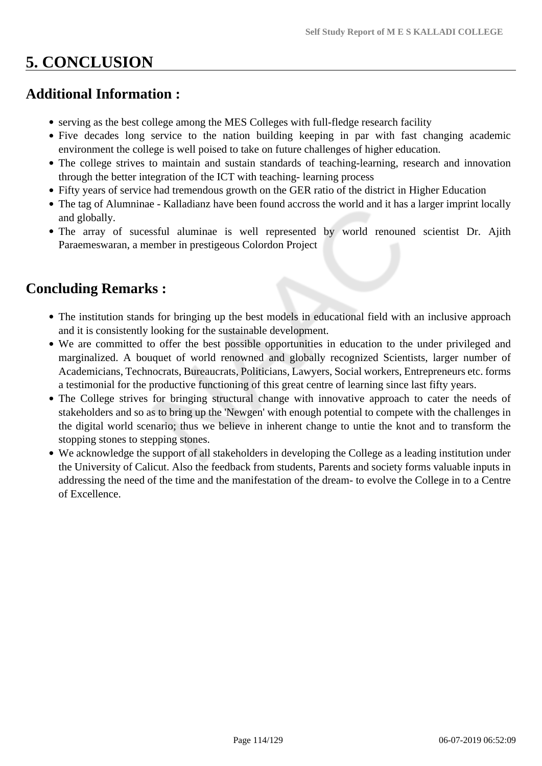# 5. CONCLUSION

## Additional Information :

- serving as the best college among the MES Colleges with full-fledge research facility
- Five decades long service to the nation building keeping in par with fast changing academic environment the college is well poised to take on future challenges of higher education.
- The college strives to maintain and sustain standards of teaching-learning, research and innovation through the better integration of the ICT with teaching- learning process
- Fifty years of service had tremendous growth on the GER ratio of the district in Higher Education
- The tag of Alumninae - Kalladianz have been found accross the world and it has a larger imprint locally and globally.
- The array of sucessful aluminae is well represented by world renouned scientist Dr. Ajith Paraemeswaran, a member in prestigeous Colordon Project

## Concluding Remarks :

- The institution stands for bringing up the best models in educational field with an inclusive approach and it is consistently looking for the sustainable development.
- We are committed to offer the best possible opportunities in education to the under privileged and marginalized. A bouquet of world renowned and globally recognized Scientists, larger number of Academicians, Technocrats, Bureaucrats, Politicians, Lawyers, Social workers, Entrepreneurs etc. forms a testimonial for the productive functioning of this great centre of learning since last fifty years.
- The College strives for bringing structural change with innovative approach to cater the needs of stakeholders and so as to bring up the 'Newgen' with enough potential to compete with the challenges in the digital world scenario; thus we believe in inherent change to untie the knot and to transform the stopping stones to stepping stones.
- We acknowledge the support of all stakeholders in developing the College as a leading institution under the University of Calicut. Also the feedback from students, Parents and society forms valuable inputs in addressing the need of the time and the manifestation of the dream- to evolve the College in to a Centre of Excellence.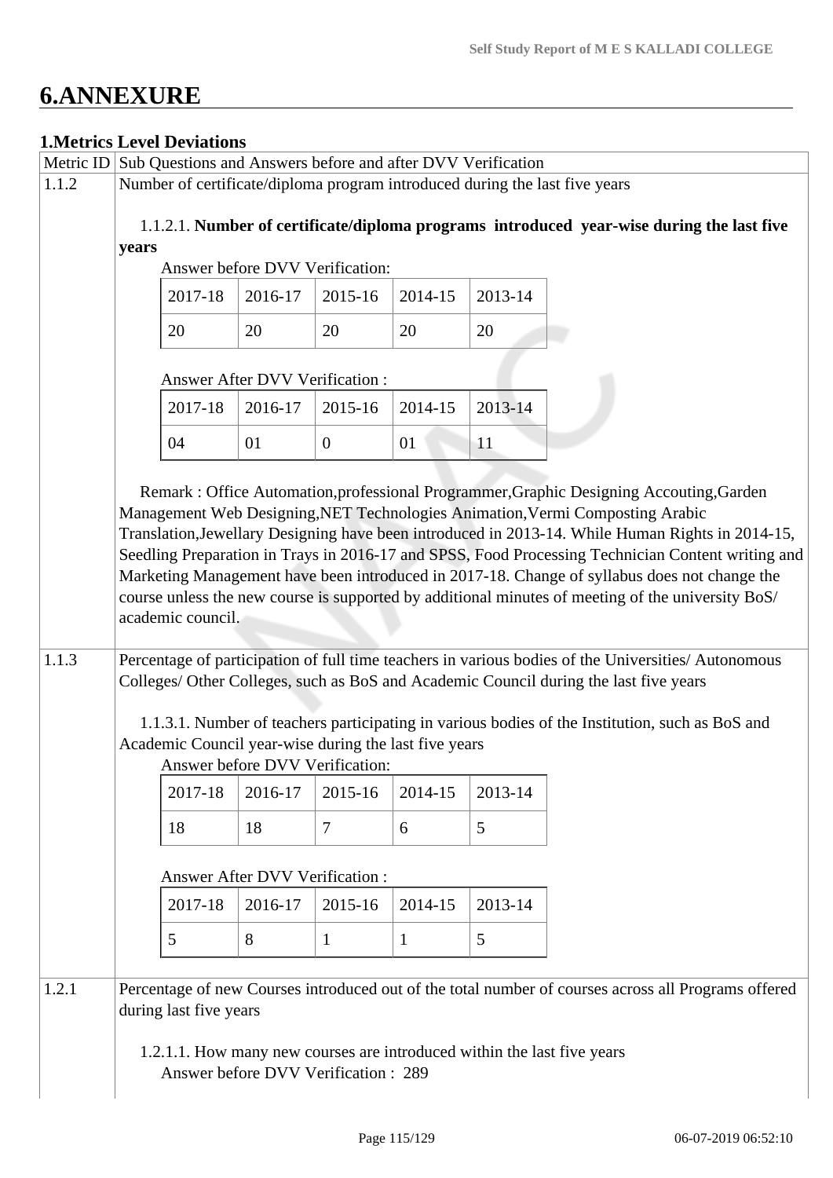# 6.ANNEXURE

## 1.Metrics Level Deviations

| Metric ID | Sub Questions and Answers before and after DVV Verification |
|---|---|
| 1.1.2 | Number of certificate/diploma program introduced during the last five years |

1.1.2.1. **Number of certificate/diploma programs introduced year-wise during the last five years**

Answer before DVV Verification:

| 2017-18 | 2016-17 | 2015-16 | 2014-15 | 2013-14 |
|---|---|---|---|---|
| 20 | 20 | 20 | 20 | 20 |

Answer After DVV Verification :

| 2017-18 | 2016-17 | 2015-16 | 2014-15 | 2013-14 |
|---|---|---|---|---|
| 04 | 01 | 0 | 01 | 11 |

Remark : Office Automation,professional Programmer,Graphic Designing Accouting,Garden Management Web Designing,NET Technologies Animation,Vermi Composting Arabic Translation,Jewellary Designing have been introduced in 2013-14. While Human Rights in 2014-15, Seedling Preparation in Trays in 2016-17 and SPSS, Food Processing Technician Content writing and Marketing Management have been introduced in 2017-18. Change of syllabus does not change the course unless the new course is supported by additional minutes of meeting of the university BoS/ academic council.

| Metric ID | Sub Questions and Answers before and after DVV Verification |
|---|---|
| 1.1.3 | Percentage of participation of full time teachers in various bodies of the Universities/ Autonomous Colleges/ Other Colleges, such as BoS and Academic Council during the last five years |

1.1.3.1. Number of teachers participating in various bodies of the Institution, such as BoS and Academic Council year-wise during the last five years

Answer before DVV Verification:

| 2017-18 | 2016-17 | 2015-16 | 2014-15 | 2013-14 |
|---|---|---|---|---|
| 18 | 18 | 7 | 6 | 5 |

Answer After DVV Verification :

| 2017-18 | 2016-17 | 2015-16 | 2014-15 | 2013-14 |
|---|---|---|---|---|
| 5 | 8 | 1 | 1 | 5 |

| Metric ID | Sub Questions and Answers before and after DVV Verification |
|---|---|
| 1.2.1 | Percentage of new Courses introduced out of the total number of courses across all Programs offered during last five years |

1.2.1.1. How many new courses are introduced within the last five years

Answer before DVV Verification : 289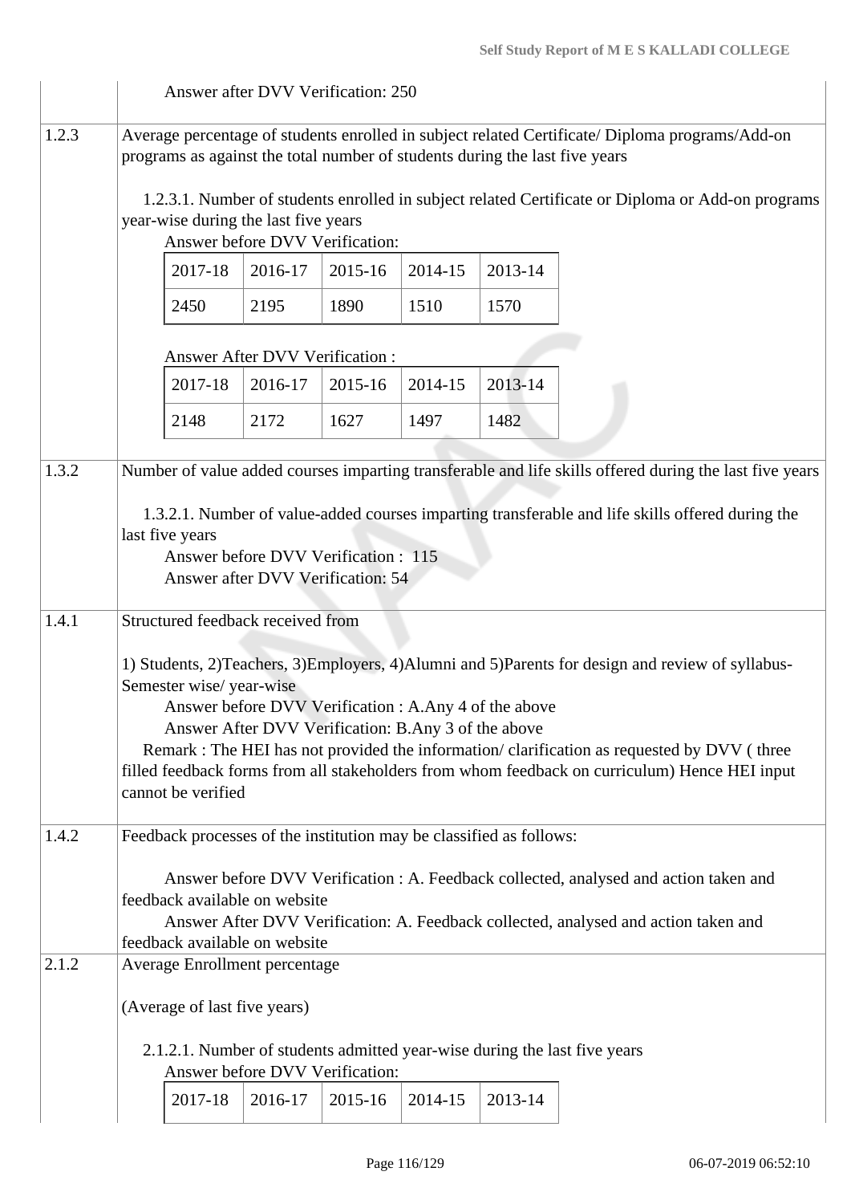| | |
|---|---|
| | Answer after DVV Verification: 250 |
| 1.2.3 | Average percentage of students enrolled in subject related Certificate/ Diploma programs/Add-on programs as against the total number of students during the last five years<br><br>1.2.3.1. Number of students enrolled in subject related Certificate or Diploma or Add-on programs year-wise during the last five years<br>Answer before DVV Verification:<br><br>2017-18: 2450, 2016-17: 2195, 2015-16: 1890, 2014-15: 1510, 2013-14: 1570<br><br>Answer After DVV Verification :<br><br>2017-18: 2148, 2016-17: 2172, 2015-16: 1627, 2014-15: 1497, 2013-14: 1482 |
| 1.3.2 | Number of value added courses imparting transferable and life skills offered during the last five years<br><br>1.3.2.1. Number of value-added courses imparting transferable and life skills offered during the last five years<br>Answer before DVV Verification : 115<br>Answer after DVV Verification: 54 |
| 1.4.1 | Structured feedback received from<br><br>1) Students, 2)Teachers, 3)Employers, 4)Alumni and 5)Parents for design and review of syllabus-Semester wise/ year-wise<br>Answer before DVV Verification : A.Any 4 of the above<br>Answer After DVV Verification: B.Any 3 of the above<br>Remark : The HEI has not provided the information/ clarification as requested by DVV ( three filled feedback forms from all stakeholders from whom feedback on curriculum) Hence HEI input cannot be verified |
| 1.4.2 | Feedback processes of the institution may be classified as follows:<br><br>Answer before DVV Verification : A. Feedback collected, analysed and action taken and feedback available on website<br>Answer After DVV Verification: A. Feedback collected, analysed and action taken and feedback available on website |
| 2.1.2 | Average Enrollment percentage<br><br>(Average of last five years)<br><br>2.1.2.1. Number of students admitted year-wise during the last five years<br>Answer before DVV Verification:<br><br>2017-18, 2016-17, 2015-16, 2014-15, 2013-14 |

Answer before DVV Verification (1.2.3.1):

| 2017-18 | 2016-17 | 2015-16 | 2014-15 | 2013-14 |
|---|---|---|---|---|
| 2450 | 2195 | 1890 | 1510 | 1570 |

Answer After DVV Verification (1.2.3.1):

| 2017-18 | 2016-17 | 2015-16 | 2014-15 | 2013-14 |
|---|---|---|---|---|
| 2148 | 2172 | 1627 | 1497 | 1482 |

Answer before DVV Verification (2.1.2.1):

| 2017-18 | 2016-17 | 2015-16 | 2014-15 | 2013-14 |
|---|---|---|---|---|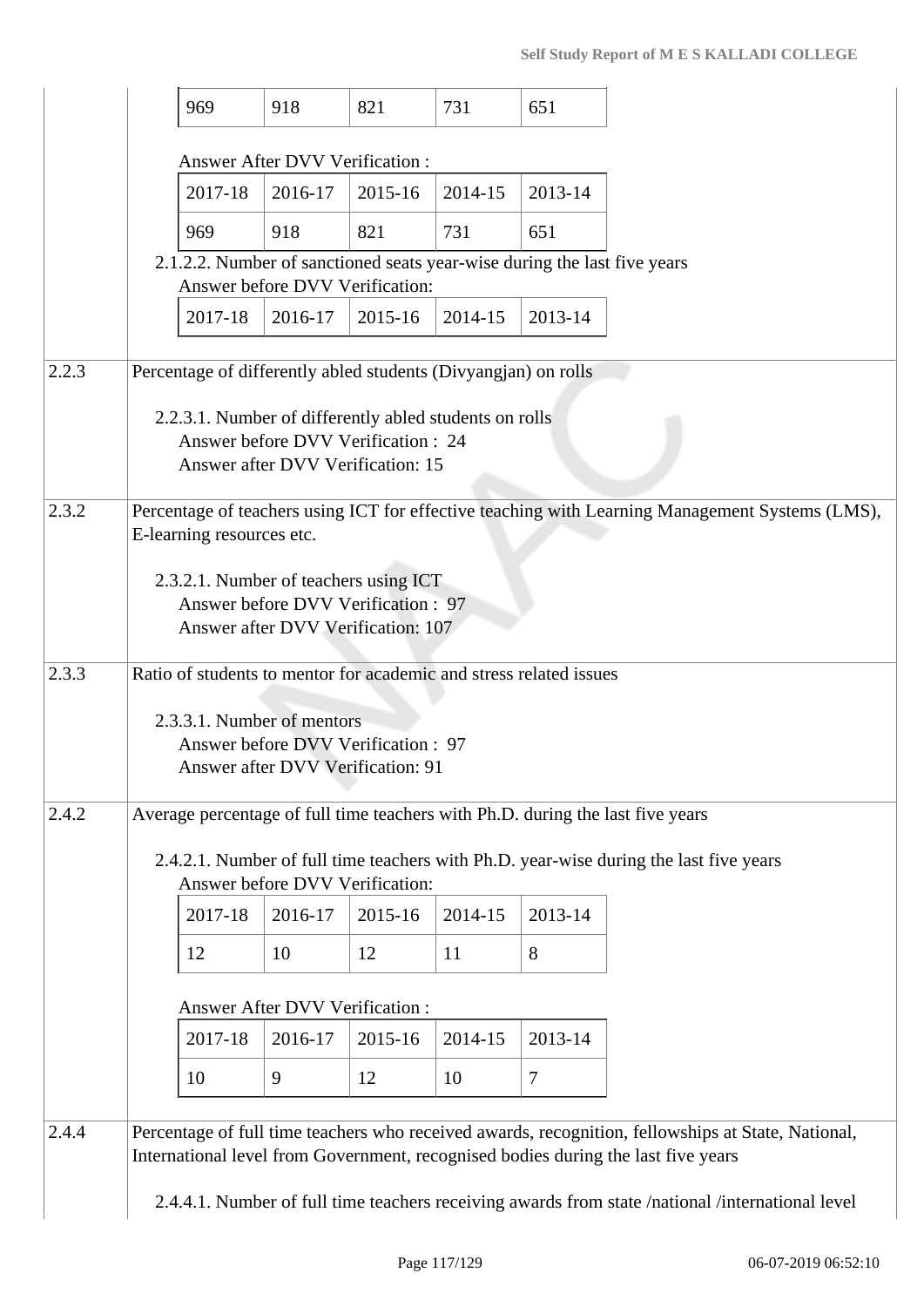| | |
|---|---|
| | 969 \| 918 \| 821 \| 731 \| 651<br><br>Answer After DVV Verification :<br><br>2017-18 \| 2016-17 \| 2015-16 \| 2014-15 \| 2013-14<br>969 \| 918 \| 821 \| 731 \| 651<br><br>2.1.2.2. Number of sanctioned seats year-wise during the last five years<br>Answer before DVV Verification:<br><br>2017-18 \| 2016-17 \| 2015-16 \| 2014-15 \| 2013-14 |
| 2.2.3 | Percentage of differently abled students (Divyangjan) on rolls<br><br>2.2.3.1. Number of differently abled students on rolls<br>Answer before DVV Verification : 24<br>Answer after DVV Verification: 15 |
| 2.3.2 | Percentage of teachers using ICT for effective teaching with Learning Management Systems (LMS), E-learning resources etc.<br><br>2.3.2.1. Number of teachers using ICT<br>Answer before DVV Verification : 97<br>Answer after DVV Verification: 107 |
| 2.3.3 | Ratio of students to mentor for academic and stress related issues<br><br>2.3.3.1. Number of mentors<br>Answer before DVV Verification : 97<br>Answer after DVV Verification: 91 |
| 2.4.2 | Average percentage of full time teachers with Ph.D. during the last five years<br><br>2.4.2.1. Number of full time teachers with Ph.D. year-wise during the last five years<br>Answer before DVV Verification:<br><br>2017-18 \| 2016-17 \| 2015-16 \| 2014-15 \| 2013-14<br>12 \| 10 \| 12 \| 11 \| 8<br><br>Answer After DVV Verification :<br><br>2017-18 \| 2016-17 \| 2015-16 \| 2014-15 \| 2013-14<br>10 \| 9 \| 12 \| 10 \| 7 |
| 2.4.4 | Percentage of full time teachers who received awards, recognition, fellowships at State, National, International level from Government, recognised bodies during the last five years<br><br>2.4.4.1. Number of full time teachers receiving awards from state /national /international level |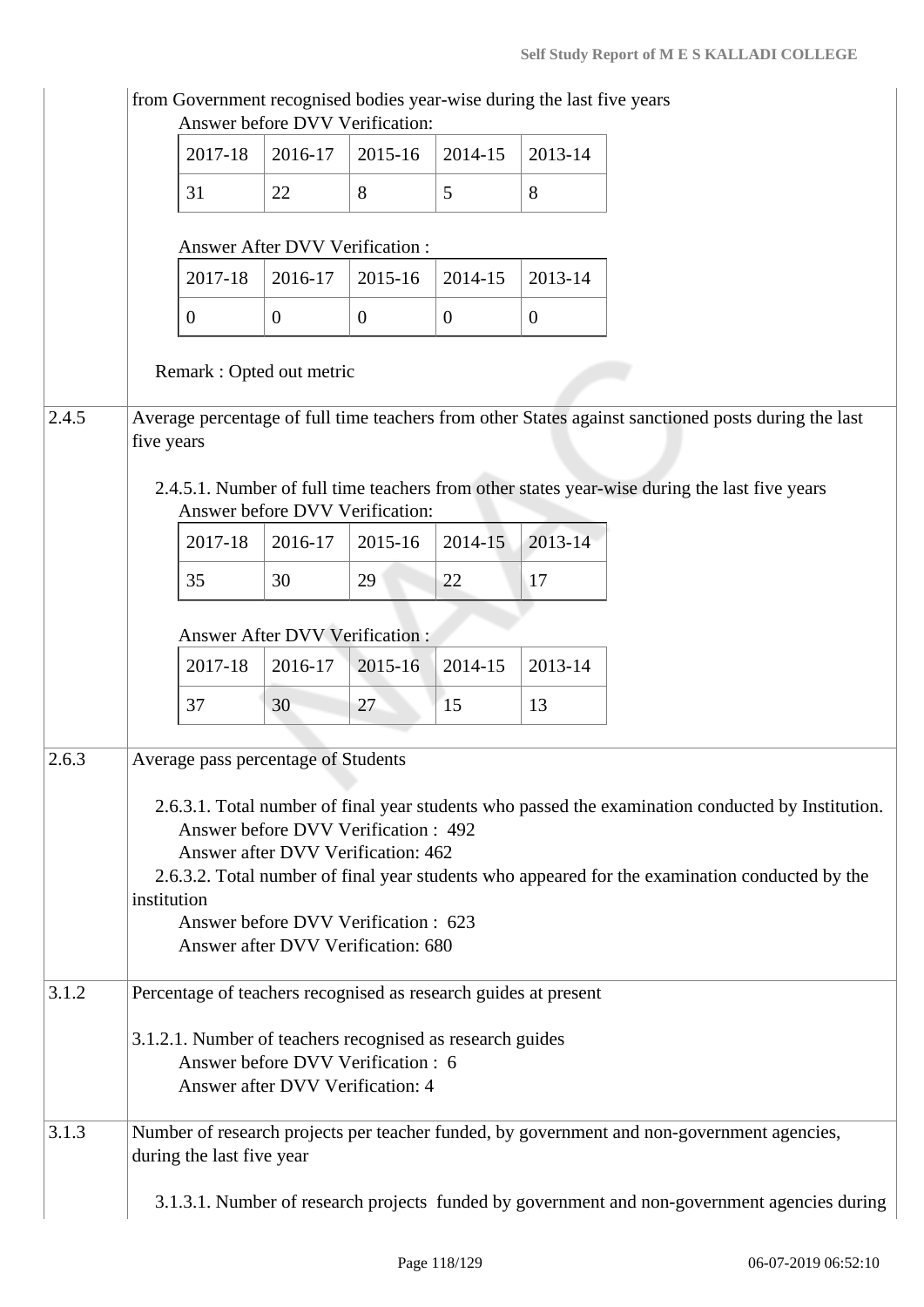from Government recognised bodies year-wise during the last five years

Answer before DVV Verification:

| 2017-18 | 2016-17 | 2015-16 | 2014-15 | 2013-14 |
|---|---|---|---|---|
| 31 | 22 | 8 | 5 | 8 |

Answer After DVV Verification :

| 2017-18 | 2016-17 | 2015-16 | 2014-15 | 2013-14 |
|---|---|---|---|---|
| 0 | 0 | 0 | 0 | 0 |

Remark : Opted out metric

**2.4.5** Average percentage of full time teachers from other States against sanctioned posts during the last five years

2.4.5.1. Number of full time teachers from other states year-wise during the last five years

Answer before DVV Verification:

| 2017-18 | 2016-17 | 2015-16 | 2014-15 | 2013-14 |
|---|---|---|---|---|
| 35 | 30 | 29 | 22 | 17 |

Answer After DVV Verification :

| 2017-18 | 2016-17 | 2015-16 | 2014-15 | 2013-14 |
|---|---|---|---|---|
| 37 | 30 | 27 | 15 | 13 |

**2.6.3** Average pass percentage of Students

2.6.3.1. Total number of final year students who passed the examination conducted by Institution.
Answer before DVV Verification : 492
Answer after DVV Verification: 462

2.6.3.2. Total number of final year students who appeared for the examination conducted by the institution
Answer before DVV Verification : 623
Answer after DVV Verification: 680

**3.1.2** Percentage of teachers recognised as research guides at present

3.1.2.1. Number of teachers recognised as research guides
Answer before DVV Verification : 6
Answer after DVV Verification: 4

**3.1.3** Number of research projects per teacher funded, by government and non-government agencies, during the last five year

3.1.3.1. Number of research projects funded by government and non-government agencies during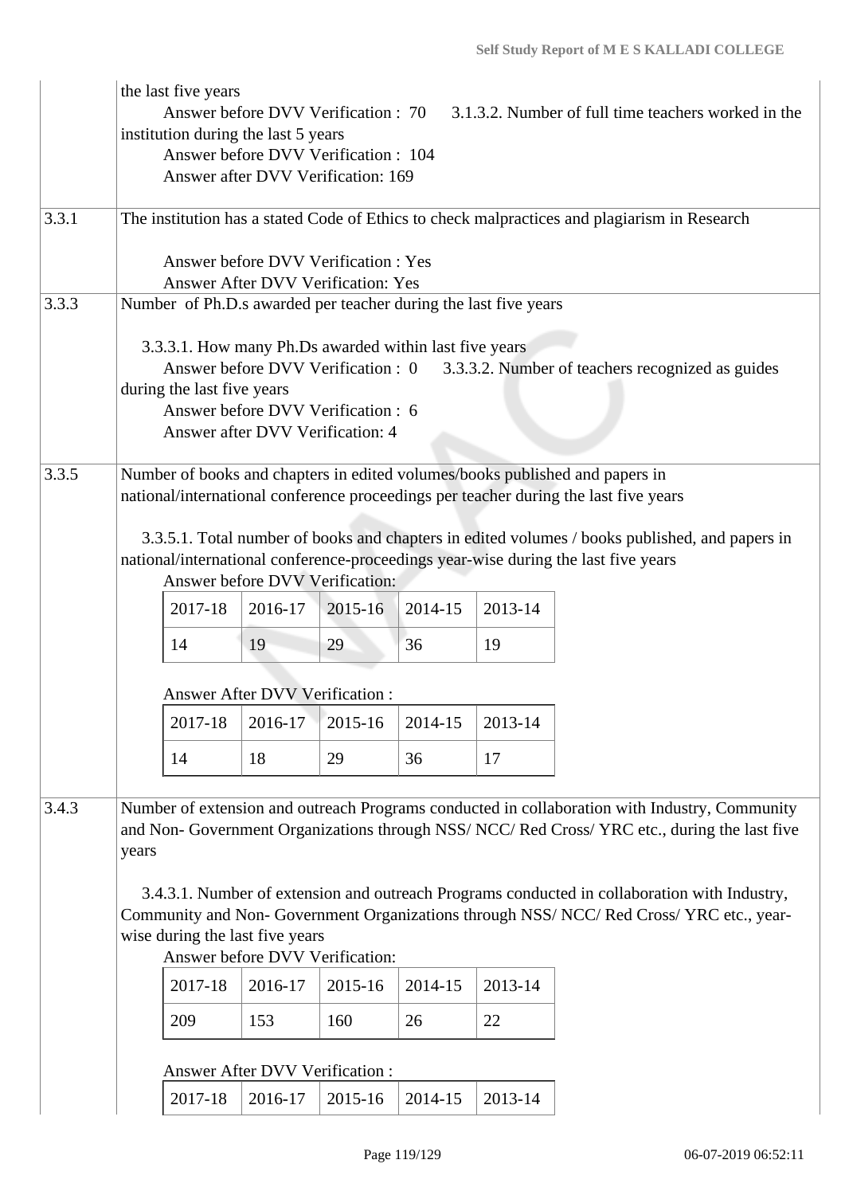| | |
|---|---|
| | the last five years<br>Answer before DVV Verification : 70 3.1.3.2. Number of full time teachers worked in the institution during the last 5 years<br>Answer before DVV Verification : 104<br>Answer after DVV Verification: 169 |
| 3.3.1 | The institution has a stated Code of Ethics to check malpractices and plagiarism in Research<br><br>Answer before DVV Verification : Yes<br>Answer After DVV Verification: Yes |
| 3.3.3 | Number of Ph.D.s awarded per teacher during the last five years<br><br>3.3.3.1. How many Ph.Ds awarded within last five years<br>Answer before DVV Verification : 0 3.3.3.2. Number of teachers recognized as guides during the last five years<br>Answer before DVV Verification : 6<br>Answer after DVV Verification: 4 |
| 3.3.5 | Number of books and chapters in edited volumes/books published and papers in national/international conference proceedings per teacher during the last five years<br><br>3.3.5.1. Total number of books and chapters in edited volumes / books published, and papers in national/international conference-proceedings year-wise during the last five years<br>Answer before DVV Verification:<br>2017-18: 14, 2016-17: 19, 2015-16: 29, 2014-15: 36, 2013-14: 19<br><br>Answer After DVV Verification :<br>2017-18: 14, 2016-17: 18, 2015-16: 29, 2014-15: 36, 2013-14: 17 |
| 3.4.3 | Number of extension and outreach Programs conducted in collaboration with Industry, Community and Non- Government Organizations through NSS/ NCC/ Red Cross/ YRC etc., during the last five years<br><br>3.4.3.1. Number of extension and outreach Programs conducted in collaboration with Industry, Community and Non- Government Organizations through NSS/ NCC/ Red Cross/ YRC etc., year-wise during the last five years<br>Answer before DVV Verification:<br>2017-18: 209, 2016-17: 153, 2015-16: 160, 2014-15: 26, 2013-14: 22<br><br>Answer After DVV Verification :<br>2017-18, 2016-17, 2015-16, 2014-15, 2013-14 |

3.3.5.1 Answer before DVV Verification:

| 2017-18 | 2016-17 | 2015-16 | 2014-15 | 2013-14 |
|---|---|---|---|---|
| 14 | 19 | 29 | 36 | 19 |

3.3.5.1 Answer After DVV Verification :

| 2017-18 | 2016-17 | 2015-16 | 2014-15 | 2013-14 |
|---|---|---|---|---|
| 14 | 18 | 29 | 36 | 17 |

3.4.3.1 Answer before DVV Verification:

| 2017-18 | 2016-17 | 2015-16 | 2014-15 | 2013-14 |
|---|---|---|---|---|
| 209 | 153 | 160 | 26 | 22 |

3.4.3.1 Answer After DVV Verification :

| 2017-18 | 2016-17 | 2015-16 | 2014-15 | 2013-14 |
|---|---|---|---|---|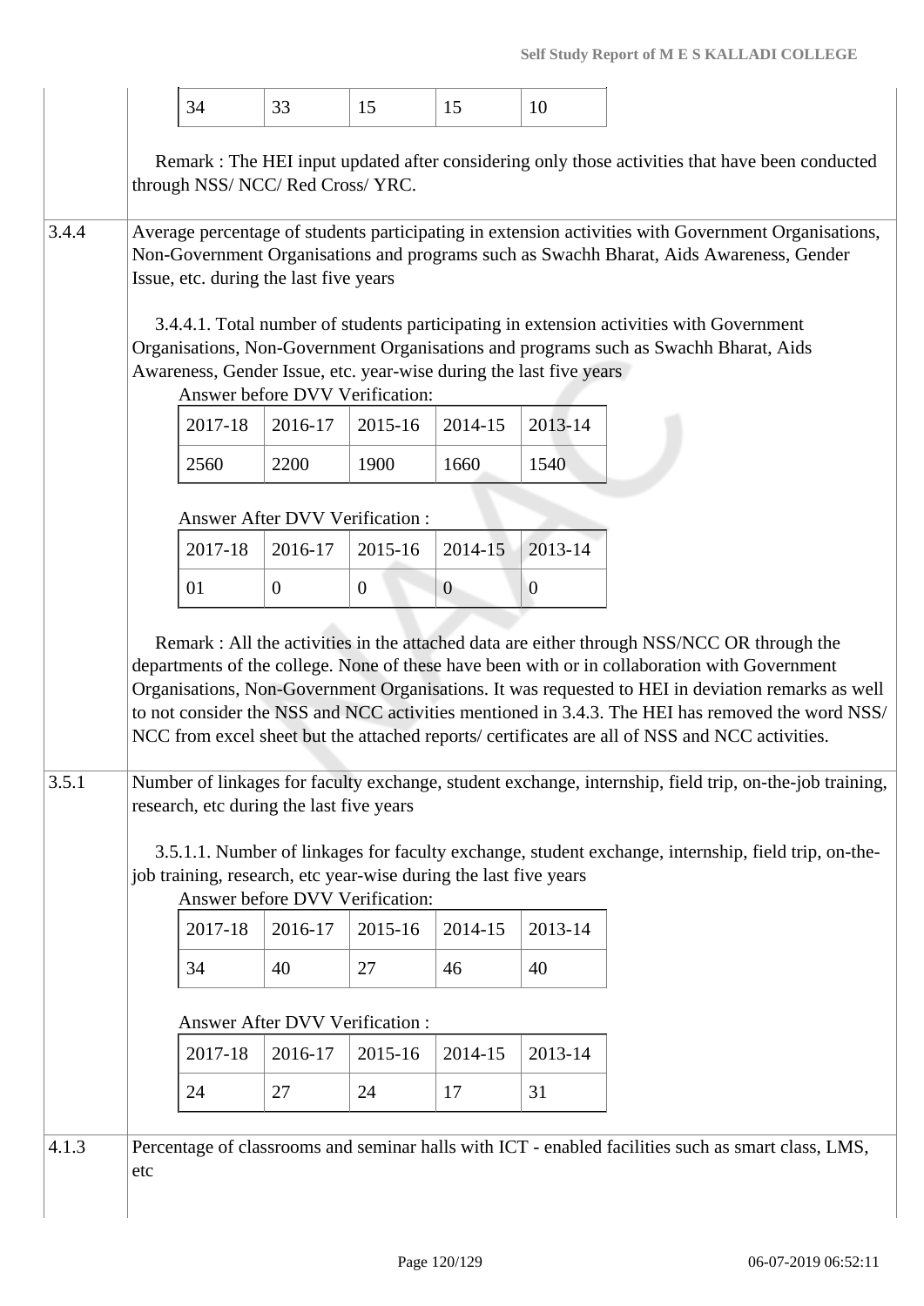| 34 | 33 | 15 | 15 | 10 |
|---|---|---|---|---|

Remark : The HEI input updated after considering only those activities that have been conducted through NSS/ NCC/ Red Cross/ YRC.

**3.4.4** Average percentage of students participating in extension activities with Government Organisations, Non-Government Organisations and programs such as Swachh Bharat, Aids Awareness, Gender Issue, etc. during the last five years

3.4.4.1. Total number of students participating in extension activities with Government Organisations, Non-Government Organisations and programs such as Swachh Bharat, Aids Awareness, Gender Issue, etc. year-wise during the last five years

Answer before DVV Verification:

| 2017-18 | 2016-17 | 2015-16 | 2014-15 | 2013-14 |
|---|---|---|---|---|
| 2560 | 2200 | 1900 | 1660 | 1540 |

Answer After DVV Verification :

| 2017-18 | 2016-17 | 2015-16 | 2014-15 | 2013-14 |
|---|---|---|---|---|
| 01 | 0 | 0 | 0 | 0 |

Remark : All the activities in the attached data are either through NSS/NCC OR through the departments of the college. None of these have been with or in collaboration with Government Organisations, Non-Government Organisations. It was requested to HEI in deviation remarks as well to not consider the NSS and NCC activities mentioned in 3.4.3. The HEI has removed the word NSS/ NCC from excel sheet but the attached reports/ certificates are all of NSS and NCC activities.

**3.5.1** Number of linkages for faculty exchange, student exchange, internship, field trip, on-the-job training, research, etc during the last five years

3.5.1.1. Number of linkages for faculty exchange, student exchange, internship, field trip, on-the-job training, research, etc year-wise during the last five years

Answer before DVV Verification:

| 2017-18 | 2016-17 | 2015-16 | 2014-15 | 2013-14 |
|---|---|---|---|---|
| 34 | 40 | 27 | 46 | 40 |

Answer After DVV Verification :

| 2017-18 | 2016-17 | 2015-16 | 2014-15 | 2013-14 |
|---|---|---|---|---|
| 24 | 27 | 24 | 17 | 31 |

**4.1.3** Percentage of classrooms and seminar halls with ICT - enabled facilities such as smart class, LMS, etc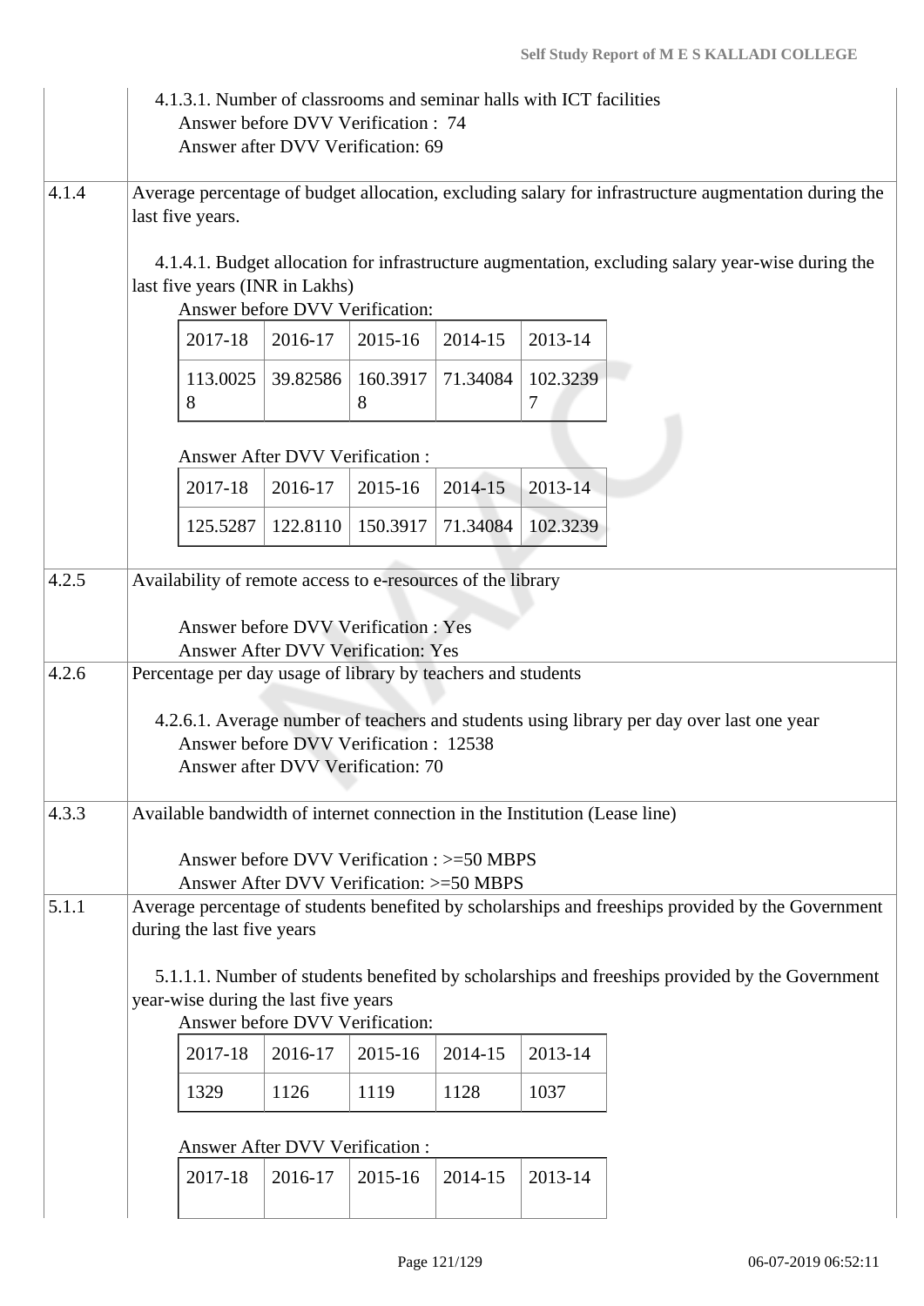| | |
|---|---|
| | 4.1.3.1. Number of classrooms and seminar halls with ICT facilities<br>Answer before DVV Verification : 74<br>Answer after DVV Verification: 69 |
| 4.1.4 | Average percentage of budget allocation, excluding salary for infrastructure augmentation during the last five years.<br><br>4.1.4.1. Budget allocation for infrastructure augmentation, excluding salary year-wise during the last five years (INR in Lakhs)<br>Answer before DVV Verification: |

| 2017-18 | 2016-17 | 2015-16 | 2014-15 | 2013-14 |
|---|---|---|---|---|
| 113.00258 | 39.82586 | 160.39178 | 71.34084 | 102.32397 |

Answer After DVV Verification :

| 2017-18 | 2016-17 | 2015-16 | 2014-15 | 2013-14 |
|---|---|---|---|---|
| 125.5287 | 122.8110 | 150.3917 | 71.34084 | 102.3239 |

| | |
|---|---|
| 4.2.5 | Availability of remote access to e-resources of the library<br><br>Answer before DVV Verification : Yes<br>Answer After DVV Verification: Yes |
| 4.2.6 | Percentage per day usage of library by teachers and students<br><br>4.2.6.1. Average number of teachers and students using library per day over last one year<br>Answer before DVV Verification : 12538<br>Answer after DVV Verification: 70 |
| 4.3.3 | Available bandwidth of internet connection in the Institution (Lease line)<br><br>Answer before DVV Verification : >=50 MBPS<br>Answer After DVV Verification: >=50 MBPS |
| 5.1.1 | Average percentage of students benefited by scholarships and freeships provided by the Government during the last five years<br><br>5.1.1.1. Number of students benefited by scholarships and freeships provided by the Government year-wise during the last five years<br>Answer before DVV Verification: |

| 2017-18 | 2016-17 | 2015-16 | 2014-15 | 2013-14 |
|---|---|---|---|---|
| 1329 | 1126 | 1119 | 1128 | 1037 |

Answer After DVV Verification :

| 2017-18 | 2016-17 | 2015-16 | 2014-15 | 2013-14 |
|---|---|---|---|---|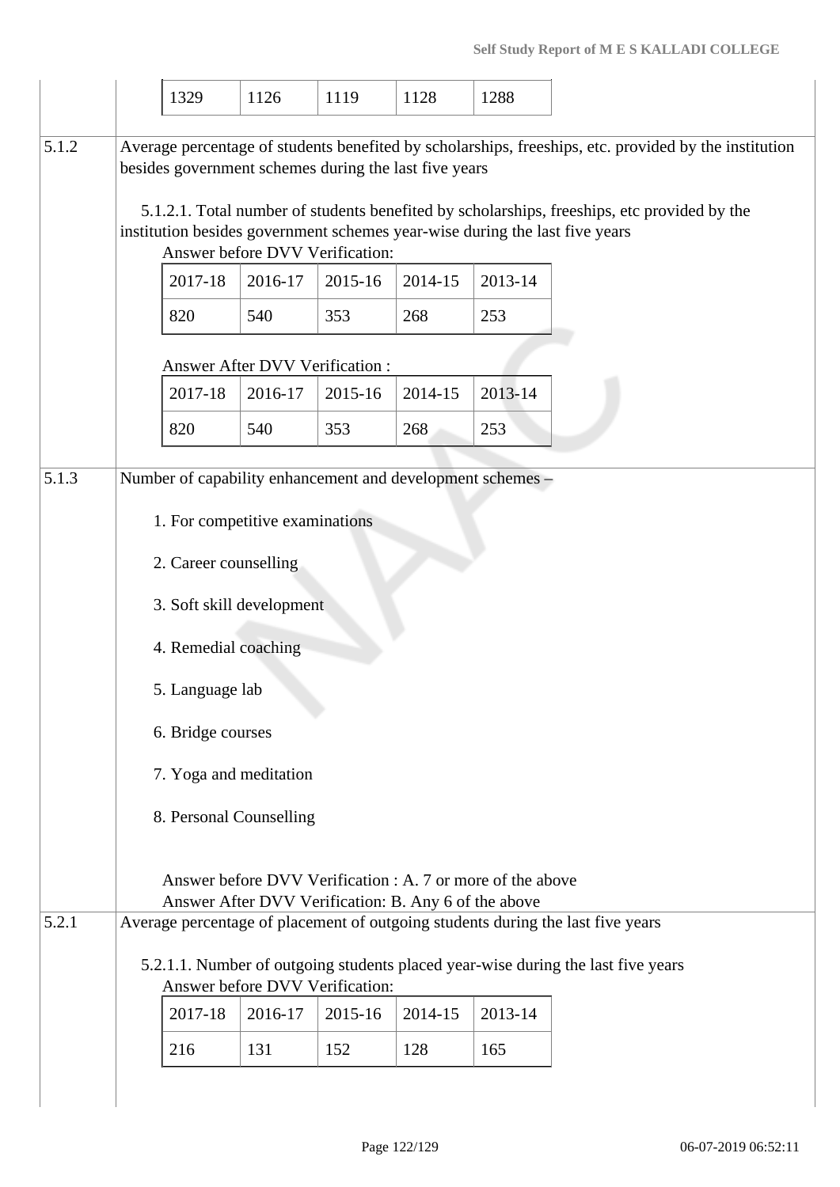| 1329 | 1126 | 1119 | 1128 | 1288 |
|---|---|---|---|---|

**5.1.2** Average percentage of students benefited by scholarships, freeships, etc. provided by the institution besides government schemes during the last five years

5.1.2.1. Total number of students benefited by scholarships, freeships, etc provided by the institution besides government schemes year-wise during the last five years

Answer before DVV Verification:

| 2017-18 | 2016-17 | 2015-16 | 2014-15 | 2013-14 |
|---|---|---|---|---|
| 820 | 540 | 353 | 268 | 253 |

Answer After DVV Verification :

| 2017-18 | 2016-17 | 2015-16 | 2014-15 | 2013-14 |
|---|---|---|---|---|
| 820 | 540 | 353 | 268 | 253 |

**5.1.3** Number of capability enhancement and development schemes –

1. For competitive examinations
2. Career counselling
3. Soft skill development
4. Remedial coaching
5. Language lab
6. Bridge courses
7. Yoga and meditation
8. Personal Counselling

Answer before DVV Verification : A. 7 or more of the above
Answer After DVV Verification: B. Any 6 of the above

**5.2.1** Average percentage of placement of outgoing students during the last five years

5.2.1.1. Number of outgoing students placed year-wise during the last five years

Answer before DVV Verification:

| 2017-18 | 2016-17 | 2015-16 | 2014-15 | 2013-14 |
|---|---|---|---|---|
| 216 | 131 | 152 | 128 | 165 |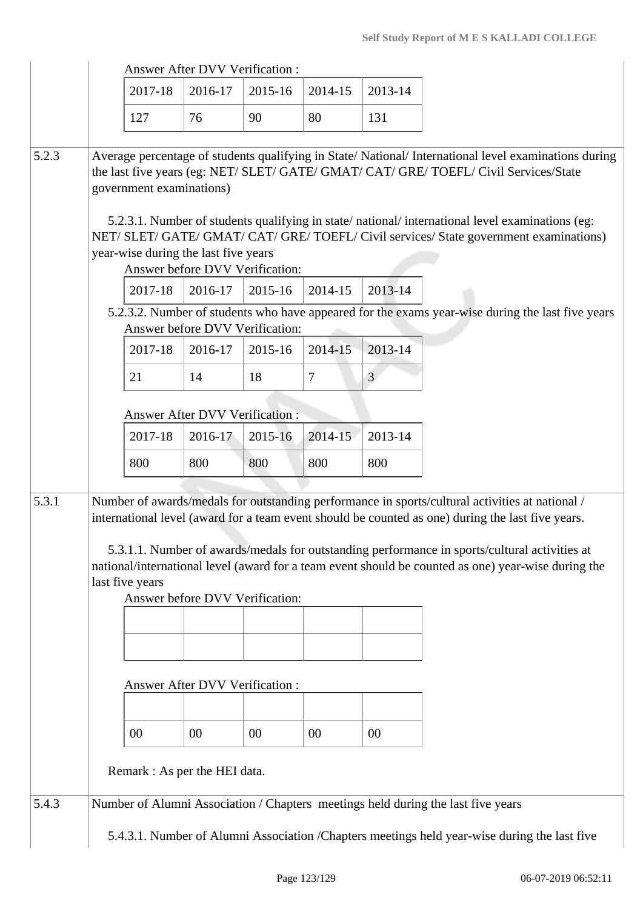Answer After DVV Verification :

| 2017-18 | 2016-17 | 2015-16 | 2014-15 | 2013-14 |
|---|---|---|---|---|
| 127 | 76 | 90 | 80 | 131 |

**5.2.3** Average percentage of students qualifying in State/ National/ International level examinations during the last five years (eg: NET/ SLET/ GATE/ GMAT/ CAT/ GRE/ TOEFL/ Civil Services/State government examinations)

5.2.3.1. Number of students qualifying in state/ national/ international level examinations (eg: NET/ SLET/ GATE/ GMAT/ CAT/ GRE/ TOEFL/ Civil services/ State government examinations) year-wise during the last five years

Answer before DVV Verification:

| 2017-18 | 2016-17 | 2015-16 | 2014-15 | 2013-14 |
|---|---|---|---|---|

5.2.3.2. Number of students who have appeared for the exams year-wise during the last five years

Answer before DVV Verification:

| 2017-18 | 2016-17 | 2015-16 | 2014-15 | 2013-14 |
|---|---|---|---|---|
| 21 | 14 | 18 | 7 | 3 |

Answer After DVV Verification :

| 2017-18 | 2016-17 | 2015-16 | 2014-15 | 2013-14 |
|---|---|---|---|---|
| 800 | 800 | 800 | 800 | 800 |

**5.3.1** Number of awards/medals for outstanding performance in sports/cultural activities at national / international level (award for a team event should be counted as one) during the last five years.

5.3.1.1. Number of awards/medals for outstanding performance in sports/cultural activities at national/international level (award for a team event should be counted as one) year-wise during the last five years

Answer before DVV Verification:

| | | | | |
|---|---|---|---|---|
| | | | | |

Answer After DVV Verification :

| | | | | |
|---|---|---|---|---|
| 00 | 00 | 00 | 00 | 00 |

Remark : As per the HEI data.

**5.4.3** Number of Alumni Association / Chapters meetings held during the last five years

5.4.3.1. Number of Alumni Association /Chapters meetings held year-wise during the last five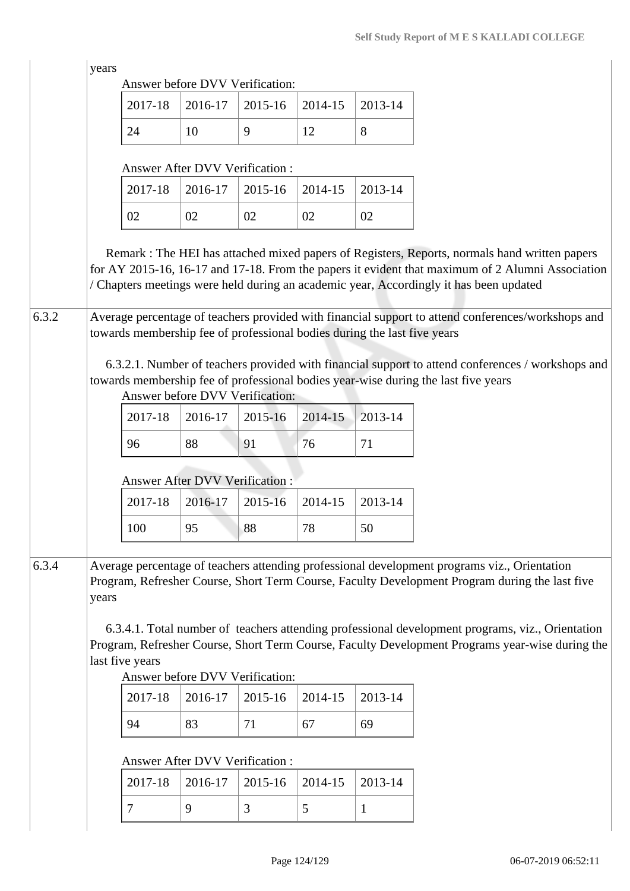years

Answer before DVV Verification:

| 2017-18 | 2016-17 | 2015-16 | 2014-15 | 2013-14 |
|---|---|---|---|---|
| 24 | 10 | 9 | 12 | 8 |

Answer After DVV Verification :

| 2017-18 | 2016-17 | 2015-16 | 2014-15 | 2013-14 |
|---|---|---|---|---|
| 02 | 02 | 02 | 02 | 02 |

Remark : The HEI has attached mixed papers of Registers, Reports, normals hand written papers for AY 2015-16, 16-17 and 17-18. From the papers it evident that maximum of 2 Alumni Association / Chapters meetings were held during an academic year, Accordingly it has been updated

**6.3.2** Average percentage of teachers provided with financial support to attend conferences/workshops and towards membership fee of professional bodies during the last five years

6.3.2.1. Number of teachers provided with financial support to attend conferences / workshops and towards membership fee of professional bodies year-wise during the last five years

Answer before DVV Verification:

| 2017-18 | 2016-17 | 2015-16 | 2014-15 | 2013-14 |
|---|---|---|---|---|
| 96 | 88 | 91 | 76 | 71 |

Answer After DVV Verification :

| 2017-18 | 2016-17 | 2015-16 | 2014-15 | 2013-14 |
|---|---|---|---|---|
| 100 | 95 | 88 | 78 | 50 |

**6.3.4** Average percentage of teachers attending professional development programs viz., Orientation Program, Refresher Course, Short Term Course, Faculty Development Program during the last five years

6.3.4.1. Total number of teachers attending professional development programs, viz., Orientation Program, Refresher Course, Short Term Course, Faculty Development Programs year-wise during the last five years

Answer before DVV Verification:

| 2017-18 | 2016-17 | 2015-16 | 2014-15 | 2013-14 |
|---|---|---|---|---|
| 94 | 83 | 71 | 67 | 69 |

Answer After DVV Verification :

| 2017-18 | 2016-17 | 2015-16 | 2014-15 | 2013-14 |
|---|---|---|---|---|
| 7 | 9 | 3 | 5 | 1 |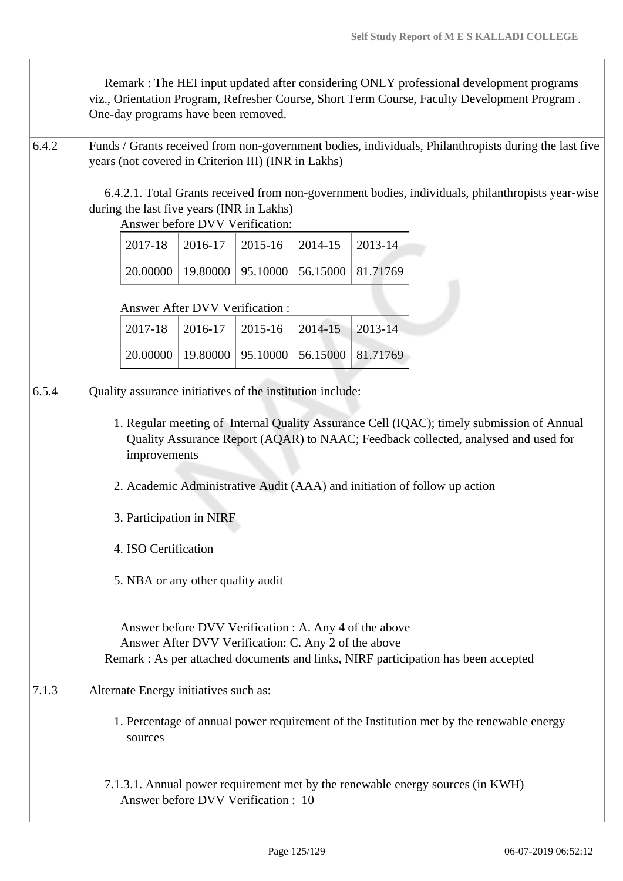Remark : The HEI input updated after considering ONLY professional development programs viz., Orientation Program, Refresher Course, Short Term Course, Faculty Development Program . One-day programs have been removed.

**6.4.2** Funds / Grants received from non-government bodies, individuals, Philanthropists during the last five years (not covered in Criterion III) (INR in Lakhs)

6.4.2.1. Total Grants received from non-government bodies, individuals, philanthropists year-wise during the last five years (INR in Lakhs)

Answer before DVV Verification:

| 2017-18 | 2016-17 | 2015-16 | 2014-15 | 2013-14 |
|---|---|---|---|---|
| 20.00000 | 19.80000 | 95.10000 | 56.15000 | 81.71769 |

Answer After DVV Verification :

| 2017-18 | 2016-17 | 2015-16 | 2014-15 | 2013-14 |
|---|---|---|---|---|
| 20.00000 | 19.80000 | 95.10000 | 56.15000 | 81.71769 |

**6.5.4** Quality assurance initiatives of the institution include:

1. Regular meeting of Internal Quality Assurance Cell (IQAC); timely submission of Annual Quality Assurance Report (AQAR) to NAAC; Feedback collected, analysed and used for improvements
2. Academic Administrative Audit (AAA) and initiation of follow up action
3. Participation in NIRF
4. ISO Certification
5. NBA or any other quality audit

Answer before DVV Verification : A. Any 4 of the above
Answer After DVV Verification: C. Any 2 of the above
Remark : As per attached documents and links, NIRF participation has been accepted

**7.1.3** Alternate Energy initiatives such as:

1. Percentage of annual power requirement of the Institution met by the renewable energy sources

7.1.3.1. Annual power requirement met by the renewable energy sources (in KWH)
Answer before DVV Verification : 10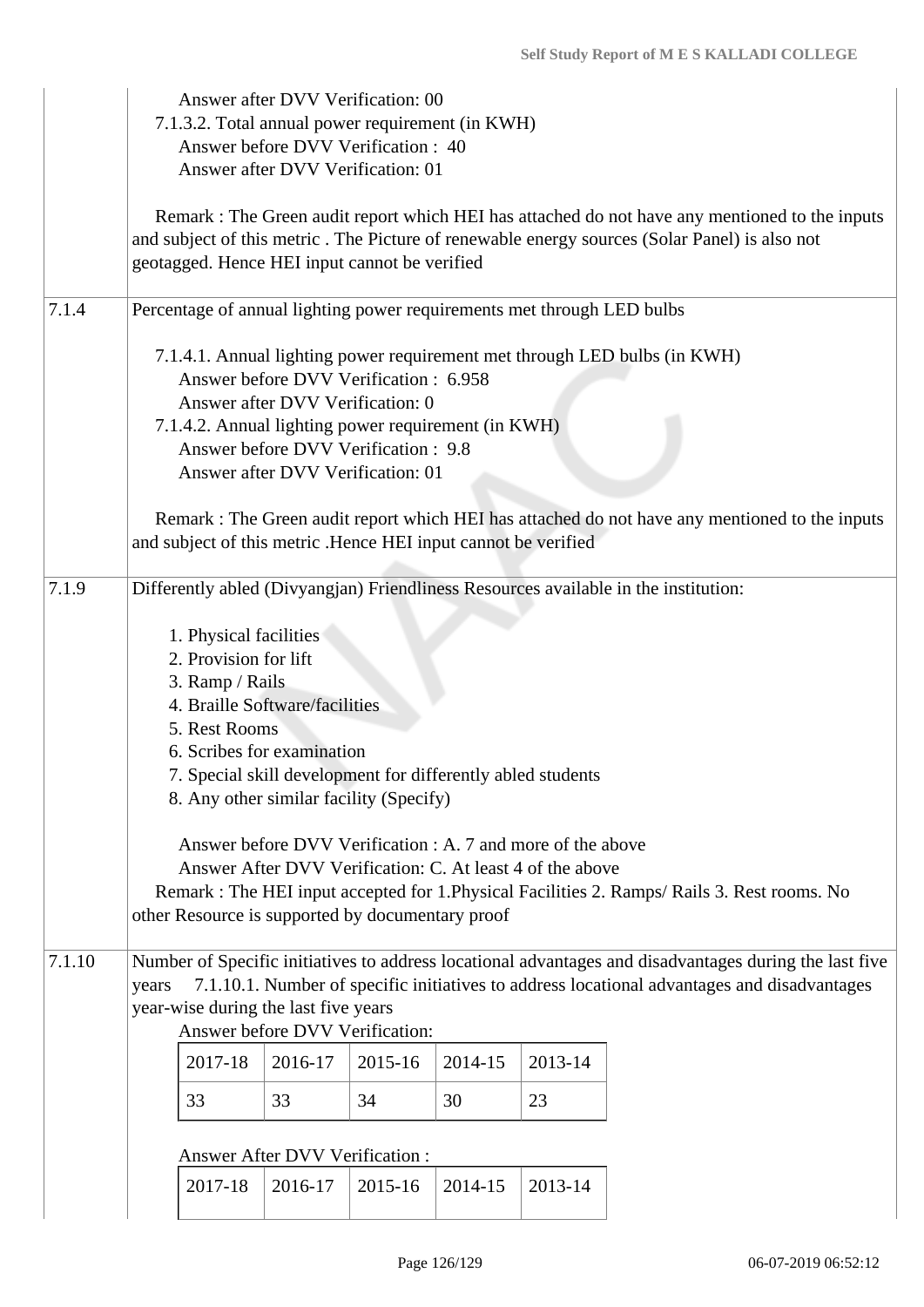| | |
|---|---|
| | Answer after DVV Verification: 00<br>7.1.3.2. Total annual power requirement (in KWH)<br>Answer before DVV Verification : 40<br>Answer after DVV Verification: 01<br><br>Remark : The Green audit report which HEI has attached do not have any mentioned to the inputs and subject of this metric . The Picture of renewable energy sources (Solar Panel) is also not geotagged. Hence HEI input cannot be verified |
| 7.1.4 | Percentage of annual lighting power requirements met through LED bulbs<br><br>7.1.4.1. Annual lighting power requirement met through LED bulbs (in KWH)<br>Answer before DVV Verification : 6.958<br>Answer after DVV Verification: 0<br>7.1.4.2. Annual lighting power requirement (in KWH)<br>Answer before DVV Verification : 9.8<br>Answer after DVV Verification: 01<br><br>Remark : The Green audit report which HEI has attached do not have any mentioned to the inputs and subject of this metric .Hence HEI input cannot be verified |
| 7.1.9 | Differently abled (Divyangjan) Friendliness Resources available in the institution:<br><br>1. Physical facilities<br>2. Provision for lift<br>3. Ramp / Rails<br>4. Braille Software/facilities<br>5. Rest Rooms<br>6. Scribes for examination<br>7. Special skill development for differently abled students<br>8. Any other similar facility (Specify)<br><br>Answer before DVV Verification : A. 7 and more of the above<br>Answer After DVV Verification: C. At least 4 of the above<br>Remark : The HEI input accepted for 1.Physical Facilities 2. Ramps/ Rails 3. Rest rooms. No other Resource is supported by documentary proof |
| 7.1.10 | Number of Specific initiatives to address locational advantages and disadvantages during the last five years 7.1.10.1. Number of specific initiatives to address locational advantages and disadvantages year-wise during the last five years<br>Answer before DVV Verification: |

| 2017-18 | 2016-17 | 2015-16 | 2014-15 | 2013-14 |
|---|---|---|---|---|
| 33 | 33 | 34 | 30 | 23 |

Answer After DVV Verification :

| 2017-18 | 2016-17 | 2015-16 | 2014-15 | 2013-14 |
|---|---|---|---|---|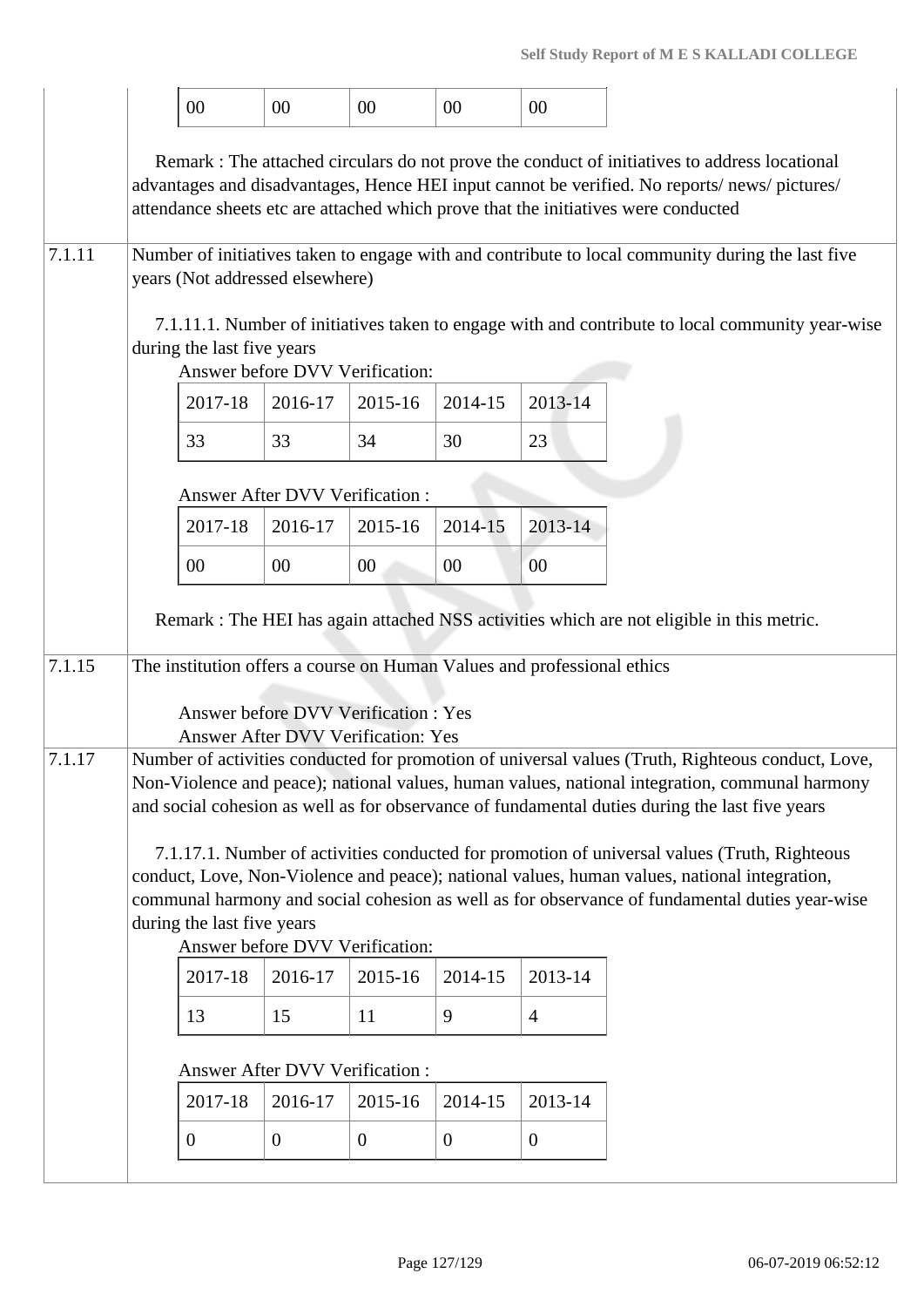| | |
|---|---|
| | 00 \| 00 \| 00 \| 00 \| 00<br><br>Remark : The attached circulars do not prove the conduct of initiatives to address locational advantages and disadvantages, Hence HEI input cannot be verified. No reports/ news/ pictures/ attendance sheets etc are attached which prove that the initiatives were conducted |
| 7.1.11 | Number of initiatives taken to engage with and contribute to local community during the last five years (Not addressed elsewhere)<br><br>7.1.11.1. Number of initiatives taken to engage with and contribute to local community year-wise during the last five years<br>Answer before DVV Verification:<br>2017-18: 33 \| 2016-17: 33 \| 2015-16: 34 \| 2014-15: 30 \| 2013-14: 23<br><br>Answer After DVV Verification :<br>2017-18: 00 \| 2016-17: 00 \| 2015-16: 00 \| 2014-15: 00 \| 2013-14: 00<br><br>Remark : The HEI has again attached NSS activities which are not eligible in this metric. |
| 7.1.15 | The institution offers a course on Human Values and professional ethics<br><br>Answer before DVV Verification : Yes<br>Answer After DVV Verification: Yes |
| 7.1.17 | Number of activities conducted for promotion of universal values (Truth, Righteous conduct, Love, Non-Violence and peace); national values, human values, national integration, communal harmony and social cohesion as well as for observance of fundamental duties during the last five years<br><br>7.1.17.1. Number of activities conducted for promotion of universal values (Truth, Righteous conduct, Love, Non-Violence and peace); national values, human values, national integration, communal harmony and social cohesion as well as for observance of fundamental duties year-wise during the last five years<br>Answer before DVV Verification:<br>2017-18: 13 \| 2016-17: 15 \| 2015-16: 11 \| 2014-15: 9 \| 2013-14: 4<br><br>Answer After DVV Verification :<br>2017-18: 0 \| 2016-17: 0 \| 2015-16: 0 \| 2014-15: 0 \| 2013-14: 0 |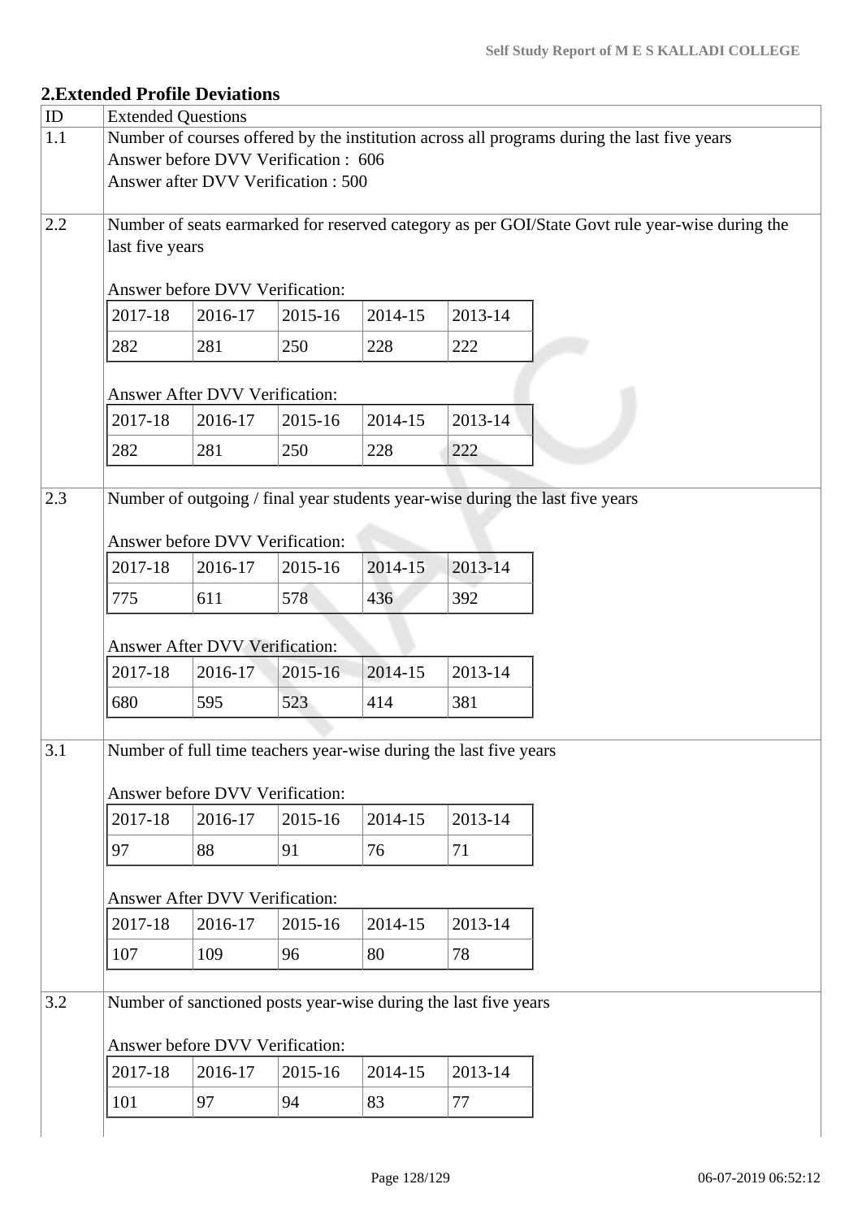## 2.Extended Profile Deviations

| ID | Extended Questions |
|---|---|
| 1.1 | Number of courses offered by the institution across all programs during the last five years<br>Answer before DVV Verification : 606<br>Answer after DVV Verification : 500 |
| 2.2 | Number of seats earmarked for reserved category as per GOI/State Govt rule year-wise during the last five years<br><br>Answer before DVV Verification:<br>2017-18: 282, 2016-17: 281, 2015-16: 250, 2014-15: 228, 2013-14: 222<br><br>Answer After DVV Verification:<br>2017-18: 282, 2016-17: 281, 2015-16: 250, 2014-15: 228, 2013-14: 222 |
| 2.3 | Number of outgoing / final year students year-wise during the last five years<br><br>Answer before DVV Verification:<br>2017-18: 775, 2016-17: 611, 2015-16: 578, 2014-15: 436, 2013-14: 392<br><br>Answer After DVV Verification:<br>2017-18: 680, 2016-17: 595, 2015-16: 523, 2014-15: 414, 2013-14: 381 |
| 3.1 | Number of full time teachers year-wise during the last five years<br><br>Answer before DVV Verification:<br>2017-18: 97, 2016-17: 88, 2015-16: 91, 2014-15: 76, 2013-14: 71<br><br>Answer After DVV Verification:<br>2017-18: 107, 2016-17: 109, 2015-16: 96, 2014-15: 80, 2013-14: 78 |
| 3.2 | Number of sanctioned posts year-wise during the last five years<br><br>Answer before DVV Verification:<br>2017-18: 101, 2016-17: 97, 2015-16: 94, 2014-15: 83, 2013-14: 77 |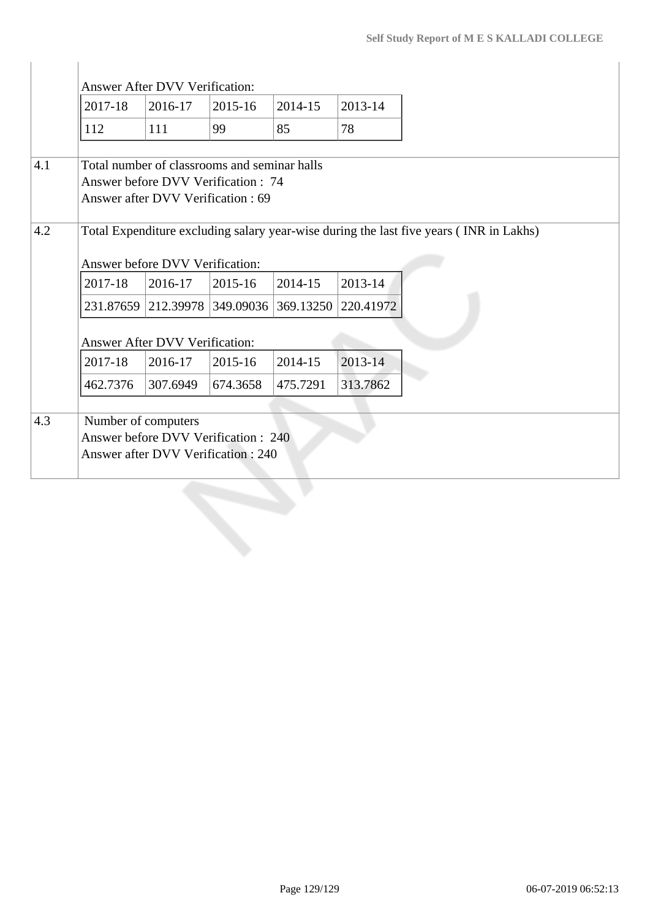Answer After DVV Verification:

| 2017-18 | 2016-17 | 2015-16 | 2014-15 | 2013-14 |
|---|---|---|---|---|
| 112 | 111 | 99 | 85 | 78 |

**4.1** Total number of classrooms and seminar halls

Answer before DVV Verification : 74

Answer after DVV Verification : 69

**4.2** Total Expenditure excluding salary year-wise during the last five years ( INR in Lakhs)

Answer before DVV Verification:

| 2017-18 | 2016-17 | 2015-16 | 2014-15 | 2013-14 |
|---|---|---|---|---|
| 231.87659 | 212.39978 | 349.09036 | 369.13250 | 220.41972 |

Answer After DVV Verification:

| 2017-18 | 2016-17 | 2015-16 | 2014-15 | 2013-14 |
|---|---|---|---|---|
| 462.7376 | 307.6949 | 674.3658 | 475.7291 | 313.7862 |

**4.3** Number of computers

Answer before DVV Verification : 240

Answer after DVV Verification : 240